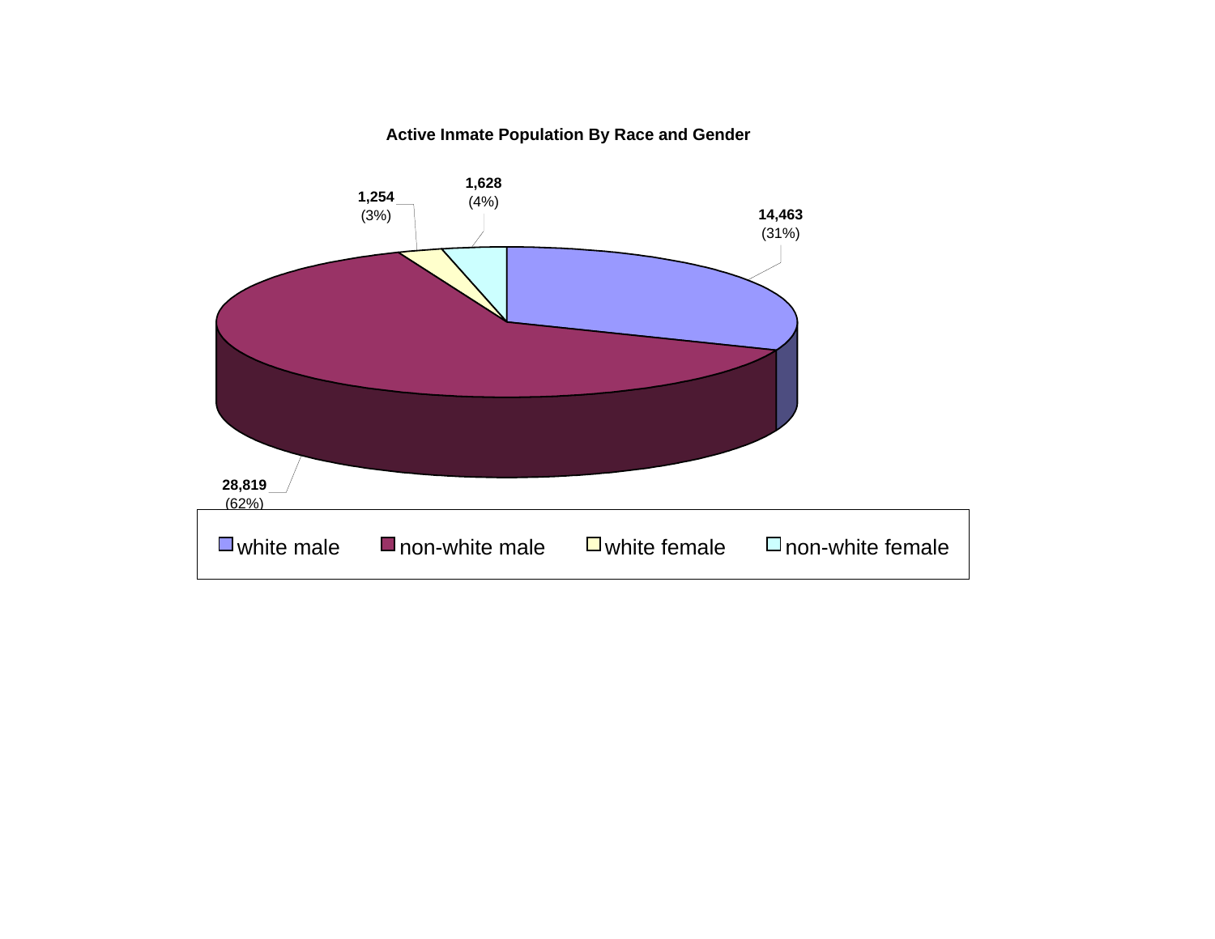**Active Inmate Population By Race and Gender**

| Category | Count | Percent |
|---|---|---|
| white male | 14,463 | (31%) |
| non-white male | 28,819 | (62%) |
| white female | 1,254 | (3%) |
| non-white female | 1,628 | (4%) |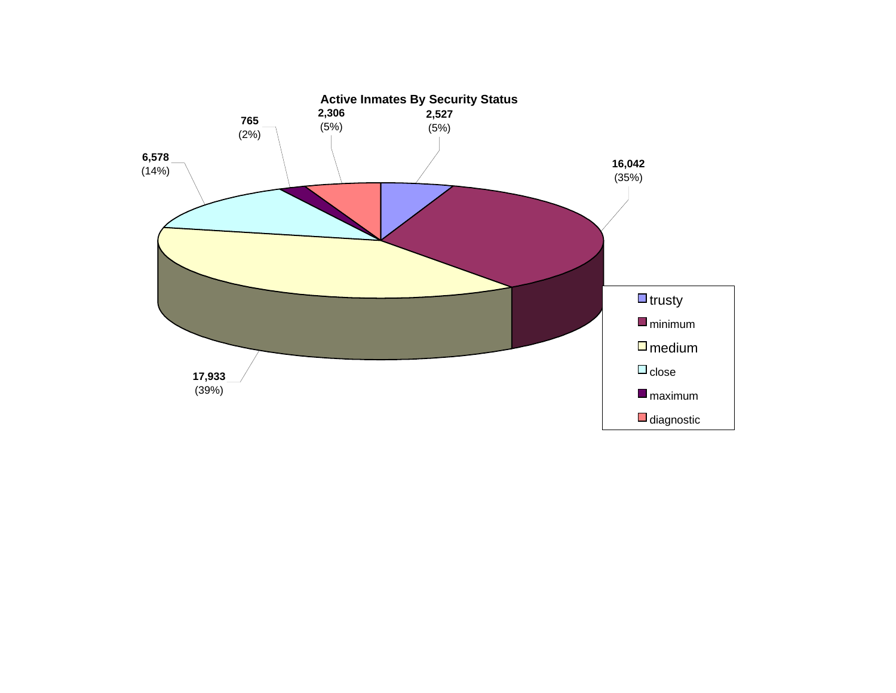**Active Inmates By Security Status**

| Security Status | Count | Percent |
| --- | --- | --- |
| trusty | 2,527 | (5%) |
| minimum | 16,042 | (35%) |
| medium | 17,933 | (39%) |
| close | 6,578 | (14%) |
| maximum | 765 | (2%) |
| diagnostic | 2,306 | (5%) |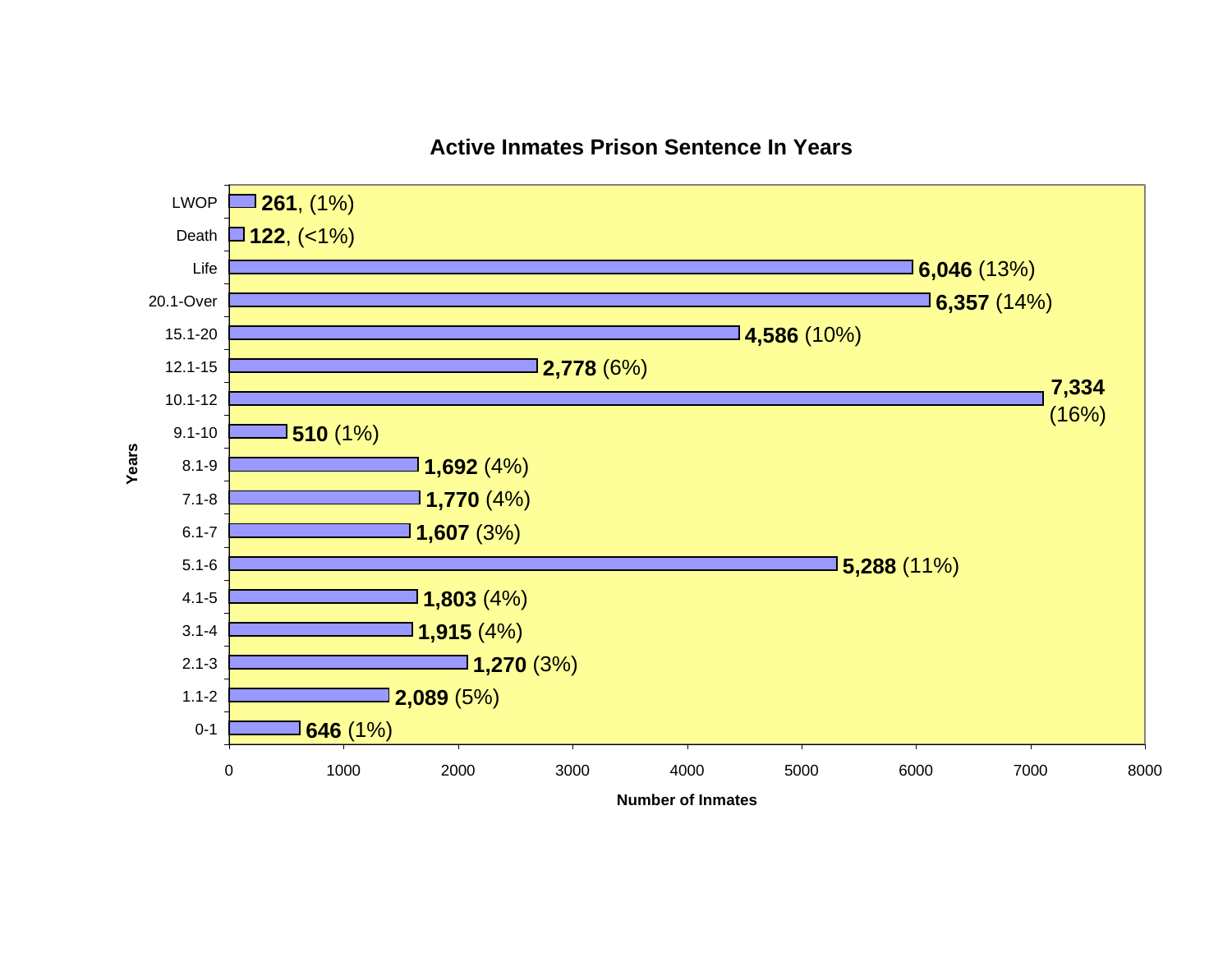## Active Inmates Prison Sentence In Years

| Years | Number of Inmates |
| --- | --- |
| LWOP | **261**, (1%) |
| Death | **122**, (<1%) |
| Life | **6,046** (13%) |
| 20.1-Over | **6,357** (14%) |
| 15.1-20 | **4,586** (10%) |
| 12.1-15 | **2,778** (6%) |
| 10.1-12 | **7,334** (16%) |
| 9.1-10 | **510** (1%) |
| 8.1-9 | **1,692** (4%) |
| 7.1-8 | **1,770** (4%) |
| 6.1-7 | **1,607** (3%) |
| 5.1-6 | **5,288** (11%) |
| 4.1-5 | **1,803** (4%) |
| 3.1-4 | **1,915** (4%) |
| 2.1-3 | **1,270** (3%) |
| 1.1-2 | **2,089** (5%) |
| 0-1 | **646** (1%) |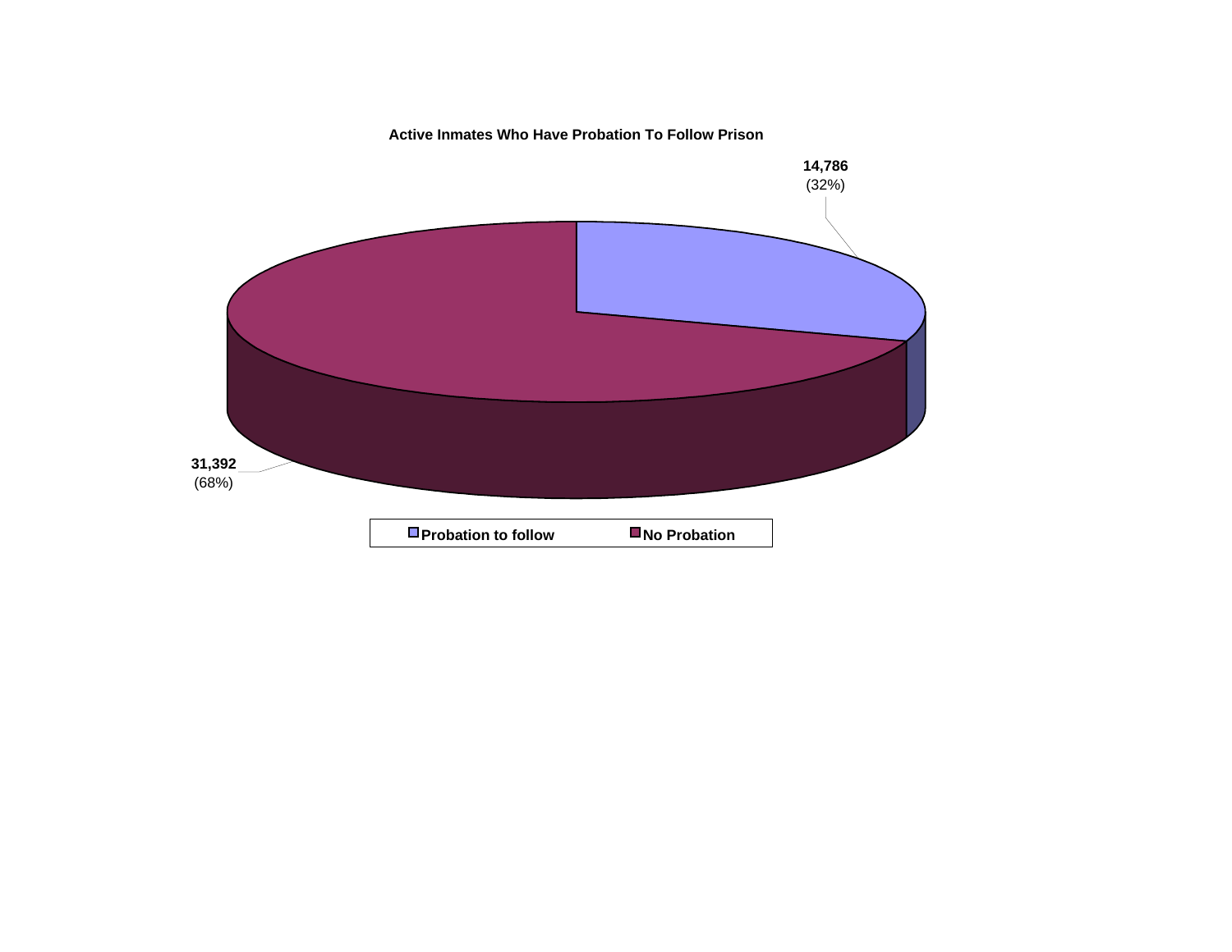**Active Inmates Who Have Probation To Follow Prison**

**14,786**
(32%)

**31,392**
(68%)

**Probation to follow** **No Probation**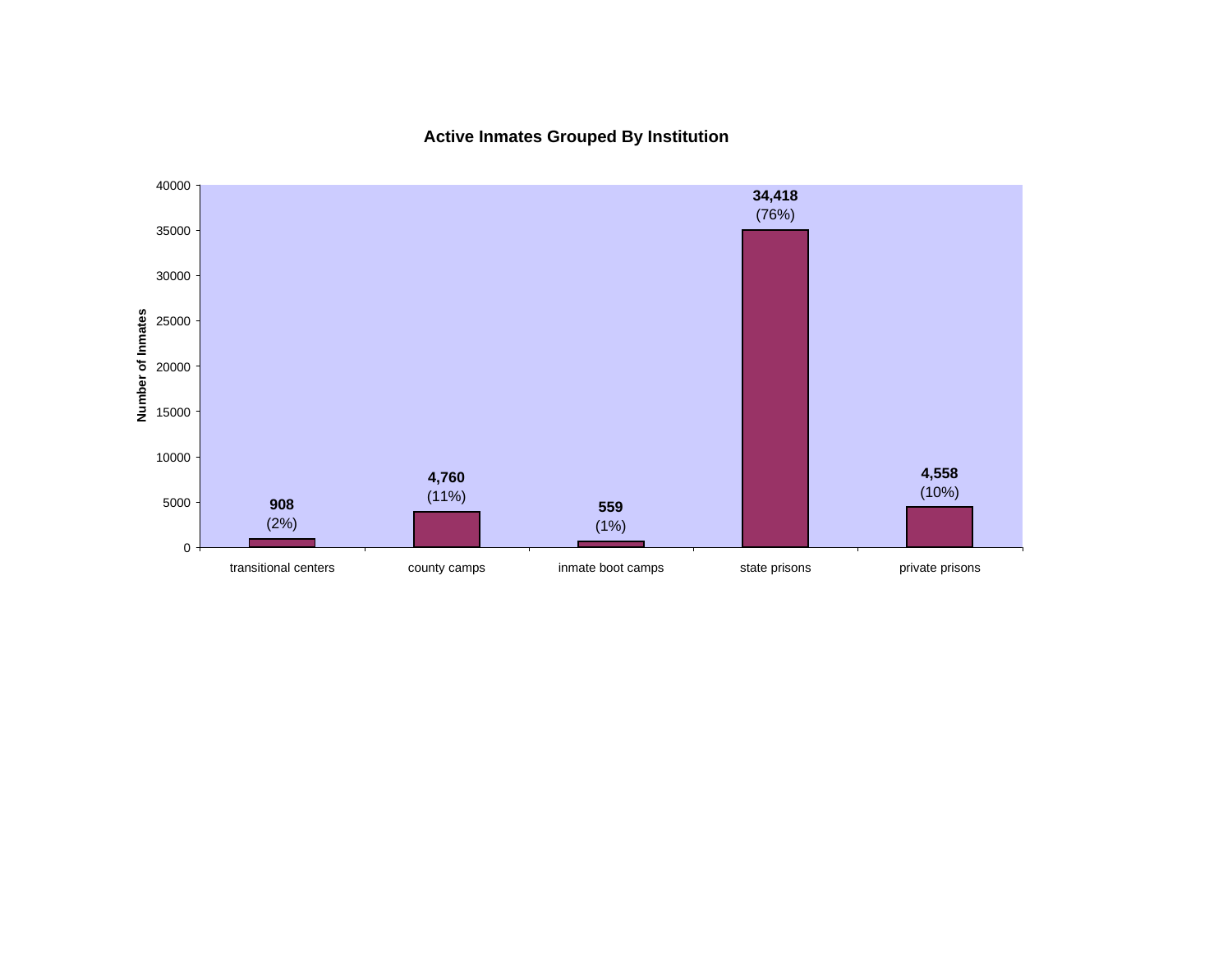## Active Inmates Grouped By Institution

| Institution | Number of Inmates | Percent |
|---|---|---|
| transitional centers | 908 | (2%) |
| county camps | 4,760 | (11%) |
| inmate boot camps | 559 | (1%) |
| state prisons | 34,418 | (76%) |
| private prisons | 4,558 | (10%) |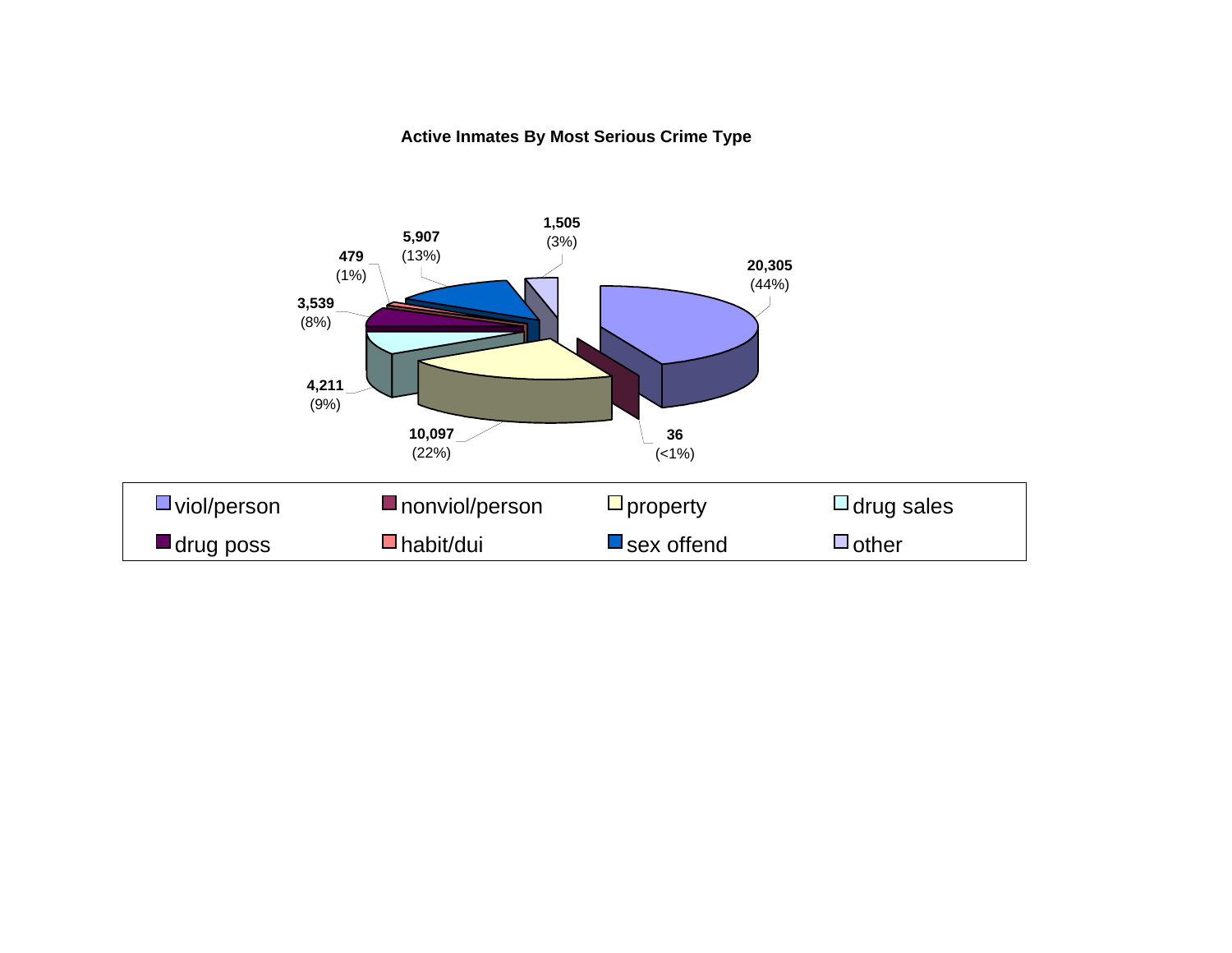**Active Inmates By Most Serious Crime Type**

| Crime Type | Number | Percent |
|---|---|---|
| viol/person | 20,305 | (44%) |
| nonviol/person | 36 | (<1%) |
| property | 10,097 | (22%) |
| drug sales | 4,211 | (9%) |
| drug poss | 3,539 | (8%) |
| habit/dui | 479 | (1%) |
| sex offend | 5,907 | (13%) |
| other | 1,505 | (3%) |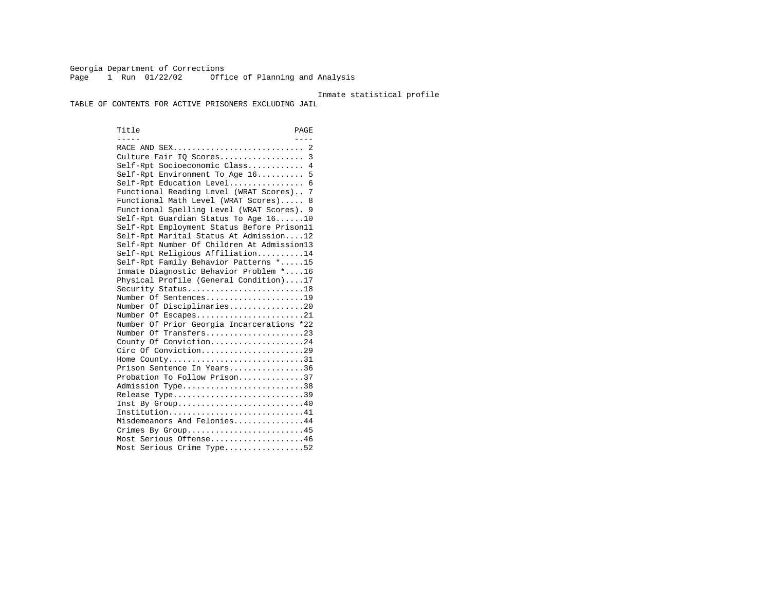Georgia Department of Corrections
Page 1 Run 01/22/02 Office of Planning and Analysis

Inmate statistical profile

TABLE OF CONTENTS FOR ACTIVE PRISONERS EXCLUDING JAIL

| Title | PAGE |
|---|---|
| RACE AND SEX | 2 |
| Culture Fair IQ Scores | 3 |
| Self-Rpt Socioeconomic Class | 4 |
| Self-Rpt Environment To Age 16 | 5 |
| Self-Rpt Education Level | 6 |
| Functional Reading Level (WRAT Scores) | 7 |
| Functional Math Level (WRAT Scores) | 8 |
| Functional Spelling Level (WRAT Scores) | 9 |
| Self-Rpt Guardian Status To Age 16 | 10 |
| Self-Rpt Employment Status Before Prison | 11 |
| Self-Rpt Marital Status At Admission | 12 |
| Self-Rpt Number Of Children At Admission | 13 |
| Self-Rpt Religious Affiliation | 14 |
| Self-Rpt Family Behavior Patterns * | 15 |
| Inmate Diagnostic Behavior Problem * | 16 |
| Physical Profile (General Condition) | 17 |
| Security Status | 18 |
| Number Of Sentences | 19 |
| Number Of Disciplinaries | 20 |
| Number Of Escapes | 21 |
| Number Of Prior Georgia Incarcerations * | 22 |
| Number Of Transfers | 23 |
| County Of Conviction | 24 |
| Circ Of Conviction | 29 |
| Home County | 31 |
| Prison Sentence In Years | 36 |
| Probation To Follow Prison | 37 |
| Admission Type | 38 |
| Release Type | 39 |
| Inst By Group | 40 |
| Institution | 41 |
| Misdemeanors And Felonies | 44 |
| Crimes By Group | 45 |
| Most Serious Offense | 46 |
| Most Serious Crime Type | 52 |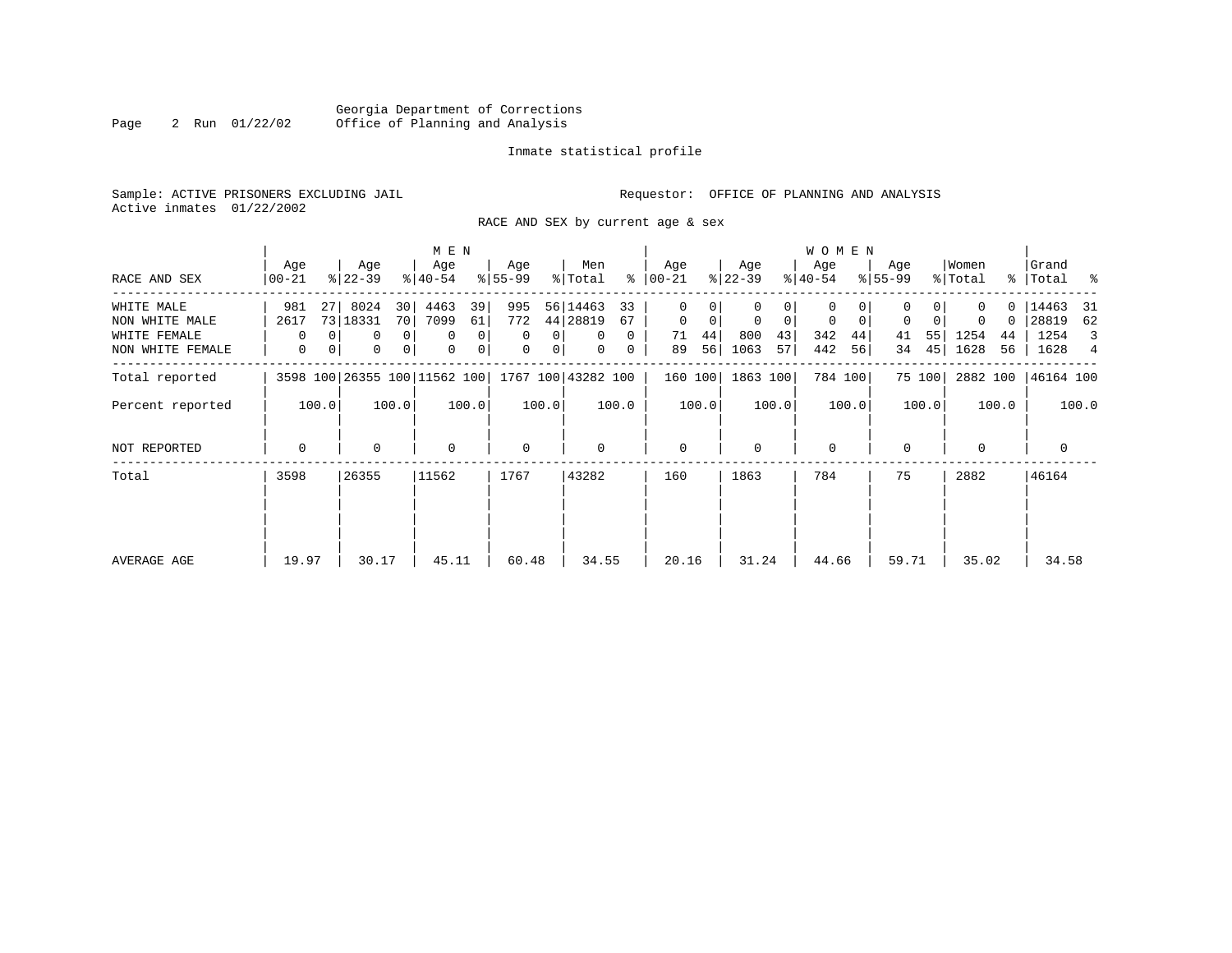Georgia Department of Corrections
Office of Planning and Analysis

Inmate statistical profile

Sample: ACTIVE PRISONERS EXCLUDING JAIL
Active inmates 01/22/2002

Requestor: OFFICE OF PLANNING AND ANALYSIS

RACE AND SEX by current age & sex

| RACE AND SEX | MEN Age 00-21 | % | MEN Age 22-39 | % | MEN Age 40-54 | % | MEN Age 55-99 | % | Men Total | % | WOMEN Age 00-21 | % | WOMEN Age 22-39 | % | WOMEN Age 40-54 | % | WOMEN Age 55-99 | % | Women Total | % | Grand Total | % |
|---|---|---|---|---|---|---|---|---|---|---|---|---|---|---|---|---|---|---|---|---|---|---|
| WHITE MALE | 981 | 27 | 8024 | 30 | 4463 | 39 | 995 | 56 | 14463 | 33 | 0 | 0 | 0 | 0 | 0 | 0 | 0 | 0 | 0 | 0 | 14463 | 31 |
| NON WHITE MALE | 2617 | 73 | 18331 | 70 | 7099 | 61 | 772 | 44 | 28819 | 67 | 0 | 0 | 0 | 0 | 0 | 0 | 0 | 0 | 0 | 0 | 28819 | 62 |
| WHITE FEMALE | 0 | 0 | 0 | 0 | 0 | 0 | 0 | 0 | 0 | 0 | 71 | 44 | 800 | 43 | 342 | 44 | 41 | 55 | 1254 | 44 | 1254 | 3 |
| NON WHITE FEMALE | 0 | 0 | 0 | 0 | 0 | 0 | 0 | 0 | 0 | 0 | 89 | 56 | 1063 | 57 | 442 | 56 | 34 | 45 | 1628 | 56 | 1628 | 4 |
| Total reported | 3598 | 100 | 26355 | 100 | 11562 | 100 | 1767 | 100 | 43282 | 100 | 160 | 100 | 1863 | 100 | 784 | 100 | 75 | 100 | 2882 | 100 | 46164 | 100 |
| Percent reported | | 100.0 | | 100.0 | | 100.0 | | 100.0 | | 100.0 | | 100.0 | | 100.0 | | 100.0 | | 100.0 | | 100.0 | | 100.0 |
| NOT REPORTED | 0 | | 0 | | 0 | | 0 | | 0 | | 0 | | 0 | | 0 | | 0 | | 0 | | 0 | |
| Total | 3598 | | 26355 | | 11562 | | 1767 | | 43282 | | 160 | | 1863 | | 784 | | 75 | | 2882 | | 46164 | |
| AVERAGE AGE | 19.97 | | 30.17 | | 45.11 | | 60.48 | | 34.55 | | 20.16 | | 31.24 | | 44.66 | | 59.71 | | 35.02 | | 34.58 | |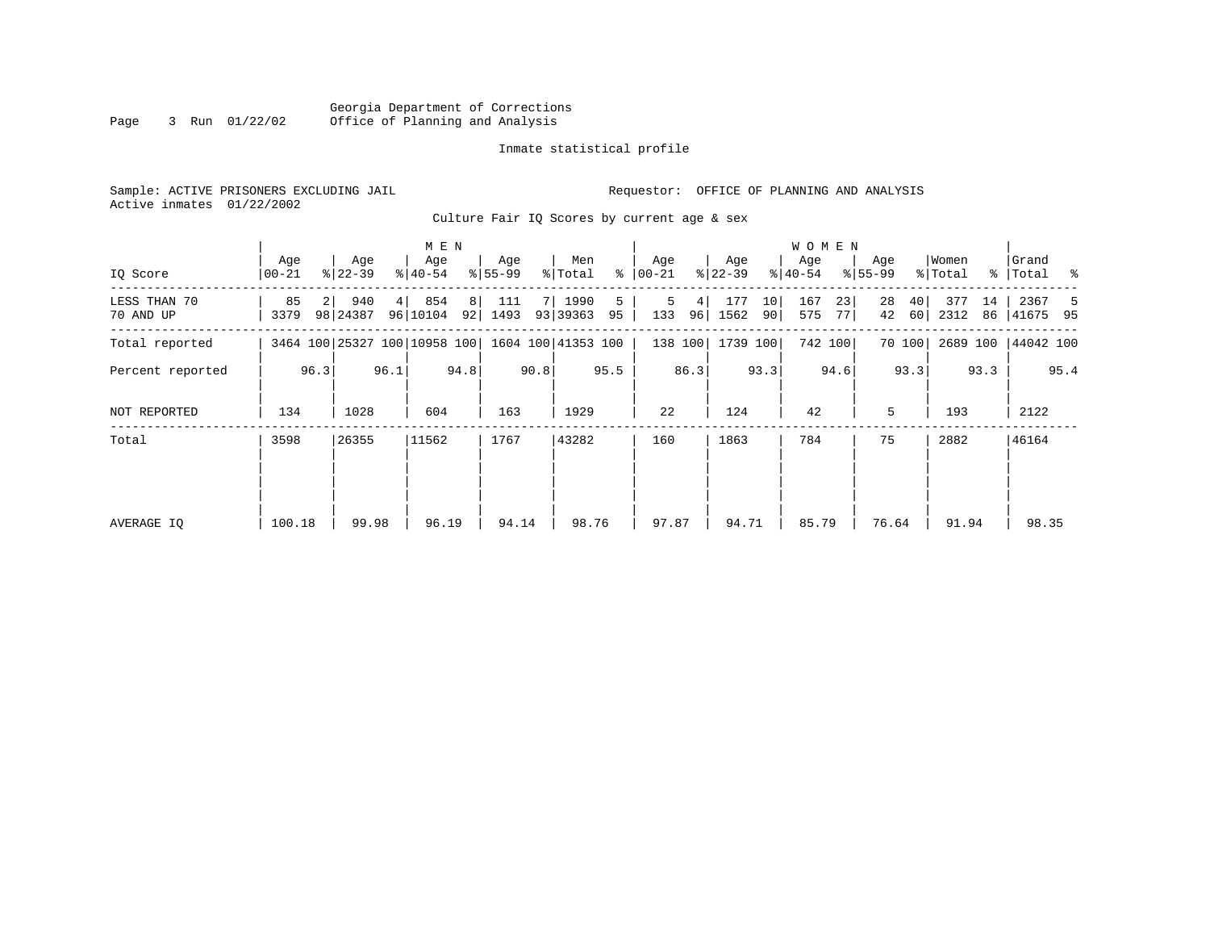Georgia Department of Corrections
Office of Planning and Analysis

Inmate statistical profile

Sample: ACTIVE PRISONERS EXCLUDING JAIL

Requestor: OFFICE OF PLANNING AND ANALYSIS

Active inmates 01/22/2002

Culture Fair IQ Scores by current age & sex

| IQ Score | MEN Age 00-21 | % | Age 22-39 | % | Age 40-54 | % | Age 55-99 | % | Men Total | % | WOMEN Age 00-21 | % | Age 22-39 | % | Age 40-54 | % | Age 55-99 | % | Women Total | % | Grand Total | % |
|---|---|---|---|---|---|---|---|---|---|---|---|---|---|---|---|---|---|---|---|---|---|---|
| LESS THAN 70 | 85 | 2 | 940 | 4 | 854 | 8 | 111 | 7 | 1990 | 5 | 5 | 4 | 177 | 10 | 167 | 23 | 28 | 40 | 377 | 14 | 2367 | 5 |
| 70 AND UP | 3379 | 98 | 24387 | 96 | 10104 | 92 | 1493 | 93 | 39363 | 95 | 133 | 96 | 1562 | 90 | 575 | 77 | 42 | 60 | 2312 | 86 | 41675 | 95 |
| Total reported | 3464 | 100 | 25327 | 100 | 10958 | 100 | 1604 | 100 | 41353 | 100 | 138 | 100 | 1739 | 100 | 742 | 100 | 70 | 100 | 2689 | 100 | 44042 | 100 |
| Percent reported | | 96.3 | | 96.1 | | 94.8 | | 90.8 | | 95.5 | | 86.3 | | 93.3 | | 94.6 | | 93.3 | | 93.3 | | 95.4 |
| NOT REPORTED | 134 | | 1028 | | 604 | | 163 | | 1929 | | 22 | | 124 | | 42 | | 5 | | 193 | | 2122 | |
| Total | 3598 | | 26355 | | 11562 | | 1767 | | 43282 | | 160 | | 1863 | | 784 | | 75 | | 2882 | | 46164 | |
| AVERAGE IQ | 100.18 | | 99.98 | | 96.19 | | 94.14 | | 98.76 | | 97.87 | | 94.71 | | 85.79 | | 76.64 | | 91.94 | | 98.35 | |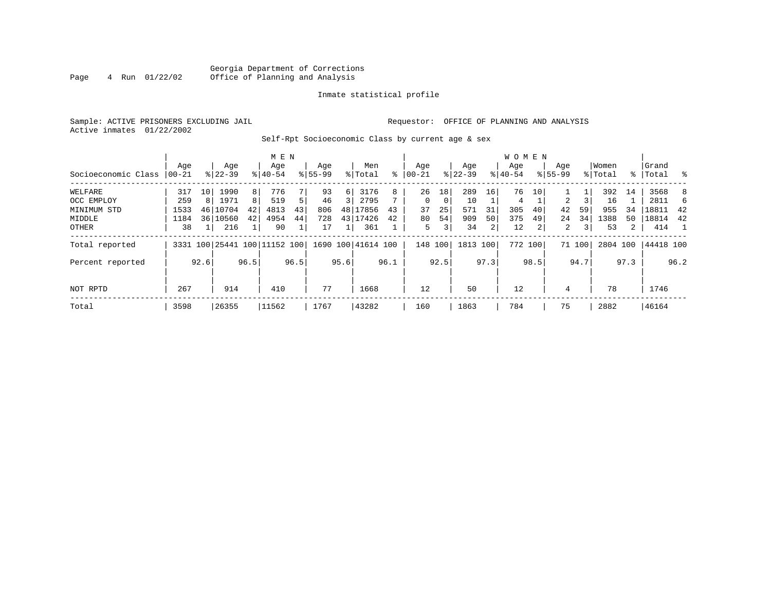Georgia Department of Corrections
Office of Planning and Analysis

Inmate statistical profile

Sample: ACTIVE PRISONERS EXCLUDING JAIL

Requestor: OFFICE OF PLANNING AND ANALYSIS

Active inmates 01/22/2002

Self-Rpt Socioeconomic Class by current age & sex

| | MEN | | | | | | | | | | WOMEN | | | | | | | | | | | |
|---|---|---|---|---|---|---|---|---|---|---|---|---|---|---|---|---|---|---|---|---|---|---|
| Socioeconomic Class | Age 00-21 | % | Age 22-39 | % | Age 40-54 | % | Age 55-99 | % | Men Total | % | Age 00-21 | % | Age 22-39 | % | Age 40-54 | % | Age 55-99 | % | Women Total | % | Grand Total | % |
| WELFARE | 317 | 10 | 1990 | 8 | 776 | 7 | 93 | 6 | 3176 | 8 | 26 | 18 | 289 | 16 | 76 | 10 | 1 | 1 | 392 | 14 | 3568 | 8 |
| OCC EMPLOY | 259 | 8 | 1971 | 8 | 519 | 5 | 46 | 3 | 2795 | 7 | 0 | 0 | 10 | 1 | 4 | 1 | 2 | 3 | 16 | 1 | 2811 | 6 |
| MINIMUM STD | 1533 | 46 | 10704 | 42 | 4813 | 43 | 806 | 48 | 17856 | 43 | 37 | 25 | 571 | 31 | 305 | 40 | 42 | 59 | 955 | 34 | 18811 | 42 |
| MIDDLE | 1184 | 36 | 10560 | 42 | 4954 | 44 | 728 | 43 | 17426 | 42 | 80 | 54 | 909 | 50 | 375 | 49 | 24 | 34 | 1388 | 50 | 18814 | 42 |
| OTHER | 38 | 1 | 216 | 1 | 90 | 1 | 17 | 1 | 361 | 1 | 5 | 3 | 34 | 2 | 12 | 2 | 2 | 3 | 53 | 2 | 414 | 1 |
| Total reported | 3331 | 100 | 25441 | 100 | 11152 | 100 | 1690 | 100 | 41614 | 100 | 148 | 100 | 1813 | 100 | 772 | 100 | 71 | 100 | 2804 | 100 | 44418 | 100 |
| Percent reported | | 92.6 | | 96.5 | | 96.5 | | 95.6 | | 96.1 | | 92.5 | | 97.3 | | 98.5 | | 94.7 | | 97.3 | | 96.2 |
| NOT RPTD | 267 | | 914 | | 410 | | 77 | | 1668 | | 12 | | 50 | | 12 | | 4 | | 78 | | 1746 | |
| Total | 3598 | | 26355 | | 11562 | | 1767 | | 43282 | | 160 | | 1863 | | 784 | | 75 | | 2882 | | 46164 | |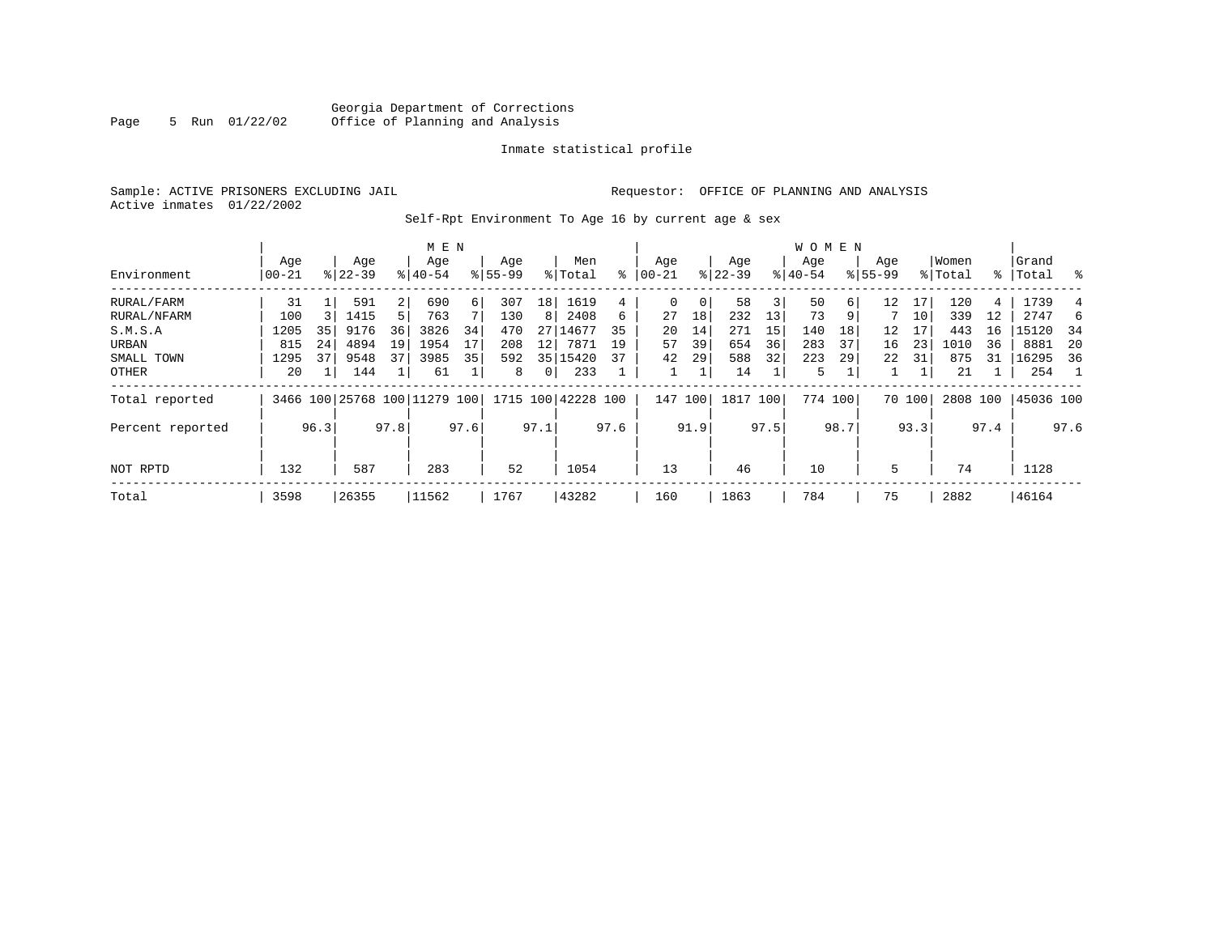Georgia Department of Corrections
Office of Planning and Analysis

Inmate statistical profile

Sample: ACTIVE PRISONERS EXCLUDING JAIL

Requestor: OFFICE OF PLANNING AND ANALYSIS

Active inmates 01/22/2002

Self-Rpt Environment To Age 16 by current age & sex

| Environment | MEN Age 00-21 | % | Age 22-39 | % | Age 40-54 | % | Age 55-99 | % | Men Total | % | WOMEN Age 00-21 | % | Age 22-39 | % | Age 40-54 | % | Age 55-99 | % | Women Total | % | Grand Total | % |
|---|---|---|---|---|---|---|---|---|---|---|---|---|---|---|---|---|---|---|---|---|---|---|
| RURAL/FARM | 31 | 1 | 591 | 2 | 690 | 6 | 307 | 18 | 1619 | 4 | 0 | 0 | 58 | 3 | 50 | 6 | 12 | 17 | 120 | 4 | 1739 | 4 |
| RURAL/NFARM | 100 | 3 | 1415 | 5 | 763 | 7 | 130 | 8 | 2408 | 6 | 27 | 18 | 232 | 13 | 73 | 9 | 7 | 10 | 339 | 12 | 2747 | 6 |
| S.M.S.A | 1205 | 35 | 9176 | 36 | 3826 | 34 | 470 | 27 | 14677 | 35 | 20 | 14 | 271 | 15 | 140 | 18 | 12 | 17 | 443 | 16 | 15120 | 34 |
| URBAN | 815 | 24 | 4894 | 19 | 1954 | 17 | 208 | 12 | 7871 | 19 | 57 | 39 | 654 | 36 | 283 | 37 | 16 | 23 | 1010 | 36 | 8881 | 20 |
| SMALL TOWN | 1295 | 37 | 9548 | 37 | 3985 | 35 | 592 | 35 | 15420 | 37 | 42 | 29 | 588 | 32 | 223 | 29 | 22 | 31 | 875 | 31 | 16295 | 36 |
| OTHER | 20 | 1 | 144 | 1 | 61 | 1 | 8 | 0 | 233 | 1 | 1 | 1 | 14 | 1 | 5 | 1 | 1 | 1 | 21 | 1 | 254 | 1 |
| Total reported | 3466 | 100 | 25768 | 100 | 11279 | 100 | 1715 | 100 | 42228 | 100 | 147 | 100 | 1817 | 100 | 774 | 100 | 70 | 100 | 2808 | 100 | 45036 | 100 |
| Percent reported | | 96.3 | | 97.8 | | 97.6 | | 97.1 | | 97.6 | | 91.9 | | 97.5 | | 98.7 | | 93.3 | | 97.4 | | 97.6 |
| NOT RPTD | 132 | | 587 | | 283 | | 52 | | 1054 | | 13 | | 46 | | 10 | | 5 | | 74 | | 1128 | |
| Total | 3598 | | 26355 | | 11562 | | 1767 | | 43282 | | 160 | | 1863 | | 784 | | 75 | | 2882 | | 46164 | |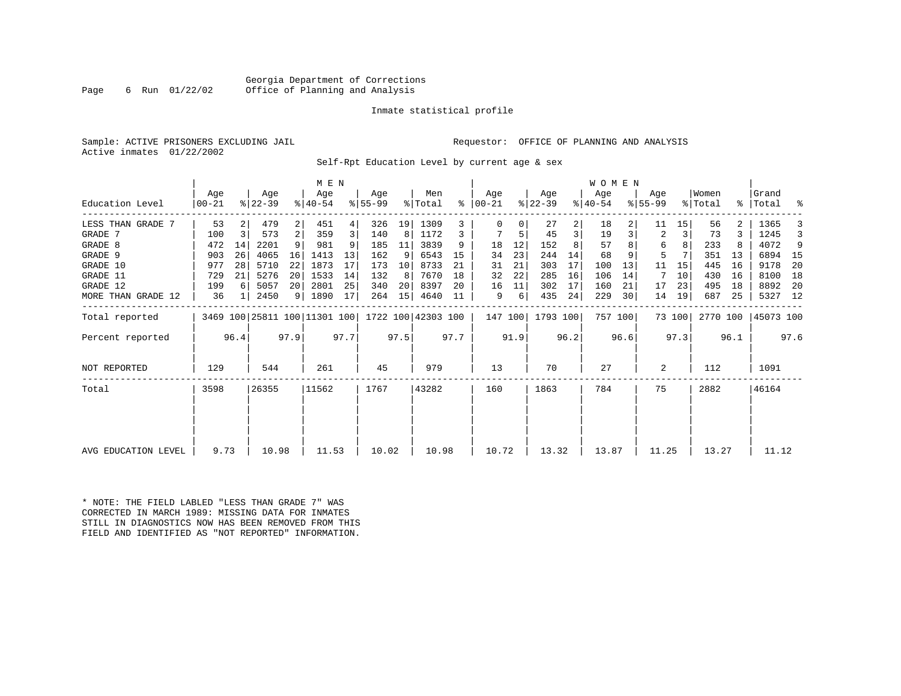Georgia Department of Corrections
Office of Planning and Analysis

Inmate statistical profile

Sample: ACTIVE PRISONERS EXCLUDING JAIL
Active inmates 01/22/2002

Requestor: OFFICE OF PLANNING AND ANALYSIS

Self-Rpt Education Level by current age & sex

| Education Level | MEN Age 00-21 | % | Age 22-39 | % | Age 40-54 | % | Age 55-99 | % | Men Total | % | WOMEN Age 00-21 | % | Age 22-39 | % | Age 40-54 | % | Age 55-99 | % | Women Total | % | Grand Total | % |
|---|---|---|---|---|---|---|---|---|---|---|---|---|---|---|---|---|---|---|---|---|---|---|
| LESS THAN GRADE 7 | 53 | 2 | 479 | 2 | 451 | 4 | 326 | 19 | 1309 | 3 | 0 | 0 | 27 | 2 | 18 | 2 | 11 | 15 | 56 | 2 | 1365 | 3 |
| GRADE 7 | 100 | 3 | 573 | 2 | 359 | 3 | 140 | 8 | 1172 | 3 | 7 | 5 | 45 | 3 | 19 | 3 | 2 | 3 | 73 | 3 | 1245 | 3 |
| GRADE 8 | 472 | 14 | 2201 | 9 | 981 | 9 | 185 | 11 | 3839 | 9 | 18 | 12 | 152 | 8 | 57 | 8 | 6 | 8 | 233 | 8 | 4072 | 9 |
| GRADE 9 | 903 | 26 | 4065 | 16 | 1413 | 13 | 162 | 9 | 6543 | 15 | 34 | 23 | 244 | 14 | 68 | 9 | 5 | 7 | 351 | 13 | 6894 | 15 |
| GRADE 10 | 977 | 28 | 5710 | 22 | 1873 | 17 | 173 | 10 | 8733 | 21 | 31 | 21 | 303 | 17 | 100 | 13 | 11 | 15 | 445 | 16 | 9178 | 20 |
| GRADE 11 | 729 | 21 | 5276 | 20 | 1533 | 14 | 132 | 8 | 7670 | 18 | 32 | 22 | 285 | 16 | 106 | 14 | 7 | 10 | 430 | 16 | 8100 | 18 |
| GRADE 12 | 199 | 6 | 5057 | 20 | 2801 | 25 | 340 | 20 | 8397 | 20 | 16 | 11 | 302 | 17 | 160 | 21 | 17 | 23 | 495 | 18 | 8892 | 20 |
| MORE THAN GRADE 12 | 36 | 1 | 2450 | 9 | 1890 | 17 | 264 | 15 | 4640 | 11 | 9 | 6 | 435 | 24 | 229 | 30 | 14 | 19 | 687 | 25 | 5327 | 12 |
| Total reported | 3469 | 100 | 25811 | 100 | 11301 | 100 | 1722 | 100 | 42303 | 100 | 147 | 100 | 1793 | 100 | 757 | 100 | 73 | 100 | 2770 | 100 | 45073 | 100 |
| Percent reported | | 96.4 | | 97.9 | | 97.7 | | 97.5 | | 97.7 | | 91.9 | | 96.2 | | 96.6 | | 97.3 | | 96.1 | | 97.6 |
| NOT REPORTED | 129 | | 544 | | 261 | | 45 | | 979 | | 13 | | 70 | | 27 | | 2 | | 112 | | 1091 | |
| Total | 3598 | | 26355 | | 11562 | | 1767 | | 43282 | | 160 | | 1863 | | 784 | | 75 | | 2882 | | 46164 | |
| AVG EDUCATION LEVEL | 9.73 | | 10.98 | | 11.53 | | 10.02 | | 10.98 | | 10.72 | | 13.32 | | 13.87 | | 11.25 | | 13.27 | | 11.12 | |

* NOTE: THE FIELD LABLED "LESS THAN GRADE 7" WAS CORRECTED IN MARCH 1989: MISSING DATA FOR INMATES STILL IN DIAGNOSTICS NOW HAS BEEN REMOVED FROM THIS FIELD AND IDENTIFIED AS "NOT REPORTED" INFORMATION.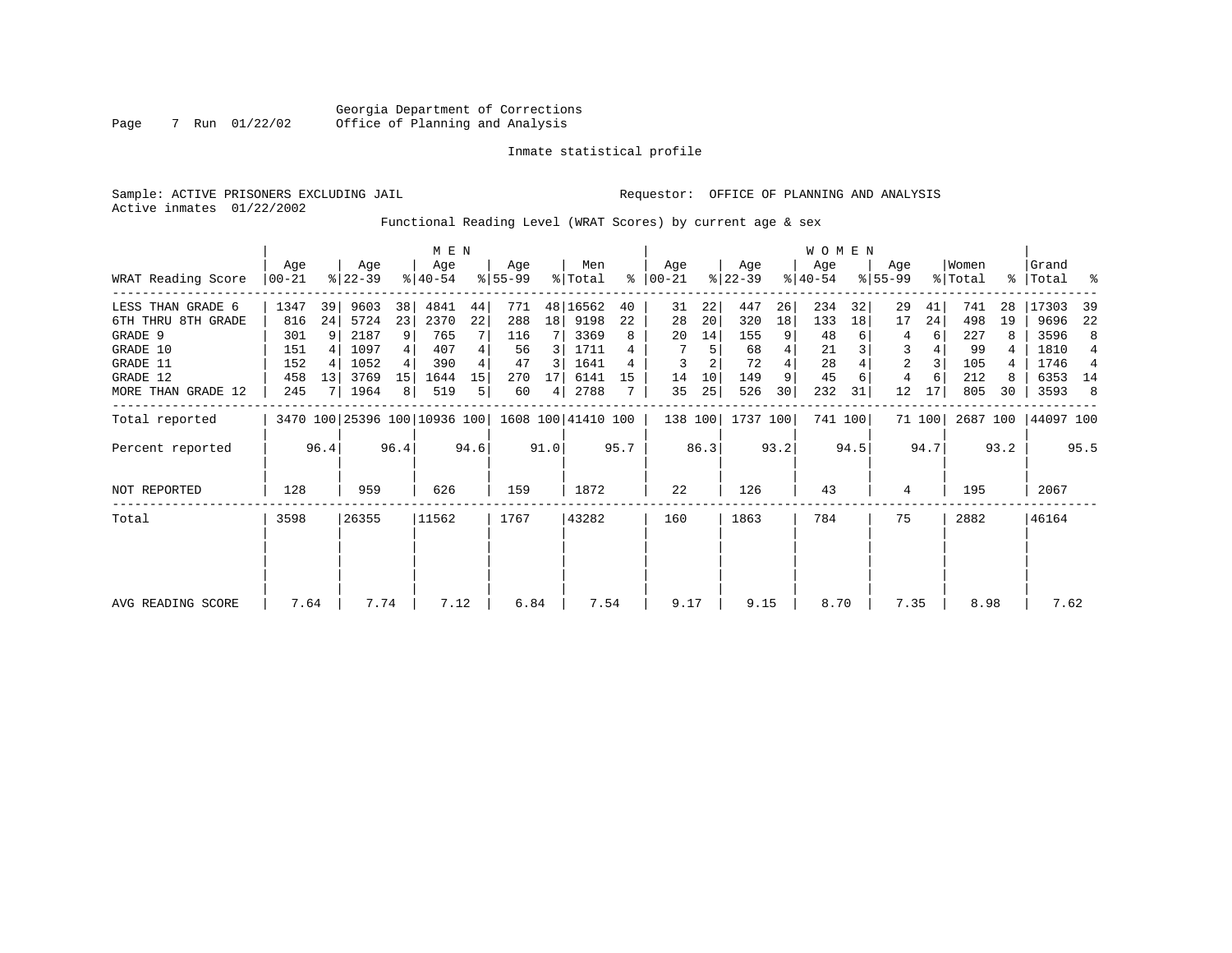Georgia Department of Corrections
Office of Planning and Analysis

Inmate statistical profile

Sample: ACTIVE PRISONERS EXCLUDING JAIL

Requestor: OFFICE OF PLANNING AND ANALYSIS

Active inmates 01/22/2002

Functional Reading Level (WRAT Scores) by current age & sex

| WRAT Reading Score | MEN Age 00-21 | % | Age 22-39 | % | Age 40-54 | % | Age 55-99 | % | Men Total | % | WOMEN Age 00-21 | % | Age 22-39 | % | Age 40-54 | % | Age 55-99 | % | Women Total | % | Grand Total | % |
|---|---|---|---|---|---|---|---|---|---|---|---|---|---|---|---|---|---|---|---|---|---|---|
| LESS THAN GRADE 6 | 1347 | 39 | 9603 | 38 | 4841 | 44 | 771 | 48 | 16562 | 40 | 31 | 22 | 447 | 26 | 234 | 32 | 29 | 41 | 741 | 28 | 17303 | 39 |
| 6TH THRU 8TH GRADE | 816 | 24 | 5724 | 23 | 2370 | 22 | 288 | 18 | 9198 | 22 | 28 | 20 | 320 | 18 | 133 | 18 | 17 | 24 | 498 | 19 | 9696 | 22 |
| GRADE 9 | 301 | 9 | 2187 | 9 | 765 | 7 | 116 | 7 | 3369 | 8 | 20 | 14 | 155 | 9 | 48 | 6 | 4 | 6 | 227 | 8 | 3596 | 8 |
| GRADE 10 | 151 | 4 | 1097 | 4 | 407 | 4 | 56 | 3 | 1711 | 4 | 7 | 5 | 68 | 4 | 21 | 3 | 3 | 4 | 99 | 4 | 1810 | 4 |
| GRADE 11 | 152 | 4 | 1052 | 4 | 390 | 4 | 47 | 3 | 1641 | 4 | 3 | 2 | 72 | 4 | 28 | 4 | 2 | 3 | 105 | 4 | 1746 | 4 |
| GRADE 12 | 458 | 13 | 3769 | 15 | 1644 | 15 | 270 | 17 | 6141 | 15 | 14 | 10 | 149 | 9 | 45 | 6 | 4 | 6 | 212 | 8 | 6353 | 14 |
| MORE THAN GRADE 12 | 245 | 7 | 1964 | 8 | 519 | 5 | 60 | 4 | 2788 | 7 | 35 | 25 | 526 | 30 | 232 | 31 | 12 | 17 | 805 | 30 | 3593 | 8 |
| Total reported | 3470 | 100 | 25396 | 100 | 10936 | 100 | 1608 | 100 | 41410 | 100 | 138 | 100 | 1737 | 100 | 741 | 100 | 71 | 100 | 2687 | 100 | 44097 | 100 |
| Percent reported | | 96.4 | | 96.4 | | 94.6 | | 91.0 | | 95.7 | | 86.3 | | 93.2 | | 94.5 | | 94.7 | | 93.2 | | 95.5 |
| NOT REPORTED | 128 | | 959 | | 626 | | 159 | | 1872 | | 22 | | 126 | | 43 | | 4 | | 195 | | 2067 | |
| Total | 3598 | | 26355 | | 11562 | | 1767 | | 43282 | | 160 | | 1863 | | 784 | | 75 | | 2882 | | 46164 | |
| AVG READING SCORE | 7.64 | | 7.74 | | 7.12 | | 6.84 | | 7.54 | | 9.17 | | 9.15 | | 8.70 | | 7.35 | | 8.98 | | 7.62 | |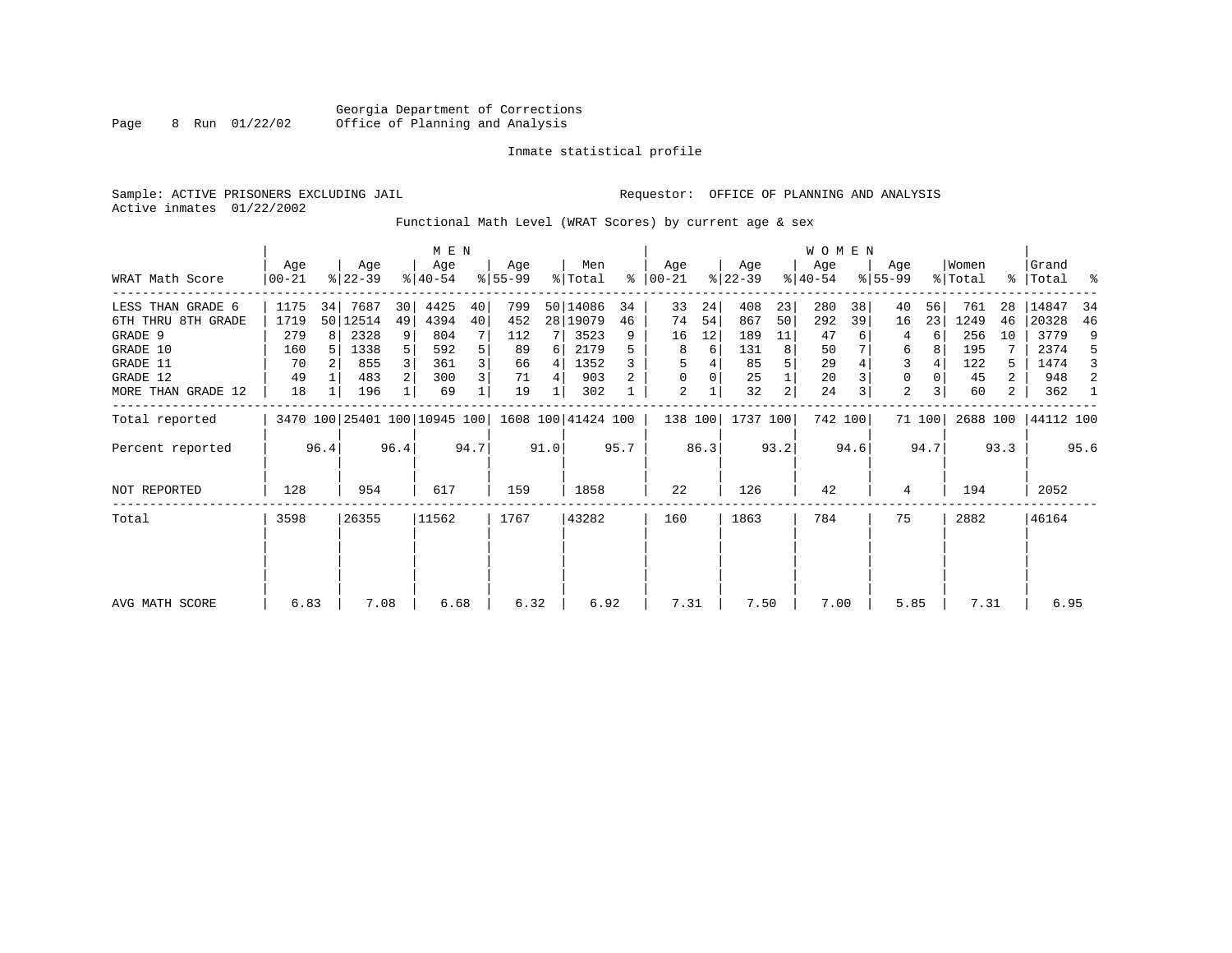Georgia Department of Corrections
Office of Planning and Analysis

Inmate statistical profile

Sample: ACTIVE PRISONERS EXCLUDING JAIL

Requestor: OFFICE OF PLANNING AND ANALYSIS

Active inmates 01/22/2002

Functional Math Level (WRAT Scores) by current age & sex

| WRAT Math Score | MEN Age 00-21 | % | Age 22-39 | % | Age 40-54 | % | Age 55-99 | % | Men Total | % | WOMEN Age 00-21 | % | Age 22-39 | % | Age 40-54 | % | Age 55-99 | % | Women Total | % | Grand Total | % |
|---|---|---|---|---|---|---|---|---|---|---|---|---|---|---|---|---|---|---|---|---|---|---|
| LESS THAN GRADE 6 | 1175 | 34 | 7687 | 30 | 4425 | 40 | 799 | 50 | 14086 | 34 | 33 | 24 | 408 | 23 | 280 | 38 | 40 | 56 | 761 | 28 | 14847 | 34 |
| 6TH THRU 8TH GRADE | 1719 | 50 | 12514 | 49 | 4394 | 40 | 452 | 28 | 19079 | 46 | 74 | 54 | 867 | 50 | 292 | 39 | 16 | 23 | 1249 | 46 | 20328 | 46 |
| GRADE 9 | 279 | 8 | 2328 | 9 | 804 | 7 | 112 | 7 | 3523 | 9 | 16 | 12 | 189 | 11 | 47 | 6 | 4 | 6 | 256 | 10 | 3779 | 9 |
| GRADE 10 | 160 | 5 | 1338 | 5 | 592 | 5 | 89 | 6 | 2179 | 5 | 8 | 6 | 131 | 8 | 50 | 7 | 6 | 8 | 195 | 7 | 2374 | 5 |
| GRADE 11 | 70 | 2 | 855 | 3 | 361 | 3 | 66 | 4 | 1352 | 3 | 5 | 4 | 85 | 5 | 29 | 4 | 3 | 4 | 122 | 5 | 1474 | 3 |
| GRADE 12 | 49 | 1 | 483 | 2 | 300 | 3 | 71 | 4 | 903 | 2 | 0 | 0 | 25 | 1 | 20 | 3 | 0 | 0 | 45 | 2 | 948 | 2 |
| MORE THAN GRADE 12 | 18 | 1 | 196 | 1 | 69 | 1 | 19 | 1 | 302 | 1 | 2 | 1 | 32 | 2 | 24 | 3 | 2 | 3 | 60 | 2 | 362 | 1 |
| Total reported | 3470 | 100 | 25401 | 100 | 10945 | 100 | 1608 | 100 | 41424 | 100 | 138 | 100 | 1737 | 100 | 742 | 100 | 71 | 100 | 2688 | 100 | 44112 | 100 |
| Percent reported | | 96.4 | | 96.4 | | 94.7 | | 91.0 | | 95.7 | | 86.3 | | 93.2 | | 94.6 | | 94.7 | | 93.3 | | 95.6 |
| NOT REPORTED | 128 | | 954 | | 617 | | 159 | | 1858 | | 22 | | 126 | | 42 | | 4 | | 194 | | 2052 | |
| Total | 3598 | | 26355 | | 11562 | | 1767 | | 43282 | | 160 | | 1863 | | 784 | | 75 | | 2882 | | 46164 | |
| AVG MATH SCORE | 6.83 | | 7.08 | | 6.68 | | 6.32 | | 6.92 | | 7.31 | | 7.50 | | 7.00 | | 5.85 | | 7.31 | | 6.95 | |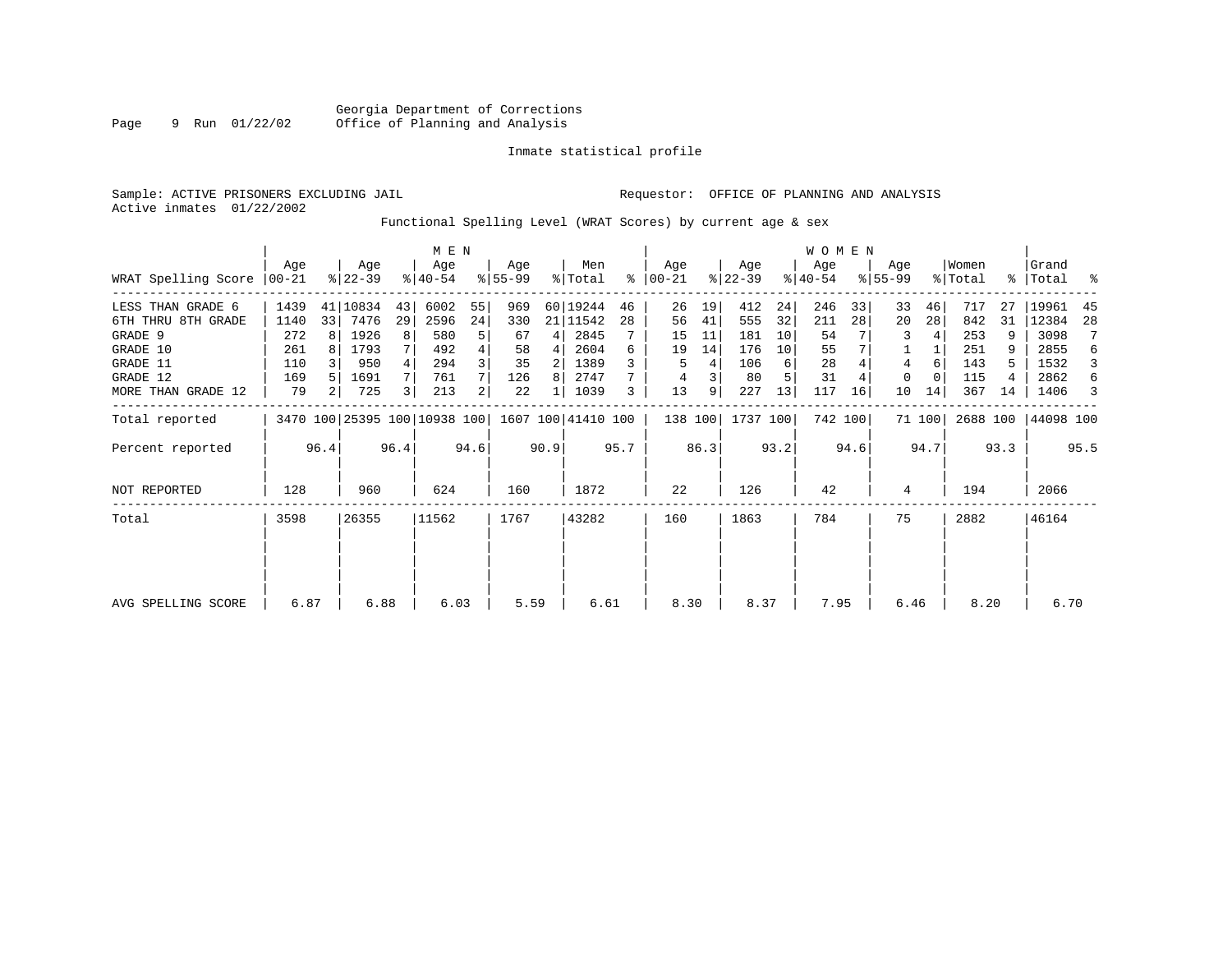Georgia Department of Corrections
Office of Planning and Analysis

Inmate statistical profile

Sample: ACTIVE PRISONERS EXCLUDING JAIL

Requestor: OFFICE OF PLANNING AND ANALYSIS

Active inmates 01/22/2002

Functional Spelling Level (WRAT Scores) by current age & sex

| | MEN | | | | | | | | | | WOMEN | | | | | | | | | | | |
|---|---|---|---|---|---|---|---|---|---|---|---|---|---|---|---|---|---|---|---|---|---|---|
| WRAT Spelling Score | Age 00-21 | % | Age 22-39 | % | Age 40-54 | % | Age 55-99 | % | Men Total | % | Age 00-21 | % | Age 22-39 | % | Age 40-54 | % | Age 55-99 | % | Women Total | % | Grand Total | % |
| LESS THAN GRADE 6 | 1439 | 41 | 10834 | 43 | 6002 | 55 | 969 | 60 | 19244 | 46 | 26 | 19 | 412 | 24 | 246 | 33 | 33 | 46 | 717 | 27 | 19961 | 45 |
| 6TH THRU 8TH GRADE | 1140 | 33 | 7476 | 29 | 2596 | 24 | 330 | 21 | 11542 | 28 | 56 | 41 | 555 | 32 | 211 | 28 | 20 | 28 | 842 | 31 | 12384 | 28 |
| GRADE 9 | 272 | 8 | 1926 | 8 | 580 | 5 | 67 | 4 | 2845 | 7 | 15 | 11 | 181 | 10 | 54 | 7 | 3 | 4 | 253 | 9 | 3098 | 7 |
| GRADE 10 | 261 | 8 | 1793 | 7 | 492 | 4 | 58 | 4 | 2604 | 6 | 19 | 14 | 176 | 10 | 55 | 7 | 1 | 1 | 251 | 9 | 2855 | 6 |
| GRADE 11 | 110 | 3 | 950 | 4 | 294 | 3 | 35 | 2 | 1389 | 3 | 5 | 4 | 106 | 6 | 28 | 4 | 4 | 6 | 143 | 5 | 1532 | 3 |
| GRADE 12 | 169 | 5 | 1691 | 7 | 761 | 7 | 126 | 8 | 2747 | 7 | 4 | 3 | 80 | 5 | 31 | 4 | 0 | 0 | 115 | 4 | 2862 | 6 |
| MORE THAN GRADE 12 | 79 | 2 | 725 | 3 | 213 | 2 | 22 | 1 | 1039 | 3 | 13 | 9 | 227 | 13 | 117 | 16 | 10 | 14 | 367 | 14 | 1406 | 3 |
| Total reported | 3470 | 100 | 25395 | 100 | 10938 | 100 | 1607 | 100 | 41410 | 100 | 138 | 100 | 1737 | 100 | 742 | 100 | 71 | 100 | 2688 | 100 | 44098 | 100 |
| Percent reported | | 96.4 | | 96.4 | | 94.6 | | 90.9 | | 95.7 | | 86.3 | | 93.2 | | 94.6 | | 94.7 | | 93.3 | | 95.5 |
| NOT REPORTED | 128 | | 960 | | 624 | | 160 | | 1872 | | 22 | | 126 | | 42 | | 4 | | 194 | | 2066 | |
| Total | 3598 | | 26355 | | 11562 | | 1767 | | 43282 | | 160 | | 1863 | | 784 | | 75 | | 2882 | | 46164 | |
| AVG SPELLING SCORE | 6.87 | | 6.88 | | 6.03 | | 5.59 | | 6.61 | | 8.30 | | 8.37 | | 7.95 | | 6.46 | | 8.20 | | 6.70 | |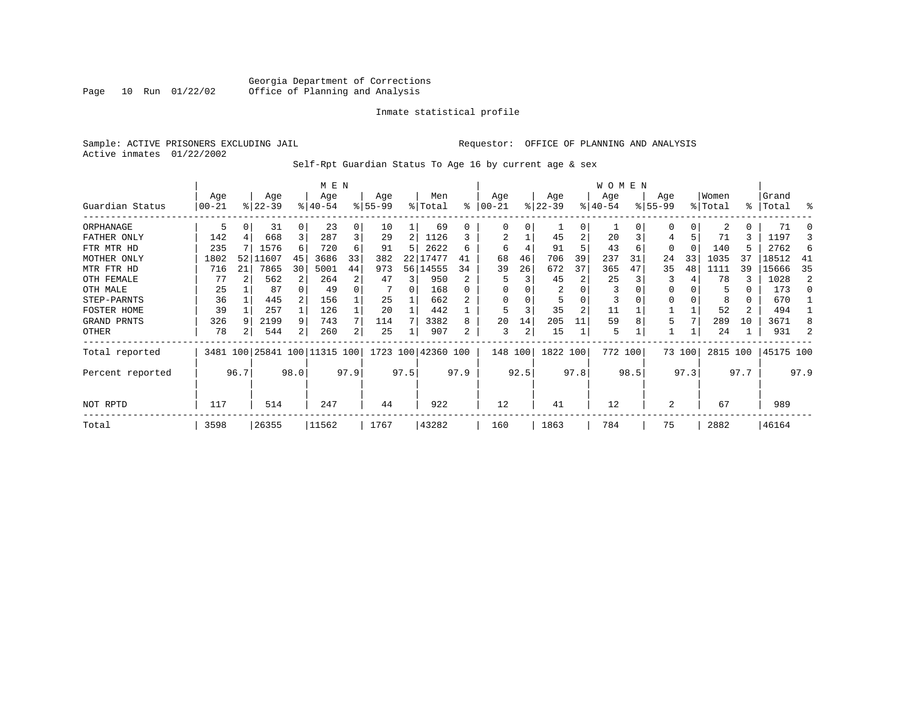Georgia Department of Corrections
Office of Planning and Analysis

Inmate statistical profile

Sample: ACTIVE PRISONERS EXCLUDING JAIL

Requestor: OFFICE OF PLANNING AND ANALYSIS

Active inmates 01/22/2002

Self-Rpt Guardian Status To Age 16 by current age & sex

| Guardian Status | MEN Age 00-21 | % | Age 22-39 | % | Age 40-54 | % | Age 55-99 | % | Men Total | % | WOMEN Age 00-21 | % | Age 22-39 | % | Age 40-54 | % | Age 55-99 | % | Women Total | % | Grand Total | % |
|---|---|---|---|---|---|---|---|---|---|---|---|---|---|---|---|---|---|---|---|---|---|---|
| ORPHANAGE | 5 | 0 | 31 | 0 | 23 | 0 | 10 | 1 | 69 | 0 | 0 | 0 | 1 | 0 | 1 | 0 | 0 | 0 | 2 | 0 | 71 | 0 |
| FATHER ONLY | 142 | 4 | 668 | 3 | 287 | 3 | 29 | 2 | 1126 | 3 | 2 | 1 | 45 | 2 | 20 | 3 | 4 | 5 | 71 | 3 | 1197 | 3 |
| FTR MTR HD | 235 | 7 | 1576 | 6 | 720 | 6 | 91 | 5 | 2622 | 6 | 6 | 4 | 91 | 5 | 43 | 6 | 0 | 0 | 140 | 5 | 2762 | 6 |
| MOTHER ONLY | 1802 | 52 | 11607 | 45 | 3686 | 33 | 382 | 22 | 17477 | 41 | 68 | 46 | 706 | 39 | 237 | 31 | 24 | 33 | 1035 | 37 | 18512 | 41 |
| MTR FTR HD | 716 | 21 | 7865 | 30 | 5001 | 44 | 973 | 56 | 14555 | 34 | 39 | 26 | 672 | 37 | 365 | 47 | 35 | 48 | 1111 | 39 | 15666 | 35 |
| OTH FEMALE | 77 | 2 | 562 | 2 | 264 | 2 | 47 | 3 | 950 | 2 | 5 | 3 | 45 | 2 | 25 | 3 | 3 | 4 | 78 | 3 | 1028 | 2 |
| OTH MALE | 25 | 1 | 87 | 0 | 49 | 0 | 7 | 0 | 168 | 0 | 0 | 0 | 2 | 0 | 3 | 0 | 0 | 0 | 5 | 0 | 173 | 0 |
| STEP-PARNTS | 36 | 1 | 445 | 2 | 156 | 1 | 25 | 1 | 662 | 2 | 0 | 0 | 5 | 0 | 3 | 0 | 0 | 0 | 8 | 0 | 670 | 1 |
| FOSTER HOME | 39 | 1 | 257 | 1 | 126 | 1 | 20 | 1 | 442 | 1 | 5 | 3 | 35 | 2 | 11 | 1 | 1 | 1 | 52 | 2 | 494 | 1 |
| GRAND PRNTS | 326 | 9 | 2199 | 9 | 743 | 7 | 114 | 7 | 3382 | 8 | 20 | 14 | 205 | 11 | 59 | 8 | 5 | 7 | 289 | 10 | 3671 | 8 |
| OTHER | 78 | 2 | 544 | 2 | 260 | 2 | 25 | 1 | 907 | 2 | 3 | 2 | 15 | 1 | 5 | 1 | 1 | 1 | 24 | 1 | 931 | 2 |
| Total reported | 3481 | 100 | 25841 | 100 | 11315 | 100 | 1723 | 100 | 42360 | 100 | 148 | 100 | 1822 | 100 | 772 | 100 | 73 | 100 | 2815 | 100 | 45175 | 100 |
| Percent reported | | 96.7 | | 98.0 | | 97.9 | | 97.5 | | 97.9 | | 92.5 | | 97.8 | | 98.5 | | 97.3 | | 97.7 | | 97.9 |
| NOT RPTD | 117 | | 514 | | 247 | | 44 | | 922 | | 12 | | 41 | | 12 | | 2 | | 67 | | 989 | |
| Total | 3598 | | 26355 | | 11562 | | 1767 | | 43282 | | 160 | | 1863 | | 784 | | 75 | | 2882 | | 46164 | |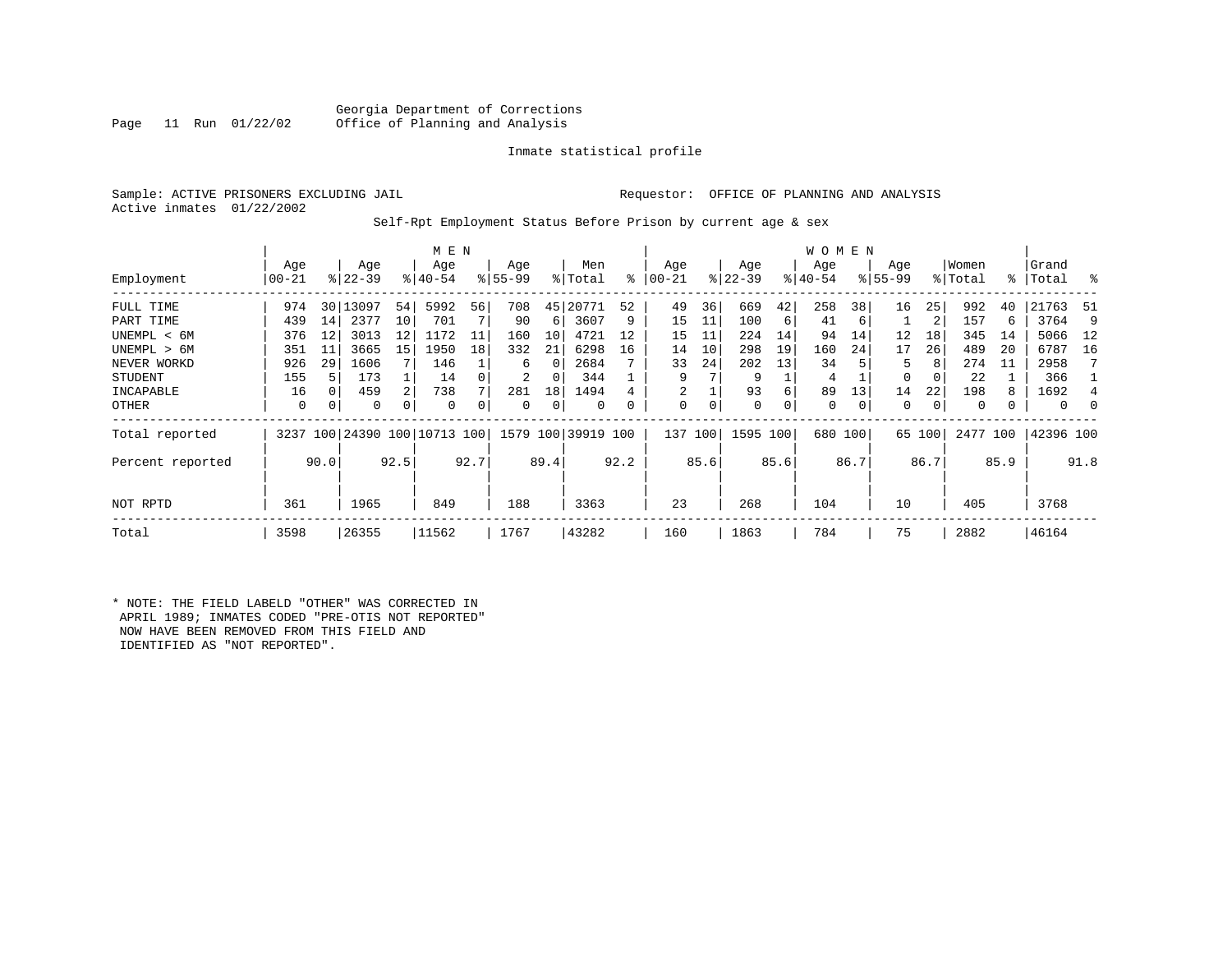Georgia Department of Corrections
Office of Planning and Analysis

Inmate statistical profile

Sample: ACTIVE PRISONERS EXCLUDING JAIL    Requestor: OFFICE OF PLANNING AND ANALYSIS
Active inmates 01/22/2002

Self-Rpt Employment Status Before Prison by current age & sex

| | MEN | | | | | | | | | | WOMEN | | | | | | | | | | | |
|---|---|---|---|---|---|---|---|---|---|---|---|---|---|---|---|---|---|---|---|---|---|---|
| Employment | Age 00-21 | % | Age 22-39 | % | Age 40-54 | % | Age 55-99 | % | Men Total | % | Age 00-21 | % | Age 22-39 | % | Age 40-54 | % | Age 55-99 | % | Women Total | % | Grand Total | % |
| FULL TIME | 974 | 30 | 13097 | 54 | 5992 | 56 | 708 | 45 | 20771 | 52 | 49 | 36 | 669 | 42 | 258 | 38 | 16 | 25 | 992 | 40 | 21763 | 51 |
| PART TIME | 439 | 14 | 2377 | 10 | 701 | 7 | 90 | 6 | 3607 | 9 | 15 | 11 | 100 | 6 | 41 | 6 | 1 | 2 | 157 | 6 | 3764 | 9 |
| UNEMPL < 6M | 376 | 12 | 3013 | 12 | 1172 | 11 | 160 | 10 | 4721 | 12 | 15 | 11 | 224 | 14 | 94 | 14 | 12 | 18 | 345 | 14 | 5066 | 12 |
| UNEMPL > 6M | 351 | 11 | 3665 | 15 | 1950 | 18 | 332 | 21 | 6298 | 16 | 14 | 10 | 298 | 19 | 160 | 24 | 17 | 26 | 489 | 20 | 6787 | 16 |
| NEVER WORKD | 926 | 29 | 1606 | 7 | 146 | 1 | 6 | 0 | 2684 | 7 | 33 | 24 | 202 | 13 | 34 | 5 | 5 | 8 | 274 | 11 | 2958 | 7 |
| STUDENT | 155 | 5 | 173 | 1 | 14 | 0 | 2 | 0 | 344 | 1 | 9 | 7 | 9 | 1 | 4 | 1 | 0 | 0 | 22 | 1 | 366 | 1 |
| INCAPABLE | 16 | 0 | 459 | 2 | 738 | 7 | 281 | 18 | 1494 | 4 | 2 | 1 | 93 | 6 | 89 | 13 | 14 | 22 | 198 | 8 | 1692 | 4 |
| OTHER | 0 | 0 | 0 | 0 | 0 | 0 | 0 | 0 | 0 | 0 | 0 | 0 | 0 | 0 | 0 | 0 | 0 | 0 | 0 | 0 | 0 | 0 |
| Total reported | 3237 | 100 | 24390 | 100 | 10713 | 100 | 1579 | 100 | 39919 | 100 | 137 | 100 | 1595 | 100 | 680 | 100 | 65 | 100 | 2477 | 100 | 42396 | 100 |
| Percent reported | | 90.0 | | 92.5 | | 92.7 | | 89.4 | | 92.2 | | 85.6 | | 85.6 | | 86.7 | | 86.7 | | 85.9 | | 91.8 |
| NOT RPTD | 361 | | 1965 | | 849 | | 188 | | 3363 | | 23 | | 268 | | 104 | | 10 | | 405 | | 3768 | |
| Total | 3598 | | 26355 | | 11562 | | 1767 | | 43282 | | 160 | | 1863 | | 784 | | 75 | | 2882 | | 46164 | |

* NOTE: THE FIELD LABELD "OTHER" WAS CORRECTED IN APRIL 1989; INMATES CODED "PRE-OTIS NOT REPORTED" NOW HAVE BEEN REMOVED FROM THIS FIELD AND IDENTIFIED AS "NOT REPORTED".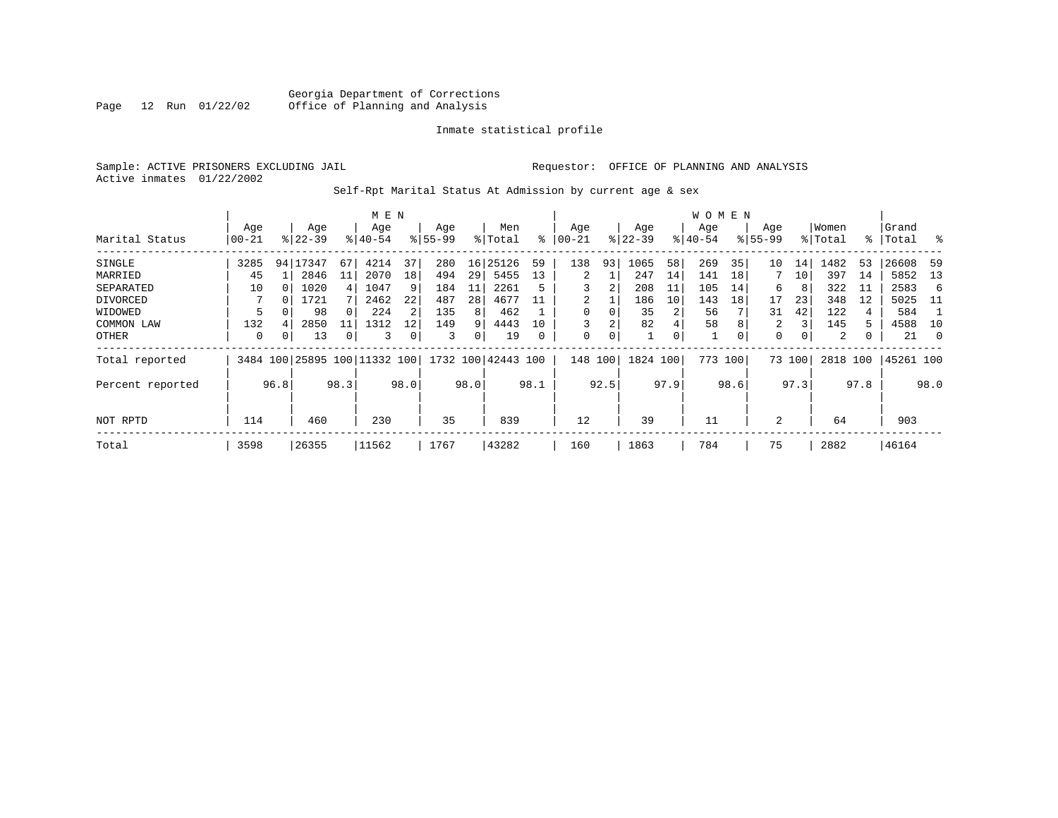Georgia Department of Corrections
Office of Planning and Analysis

Inmate statistical profile

Sample: ACTIVE PRISONERS EXCLUDING JAIL

Requestor: OFFICE OF PLANNING AND ANALYSIS

Active inmates 01/22/2002

Self-Rpt Marital Status At Admission by current age & sex

| | MEN | | | | | | | | | | WOMEN | | | | | | | | | | | |
|---|---|---|---|---|---|---|---|---|---|---|---|---|---|---|---|---|---|---|---|---|---|---|
| Marital Status | Age 00-21 | % | Age 22-39 | % | Age 40-54 | % | Age 55-99 | % | Men Total | % | Age 00-21 | % | Age 22-39 | % | Age 40-54 | % | Age 55-99 | % | Women Total | % | Grand Total | % |
| SINGLE | 3285 | 94 | 17347 | 67 | 4214 | 37 | 280 | 16 | 25126 | 59 | 138 | 93 | 1065 | 58 | 269 | 35 | 10 | 14 | 1482 | 53 | 26608 | 59 |
| MARRIED | 45 | 1 | 2846 | 11 | 2070 | 18 | 494 | 29 | 5455 | 13 | 2 | 1 | 247 | 14 | 141 | 18 | 7 | 10 | 397 | 14 | 5852 | 13 |
| SEPARATED | 10 | 0 | 1020 | 4 | 1047 | 9 | 184 | 11 | 2261 | 5 | 3 | 2 | 208 | 11 | 105 | 14 | 6 | 8 | 322 | 11 | 2583 | 6 |
| DIVORCED | 7 | 0 | 1721 | 7 | 2462 | 22 | 487 | 28 | 4677 | 11 | 2 | 1 | 186 | 10 | 143 | 18 | 17 | 23 | 348 | 12 | 5025 | 11 |
| WIDOWED | 5 | 0 | 98 | 0 | 224 | 2 | 135 | 8 | 462 | 1 | 0 | 0 | 35 | 2 | 56 | 7 | 31 | 42 | 122 | 4 | 584 | 1 |
| COMMON LAW | 132 | 4 | 2850 | 11 | 1312 | 12 | 149 | 9 | 4443 | 10 | 3 | 2 | 82 | 4 | 58 | 8 | 2 | 3 | 145 | 5 | 4588 | 10 |
| OTHER | 0 | 0 | 13 | 0 | 3 | 0 | 3 | 0 | 19 | 0 | 0 | 0 | 1 | 0 | 1 | 0 | 0 | 0 | 2 | 0 | 21 | 0 |
| Total reported | 3484 | 100 | 25895 | 100 | 11332 | 100 | 1732 | 100 | 42443 | 100 | 148 | 100 | 1824 | 100 | 773 | 100 | 73 | 100 | 2818 | 100 | 45261 | 100 |
| Percent reported | | 96.8 | | 98.3 | | 98.0 | | 98.0 | | 98.1 | | 92.5 | | 97.9 | | 98.6 | | 97.3 | | 97.8 | | 98.0 |
| NOT RPTD | 114 | | 460 | | 230 | | 35 | | 839 | | 12 | | 39 | | 11 | | 2 | | 64 | | 903 | |
| Total | 3598 | | 26355 | | 11562 | | 1767 | | 43282 | | 160 | | 1863 | | 784 | | 75 | | 2882 | | 46164 | |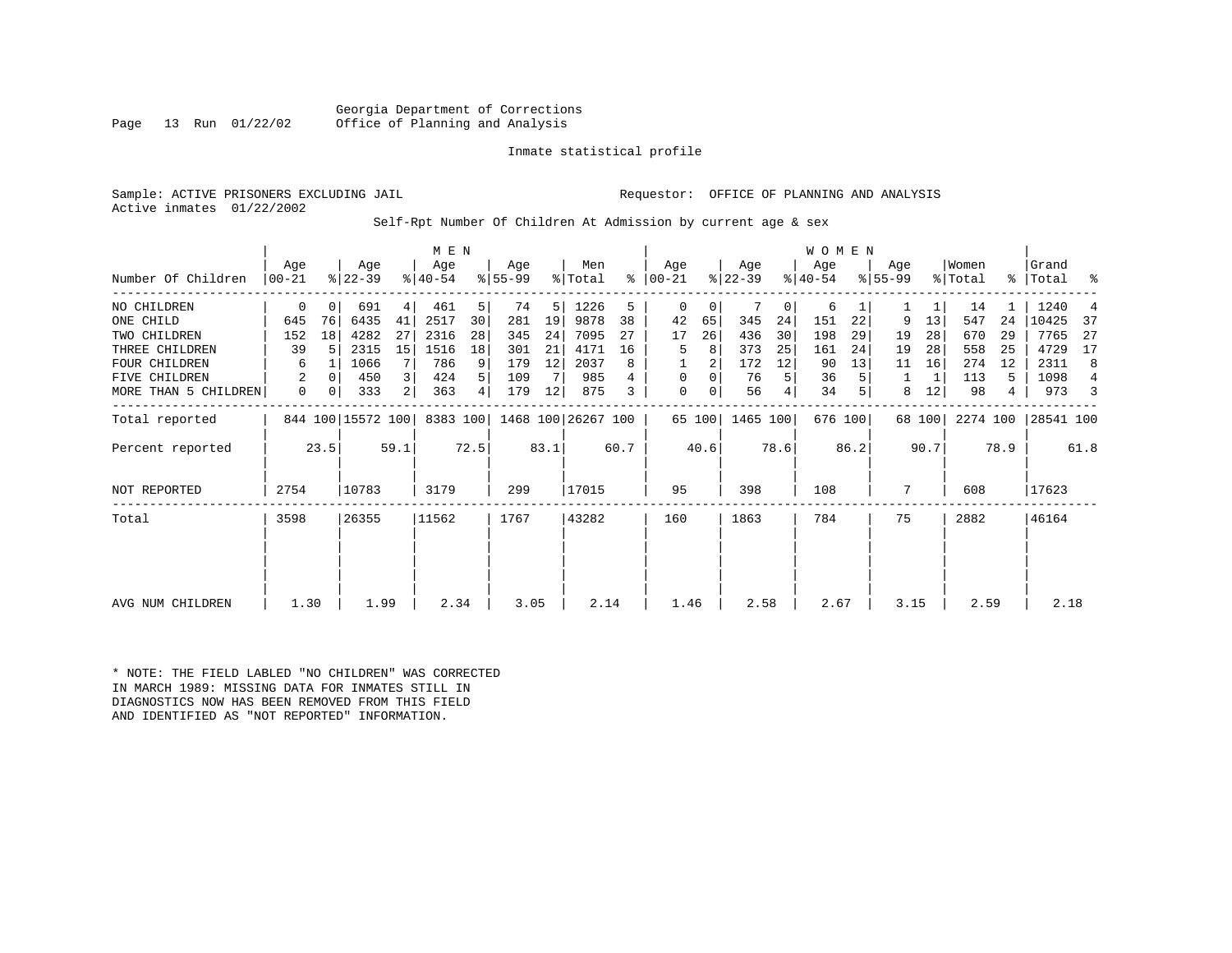Georgia Department of Corrections
Office of Planning and Analysis

Inmate statistical profile

Sample: ACTIVE PRISONERS EXCLUDING JAIL    Requestor: OFFICE OF PLANNING AND ANALYSIS
Active inmates 01/22/2002

Self-Rpt Number Of Children At Admission by current age & sex

| Number Of Children | MEN Age 00-21 | % | Age 22-39 | % | Age 40-54 | % | Age 55-99 | % | Men Total | % | WOMEN Age 00-21 | % | Age 22-39 | % | Age 40-54 | % | Age 55-99 | % | Women Total | % | Grand Total | % |
|---|---|---|---|---|---|---|---|---|---|---|---|---|---|---|---|---|---|---|---|---|---|---|
| NO CHILDREN | 0 | 0 | 691 | 4 | 461 | 5 | 74 | 5 | 1226 | 5 | 0 | 0 | 7 | 0 | 6 | 1 | 1 | 1 | 14 | 1 | 1240 | 4 |
| ONE CHILD | 645 | 76 | 6435 | 41 | 2517 | 30 | 281 | 19 | 9878 | 38 | 42 | 65 | 345 | 24 | 151 | 22 | 9 | 13 | 547 | 24 | 10425 | 37 |
| TWO CHILDREN | 152 | 18 | 4282 | 27 | 2316 | 28 | 345 | 24 | 7095 | 27 | 17 | 26 | 436 | 30 | 198 | 29 | 19 | 28 | 670 | 29 | 7765 | 27 |
| THREE CHILDREN | 39 | 5 | 2315 | 15 | 1516 | 18 | 301 | 21 | 4171 | 16 | 5 | 8 | 373 | 25 | 161 | 24 | 19 | 28 | 558 | 25 | 4729 | 17 |
| FOUR CHILDREN | 6 | 1 | 1066 | 7 | 786 | 9 | 179 | 12 | 2037 | 8 | 1 | 2 | 172 | 12 | 90 | 13 | 11 | 16 | 274 | 12 | 2311 | 8 |
| FIVE CHILDREN | 2 | 0 | 450 | 3 | 424 | 5 | 109 | 7 | 985 | 4 | 0 | 0 | 76 | 5 | 36 | 5 | 1 | 1 | 113 | 5 | 1098 | 4 |
| MORE THAN 5 CHILDREN | 0 | 0 | 333 | 2 | 363 | 4 | 179 | 12 | 875 | 3 | 0 | 0 | 56 | 4 | 34 | 5 | 8 | 12 | 98 | 4 | 973 | 3 |
| Total reported | 844 | 100 | 15572 | 100 | 8383 | 100 | 1468 | 100 | 26267 | 100 | 65 | 100 | 1465 | 100 | 676 | 100 | 68 | 100 | 2274 | 100 | 28541 | 100 |
| Percent reported | | 23.5 | | 59.1 | | 72.5 | | 83.1 | | 60.7 | | 40.6 | | 78.6 | | 86.2 | | 90.7 | | 78.9 | | 61.8 |
| NOT REPORTED | 2754 | | 10783 | | 3179 | | 299 | | 17015 | | 95 | | 398 | | 108 | | 7 | | 608 | | 17623 | |
| Total | 3598 | | 26355 | | 11562 | | 1767 | | 43282 | | 160 | | 1863 | | 784 | | 75 | | 2882 | | 46164 | |
| AVG NUM CHILDREN | 1.30 | | 1.99 | | 2.34 | | 3.05 | | 2.14 | | 1.46 | | 2.58 | | 2.67 | | 3.15 | | 2.59 | | 2.18 | |

* NOTE: THE FIELD LABLED "NO CHILDREN" WAS CORRECTED IN MARCH 1989: MISSING DATA FOR INMATES STILL IN DIAGNOSTICS NOW HAS BEEN REMOVED FROM THIS FIELD AND IDENTIFIED AS "NOT REPORTED" INFORMATION.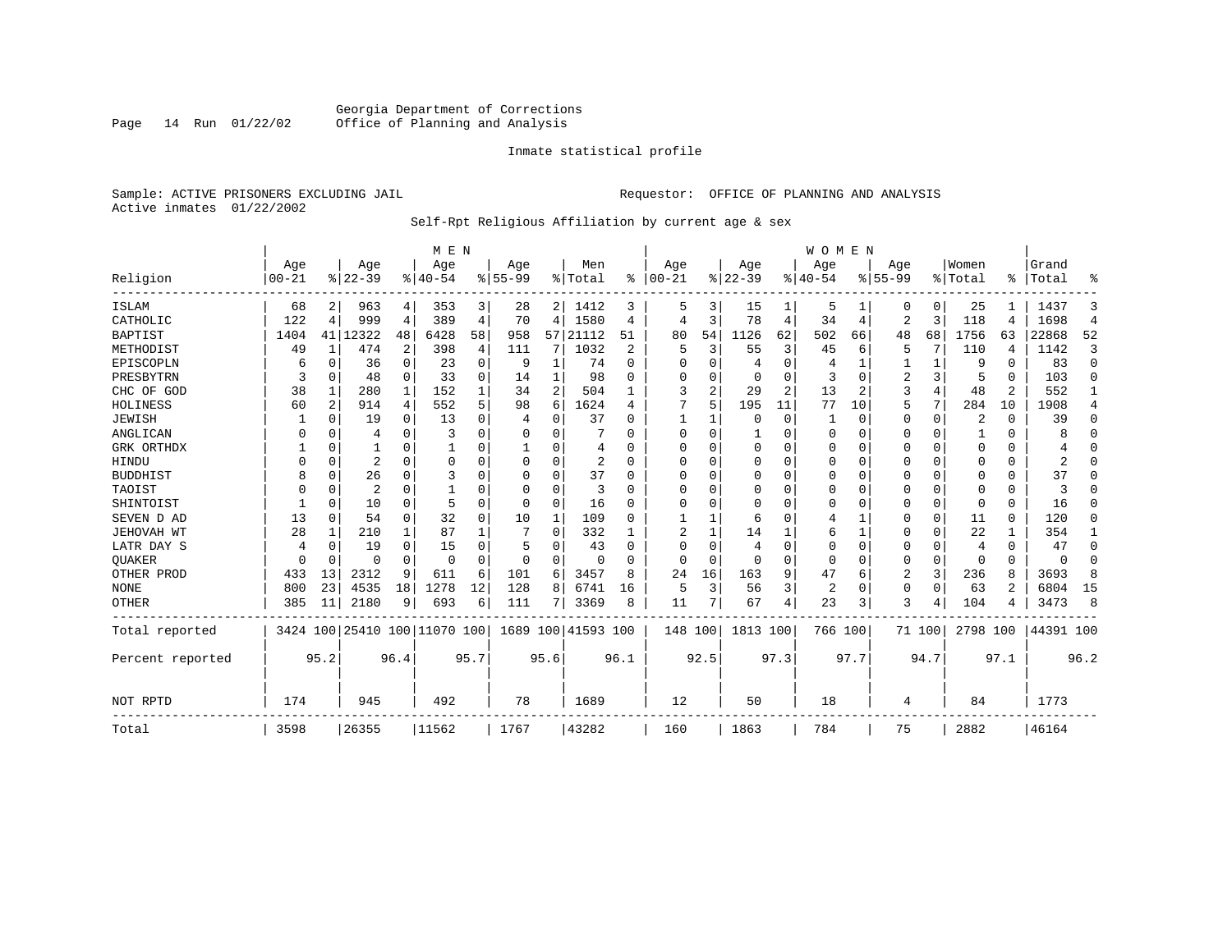Georgia Department of Corrections
Office of Planning and Analysis

Inmate statistical profile

Sample: ACTIVE PRISONERS EXCLUDING JAIL

Requestor: OFFICE OF PLANNING AND ANALYSIS

Active inmates 01/22/2002

Self-Rpt Religious Affiliation by current age & sex

| Religion | MEN Age 00-21 | % | Age 22-39 | % | Age 40-54 | % | Age 55-99 | % | Men Total | % | WOMEN Age 00-21 | % | Age 22-39 | % | Age 40-54 | % | Age 55-99 | % | Women Total | % | Grand Total | % |
|---|---|---|---|---|---|---|---|---|---|---|---|---|---|---|---|---|---|---|---|---|---|---|
| ISLAM | 68 | 2 | 963 | 4 | 353 | 3 | 28 | 2 | 1412 | 3 | 5 | 3 | 15 | 1 | 5 | 1 | 0 | 0 | 25 | 1 | 1437 | 3 |
| CATHOLIC | 122 | 4 | 999 | 4 | 389 | 4 | 70 | 4 | 1580 | 4 | 4 | 3 | 78 | 4 | 34 | 4 | 2 | 3 | 118 | 4 | 1698 | 4 |
| BAPTIST | 1404 | 41 | 12322 | 48 | 6428 | 58 | 958 | 57 | 21112 | 51 | 80 | 54 | 1126 | 62 | 502 | 66 | 48 | 68 | 1756 | 63 | 22868 | 52 |
| METHODIST | 49 | 1 | 474 | 2 | 398 | 4 | 111 | 7 | 1032 | 2 | 5 | 3 | 55 | 3 | 45 | 6 | 5 | 7 | 110 | 4 | 1142 | 3 |
| EPISCOPLN | 6 | 0 | 36 | 0 | 23 | 0 | 9 | 1 | 74 | 0 | 0 | 0 | 4 | 0 | 4 | 1 | 1 | 1 | 9 | 0 | 83 | 0 |
| PRESBYTRN | 3 | 0 | 48 | 0 | 33 | 0 | 14 | 1 | 98 | 0 | 0 | 0 | 0 | 0 | 3 | 0 | 2 | 3 | 5 | 0 | 103 | 0 |
| CHC OF GOD | 38 | 1 | 280 | 1 | 152 | 1 | 34 | 2 | 504 | 1 | 3 | 2 | 29 | 2 | 13 | 2 | 3 | 4 | 48 | 2 | 552 | 1 |
| HOLINESS | 60 | 2 | 914 | 4 | 552 | 5 | 98 | 6 | 1624 | 4 | 7 | 5 | 195 | 11 | 77 | 10 | 5 | 7 | 284 | 10 | 1908 | 4 |
| JEWISH | 1 | 0 | 19 | 0 | 13 | 0 | 4 | 0 | 37 | 0 | 1 | 1 | 0 | 0 | 1 | 0 | 0 | 0 | 2 | 0 | 39 | 0 |
| ANGLICAN | 0 | 0 | 4 | 0 | 3 | 0 | 0 | 0 | 7 | 0 | 0 | 0 | 1 | 0 | 0 | 0 | 0 | 0 | 1 | 0 | 8 | 0 |
| GRK ORTHDX | 1 | 0 | 1 | 0 | 1 | 0 | 1 | 0 | 4 | 0 | 0 | 0 | 0 | 0 | 0 | 0 | 0 | 0 | 0 | 0 | 4 | 0 |
| HINDU | 0 | 0 | 2 | 0 | 0 | 0 | 0 | 0 | 2 | 0 | 0 | 0 | 0 | 0 | 0 | 0 | 0 | 0 | 0 | 0 | 2 | 0 |
| BUDDHIST | 8 | 0 | 26 | 0 | 3 | 0 | 0 | 0 | 37 | 0 | 0 | 0 | 0 | 0 | 0 | 0 | 0 | 0 | 0 | 0 | 37 | 0 |
| TAOIST | 0 | 0 | 2 | 0 | 1 | 0 | 0 | 0 | 3 | 0 | 0 | 0 | 0 | 0 | 0 | 0 | 0 | 0 | 0 | 0 | 3 | 0 |
| SHINTOIST | 1 | 0 | 10 | 0 | 5 | 0 | 0 | 0 | 16 | 0 | 0 | 0 | 0 | 0 | 0 | 0 | 0 | 0 | 0 | 0 | 16 | 0 |
| SEVEN D AD | 13 | 0 | 54 | 0 | 32 | 0 | 10 | 1 | 109 | 0 | 1 | 1 | 6 | 0 | 4 | 1 | 0 | 0 | 11 | 0 | 120 | 0 |
| JEHOVAH WT | 28 | 1 | 210 | 1 | 87 | 1 | 7 | 0 | 332 | 1 | 2 | 1 | 14 | 1 | 6 | 1 | 0 | 0 | 22 | 1 | 354 | 1 |
| LATR DAY S | 4 | 0 | 19 | 0 | 15 | 0 | 5 | 0 | 43 | 0 | 0 | 0 | 4 | 0 | 0 | 0 | 0 | 0 | 4 | 0 | 47 | 0 |
| QUAKER | 0 | 0 | 0 | 0 | 0 | 0 | 0 | 0 | 0 | 0 | 0 | 0 | 0 | 0 | 0 | 0 | 0 | 0 | 0 | 0 | 0 | 0 |
| OTHER PROD | 433 | 13 | 2312 | 9 | 611 | 6 | 101 | 6 | 3457 | 8 | 24 | 16 | 163 | 9 | 47 | 6 | 2 | 3 | 236 | 8 | 3693 | 8 |
| NONE | 800 | 23 | 4535 | 18 | 1278 | 12 | 128 | 8 | 6741 | 16 | 5 | 3 | 56 | 3 | 2 | 0 | 0 | 0 | 63 | 2 | 6804 | 15 |
| OTHER | 385 | 11 | 2180 | 9 | 693 | 6 | 111 | 7 | 3369 | 8 | 11 | 7 | 67 | 4 | 23 | 3 | 3 | 4 | 104 | 4 | 3473 | 8 |
| Total reported | 3424 | 100 | 25410 | 100 | 11070 | 100 | 1689 | 100 | 41593 | 100 | 148 | 100 | 1813 | 100 | 766 | 100 | 71 | 100 | 2798 | 100 | 44391 | 100 |
| Percent reported | | 95.2 | | 96.4 | | 95.7 | | 95.6 | | 96.1 | | 92.5 | | 97.3 | | 97.7 | | 94.7 | | 97.1 | | 96.2 |
| NOT RPTD | 174 | | 945 | | 492 | | 78 | | 1689 | | 12 | | 50 | | 18 | | 4 | | 84 | | 1773 | |
| Total | 3598 | | 26355 | | 11562 | | 1767 | | 43282 | | 160 | | 1863 | | 784 | | 75 | | 2882 | | 46164 | |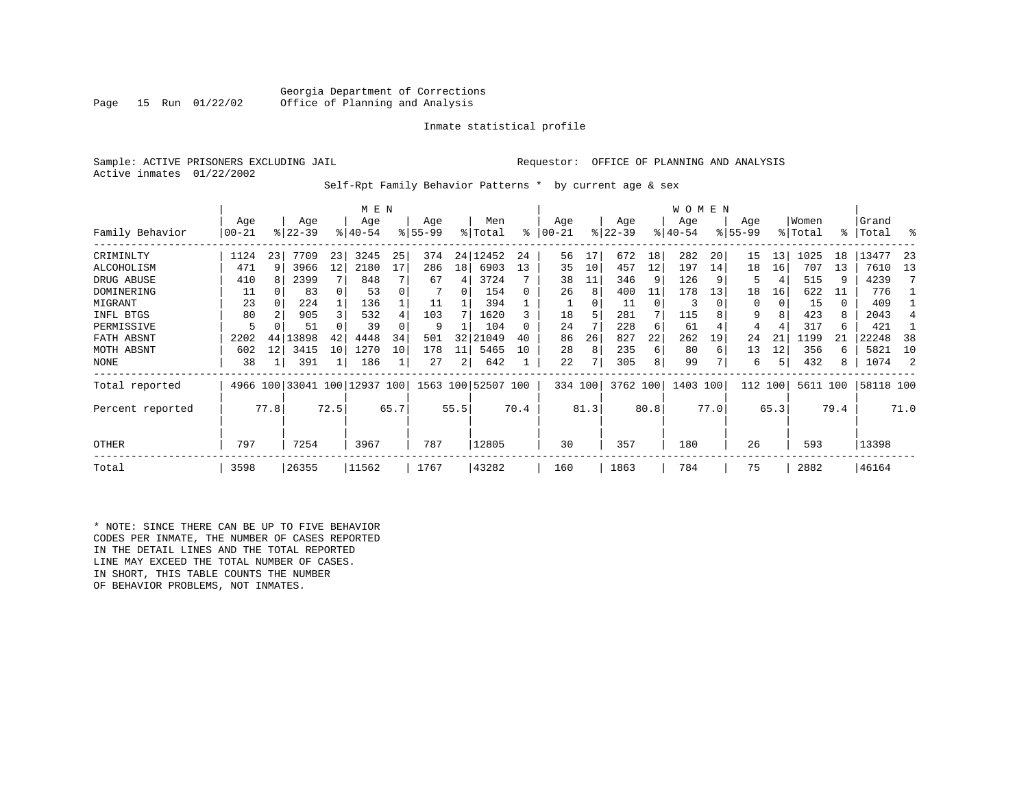Georgia Department of Corrections
Office of Planning and Analysis

Inmate statistical profile

Sample: ACTIVE PRISONERS EXCLUDING JAIL Requestor: OFFICE OF PLANNING AND ANALYSIS
Active inmates 01/22/2002

Self-Rpt Family Behavior Patterns * by current age & sex

| | MEN | | | | | | | | | | WOMEN | | | | | | | | | | | |
|---|---|---|---|---|---|---|---|---|---|---|---|---|---|---|---|---|---|---|---|---|---|---|
| Family Behavior | Age 00-21 | % | Age 22-39 | % | Age 40-54 | % | Age 55-99 | % | Men Total | % | Age 00-21 | % | Age 22-39 | % | Age 40-54 | % | Age 55-99 | % | Women Total | % | Grand Total | % |
| CRIMINLTY | 1124 | 23 | 7709 | 23 | 3245 | 25 | 374 | 24 | 12452 | 24 | 56 | 17 | 672 | 18 | 282 | 20 | 15 | 13 | 1025 | 18 | 13477 | 23 |
| ALCOHOLISM | 471 | 9 | 3966 | 12 | 2180 | 17 | 286 | 18 | 6903 | 13 | 35 | 10 | 457 | 12 | 197 | 14 | 18 | 16 | 707 | 13 | 7610 | 13 |
| DRUG ABUSE | 410 | 8 | 2399 | 7 | 848 | 7 | 67 | 4 | 3724 | 7 | 38 | 11 | 346 | 9 | 126 | 9 | 5 | 4 | 515 | 9 | 4239 | 7 |
| DOMINERING | 11 | 0 | 83 | 0 | 53 | 0 | 7 | 0 | 154 | 0 | 26 | 8 | 400 | 11 | 178 | 13 | 18 | 16 | 622 | 11 | 776 | 1 |
| MIGRANT | 23 | 0 | 224 | 1 | 136 | 1 | 11 | 1 | 394 | 1 | 1 | 0 | 11 | 0 | 3 | 0 | 0 | 0 | 15 | 0 | 409 | 1 |
| INFL BTGS | 80 | 2 | 905 | 3 | 532 | 4 | 103 | 7 | 1620 | 3 | 18 | 5 | 281 | 7 | 115 | 8 | 9 | 8 | 423 | 8 | 2043 | 4 |
| PERMISSIVE | 5 | 0 | 51 | 0 | 39 | 0 | 9 | 1 | 104 | 0 | 24 | 7 | 228 | 6 | 61 | 4 | 4 | 4 | 317 | 6 | 421 | 1 |
| FATH ABSNT | 2202 | 44 | 13898 | 42 | 4448 | 34 | 501 | 32 | 21049 | 40 | 86 | 26 | 827 | 22 | 262 | 19 | 24 | 21 | 1199 | 21 | 22248 | 38 |
| MOTH ABSNT | 602 | 12 | 3415 | 10 | 1270 | 10 | 178 | 11 | 5465 | 10 | 28 | 8 | 235 | 6 | 80 | 6 | 13 | 12 | 356 | 6 | 5821 | 10 |
| NONE | 38 | 1 | 391 | 1 | 186 | 1 | 27 | 2 | 642 | 1 | 22 | 7 | 305 | 8 | 99 | 7 | 6 | 5 | 432 | 8 | 1074 | 2 |
| Total reported | 4966 | 100 | 33041 | 100 | 12937 | 100 | 1563 | 100 | 52507 | 100 | 334 | 100 | 3762 | 100 | 1403 | 100 | 112 | 100 | 5611 | 100 | 58118 | 100 |
| Percent reported | | 77.8 | | 72.5 | | 65.7 | | 55.5 | | 70.4 | | 81.3 | | 80.8 | | 77.0 | | 65.3 | | 79.4 | | 71.0 |
| OTHER | 797 | | 7254 | | 3967 | | 787 | | 12805 | | 30 | | 357 | | 180 | | 26 | | 593 | | 13398 | |
| Total | 3598 | | 26355 | | 11562 | | 1767 | | 43282 | | 160 | | 1863 | | 784 | | 75 | | 2882 | | 46164 | |

* NOTE: SINCE THERE CAN BE UP TO FIVE BEHAVIOR CODES PER INMATE, THE NUMBER OF CASES REPORTED IN THE DETAIL LINES AND THE TOTAL REPORTED LINE MAY EXCEED THE TOTAL NUMBER OF CASES. IN SHORT, THIS TABLE COUNTS THE NUMBER OF BEHAVIOR PROBLEMS, NOT INMATES.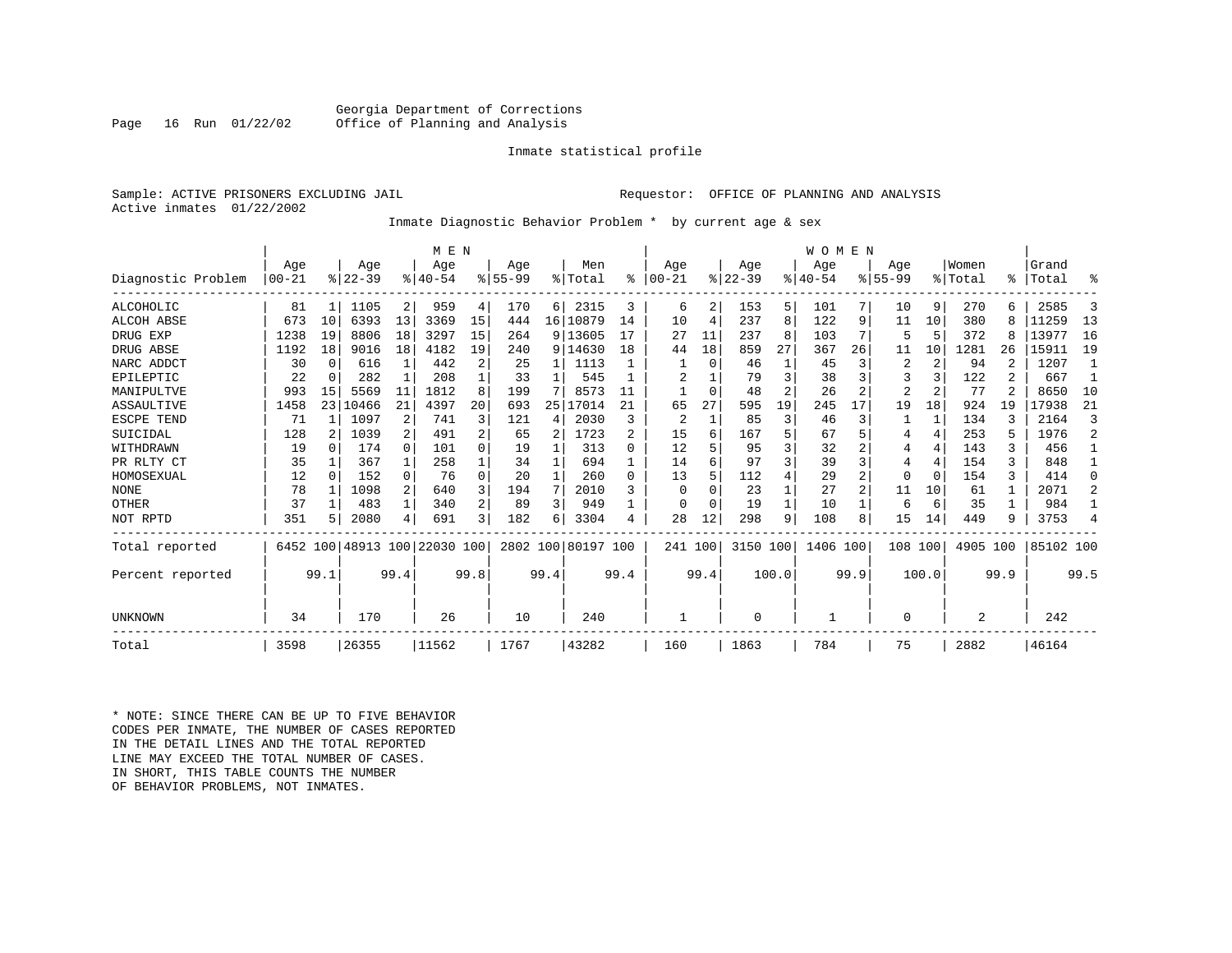Georgia Department of Corrections
Office of Planning and Analysis

Inmate statistical profile

Sample: ACTIVE PRISONERS EXCLUDING JAIL　　　　Requestor: OFFICE OF PLANNING AND ANALYSIS
Active inmates 01/22/2002

Inmate Diagnostic Behavior Problem * by current age & sex

| Diagnostic Problem | MEN Age 00-21 | % | Age 22-39 | % | Age 40-54 | % | Age 55-99 | % | Men Total | % | WOMEN Age 00-21 | % | Age 22-39 | % | Age 40-54 | % | Age 55-99 | % | Women Total | % | Grand Total | % |
|---|---|---|---|---|---|---|---|---|---|---|---|---|---|---|---|---|---|---|---|---|---|---|
| ALCOHOLIC | 81 | 1 | 1105 | 2 | 959 | 4 | 170 | 6 | 2315 | 3 | 6 | 2 | 153 | 5 | 101 | 7 | 10 | 9 | 270 | 6 | 2585 | 3 |
| ALCOH ABSE | 673 | 10 | 6393 | 13 | 3369 | 15 | 444 | 16 | 10879 | 14 | 10 | 4 | 237 | 8 | 122 | 9 | 11 | 10 | 380 | 8 | 11259 | 13 |
| DRUG EXP | 1238 | 19 | 8806 | 18 | 3297 | 15 | 264 | 9 | 13605 | 17 | 27 | 11 | 237 | 8 | 103 | 7 | 5 | 5 | 372 | 8 | 13977 | 16 |
| DRUG ABSE | 1192 | 18 | 9016 | 18 | 4182 | 19 | 240 | 9 | 14630 | 18 | 44 | 18 | 859 | 27 | 367 | 26 | 11 | 10 | 1281 | 26 | 15911 | 19 |
| NARC ADDCT | 30 | 0 | 616 | 1 | 442 | 2 | 25 | 1 | 1113 | 1 | 1 | 0 | 46 | 1 | 45 | 3 | 2 | 2 | 94 | 2 | 1207 | 1 |
| EPILEPTIC | 22 | 0 | 282 | 1 | 208 | 1 | 33 | 1 | 545 | 1 | 2 | 1 | 79 | 3 | 38 | 3 | 3 | 3 | 122 | 2 | 667 | 1 |
| MANIPULTVE | 993 | 15 | 5569 | 11 | 1812 | 8 | 199 | 7 | 8573 | 11 | 1 | 0 | 48 | 2 | 26 | 2 | 2 | 2 | 77 | 2 | 8650 | 10 |
| ASSAULTIVE | 1458 | 23 | 10466 | 21 | 4397 | 20 | 693 | 25 | 17014 | 21 | 65 | 27 | 595 | 19 | 245 | 17 | 19 | 18 | 924 | 19 | 17938 | 21 |
| ESCPE TEND | 71 | 1 | 1097 | 2 | 741 | 3 | 121 | 4 | 2030 | 3 | 2 | 1 | 85 | 3 | 46 | 3 | 1 | 1 | 134 | 3 | 2164 | 3 |
| SUICIDAL | 128 | 2 | 1039 | 2 | 491 | 2 | 65 | 2 | 1723 | 2 | 15 | 6 | 167 | 5 | 67 | 5 | 4 | 4 | 253 | 5 | 1976 | 2 |
| WITHDRAWN | 19 | 0 | 174 | 0 | 101 | 0 | 19 | 1 | 313 | 0 | 12 | 5 | 95 | 3 | 32 | 2 | 4 | 4 | 143 | 3 | 456 | 1 |
| PR RLTY CT | 35 | 1 | 367 | 1 | 258 | 1 | 34 | 1 | 694 | 1 | 14 | 6 | 97 | 3 | 39 | 3 | 4 | 4 | 154 | 3 | 848 | 1 |
| HOMOSEXUAL | 12 | 0 | 152 | 0 | 76 | 0 | 20 | 1 | 260 | 0 | 13 | 5 | 112 | 4 | 29 | 2 | 0 | 0 | 154 | 3 | 414 | 0 |
| NONE | 78 | 1 | 1098 | 2 | 640 | 3 | 194 | 7 | 2010 | 3 | 0 | 0 | 23 | 1 | 27 | 2 | 11 | 10 | 61 | 1 | 2071 | 2 |
| OTHER | 37 | 1 | 483 | 1 | 340 | 2 | 89 | 3 | 949 | 1 | 0 | 0 | 19 | 1 | 10 | 1 | 6 | 6 | 35 | 1 | 984 | 1 |
| NOT RPTD | 351 | 5 | 2080 | 4 | 691 | 3 | 182 | 6 | 3304 | 4 | 28 | 12 | 298 | 9 | 108 | 8 | 15 | 14 | 449 | 9 | 3753 | 4 |
| Total reported | 6452 | 100 | 48913 | 100 | 22030 | 100 | 2802 | 100 | 80197 | 100 | 241 | 100 | 3150 | 100 | 1406 | 100 | 108 | 100 | 4905 | 100 | 85102 | 100 |
| Percent reported | | 99.1 | | 99.4 | | 99.8 | | 99.4 | | 99.4 | | 99.4 | | 100.0 | | 99.9 | | 100.0 | | 99.9 | | 99.5 |
| UNKNOWN | 34 | | 170 | | 26 | | 10 | | 240 | | 1 | | 0 | | 1 | | 0 | | 2 | | 242 | |
| Total | 3598 | | 26355 | | 11562 | | 1767 | | 43282 | | 160 | | 1863 | | 784 | | 75 | | 2882 | | 46164 | |

* NOTE: SINCE THERE CAN BE UP TO FIVE BEHAVIOR CODES PER INMATE, THE NUMBER OF CASES REPORTED IN THE DETAIL LINES AND THE TOTAL REPORTED LINE MAY EXCEED THE TOTAL NUMBER OF CASES. IN SHORT, THIS TABLE COUNTS THE NUMBER OF BEHAVIOR PROBLEMS, NOT INMATES.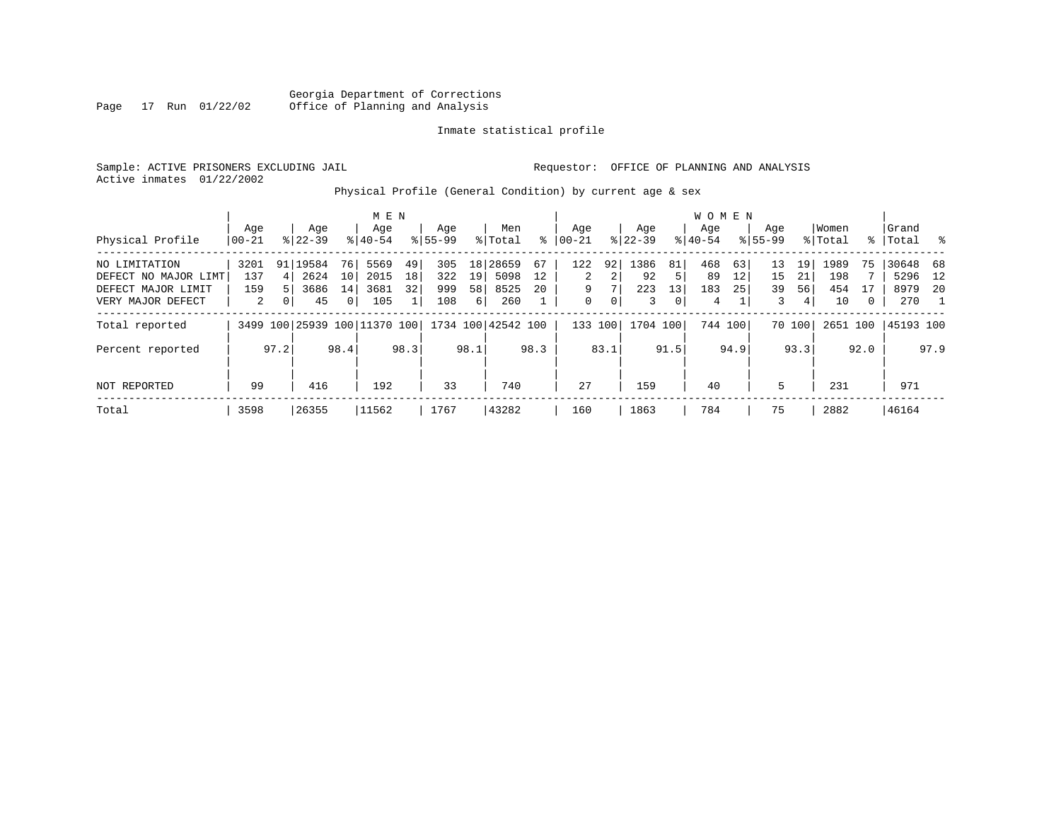Georgia Department of Corrections
Office of Planning and Analysis

Inmate statistical profile

Sample: ACTIVE PRISONERS EXCLUDING JAIL          Requestor: OFFICE OF PLANNING AND ANALYSIS
Active inmates 01/22/2002

Physical Profile (General Condition) by current age & sex

| Physical Profile | MEN Age 00-21 | % | Age 22-39 | % | Age 40-54 | % | Age 55-99 | % | Men Total | % | WOMEN Age 00-21 | % | Age 22-39 | % | Age 40-54 | % | Age 55-99 | % | Women Total | % | Grand Total | % |
|---|---|---|---|---|---|---|---|---|---|---|---|---|---|---|---|---|---|---|---|---|---|---|
| NO LIMITATION | 3201 | 91 | 19584 | 76 | 5569 | 49 | 305 | 18 | 28659 | 67 | 122 | 92 | 1386 | 81 | 468 | 63 | 13 | 19 | 1989 | 75 | 30648 | 68 |
| DEFECT NO MAJOR LIMT | 137 | 4 | 2624 | 10 | 2015 | 18 | 322 | 19 | 5098 | 12 | 2 | 2 | 92 | 5 | 89 | 12 | 15 | 21 | 198 | 7 | 5296 | 12 |
| DEFECT MAJOR LIMIT | 159 | 5 | 3686 | 14 | 3681 | 32 | 999 | 58 | 8525 | 20 | 9 | 7 | 223 | 13 | 183 | 25 | 39 | 56 | 454 | 17 | 8979 | 20 |
| VERY MAJOR DEFECT | 2 | 0 | 45 | 0 | 105 | 1 | 108 | 6 | 260 | 1 | 0 | 0 | 3 | 0 | 4 | 1 | 3 | 4 | 10 | 0 | 270 | 1 |
| Total reported | 3499 | 100 | 25939 | 100 | 11370 | 100 | 1734 | 100 | 42542 | 100 | 133 | 100 | 1704 | 100 | 744 | 100 | 70 | 100 | 2651 | 100 | 45193 | 100 |
| Percent reported | | 97.2 | | 98.4 | | 98.3 | | 98.1 | | 98.3 | | 83.1 | | 91.5 | | 94.9 | | 93.3 | | 92.0 | | 97.9 |
| NOT REPORTED | 99 | | 416 | | 192 | | 33 | | 740 | | 27 | | 159 | | 40 | | 5 | | 231 | | 971 | |
| Total | 3598 | | 26355 | | 11562 | | 1767 | | 43282 | | 160 | | 1863 | | 784 | | 75 | | 2882 | | 46164 | |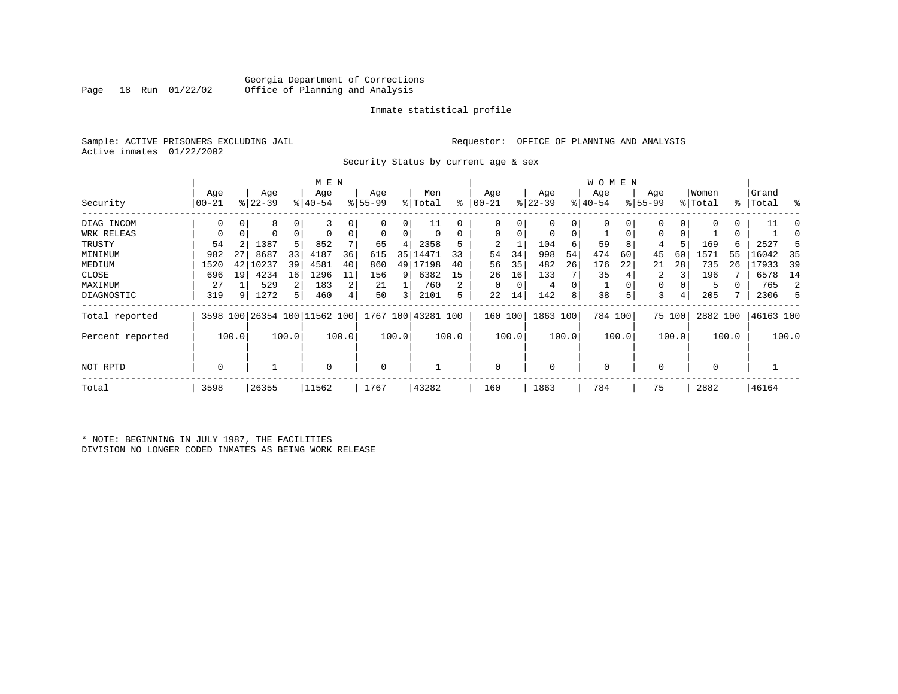Georgia Department of Corrections
Office of Planning and Analysis

Inmate statistical profile

Sample: ACTIVE PRISONERS EXCLUDING JAIL    Requestor: OFFICE OF PLANNING AND ANALYSIS
Active inmates 01/22/2002

Security Status by current age & sex

| Security | MEN Age 00-21 | % | Age 22-39 | % | Age 40-54 | % | Age 55-99 | % | Men Total | % | WOMEN Age 00-21 | % | Age 22-39 | % | Age 40-54 | % | Age 55-99 | % | Women Total | % | Grand Total | % |
|---|---|---|---|---|---|---|---|---|---|---|---|---|---|---|---|---|---|---|---|---|---|---|
| DIAG INCOM | 0 | 0 | 8 | 0 | 3 | 0 | 0 | 0 | 11 | 0 | 0 | 0 | 0 | 0 | 0 | 0 | 0 | 0 | 0 | 0 | 11 | 0 |
| WRK RELEAS | 0 | 0 | 0 | 0 | 0 | 0 | 0 | 0 | 0 | 0 | 0 | 0 | 0 | 0 | 1 | 0 | 0 | 0 | 1 | 0 | 1 | 0 |
| TRUSTY | 54 | 2 | 1387 | 5 | 852 | 7 | 65 | 4 | 2358 | 5 | 2 | 1 | 104 | 6 | 59 | 8 | 4 | 5 | 169 | 6 | 2527 | 5 |
| MINIMUM | 982 | 27 | 8687 | 33 | 4187 | 36 | 615 | 35 | 14471 | 33 | 54 | 34 | 998 | 54 | 474 | 60 | 45 | 60 | 1571 | 55 | 16042 | 35 |
| MEDIUM | 1520 | 42 | 10237 | 39 | 4581 | 40 | 860 | 49 | 17198 | 40 | 56 | 35 | 482 | 26 | 176 | 22 | 21 | 28 | 735 | 26 | 17933 | 39 |
| CLOSE | 696 | 19 | 4234 | 16 | 1296 | 11 | 156 | 9 | 6382 | 15 | 26 | 16 | 133 | 7 | 35 | 4 | 2 | 3 | 196 | 7 | 6578 | 14 |
| MAXIMUM | 27 | 1 | 529 | 2 | 183 | 2 | 21 | 1 | 760 | 2 | 0 | 0 | 4 | 0 | 1 | 0 | 0 | 0 | 5 | 0 | 765 | 2 |
| DIAGNOSTIC | 319 | 9 | 1272 | 5 | 460 | 4 | 50 | 3 | 2101 | 5 | 22 | 14 | 142 | 8 | 38 | 5 | 3 | 4 | 205 | 7 | 2306 | 5 |
| Total reported | 3598 | 100 | 26354 | 100 | 11562 | 100 | 1767 | 100 | 43281 | 100 | 160 | 100 | 1863 | 100 | 784 | 100 | 75 | 100 | 2882 | 100 | 46163 | 100 |
| Percent reported | | 100.0 | | 100.0 | | 100.0 | | 100.0 | | 100.0 | | 100.0 | | 100.0 | | 100.0 | | 100.0 | | 100.0 | | 100.0 |
| NOT RPTD | 0 | | 1 | | 0 | | 0 | | 1 | | 0 | | 0 | | 0 | | 0 | | 0 | | 1 | |
| Total | 3598 | | 26355 | | 11562 | | 1767 | | 43282 | | 160 | | 1863 | | 784 | | 75 | | 2882 | | 46164 | |

* NOTE: BEGINNING IN JULY 1987, THE FACILITIES DIVISION NO LONGER CODED INMATES AS BEING WORK RELEASE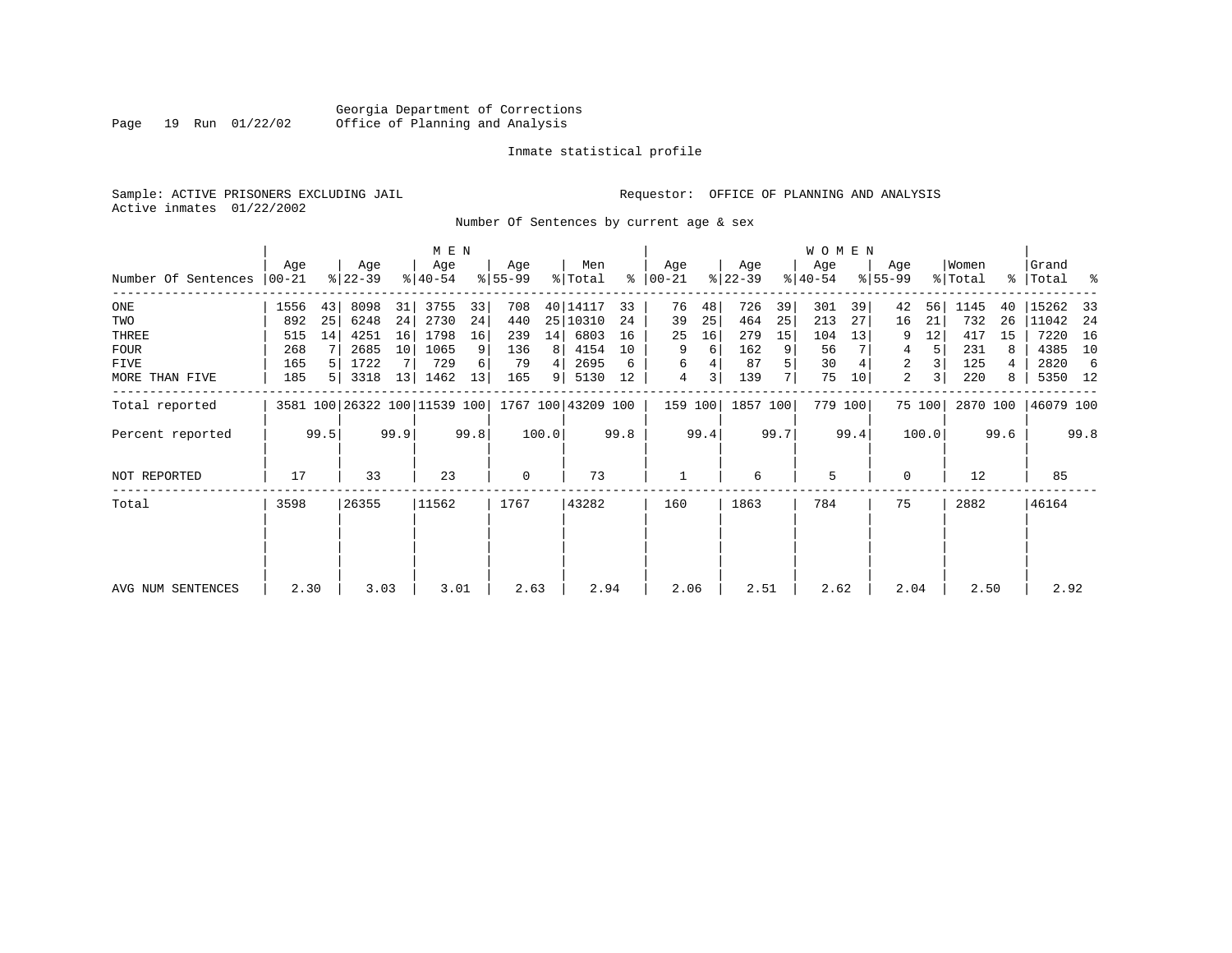Georgia Department of Corrections
Office of Planning and Analysis

Inmate statistical profile

Sample: ACTIVE PRISONERS EXCLUDING JAIL

Requestor: OFFICE OF PLANNING AND ANALYSIS

Active inmates 01/22/2002

Number Of Sentences by current age & sex

| Number Of Sentences | MEN Age 00-21 | % | Age 22-39 | % | Age 40-54 | % | Age 55-99 | % | Men Total | % | WOMEN Age 00-21 | % | Age 22-39 | % | Age 40-54 | % | Age 55-99 | % | Women Total | % | Grand Total | % |
|---|---|---|---|---|---|---|---|---|---|---|---|---|---|---|---|---|---|---|---|---|---|---|
| ONE | 1556 | 43 | 8098 | 31 | 3755 | 33 | 708 | 40 | 14117 | 33 | 76 | 48 | 726 | 39 | 301 | 39 | 42 | 56 | 1145 | 40 | 15262 | 33 |
| TWO | 892 | 25 | 6248 | 24 | 2730 | 24 | 440 | 25 | 10310 | 24 | 39 | 25 | 464 | 25 | 213 | 27 | 16 | 21 | 732 | 26 | 11042 | 24 |
| THREE | 515 | 14 | 4251 | 16 | 1798 | 16 | 239 | 14 | 6803 | 16 | 25 | 16 | 279 | 15 | 104 | 13 | 9 | 12 | 417 | 15 | 7220 | 16 |
| FOUR | 268 | 7 | 2685 | 10 | 1065 | 9 | 136 | 8 | 4154 | 10 | 9 | 6 | 162 | 9 | 56 | 7 | 4 | 5 | 231 | 8 | 4385 | 10 |
| FIVE | 165 | 5 | 1722 | 7 | 729 | 6 | 79 | 4 | 2695 | 6 | 6 | 4 | 87 | 5 | 30 | 4 | 2 | 3 | 125 | 4 | 2820 | 6 |
| MORE THAN FIVE | 185 | 5 | 3318 | 13 | 1462 | 13 | 165 | 9 | 5130 | 12 | 4 | 3 | 139 | 7 | 75 | 10 | 2 | 3 | 220 | 8 | 5350 | 12 |
| Total reported | 3581 | 100 | 26322 | 100 | 11539 | 100 | 1767 | 100 | 43209 | 100 | 159 | 100 | 1857 | 100 | 779 | 100 | 75 | 100 | 2870 | 100 | 46079 | 100 |
| Percent reported | | 99.5 | | 99.9 | | 99.8 | | 100.0 | | 99.8 | | 99.4 | | 99.7 | | 99.4 | | 100.0 | | 99.6 | | 99.8 |
| NOT REPORTED | 17 | | 33 | | 23 | | 0 | | 73 | | 1 | | 6 | | 5 | | 0 | | 12 | | 85 | |
| Total | 3598 | | 26355 | | 11562 | | 1767 | | 43282 | | 160 | | 1863 | | 784 | | 75 | | 2882 | | 46164 | |
| AVG NUM SENTENCES | 2.30 | | 3.03 | | 3.01 | | 2.63 | | 2.94 | | 2.06 | | 2.51 | | 2.62 | | 2.04 | | 2.50 | | 2.92 | |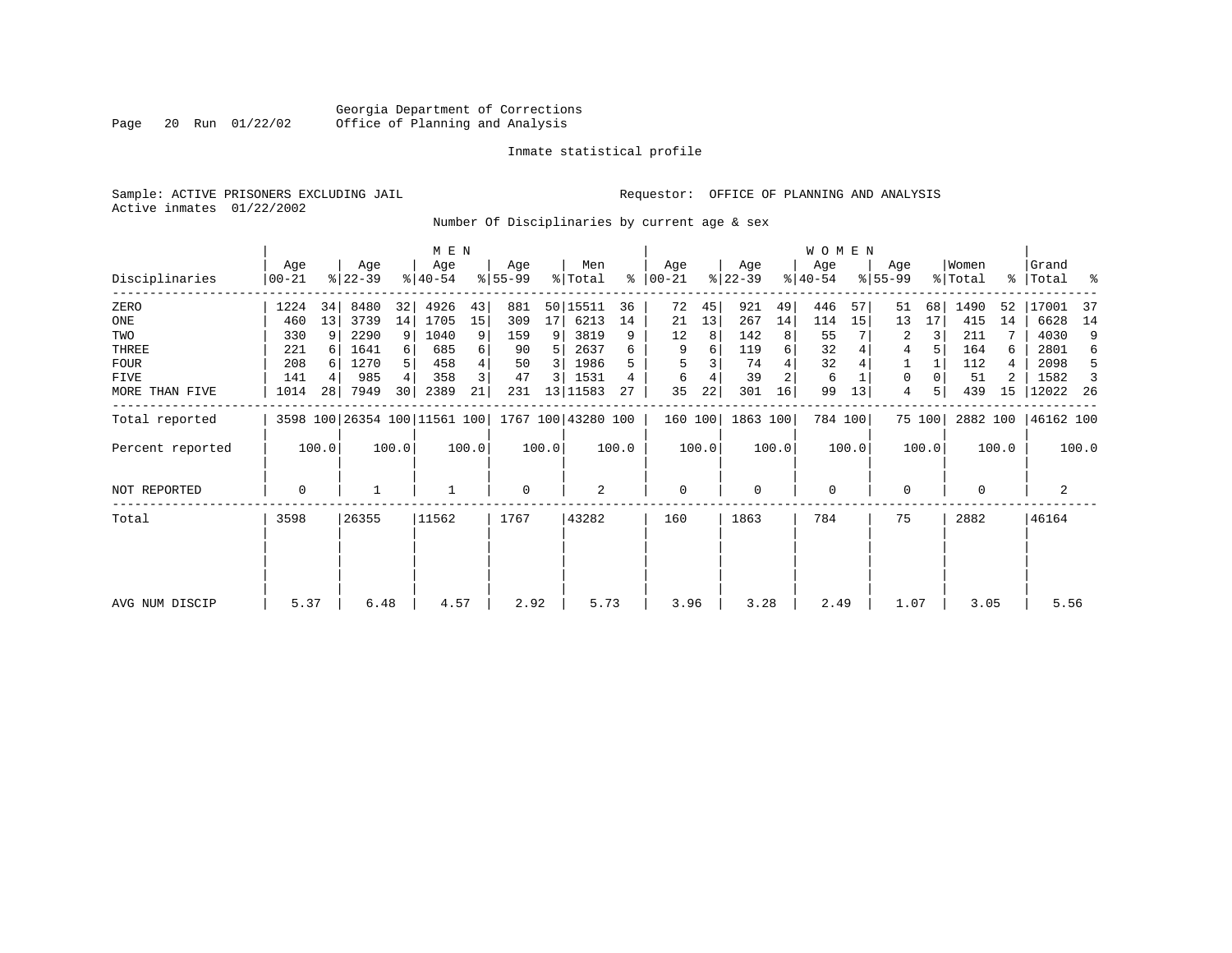Georgia Department of Corrections
Office of Planning and Analysis

Inmate statistical profile

Sample: ACTIVE PRISONERS EXCLUDING JAIL

Requestor: OFFICE OF PLANNING AND ANALYSIS

Active inmates 01/22/2002

Number Of Disciplinaries by current age & sex

| | MEN | | | | | | | | | | WOMEN | | | | | | | | | | | |
|---|---|---|---|---|---|---|---|---|---|---|---|---|---|---|---|---|---|---|---|---|---|---|
| Disciplinaries | Age 00-21 | % | Age 22-39 | % | Age 40-54 | % | Age 55-99 | % | Men Total | % | Age 00-21 | % | Age 22-39 | % | Age 40-54 | % | Age 55-99 | % | Women Total | % | Grand Total | % |
| ZERO | 1224 | 34 | 8480 | 32 | 4926 | 43 | 881 | 50 | 15511 | 36 | 72 | 45 | 921 | 49 | 446 | 57 | 51 | 68 | 1490 | 52 | 17001 | 37 |
| ONE | 460 | 13 | 3739 | 14 | 1705 | 15 | 309 | 17 | 6213 | 14 | 21 | 13 | 267 | 14 | 114 | 15 | 13 | 17 | 415 | 14 | 6628 | 14 |
| TWO | 330 | 9 | 2290 | 9 | 1040 | 9 | 159 | 9 | 3819 | 9 | 12 | 8 | 142 | 8 | 55 | 7 | 2 | 3 | 211 | 7 | 4030 | 9 |
| THREE | 221 | 6 | 1641 | 6 | 685 | 6 | 90 | 5 | 2637 | 6 | 9 | 6 | 119 | 6 | 32 | 4 | 4 | 5 | 164 | 6 | 2801 | 6 |
| FOUR | 208 | 6 | 1270 | 5 | 458 | 4 | 50 | 3 | 1986 | 5 | 5 | 3 | 74 | 4 | 32 | 4 | 1 | 1 | 112 | 4 | 2098 | 5 |
| FIVE | 141 | 4 | 985 | 4 | 358 | 3 | 47 | 3 | 1531 | 4 | 6 | 4 | 39 | 2 | 6 | 1 | 0 | 0 | 51 | 2 | 1582 | 3 |
| MORE THAN FIVE | 1014 | 28 | 7949 | 30 | 2389 | 21 | 231 | 13 | 11583 | 27 | 35 | 22 | 301 | 16 | 99 | 13 | 4 | 5 | 439 | 15 | 12022 | 26 |
| Total reported | 3598 | 100 | 26354 | 100 | 11561 | 100 | 1767 | 100 | 43280 | 100 | 160 | 100 | 1863 | 100 | 784 | 100 | 75 | 100 | 2882 | 100 | 46162 | 100 |
| Percent reported | | 100.0 | | 100.0 | | 100.0 | | 100.0 | | 100.0 | | 100.0 | | 100.0 | | 100.0 | | 100.0 | | 100.0 | | 100.0 |
| NOT REPORTED | 0 | | 1 | | 1 | | 0 | | 2 | | 0 | | 0 | | 0 | | 0 | | 0 | | 2 | |
| Total | 3598 | | 26355 | | 11562 | | 1767 | | 43282 | | 160 | | 1863 | | 784 | | 75 | | 2882 | | 46164 | |
| AVG NUM DISCIP | 5.37 | | 6.48 | | 4.57 | | 2.92 | | 5.73 | | 3.96 | | 3.28 | | 2.49 | | 1.07 | | 3.05 | | 5.56 | |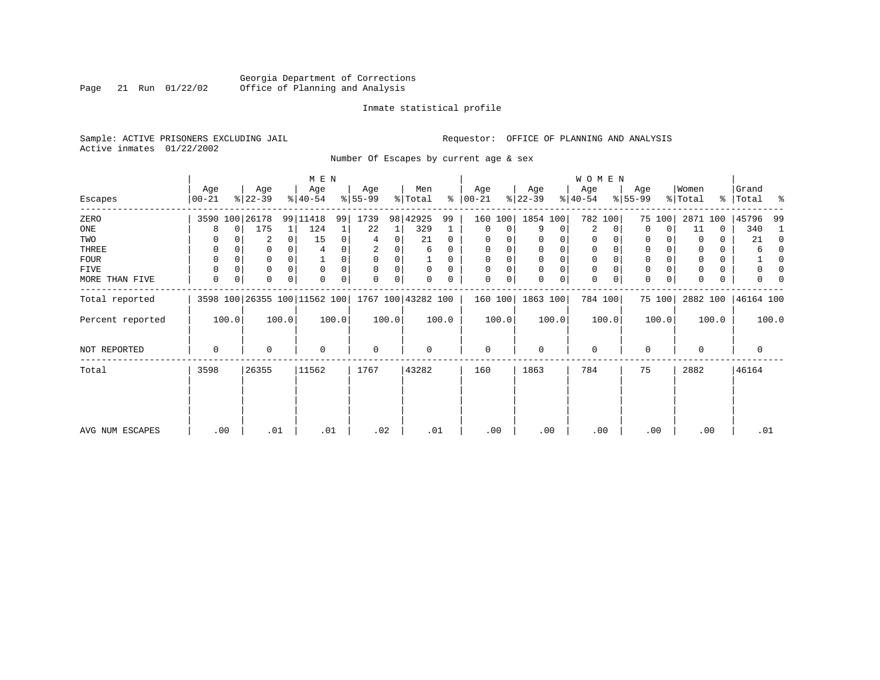Georgia Department of Corrections
Office of Planning and Analysis

Inmate statistical profile

Sample: ACTIVE PRISONERS EXCLUDING JAIL

Requestor: OFFICE OF PLANNING AND ANALYSIS

Active inmates 01/22/2002

Number Of Escapes by current age & sex

| Escapes | MEN Age 00-21 | % | Age 22-39 | % | Age 40-54 | % | Age 55-99 | % | Men Total | % | WOMEN Age 00-21 | % | Age 22-39 | % | Age 40-54 | % | Age 55-99 | % | Women Total | % | Grand Total | % |
|---|---|---|---|---|---|---|---|---|---|---|---|---|---|---|---|---|---|---|---|---|---|---|
| ZERO | 3590 | 100 | 26178 | 99 | 11418 | 99 | 1739 | 98 | 42925 | 99 | 160 | 100 | 1854 | 100 | 782 | 100 | 75 | 100 | 2871 | 100 | 45796 | 99 |
| ONE | 8 | 0 | 175 | 1 | 124 | 1 | 22 | 1 | 329 | 1 | 0 | 0 | 9 | 0 | 2 | 0 | 0 | 0 | 11 | 0 | 340 | 1 |
| TWO | 0 | 0 | 2 | 0 | 15 | 0 | 4 | 0 | 21 | 0 | 0 | 0 | 0 | 0 | 0 | 0 | 0 | 0 | 0 | 0 | 21 | 0 |
| THREE | 0 | 0 | 0 | 0 | 4 | 0 | 2 | 0 | 6 | 0 | 0 | 0 | 0 | 0 | 0 | 0 | 0 | 0 | 0 | 0 | 6 | 0 |
| FOUR | 0 | 0 | 0 | 0 | 1 | 0 | 0 | 0 | 1 | 0 | 0 | 0 | 0 | 0 | 0 | 0 | 0 | 0 | 0 | 0 | 1 | 0 |
| FIVE | 0 | 0 | 0 | 0 | 0 | 0 | 0 | 0 | 0 | 0 | 0 | 0 | 0 | 0 | 0 | 0 | 0 | 0 | 0 | 0 | 0 | 0 |
| MORE THAN FIVE | 0 | 0 | 0 | 0 | 0 | 0 | 0 | 0 | 0 | 0 | 0 | 0 | 0 | 0 | 0 | 0 | 0 | 0 | 0 | 0 | 0 | 0 |
| Total reported | 3598 | 100 | 26355 | 100 | 11562 | 100 | 1767 | 100 | 43282 | 100 | 160 | 100 | 1863 | 100 | 784 | 100 | 75 | 100 | 2882 | 100 | 46164 | 100 |
| Percent reported | 100.0 | | 100.0 | | 100.0 | | 100.0 | | 100.0 | | 100.0 | | 100.0 | | 100.0 | | 100.0 | | 100.0 | | 100.0 | |
| NOT REPORTED | 0 | | 0 | | 0 | | 0 | | 0 | | 0 | | 0 | | 0 | | 0 | | 0 | | 0 | |
| Total | 3598 | | 26355 | | 11562 | | 1767 | | 43282 | | 160 | | 1863 | | 784 | | 75 | | 2882 | | 46164 | |
| AVG NUM ESCAPES | .00 | | .01 | | .01 | | .02 | | .01 | | .00 | | .00 | | .00 | | .00 | | .00 | | .01 | |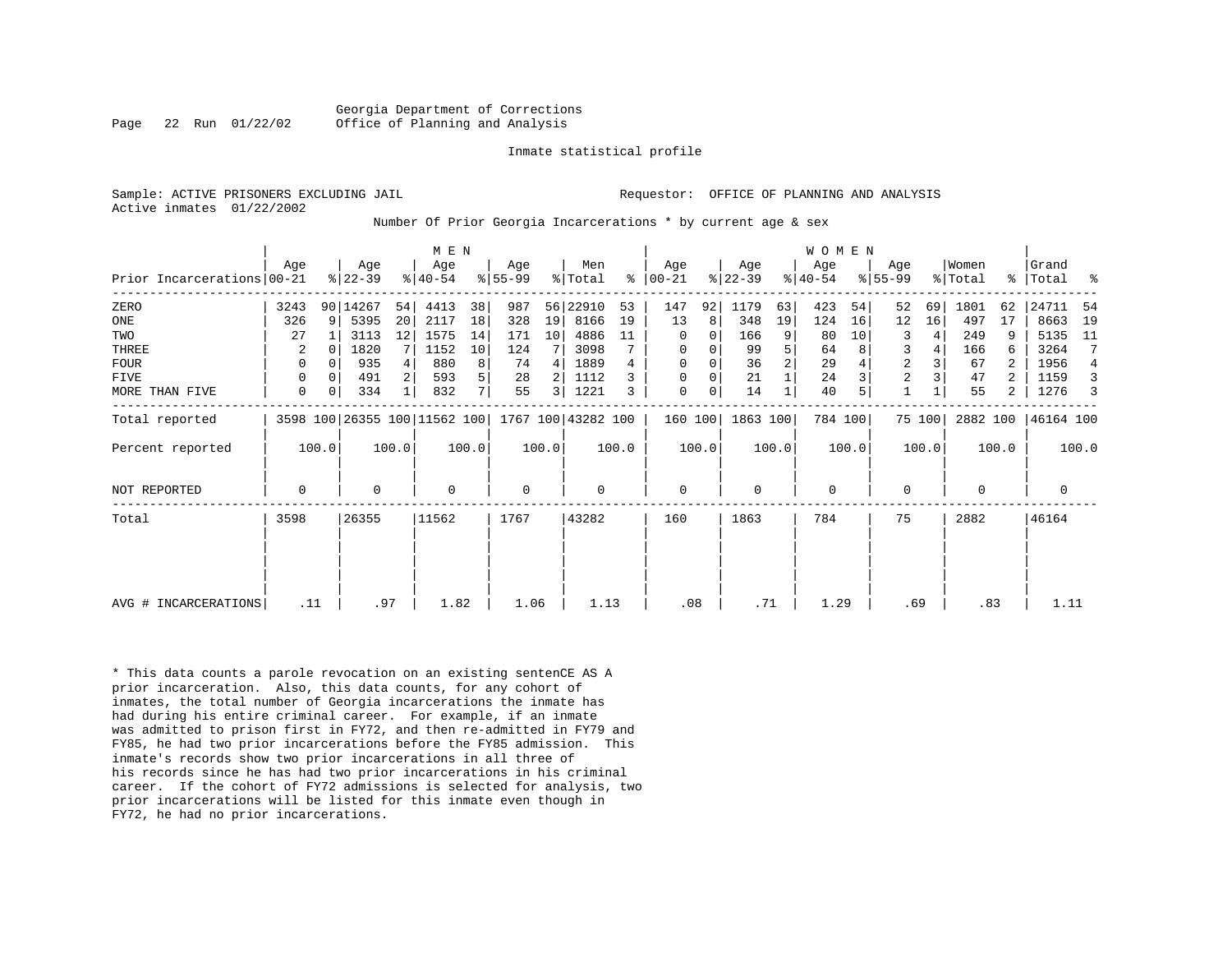Georgia Department of Corrections
Office of Planning and Analysis

Inmate statistical profile

Sample: ACTIVE PRISONERS EXCLUDING JAIL

Requestor: OFFICE OF PLANNING AND ANALYSIS

Active inmates 01/22/2002

Number Of Prior Georgia Incarcerations * by current age & sex

| Prior Incarcerations | MEN Age 00-21 | % | Age 22-39 | % | Age 40-54 | % | Age 55-99 | % | Men Total | % | WOMEN Age 00-21 | % | Age 22-39 | % | Age 40-54 | % | Age 55-99 | % | Women Total | % | Grand Total | % |
|---|---|---|---|---|---|---|---|---|---|---|---|---|---|---|---|---|---|---|---|---|---|---|
| ZERO | 3243 | 90 | 14267 | 54 | 4413 | 38 | 987 | 56 | 22910 | 53 | 147 | 92 | 1179 | 63 | 423 | 54 | 52 | 69 | 1801 | 62 | 24711 | 54 |
| ONE | 326 | 9 | 5395 | 20 | 2117 | 18 | 328 | 19 | 8166 | 19 | 13 | 8 | 348 | 19 | 124 | 16 | 12 | 16 | 497 | 17 | 8663 | 19 |
| TWO | 27 | 1 | 3113 | 12 | 1575 | 14 | 171 | 10 | 4886 | 11 | 0 | 0 | 166 | 9 | 80 | 10 | 3 | 4 | 249 | 9 | 5135 | 11 |
| THREE | 2 | 0 | 1820 | 7 | 1152 | 10 | 124 | 7 | 3098 | 7 | 0 | 0 | 99 | 5 | 64 | 8 | 3 | 4 | 166 | 6 | 3264 | 7 |
| FOUR | 0 | 0 | 935 | 4 | 880 | 8 | 74 | 4 | 1889 | 4 | 0 | 0 | 36 | 2 | 29 | 4 | 2 | 3 | 67 | 2 | 1956 | 4 |
| FIVE | 0 | 0 | 491 | 2 | 593 | 5 | 28 | 2 | 1112 | 3 | 0 | 0 | 21 | 1 | 24 | 3 | 2 | 3 | 47 | 2 | 1159 | 3 |
| MORE THAN FIVE | 0 | 0 | 334 | 1 | 832 | 7 | 55 | 3 | 1221 | 3 | 0 | 0 | 14 | 1 | 40 | 5 | 1 | 1 | 55 | 2 | 1276 | 3 |
| Total reported | 3598 | 100 | 26355 | 100 | 11562 | 100 | 1767 | 100 | 43282 | 100 | 160 | 100 | 1863 | 100 | 784 | 100 | 75 | 100 | 2882 | 100 | 46164 | 100 |
| Percent reported | 100.0 | | 100.0 | | 100.0 | | 100.0 | | 100.0 | | 100.0 | | 100.0 | | 100.0 | | 100.0 | | 100.0 | | 100.0 | |
| NOT REPORTED | 0 | | 0 | | 0 | | 0 | | 0 | | 0 | | 0 | | 0 | | 0 | | 0 | | 0 | |
| Total | 3598 | | 26355 | | 11562 | | 1767 | | 43282 | | 160 | | 1863 | | 784 | | 75 | | 2882 | | 46164 | |
| AVG # INCARCERATIONS | .11 | | .97 | | 1.82 | | 1.06 | | 1.13 | | .08 | | .71 | | 1.29 | | .69 | | .83 | | 1.11 | |

* This data counts a parole revocation on an existing sentenCE AS A prior incarceration. Also, this data counts, for any cohort of inmates, the total number of Georgia incarcerations the inmate has had during his entire criminal career. For example, if an inmate was admitted to prison first in FY72, and then re-admitted in FY79 and FY85, he had two prior incarcerations before the FY85 admission. This inmate's records show two prior incarcerations in all three of his records since he has had two prior incarcerations in his criminal career. If the cohort of FY72 admissions is selected for analysis, two prior incarcerations will be listed for this inmate even though in FY72, he had no prior incarcerations.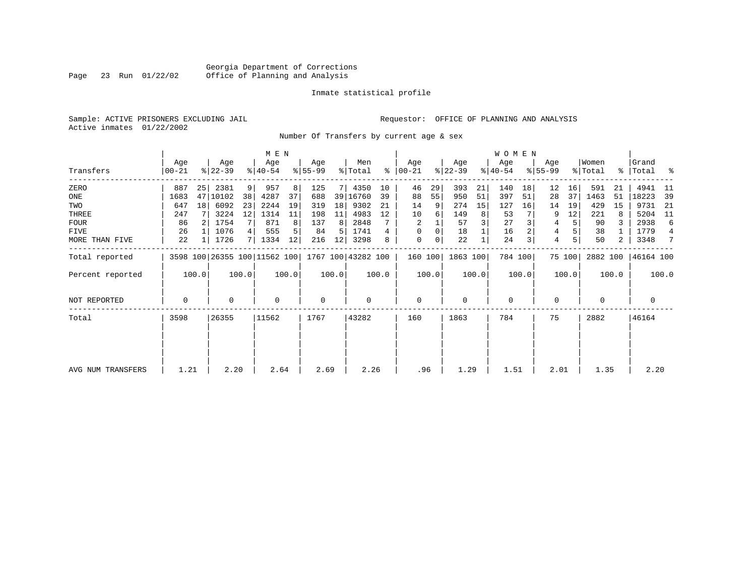Georgia Department of Corrections
Office of Planning and Analysis

Inmate statistical profile

Sample: ACTIVE PRISONERS EXCLUDING JAIL

Requestor: OFFICE OF PLANNING AND ANALYSIS

Active inmates 01/22/2002

Number Of Transfers by current age & sex

| Transfers | MEN Age 00-21 | % | Age 22-39 | % | Age 40-54 | % | Age 55-99 | % | Men Total | % | WOMEN Age 00-21 | % | Age 22-39 | % | Age 40-54 | % | Age 55-99 | % | Women Total | % | Grand Total | % |
|---|---|---|---|---|---|---|---|---|---|---|---|---|---|---|---|---|---|---|---|---|---|---|
| ZERO | 887 | 25 | 2381 | 9 | 957 | 8 | 125 | 7 | 4350 | 10 | 46 | 29 | 393 | 21 | 140 | 18 | 12 | 16 | 591 | 21 | 4941 | 11 |
| ONE | 1683 | 47 | 10102 | 38 | 4287 | 37 | 688 | 39 | 16760 | 39 | 88 | 55 | 950 | 51 | 397 | 51 | 28 | 37 | 1463 | 51 | 18223 | 39 |
| TWO | 647 | 18 | 6092 | 23 | 2244 | 19 | 319 | 18 | 9302 | 21 | 14 | 9 | 274 | 15 | 127 | 16 | 14 | 19 | 429 | 15 | 9731 | 21 |
| THREE | 247 | 7 | 3224 | 12 | 1314 | 11 | 198 | 11 | 4983 | 12 | 10 | 6 | 149 | 8 | 53 | 7 | 9 | 12 | 221 | 8 | 5204 | 11 |
| FOUR | 86 | 2 | 1754 | 7 | 871 | 8 | 137 | 8 | 2848 | 7 | 2 | 1 | 57 | 3 | 27 | 3 | 4 | 5 | 90 | 3 | 2938 | 6 |
| FIVE | 26 | 1 | 1076 | 4 | 555 | 5 | 84 | 5 | 1741 | 4 | 0 | 0 | 18 | 1 | 16 | 2 | 4 | 5 | 38 | 1 | 1779 | 4 |
| MORE THAN FIVE | 22 | 1 | 1726 | 7 | 1334 | 12 | 216 | 12 | 3298 | 8 | 0 | 0 | 22 | 1 | 24 | 3 | 4 | 5 | 50 | 2 | 3348 | 7 |
| Total reported | 3598 | 100 | 26355 | 100 | 11562 | 100 | 1767 | 100 | 43282 | 100 | 160 | 100 | 1863 | 100 | 784 | 100 | 75 | 100 | 2882 | 100 | 46164 | 100 |
| Percent reported | | 100.0 | | 100.0 | | 100.0 | | 100.0 | | 100.0 | | 100.0 | | 100.0 | | 100.0 | | 100.0 | | 100.0 | | 100.0 |
| NOT REPORTED | 0 | | 0 | | 0 | | 0 | | 0 | | 0 | | 0 | | 0 | | 0 | | 0 | | 0 | |
| Total | 3598 | | 26355 | | 11562 | | 1767 | | 43282 | | 160 | | 1863 | | 784 | | 75 | | 2882 | | 46164 | |
| AVG NUM TRANSFERS | 1.21 | | 2.20 | | 2.64 | | 2.69 | | 2.26 | | .96 | | 1.29 | | 1.51 | | 2.01 | | 1.35 | | 2.20 | |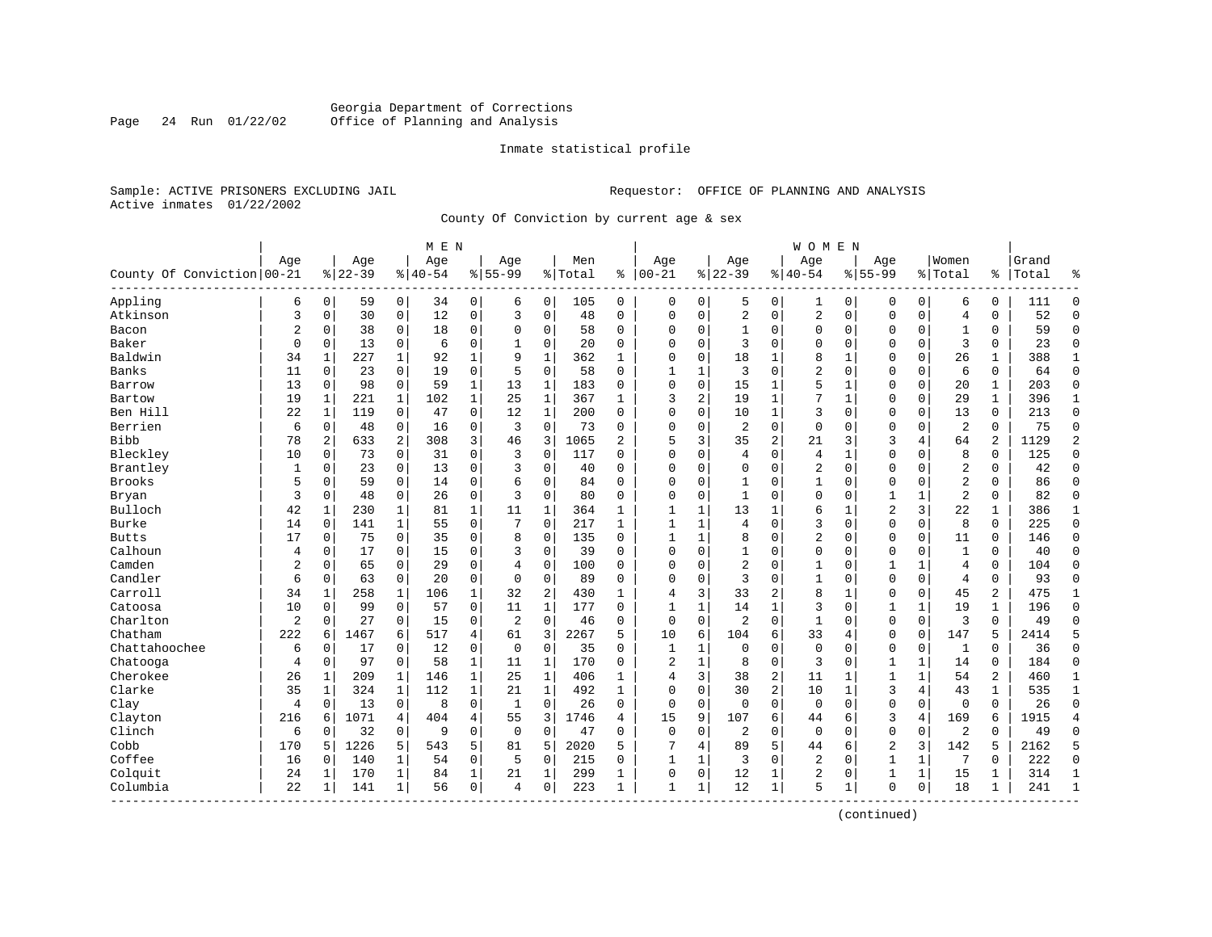Georgia Department of Corrections
Office of Planning and Analysis

Inmate statistical profile

Sample: ACTIVE PRISONERS EXCLUDING JAIL

Requestor: OFFICE OF PLANNING AND ANALYSIS

Active inmates 01/22/2002

County Of Conviction by current age & sex

| County Of Conviction | MEN Age 00-21 | % | Age 22-39 | % | Age 40-54 | % | Age 55-99 | % | Men Total | % | WOMEN Age 00-21 | % | Age 22-39 | % | Age 40-54 | % | Age 55-99 | % | Women Total | % | Grand Total | % |
|---|---|---|---|---|---|---|---|---|---|---|---|---|---|---|---|---|---|---|---|---|---|---|
| Appling | 6 | 0 | 59 | 0 | 34 | 0 | 6 | 0 | 105 | 0 | 0 | 0 | 5 | 0 | 1 | 0 | 0 | 0 | 6 | 0 | 111 | 0 |
| Atkinson | 3 | 0 | 30 | 0 | 12 | 0 | 3 | 0 | 48 | 0 | 0 | 0 | 2 | 0 | 2 | 0 | 0 | 0 | 4 | 0 | 52 | 0 |
| Bacon | 2 | 0 | 38 | 0 | 18 | 0 | 0 | 0 | 58 | 0 | 0 | 0 | 1 | 0 | 0 | 0 | 0 | 0 | 1 | 0 | 59 | 0 |
| Baker | 0 | 0 | 13 | 0 | 6 | 0 | 1 | 0 | 20 | 0 | 0 | 0 | 3 | 0 | 0 | 0 | 0 | 0 | 3 | 0 | 23 | 0 |
| Baldwin | 34 | 1 | 227 | 1 | 92 | 1 | 9 | 1 | 362 | 1 | 0 | 0 | 18 | 1 | 8 | 1 | 0 | 0 | 26 | 1 | 388 | 1 |
| Banks | 11 | 0 | 23 | 0 | 19 | 0 | 5 | 0 | 58 | 0 | 1 | 1 | 3 | 0 | 2 | 0 | 0 | 0 | 6 | 0 | 64 | 0 |
| Barrow | 13 | 0 | 98 | 0 | 59 | 1 | 13 | 1 | 183 | 0 | 0 | 0 | 15 | 1 | 5 | 1 | 0 | 0 | 20 | 1 | 203 | 0 |
| Bartow | 19 | 1 | 221 | 1 | 102 | 1 | 25 | 1 | 367 | 1 | 3 | 2 | 19 | 1 | 7 | 1 | 0 | 0 | 29 | 1 | 396 | 1 |
| Ben Hill | 22 | 1 | 119 | 0 | 47 | 0 | 12 | 1 | 200 | 0 | 0 | 0 | 10 | 1 | 3 | 0 | 0 | 0 | 13 | 0 | 213 | 0 |
| Berrien | 6 | 0 | 48 | 0 | 16 | 0 | 3 | 0 | 73 | 0 | 0 | 0 | 2 | 0 | 0 | 0 | 0 | 0 | 2 | 0 | 75 | 0 |
| Bibb | 78 | 2 | 633 | 2 | 308 | 3 | 46 | 3 | 1065 | 2 | 5 | 3 | 35 | 2 | 21 | 3 | 3 | 4 | 64 | 2 | 1129 | 2 |
| Bleckley | 10 | 0 | 73 | 0 | 31 | 0 | 3 | 0 | 117 | 0 | 0 | 0 | 4 | 0 | 4 | 1 | 0 | 0 | 8 | 0 | 125 | 0 |
| Brantley | 1 | 0 | 23 | 0 | 13 | 0 | 3 | 0 | 40 | 0 | 0 | 0 | 0 | 0 | 2 | 0 | 0 | 0 | 2 | 0 | 42 | 0 |
| Brooks | 5 | 0 | 59 | 0 | 14 | 0 | 6 | 0 | 84 | 0 | 0 | 0 | 1 | 0 | 1 | 0 | 0 | 0 | 2 | 0 | 86 | 0 |
| Bryan | 3 | 0 | 48 | 0 | 26 | 0 | 3 | 0 | 80 | 0 | 0 | 0 | 1 | 0 | 0 | 0 | 1 | 1 | 2 | 0 | 82 | 0 |
| Bulloch | 42 | 1 | 230 | 1 | 81 | 1 | 11 | 1 | 364 | 1 | 1 | 1 | 13 | 1 | 6 | 1 | 2 | 3 | 22 | 1 | 386 | 1 |
| Burke | 14 | 0 | 141 | 1 | 55 | 0 | 7 | 0 | 217 | 1 | 1 | 1 | 4 | 0 | 3 | 0 | 0 | 0 | 8 | 0 | 225 | 0 |
| Butts | 17 | 0 | 75 | 0 | 35 | 0 | 8 | 0 | 135 | 0 | 1 | 1 | 8 | 0 | 2 | 0 | 0 | 0 | 11 | 0 | 146 | 0 |
| Calhoun | 4 | 0 | 17 | 0 | 15 | 0 | 3 | 0 | 39 | 0 | 0 | 0 | 1 | 0 | 0 | 0 | 0 | 0 | 1 | 0 | 40 | 0 |
| Camden | 2 | 0 | 65 | 0 | 29 | 0 | 4 | 0 | 100 | 0 | 0 | 0 | 2 | 0 | 1 | 0 | 1 | 1 | 4 | 0 | 104 | 0 |
| Candler | 6 | 0 | 63 | 0 | 20 | 0 | 0 | 0 | 89 | 0 | 0 | 0 | 3 | 0 | 1 | 0 | 0 | 0 | 4 | 0 | 93 | 0 |
| Carroll | 34 | 1 | 258 | 1 | 106 | 1 | 32 | 2 | 430 | 1 | 4 | 3 | 33 | 2 | 8 | 1 | 0 | 0 | 45 | 2 | 475 | 1 |
| Catoosa | 10 | 0 | 99 | 0 | 57 | 0 | 11 | 1 | 177 | 0 | 1 | 1 | 14 | 1 | 3 | 0 | 1 | 1 | 19 | 1 | 196 | 0 |
| Charlton | 2 | 0 | 27 | 0 | 15 | 0 | 2 | 0 | 46 | 0 | 0 | 0 | 2 | 0 | 1 | 0 | 0 | 0 | 3 | 0 | 49 | 0 |
| Chatham | 222 | 6 | 1467 | 6 | 517 | 4 | 61 | 3 | 2267 | 5 | 10 | 6 | 104 | 6 | 33 | 4 | 0 | 0 | 147 | 5 | 2414 | 5 |
| Chattahoochee | 6 | 0 | 17 | 0 | 12 | 0 | 0 | 0 | 35 | 0 | 1 | 1 | 0 | 0 | 0 | 0 | 0 | 0 | 1 | 0 | 36 | 0 |
| Chatooga | 4 | 0 | 97 | 0 | 58 | 1 | 11 | 1 | 170 | 0 | 2 | 1 | 8 | 0 | 3 | 0 | 1 | 1 | 14 | 0 | 184 | 0 |
| Cherokee | 26 | 1 | 209 | 1 | 146 | 1 | 25 | 1 | 406 | 1 | 4 | 3 | 38 | 2 | 11 | 1 | 1 | 1 | 54 | 2 | 460 | 1 |
| Clarke | 35 | 1 | 324 | 1 | 112 | 1 | 21 | 1 | 492 | 1 | 0 | 0 | 30 | 2 | 10 | 1 | 3 | 4 | 43 | 1 | 535 | 1 |
| Clay | 4 | 0 | 13 | 0 | 8 | 0 | 1 | 0 | 26 | 0 | 0 | 0 | 0 | 0 | 0 | 0 | 0 | 0 | 0 | 0 | 26 | 0 |
| Clayton | 216 | 6 | 1071 | 4 | 404 | 4 | 55 | 3 | 1746 | 4 | 15 | 9 | 107 | 6 | 44 | 6 | 3 | 4 | 169 | 6 | 1915 | 4 |
| Clinch | 6 | 0 | 32 | 0 | 9 | 0 | 0 | 0 | 47 | 0 | 0 | 0 | 2 | 0 | 0 | 0 | 0 | 0 | 2 | 0 | 49 | 0 |
| Cobb | 170 | 5 | 1226 | 5 | 543 | 5 | 81 | 5 | 2020 | 5 | 7 | 4 | 89 | 5 | 44 | 6 | 2 | 3 | 142 | 5 | 2162 | 5 |
| Coffee | 16 | 0 | 140 | 1 | 54 | 0 | 5 | 0 | 215 | 0 | 1 | 1 | 3 | 0 | 2 | 0 | 1 | 1 | 7 | 0 | 222 | 0 |
| Colquit | 24 | 1 | 170 | 1 | 84 | 1 | 21 | 1 | 299 | 1 | 0 | 0 | 12 | 1 | 2 | 0 | 1 | 1 | 15 | 1 | 314 | 1 |
| Columbia | 22 | 1 | 141 | 1 | 56 | 0 | 4 | 0 | 223 | 1 | 1 | 1 | 12 | 1 | 5 | 1 | 0 | 0 | 18 | 1 | 241 | 1 |

(continued)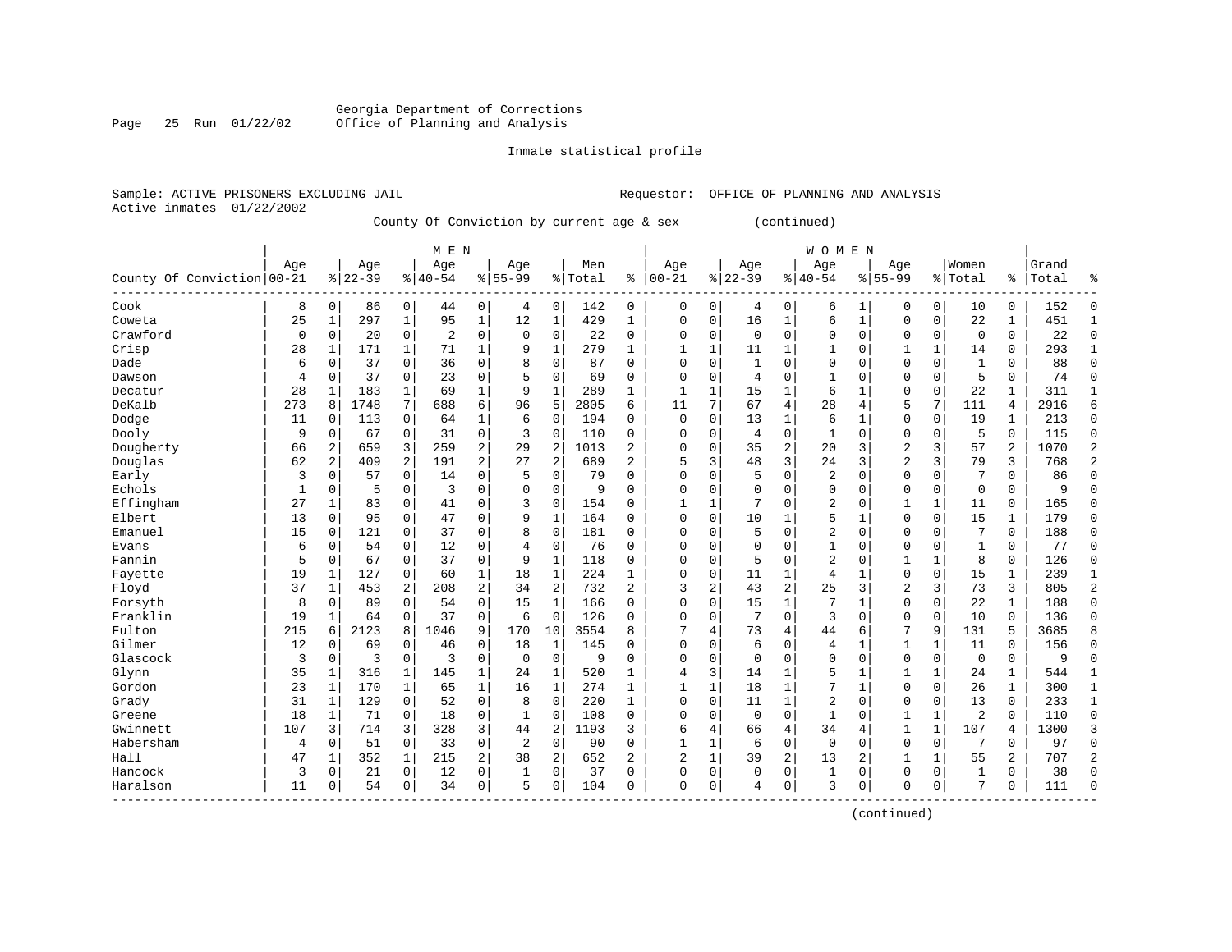Georgia Department of Corrections
Office of Planning and Analysis

Inmate statistical profile

Sample: ACTIVE PRISONERS EXCLUDING JAIL                    Requestor: OFFICE OF PLANNING AND ANALYSIS
Active inmates 01/22/2002

County Of Conviction by current age & sex (continued)

| County Of Conviction | MEN Age 00-21 | % | Age 22-39 | % | Age 40-54 | % | Age 55-99 | % | Men Total | % | WOMEN Age 00-21 | % | Age 22-39 | % | Age 40-54 | % | Age 55-99 | % | Women Total | % | Grand Total | % |
|---|---|---|---|---|---|---|---|---|---|---|---|---|---|---|---|---|---|---|---|---|---|---|
| Cook | 8 | 0 | 86 | 0 | 44 | 0 | 4 | 0 | 142 | 0 | 0 | 0 | 4 | 0 | 6 | 1 | 0 | 0 | 10 | 0 | 152 | 0 |
| Coweta | 25 | 1 | 297 | 1 | 95 | 1 | 12 | 1 | 429 | 1 | 0 | 0 | 16 | 1 | 6 | 1 | 0 | 0 | 22 | 1 | 451 | 1 |
| Crawford | 0 | 0 | 20 | 0 | 2 | 0 | 0 | 0 | 22 | 0 | 0 | 0 | 0 | 0 | 0 | 0 | 0 | 0 | 0 | 0 | 22 | 0 |
| Crisp | 28 | 1 | 171 | 1 | 71 | 1 | 9 | 1 | 279 | 1 | 1 | 1 | 11 | 1 | 1 | 0 | 1 | 1 | 14 | 0 | 293 | 1 |
| Dade | 6 | 0 | 37 | 0 | 36 | 0 | 8 | 0 | 87 | 0 | 0 | 0 | 1 | 0 | 0 | 0 | 0 | 0 | 1 | 0 | 88 | 0 |
| Dawson | 4 | 0 | 37 | 0 | 23 | 0 | 5 | 0 | 69 | 0 | 0 | 0 | 4 | 0 | 1 | 0 | 0 | 0 | 5 | 0 | 74 | 0 |
| Decatur | 28 | 1 | 183 | 1 | 69 | 1 | 9 | 1 | 289 | 1 | 1 | 1 | 15 | 1 | 6 | 1 | 0 | 0 | 22 | 1 | 311 | 1 |
| DeKalb | 273 | 8 | 1748 | 7 | 688 | 6 | 96 | 5 | 2805 | 6 | 11 | 7 | 67 | 4 | 28 | 4 | 5 | 7 | 111 | 4 | 2916 | 6 |
| Dodge | 11 | 0 | 113 | 0 | 64 | 1 | 6 | 0 | 194 | 0 | 0 | 0 | 13 | 1 | 6 | 1 | 0 | 0 | 19 | 1 | 213 | 0 |
| Dooly | 9 | 0 | 67 | 0 | 31 | 0 | 3 | 0 | 110 | 0 | 0 | 0 | 4 | 0 | 1 | 0 | 0 | 0 | 5 | 0 | 115 | 0 |
| Dougherty | 66 | 2 | 659 | 3 | 259 | 2 | 29 | 2 | 1013 | 2 | 0 | 0 | 35 | 2 | 20 | 3 | 2 | 3 | 57 | 2 | 1070 | 2 |
| Douglas | 62 | 2 | 409 | 2 | 191 | 2 | 27 | 2 | 689 | 2 | 5 | 3 | 48 | 3 | 24 | 3 | 2 | 3 | 79 | 3 | 768 | 2 |
| Early | 3 | 0 | 57 | 0 | 14 | 0 | 5 | 0 | 79 | 0 | 0 | 0 | 5 | 0 | 2 | 0 | 0 | 0 | 7 | 0 | 86 | 0 |
| Echols | 1 | 0 | 5 | 0 | 3 | 0 | 0 | 0 | 9 | 0 | 0 | 0 | 0 | 0 | 0 | 0 | 0 | 0 | 0 | 0 | 9 | 0 |
| Effingham | 27 | 1 | 83 | 0 | 41 | 0 | 3 | 0 | 154 | 0 | 1 | 1 | 7 | 0 | 2 | 0 | 1 | 1 | 11 | 0 | 165 | 0 |
| Elbert | 13 | 0 | 95 | 0 | 47 | 0 | 9 | 1 | 164 | 0 | 0 | 0 | 10 | 1 | 5 | 1 | 0 | 0 | 15 | 1 | 179 | 0 |
| Emanuel | 15 | 0 | 121 | 0 | 37 | 0 | 8 | 0 | 181 | 0 | 0 | 0 | 5 | 0 | 2 | 0 | 0 | 0 | 7 | 0 | 188 | 0 |
| Evans | 6 | 0 | 54 | 0 | 12 | 0 | 4 | 0 | 76 | 0 | 0 | 0 | 0 | 0 | 1 | 0 | 0 | 0 | 1 | 0 | 77 | 0 |
| Fannin | 5 | 0 | 67 | 0 | 37 | 0 | 9 | 1 | 118 | 0 | 0 | 0 | 5 | 0 | 2 | 0 | 1 | 1 | 8 | 0 | 126 | 0 |
| Fayette | 19 | 1 | 127 | 0 | 60 | 1 | 18 | 1 | 224 | 1 | 0 | 0 | 11 | 1 | 4 | 1 | 0 | 0 | 15 | 1 | 239 | 1 |
| Floyd | 37 | 1 | 453 | 2 | 208 | 2 | 34 | 2 | 732 | 2 | 3 | 2 | 43 | 2 | 25 | 3 | 2 | 3 | 73 | 3 | 805 | 2 |
| Forsyth | 8 | 0 | 89 | 0 | 54 | 0 | 15 | 1 | 166 | 0 | 0 | 0 | 15 | 1 | 7 | 1 | 0 | 0 | 22 | 1 | 188 | 0 |
| Franklin | 19 | 1 | 64 | 0 | 37 | 0 | 6 | 0 | 126 | 0 | 0 | 0 | 7 | 0 | 3 | 0 | 0 | 0 | 10 | 0 | 136 | 0 |
| Fulton | 215 | 6 | 2123 | 8 | 1046 | 9 | 170 | 10 | 3554 | 8 | 7 | 4 | 73 | 4 | 44 | 6 | 7 | 9 | 131 | 5 | 3685 | 8 |
| Gilmer | 12 | 0 | 69 | 0 | 46 | 0 | 18 | 1 | 145 | 0 | 0 | 0 | 6 | 0 | 4 | 1 | 1 | 1 | 11 | 0 | 156 | 0 |
| Glascock | 3 | 0 | 3 | 0 | 3 | 0 | 0 | 0 | 9 | 0 | 0 | 0 | 0 | 0 | 0 | 0 | 0 | 0 | 0 | 0 | 9 | 0 |
| Glynn | 35 | 1 | 316 | 1 | 145 | 1 | 24 | 1 | 520 | 1 | 4 | 3 | 14 | 1 | 5 | 1 | 1 | 1 | 24 | 1 | 544 | 1 |
| Gordon | 23 | 1 | 170 | 1 | 65 | 1 | 16 | 1 | 274 | 1 | 1 | 1 | 18 | 1 | 7 | 1 | 0 | 0 | 26 | 1 | 300 | 1 |
| Grady | 31 | 1 | 129 | 0 | 52 | 0 | 8 | 0 | 220 | 1 | 0 | 0 | 11 | 1 | 2 | 0 | 0 | 0 | 13 | 0 | 233 | 1 |
| Greene | 18 | 1 | 71 | 0 | 18 | 0 | 1 | 0 | 108 | 0 | 0 | 0 | 0 | 0 | 1 | 0 | 1 | 1 | 2 | 0 | 110 | 0 |
| Gwinnett | 107 | 3 | 714 | 3 | 328 | 3 | 44 | 2 | 1193 | 3 | 6 | 4 | 66 | 4 | 34 | 4 | 1 | 1 | 107 | 4 | 1300 | 3 |
| Habersham | 4 | 0 | 51 | 0 | 33 | 0 | 2 | 0 | 90 | 0 | 1 | 1 | 6 | 0 | 0 | 0 | 0 | 0 | 7 | 0 | 97 | 0 |
| Hall | 47 | 1 | 352 | 1 | 215 | 2 | 38 | 2 | 652 | 2 | 2 | 1 | 39 | 2 | 13 | 2 | 1 | 1 | 55 | 2 | 707 | 2 |
| Hancock | 3 | 0 | 21 | 0 | 12 | 0 | 1 | 0 | 37 | 0 | 0 | 0 | 0 | 0 | 1 | 0 | 0 | 0 | 1 | 0 | 38 | 0 |
| Haralson | 11 | 0 | 54 | 0 | 34 | 0 | 5 | 0 | 104 | 0 | 0 | 0 | 4 | 0 | 3 | 0 | 0 | 0 | 7 | 0 | 111 | 0 |

(continued)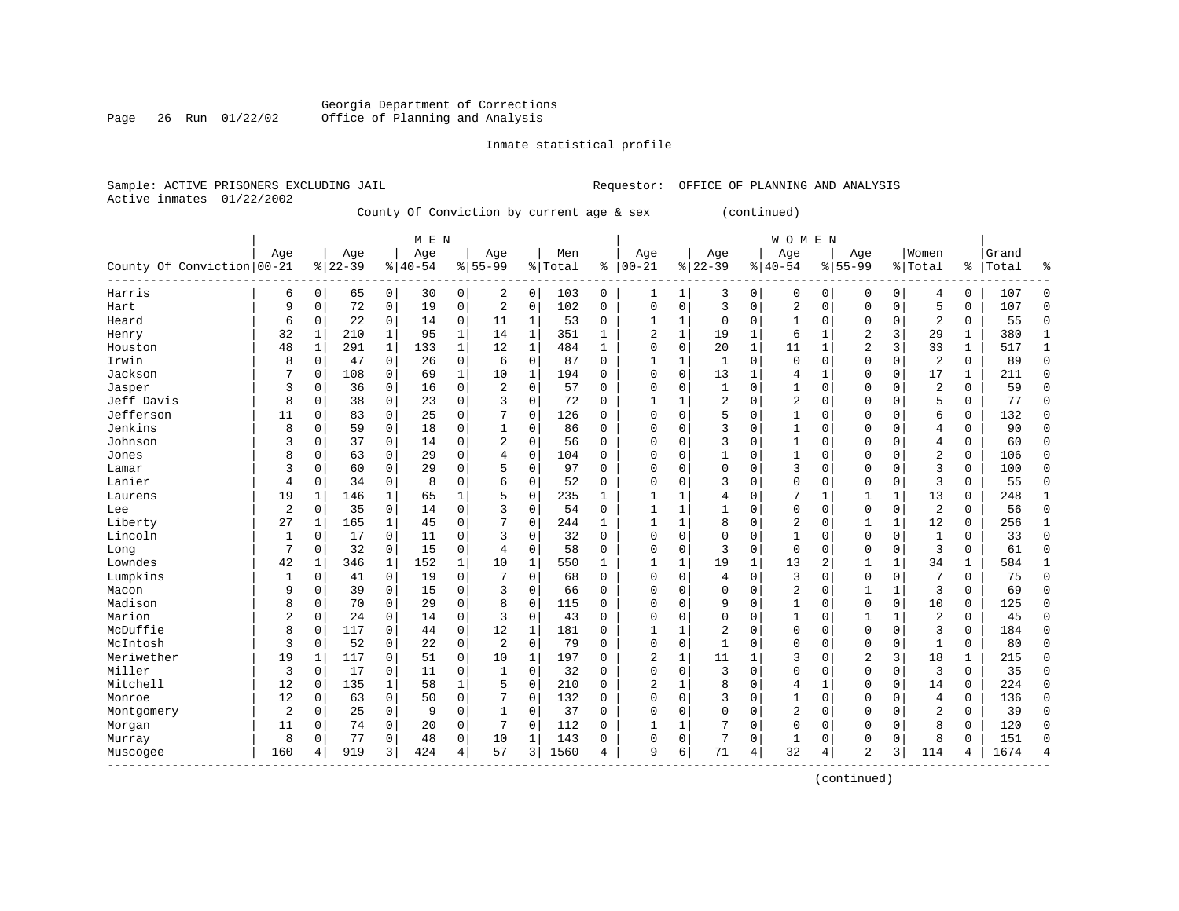Georgia Department of Corrections
Office of Planning and Analysis

Inmate statistical profile

Sample: ACTIVE PRISONERS EXCLUDING JAIL　　　　Requestor: OFFICE OF PLANNING AND ANALYSIS
Active inmates 01/22/2002

County Of Conviction by current age & sex (continued)

| | MEN | | | | | | | | | | WOMEN | | | | | | | | | | | |
|---|---|---|---|---|---|---|---|---|---|---|---|---|---|---|---|---|---|---|---|---|---|---|
| County Of Conviction | Age 00-21 | % | Age 22-39 | % | Age 40-54 | % | Age 55-99 | % | Men Total | % | Age 00-21 | % | Age 22-39 | % | Age 40-54 | % | Age 55-99 | % | Women Total | % | Grand Total | % |
| Harris | 6 | 0 | 65 | 0 | 30 | 0 | 2 | 0 | 103 | 0 | 1 | 1 | 3 | 0 | 0 | 0 | 0 | 0 | 4 | 0 | 107 | 0 |
| Hart | 9 | 0 | 72 | 0 | 19 | 0 | 2 | 0 | 102 | 0 | 0 | 0 | 3 | 0 | 2 | 0 | 0 | 0 | 5 | 0 | 107 | 0 |
| Heard | 6 | 0 | 22 | 0 | 14 | 0 | 11 | 1 | 53 | 0 | 1 | 1 | 0 | 0 | 1 | 0 | 0 | 0 | 2 | 0 | 55 | 0 |
| Henry | 32 | 1 | 210 | 1 | 95 | 1 | 14 | 1 | 351 | 1 | 2 | 1 | 19 | 1 | 6 | 1 | 2 | 3 | 29 | 1 | 380 | 1 |
| Houston | 48 | 1 | 291 | 1 | 133 | 1 | 12 | 1 | 484 | 1 | 0 | 0 | 20 | 1 | 11 | 1 | 2 | 3 | 33 | 1 | 517 | 1 |
| Irwin | 8 | 0 | 47 | 0 | 26 | 0 | 6 | 0 | 87 | 0 | 1 | 1 | 1 | 0 | 0 | 0 | 0 | 0 | 2 | 0 | 89 | 0 |
| Jackson | 7 | 0 | 108 | 0 | 69 | 1 | 10 | 1 | 194 | 0 | 0 | 0 | 13 | 1 | 4 | 1 | 0 | 0 | 17 | 1 | 211 | 0 |
| Jasper | 3 | 0 | 36 | 0 | 16 | 0 | 2 | 0 | 57 | 0 | 0 | 0 | 1 | 0 | 1 | 0 | 0 | 0 | 2 | 0 | 59 | 0 |
| Jeff Davis | 8 | 0 | 38 | 0 | 23 | 0 | 3 | 0 | 72 | 0 | 1 | 1 | 2 | 0 | 2 | 0 | 0 | 0 | 5 | 0 | 77 | 0 |
| Jefferson | 11 | 0 | 83 | 0 | 25 | 0 | 7 | 0 | 126 | 0 | 0 | 0 | 5 | 0 | 1 | 0 | 0 | 0 | 6 | 0 | 132 | 0 |
| Jenkins | 8 | 0 | 59 | 0 | 18 | 0 | 1 | 0 | 86 | 0 | 0 | 0 | 3 | 0 | 1 | 0 | 0 | 0 | 4 | 0 | 90 | 0 |
| Johnson | 3 | 0 | 37 | 0 | 14 | 0 | 2 | 0 | 56 | 0 | 0 | 0 | 3 | 0 | 1 | 0 | 0 | 0 | 4 | 0 | 60 | 0 |
| Jones | 8 | 0 | 63 | 0 | 29 | 0 | 4 | 0 | 104 | 0 | 0 | 0 | 1 | 0 | 1 | 0 | 0 | 0 | 2 | 0 | 106 | 0 |
| Lamar | 3 | 0 | 60 | 0 | 29 | 0 | 5 | 0 | 97 | 0 | 0 | 0 | 0 | 0 | 3 | 0 | 0 | 0 | 3 | 0 | 100 | 0 |
| Lanier | 4 | 0 | 34 | 0 | 8 | 0 | 6 | 0 | 52 | 0 | 0 | 0 | 3 | 0 | 0 | 0 | 0 | 0 | 3 | 0 | 55 | 0 |
| Laurens | 19 | 1 | 146 | 1 | 65 | 1 | 5 | 0 | 235 | 1 | 1 | 1 | 4 | 0 | 7 | 1 | 1 | 1 | 13 | 0 | 248 | 1 |
| Lee | 2 | 0 | 35 | 0 | 14 | 0 | 3 | 0 | 54 | 0 | 1 | 1 | 1 | 0 | 0 | 0 | 0 | 0 | 2 | 0 | 56 | 0 |
| Liberty | 27 | 1 | 165 | 1 | 45 | 0 | 7 | 0 | 244 | 1 | 1 | 1 | 8 | 0 | 2 | 0 | 1 | 1 | 12 | 0 | 256 | 1 |
| Lincoln | 1 | 0 | 17 | 0 | 11 | 0 | 3 | 0 | 32 | 0 | 0 | 0 | 0 | 0 | 1 | 0 | 0 | 0 | 1 | 0 | 33 | 0 |
| Long | 7 | 0 | 32 | 0 | 15 | 0 | 4 | 0 | 58 | 0 | 0 | 0 | 3 | 0 | 0 | 0 | 0 | 0 | 3 | 0 | 61 | 0 |
| Lowndes | 42 | 1 | 346 | 1 | 152 | 1 | 10 | 1 | 550 | 1 | 1 | 1 | 19 | 1 | 13 | 2 | 1 | 1 | 34 | 1 | 584 | 1 |
| Lumpkins | 1 | 0 | 41 | 0 | 19 | 0 | 7 | 0 | 68 | 0 | 0 | 0 | 4 | 0 | 3 | 0 | 0 | 0 | 7 | 0 | 75 | 0 |
| Macon | 9 | 0 | 39 | 0 | 15 | 0 | 3 | 0 | 66 | 0 | 0 | 0 | 0 | 0 | 2 | 0 | 1 | 1 | 3 | 0 | 69 | 0 |
| Madison | 8 | 0 | 70 | 0 | 29 | 0 | 8 | 0 | 115 | 0 | 0 | 0 | 9 | 0 | 1 | 0 | 0 | 0 | 10 | 0 | 125 | 0 |
| Marion | 2 | 0 | 24 | 0 | 14 | 0 | 3 | 0 | 43 | 0 | 0 | 0 | 0 | 0 | 1 | 0 | 1 | 1 | 2 | 0 | 45 | 0 |
| McDuffie | 8 | 0 | 117 | 0 | 44 | 0 | 12 | 1 | 181 | 0 | 1 | 1 | 2 | 0 | 0 | 0 | 0 | 0 | 3 | 0 | 184 | 0 |
| McIntosh | 3 | 0 | 52 | 0 | 22 | 0 | 2 | 0 | 79 | 0 | 0 | 0 | 1 | 0 | 0 | 0 | 0 | 0 | 1 | 0 | 80 | 0 |
| Meriwether | 19 | 1 | 117 | 0 | 51 | 0 | 10 | 1 | 197 | 0 | 2 | 1 | 11 | 1 | 3 | 0 | 2 | 3 | 18 | 1 | 215 | 0 |
| Miller | 3 | 0 | 17 | 0 | 11 | 0 | 1 | 0 | 32 | 0 | 0 | 0 | 3 | 0 | 0 | 0 | 0 | 0 | 3 | 0 | 35 | 0 |
| Mitchell | 12 | 0 | 135 | 1 | 58 | 1 | 5 | 0 | 210 | 0 | 2 | 1 | 8 | 0 | 4 | 1 | 0 | 0 | 14 | 0 | 224 | 0 |
| Monroe | 12 | 0 | 63 | 0 | 50 | 0 | 7 | 0 | 132 | 0 | 0 | 0 | 3 | 0 | 1 | 0 | 0 | 0 | 4 | 0 | 136 | 0 |
| Montgomery | 2 | 0 | 25 | 0 | 9 | 0 | 1 | 0 | 37 | 0 | 0 | 0 | 0 | 0 | 2 | 0 | 0 | 0 | 2 | 0 | 39 | 0 |
| Morgan | 11 | 0 | 74 | 0 | 20 | 0 | 7 | 0 | 112 | 0 | 1 | 1 | 7 | 0 | 0 | 0 | 0 | 0 | 8 | 0 | 120 | 0 |
| Murray | 8 | 0 | 77 | 0 | 48 | 0 | 10 | 1 | 143 | 0 | 0 | 0 | 7 | 0 | 1 | 0 | 0 | 0 | 8 | 0 | 151 | 0 |
| Muscogee | 160 | 4 | 919 | 3 | 424 | 4 | 57 | 3 | 1560 | 4 | 9 | 6 | 71 | 4 | 32 | 4 | 2 | 3 | 114 | 4 | 1674 | 4 |

(continued)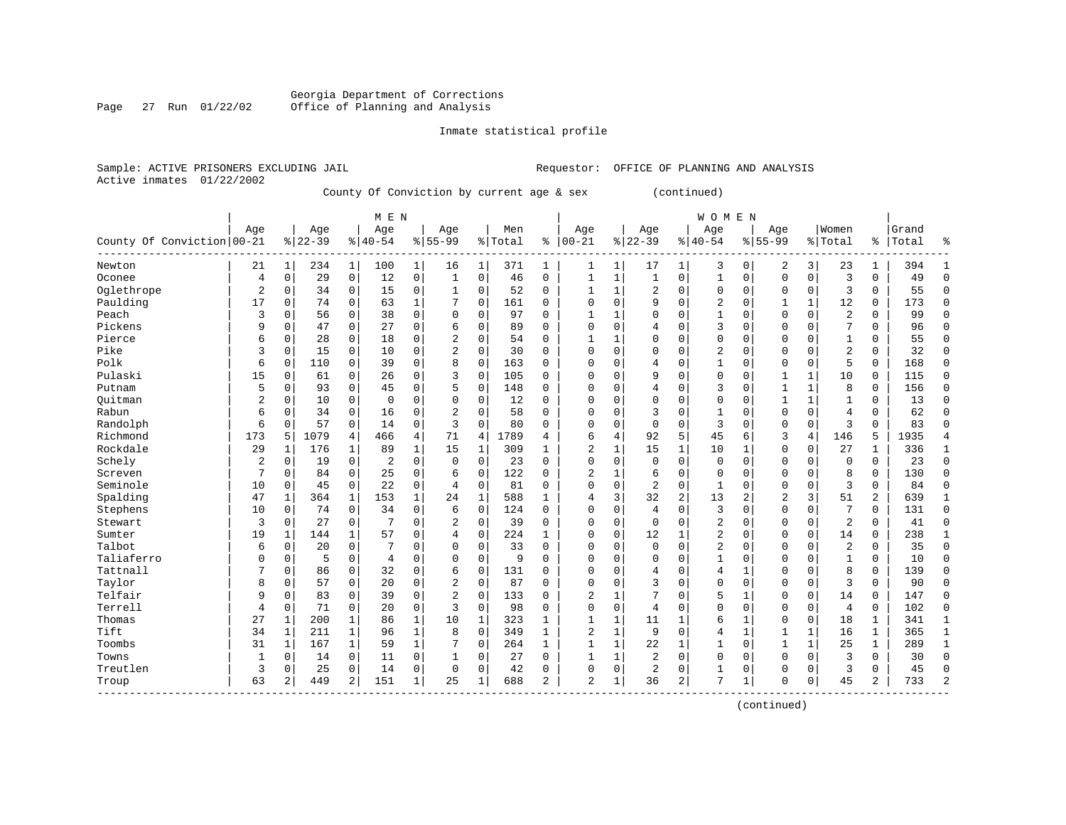Georgia Department of Corrections
Office of Planning and Analysis

Inmate statistical profile

Sample: ACTIVE PRISONERS EXCLUDING JAIL                                   Requestor: OFFICE OF PLANNING AND ANALYSIS
Active inmates 01/22/2002

County Of Conviction by current age & sex (continued)

| County Of Conviction | MEN Age 00-21 | % | Age 22-39 | % | Age 40-54 | % | Age 55-99 | % | Men Total | % | WOMEN Age 00-21 | % | Age 22-39 | % | Age 40-54 | % | Age 55-99 | % | Women Total | % | Grand Total | % |
|---|---|---|---|---|---|---|---|---|---|---|---|---|---|---|---|---|---|---|---|---|---|---|
| Newton | 21 | 1 | 234 | 1 | 100 | 1 | 16 | 1 | 371 | 1 | 1 | 1 | 17 | 1 | 3 | 0 | 2 | 3 | 23 | 1 | 394 | 1 |
| Oconee | 4 | 0 | 29 | 0 | 12 | 0 | 1 | 0 | 46 | 0 | 1 | 1 | 1 | 0 | 1 | 0 | 0 | 0 | 3 | 0 | 49 | 0 |
| Oglethrope | 2 | 0 | 34 | 0 | 15 | 0 | 1 | 0 | 52 | 0 | 1 | 1 | 2 | 0 | 0 | 0 | 0 | 0 | 3 | 0 | 55 | 0 |
| Paulding | 17 | 0 | 74 | 0 | 63 | 1 | 7 | 0 | 161 | 0 | 0 | 0 | 9 | 0 | 2 | 0 | 1 | 1 | 12 | 0 | 173 | 0 |
| Peach | 3 | 0 | 56 | 0 | 38 | 0 | 0 | 0 | 97 | 0 | 1 | 1 | 0 | 0 | 1 | 0 | 0 | 0 | 2 | 0 | 99 | 0 |
| Pickens | 9 | 0 | 47 | 0 | 27 | 0 | 6 | 0 | 89 | 0 | 0 | 0 | 4 | 0 | 3 | 0 | 0 | 0 | 7 | 0 | 96 | 0 |
| Pierce | 6 | 0 | 28 | 0 | 18 | 0 | 2 | 0 | 54 | 0 | 1 | 1 | 0 | 0 | 0 | 0 | 0 | 0 | 1 | 0 | 55 | 0 |
| Pike | 3 | 0 | 15 | 0 | 10 | 0 | 2 | 0 | 30 | 0 | 0 | 0 | 0 | 0 | 2 | 0 | 0 | 0 | 2 | 0 | 32 | 0 |
| Polk | 6 | 0 | 110 | 0 | 39 | 0 | 8 | 0 | 163 | 0 | 0 | 0 | 4 | 0 | 1 | 0 | 0 | 0 | 5 | 0 | 168 | 0 |
| Pulaski | 15 | 0 | 61 | 0 | 26 | 0 | 3 | 0 | 105 | 0 | 0 | 0 | 9 | 0 | 0 | 0 | 1 | 1 | 10 | 0 | 115 | 0 |
| Putnam | 5 | 0 | 93 | 0 | 45 | 0 | 5 | 0 | 148 | 0 | 0 | 0 | 4 | 0 | 3 | 0 | 1 | 1 | 8 | 0 | 156 | 0 |
| Quitman | 2 | 0 | 10 | 0 | 0 | 0 | 0 | 0 | 12 | 0 | 0 | 0 | 0 | 0 | 0 | 0 | 1 | 1 | 1 | 0 | 13 | 0 |
| Rabun | 6 | 0 | 34 | 0 | 16 | 0 | 2 | 0 | 58 | 0 | 0 | 0 | 3 | 0 | 1 | 0 | 0 | 0 | 4 | 0 | 62 | 0 |
| Randolph | 6 | 0 | 57 | 0 | 14 | 0 | 3 | 0 | 80 | 0 | 0 | 0 | 0 | 0 | 3 | 0 | 0 | 0 | 3 | 0 | 83 | 0 |
| Richmond | 173 | 5 | 1079 | 4 | 466 | 4 | 71 | 4 | 1789 | 4 | 6 | 4 | 92 | 5 | 45 | 6 | 3 | 4 | 146 | 5 | 1935 | 4 |
| Rockdale | 29 | 1 | 176 | 1 | 89 | 1 | 15 | 1 | 309 | 1 | 2 | 1 | 15 | 1 | 10 | 1 | 0 | 0 | 27 | 1 | 336 | 1 |
| Schely | 2 | 0 | 19 | 0 | 2 | 0 | 0 | 0 | 23 | 0 | 0 | 0 | 0 | 0 | 0 | 0 | 0 | 0 | 0 | 0 | 23 | 0 |
| Screven | 7 | 0 | 84 | 0 | 25 | 0 | 6 | 0 | 122 | 0 | 2 | 1 | 6 | 0 | 0 | 0 | 0 | 0 | 8 | 0 | 130 | 0 |
| Seminole | 10 | 0 | 45 | 0 | 22 | 0 | 4 | 0 | 81 | 0 | 0 | 0 | 2 | 0 | 1 | 0 | 0 | 0 | 3 | 0 | 84 | 0 |
| Spalding | 47 | 1 | 364 | 1 | 153 | 1 | 24 | 1 | 588 | 1 | 4 | 3 | 32 | 2 | 13 | 2 | 2 | 3 | 51 | 2 | 639 | 1 |
| Stephens | 10 | 0 | 74 | 0 | 34 | 0 | 6 | 0 | 124 | 0 | 0 | 0 | 4 | 0 | 3 | 0 | 0 | 0 | 7 | 0 | 131 | 0 |
| Stewart | 3 | 0 | 27 | 0 | 7 | 0 | 2 | 0 | 39 | 0 | 0 | 0 | 0 | 0 | 2 | 0 | 0 | 0 | 2 | 0 | 41 | 0 |
| Sumter | 19 | 1 | 144 | 1 | 57 | 0 | 4 | 0 | 224 | 1 | 0 | 0 | 12 | 1 | 2 | 0 | 0 | 0 | 14 | 0 | 238 | 1 |
| Talbot | 6 | 0 | 20 | 0 | 7 | 0 | 0 | 0 | 33 | 0 | 0 | 0 | 0 | 0 | 2 | 0 | 0 | 0 | 2 | 0 | 35 | 0 |
| Taliaferro | 0 | 0 | 5 | 0 | 4 | 0 | 0 | 0 | 9 | 0 | 0 | 0 | 0 | 0 | 1 | 0 | 0 | 0 | 1 | 0 | 10 | 0 |
| Tattnall | 7 | 0 | 86 | 0 | 32 | 0 | 6 | 0 | 131 | 0 | 0 | 0 | 4 | 0 | 4 | 1 | 0 | 0 | 8 | 0 | 139 | 0 |
| Taylor | 8 | 0 | 57 | 0 | 20 | 0 | 2 | 0 | 87 | 0 | 0 | 0 | 3 | 0 | 0 | 0 | 0 | 0 | 3 | 0 | 90 | 0 |
| Telfair | 9 | 0 | 83 | 0 | 39 | 0 | 2 | 0 | 133 | 0 | 2 | 1 | 7 | 0 | 5 | 1 | 0 | 0 | 14 | 0 | 147 | 0 |
| Terrell | 4 | 0 | 71 | 0 | 20 | 0 | 3 | 0 | 98 | 0 | 0 | 0 | 4 | 0 | 0 | 0 | 0 | 0 | 4 | 0 | 102 | 0 |
| Thomas | 27 | 1 | 200 | 1 | 86 | 1 | 10 | 1 | 323 | 1 | 1 | 1 | 11 | 1 | 6 | 1 | 0 | 0 | 18 | 1 | 341 | 1 |
| Tift | 34 | 1 | 211 | 1 | 96 | 1 | 8 | 0 | 349 | 1 | 2 | 1 | 9 | 0 | 4 | 1 | 1 | 1 | 16 | 1 | 365 | 1 |
| Toombs | 31 | 1 | 167 | 1 | 59 | 1 | 7 | 0 | 264 | 1 | 1 | 1 | 22 | 1 | 1 | 0 | 1 | 1 | 25 | 1 | 289 | 1 |
| Towns | 1 | 0 | 14 | 0 | 11 | 0 | 1 | 0 | 27 | 0 | 1 | 1 | 2 | 0 | 0 | 0 | 0 | 0 | 3 | 0 | 30 | 0 |
| Treutlen | 3 | 0 | 25 | 0 | 14 | 0 | 0 | 0 | 42 | 0 | 0 | 0 | 2 | 0 | 1 | 0 | 0 | 0 | 3 | 0 | 45 | 0 |
| Troup | 63 | 2 | 449 | 2 | 151 | 1 | 25 | 1 | 688 | 2 | 2 | 1 | 36 | 2 | 7 | 1 | 0 | 0 | 45 | 2 | 733 | 2 |

(continued)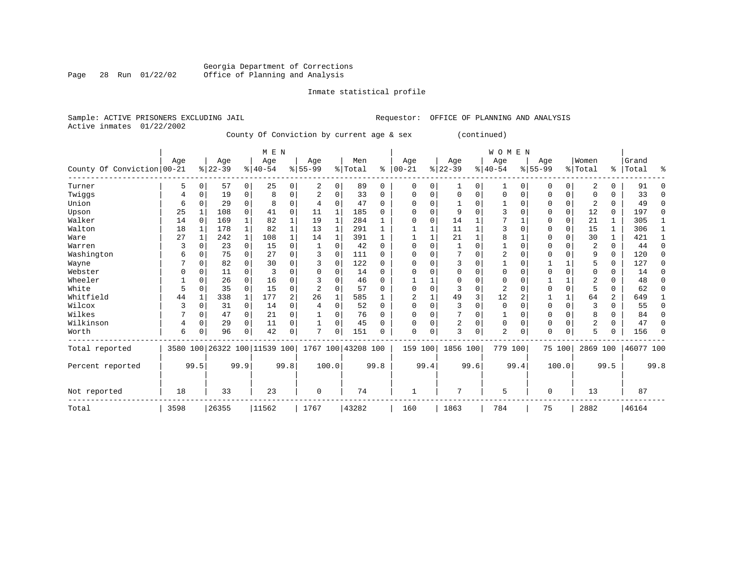Georgia Department of Corrections
Office of Planning and Analysis

Inmate statistical profile

Sample: ACTIVE PRISONERS EXCLUDING JAIL
Active inmates 01/22/2002

Requestor: OFFICE OF PLANNING AND ANALYSIS

County Of Conviction by current age & sex (continued)

| County Of Conviction | MEN Age 00-21 | % | Age 22-39 | % | Age 40-54 | % | Age 55-99 | % | Men Total | % | WOMEN Age 00-21 | % | Age 22-39 | % | Age 40-54 | % | Age 55-99 | % | Women Total | % | Grand Total | % |
|---|---|---|---|---|---|---|---|---|---|---|---|---|---|---|---|---|---|---|---|---|---|---|
| Turner | 5 | 0 | 57 | 0 | 25 | 0 | 2 | 0 | 89 | 0 | 0 | 0 | 1 | 0 | 1 | 0 | 0 | 0 | 2 | 0 | 91 | 0 |
| Twiggs | 4 | 0 | 19 | 0 | 8 | 0 | 2 | 0 | 33 | 0 | 0 | 0 | 0 | 0 | 0 | 0 | 0 | 0 | 0 | 0 | 33 | 0 |
| Union | 6 | 0 | 29 | 0 | 8 | 0 | 4 | 0 | 47 | 0 | 0 | 0 | 1 | 0 | 1 | 0 | 0 | 0 | 2 | 0 | 49 | 0 |
| Upson | 25 | 1 | 108 | 0 | 41 | 0 | 11 | 1 | 185 | 0 | 0 | 0 | 9 | 0 | 3 | 0 | 0 | 0 | 12 | 0 | 197 | 0 |
| Walker | 14 | 0 | 169 | 1 | 82 | 1 | 19 | 1 | 284 | 1 | 0 | 0 | 14 | 1 | 7 | 1 | 0 | 0 | 21 | 1 | 305 | 1 |
| Walton | 18 | 1 | 178 | 1 | 82 | 1 | 13 | 1 | 291 | 1 | 1 | 1 | 11 | 1 | 3 | 0 | 0 | 0 | 15 | 1 | 306 | 1 |
| Ware | 27 | 1 | 242 | 1 | 108 | 1 | 14 | 1 | 391 | 1 | 1 | 1 | 21 | 1 | 8 | 1 | 0 | 0 | 30 | 1 | 421 | 1 |
| Warren | 3 | 0 | 23 | 0 | 15 | 0 | 1 | 0 | 42 | 0 | 0 | 0 | 1 | 0 | 1 | 0 | 0 | 0 | 2 | 0 | 44 | 0 |
| Washington | 6 | 0 | 75 | 0 | 27 | 0 | 3 | 0 | 111 | 0 | 0 | 0 | 7 | 0 | 2 | 0 | 0 | 0 | 9 | 0 | 120 | 0 |
| Wayne | 7 | 0 | 82 | 0 | 30 | 0 | 3 | 0 | 122 | 0 | 0 | 0 | 3 | 0 | 1 | 0 | 1 | 1 | 5 | 0 | 127 | 0 |
| Webster | 0 | 0 | 11 | 0 | 3 | 0 | 0 | 0 | 14 | 0 | 0 | 0 | 0 | 0 | 0 | 0 | 0 | 0 | 0 | 0 | 14 | 0 |
| Wheeler | 1 | 0 | 26 | 0 | 16 | 0 | 3 | 0 | 46 | 0 | 1 | 1 | 0 | 0 | 0 | 0 | 1 | 1 | 2 | 0 | 48 | 0 |
| White | 5 | 0 | 35 | 0 | 15 | 0 | 2 | 0 | 57 | 0 | 0 | 0 | 3 | 0 | 2 | 0 | 0 | 0 | 5 | 0 | 62 | 0 |
| Whitfield | 44 | 1 | 338 | 1 | 177 | 2 | 26 | 1 | 585 | 1 | 2 | 1 | 49 | 3 | 12 | 2 | 1 | 1 | 64 | 2 | 649 | 1 |
| Wilcox | 3 | 0 | 31 | 0 | 14 | 0 | 4 | 0 | 52 | 0 | 0 | 0 | 3 | 0 | 0 | 0 | 0 | 0 | 3 | 0 | 55 | 0 |
| Wilkes | 7 | 0 | 47 | 0 | 21 | 0 | 1 | 0 | 76 | 0 | 0 | 0 | 7 | 0 | 1 | 0 | 0 | 0 | 8 | 0 | 84 | 0 |
| Wilkinson | 4 | 0 | 29 | 0 | 11 | 0 | 1 | 0 | 45 | 0 | 0 | 0 | 2 | 0 | 0 | 0 | 0 | 0 | 2 | 0 | 47 | 0 |
| Worth | 6 | 0 | 96 | 0 | 42 | 0 | 7 | 0 | 151 | 0 | 0 | 0 | 3 | 0 | 2 | 0 | 0 | 0 | 5 | 0 | 156 | 0 |
| Total reported | 3580 | 100 | 26322 | 100 | 11539 | 100 | 1767 | 100 | 43208 | 100 | 159 | 100 | 1856 | 100 | 779 | 100 | 75 | 100 | 2869 | 100 | 46077 | 100 |
| Percent reported | | 99.5 | | 99.9 | | 99.8 | | 100.0 | | 99.8 | | 99.4 | | 99.6 | | 99.4 | | 100.0 | | 99.5 | | 99.8 |
| Not reported | 18 | | 33 | | 23 | | 0 | | 74 | | 1 | | 7 | | 5 | | 0 | | 13 | | 87 | |
| Total | 3598 | | 26355 | | 11562 | | 1767 | | 43282 | | 160 | | 1863 | | 784 | | 75 | | 2882 | | 46164 | |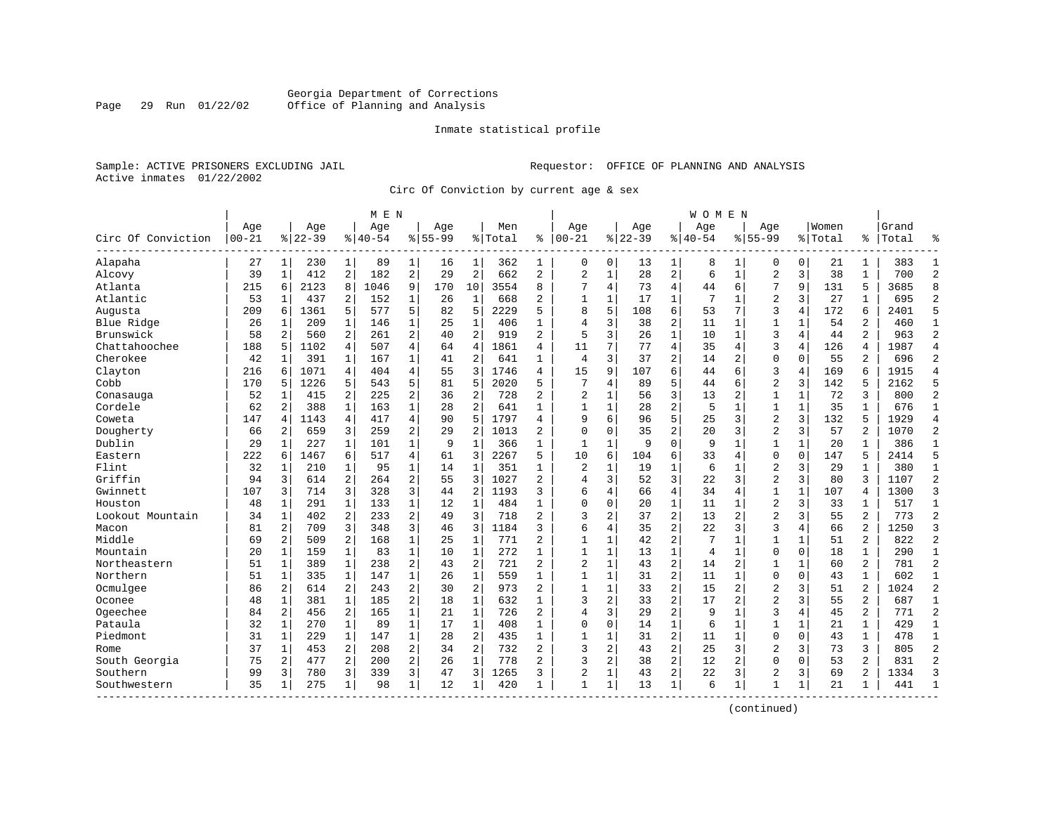Georgia Department of Corrections
Office of Planning and Analysis

Inmate statistical profile

Sample: ACTIVE PRISONERS EXCLUDING JAIL
Active inmates 01/22/2002

Requestor: OFFICE OF PLANNING AND ANALYSIS

Circ Of Conviction by current age & sex

| Circ Of Conviction | MEN Age 00-21 | % | Age 22-39 | % | Age 40-54 | % | Age 55-99 | % | Men Total | % | WOMEN Age 00-21 | % | Age 22-39 | % | Age 40-54 | % | Age 55-99 | % | Women Total | % | Grand Total | % |
|---|---|---|---|---|---|---|---|---|---|---|---|---|---|---|---|---|---|---|---|---|---|---|
| Alapaha | 27 | 1 | 230 | 1 | 89 | 1 | 16 | 1 | 362 | 1 | 0 | 0 | 13 | 1 | 8 | 1 | 0 | 0 | 21 | 1 | 383 | 1 |
| Alcovy | 39 | 1 | 412 | 2 | 182 | 2 | 29 | 2 | 662 | 2 | 2 | 1 | 28 | 2 | 6 | 1 | 2 | 3 | 38 | 1 | 700 | 2 |
| Atlanta | 215 | 6 | 2123 | 8 | 1046 | 9 | 170 | 10 | 3554 | 8 | 7 | 4 | 73 | 4 | 44 | 6 | 7 | 9 | 131 | 5 | 3685 | 8 |
| Atlantic | 53 | 1 | 437 | 2 | 152 | 1 | 26 | 1 | 668 | 2 | 1 | 1 | 17 | 1 | 7 | 1 | 2 | 3 | 27 | 1 | 695 | 2 |
| Augusta | 209 | 6 | 1361 | 5 | 577 | 5 | 82 | 5 | 2229 | 5 | 8 | 5 | 108 | 6 | 53 | 7 | 3 | 4 | 172 | 6 | 2401 | 5 |
| Blue Ridge | 26 | 1 | 209 | 1 | 146 | 1 | 25 | 1 | 406 | 1 | 4 | 3 | 38 | 2 | 11 | 1 | 1 | 1 | 54 | 2 | 460 | 1 |
| Brunswick | 58 | 2 | 560 | 2 | 261 | 2 | 40 | 2 | 919 | 2 | 5 | 3 | 26 | 1 | 10 | 1 | 3 | 4 | 44 | 2 | 963 | 2 |
| Chattahoochee | 188 | 5 | 1102 | 4 | 507 | 4 | 64 | 4 | 1861 | 4 | 11 | 7 | 77 | 4 | 35 | 4 | 3 | 4 | 126 | 4 | 1987 | 4 |
| Cherokee | 42 | 1 | 391 | 1 | 167 | 1 | 41 | 2 | 641 | 1 | 4 | 3 | 37 | 2 | 14 | 2 | 0 | 0 | 55 | 2 | 696 | 2 |
| Clayton | 216 | 6 | 1071 | 4 | 404 | 4 | 55 | 3 | 1746 | 4 | 15 | 9 | 107 | 6 | 44 | 6 | 3 | 4 | 169 | 6 | 1915 | 4 |
| Cobb | 170 | 5 | 1226 | 5 | 543 | 5 | 81 | 5 | 2020 | 5 | 7 | 4 | 89 | 5 | 44 | 6 | 2 | 3 | 142 | 5 | 2162 | 5 |
| Conasauga | 52 | 1 | 415 | 2 | 225 | 2 | 36 | 2 | 728 | 2 | 2 | 1 | 56 | 3 | 13 | 2 | 1 | 1 | 72 | 3 | 800 | 2 |
| Cordele | 62 | 2 | 388 | 1 | 163 | 1 | 28 | 2 | 641 | 1 | 1 | 1 | 28 | 2 | 5 | 1 | 1 | 1 | 35 | 1 | 676 | 1 |
| Coweta | 147 | 4 | 1143 | 4 | 417 | 4 | 90 | 5 | 1797 | 4 | 9 | 6 | 96 | 5 | 25 | 3 | 2 | 3 | 132 | 5 | 1929 | 4 |
| Dougherty | 66 | 2 | 659 | 3 | 259 | 2 | 29 | 2 | 1013 | 2 | 0 | 0 | 35 | 2 | 20 | 3 | 2 | 3 | 57 | 2 | 1070 | 2 |
| Dublin | 29 | 1 | 227 | 1 | 101 | 1 | 9 | 1 | 366 | 1 | 1 | 1 | 9 | 0 | 9 | 1 | 1 | 1 | 20 | 1 | 386 | 1 |
| Eastern | 222 | 6 | 1467 | 6 | 517 | 4 | 61 | 3 | 2267 | 5 | 10 | 6 | 104 | 6 | 33 | 4 | 0 | 0 | 147 | 5 | 2414 | 5 |
| Flint | 32 | 1 | 210 | 1 | 95 | 1 | 14 | 1 | 351 | 1 | 2 | 1 | 19 | 1 | 6 | 1 | 2 | 3 | 29 | 1 | 380 | 1 |
| Griffin | 94 | 3 | 614 | 2 | 264 | 2 | 55 | 3 | 1027 | 2 | 4 | 3 | 52 | 3 | 22 | 3 | 2 | 3 | 80 | 3 | 1107 | 2 |
| Gwinnett | 107 | 3 | 714 | 3 | 328 | 3 | 44 | 2 | 1193 | 3 | 6 | 4 | 66 | 4 | 34 | 4 | 1 | 1 | 107 | 4 | 1300 | 3 |
| Houston | 48 | 1 | 291 | 1 | 133 | 1 | 12 | 1 | 484 | 1 | 0 | 0 | 20 | 1 | 11 | 1 | 2 | 3 | 33 | 1 | 517 | 1 |
| Lookout Mountain | 34 | 1 | 402 | 2 | 233 | 2 | 49 | 3 | 718 | 2 | 3 | 2 | 37 | 2 | 13 | 2 | 2 | 3 | 55 | 2 | 773 | 2 |
| Macon | 81 | 2 | 709 | 3 | 348 | 3 | 46 | 3 | 1184 | 3 | 6 | 4 | 35 | 2 | 22 | 3 | 3 | 4 | 66 | 2 | 1250 | 3 |
| Middle | 69 | 2 | 509 | 2 | 168 | 1 | 25 | 1 | 771 | 2 | 1 | 1 | 42 | 2 | 7 | 1 | 1 | 1 | 51 | 2 | 822 | 2 |
| Mountain | 20 | 1 | 159 | 1 | 83 | 1 | 10 | 1 | 272 | 1 | 1 | 1 | 13 | 1 | 4 | 1 | 0 | 0 | 18 | 1 | 290 | 1 |
| Northeastern | 51 | 1 | 389 | 1 | 238 | 2 | 43 | 2 | 721 | 2 | 2 | 1 | 43 | 2 | 14 | 2 | 1 | 1 | 60 | 2 | 781 | 2 |
| Northern | 51 | 1 | 335 | 1 | 147 | 1 | 26 | 1 | 559 | 1 | 1 | 1 | 31 | 2 | 11 | 1 | 0 | 0 | 43 | 1 | 602 | 1 |
| Ocmulgee | 86 | 2 | 614 | 2 | 243 | 2 | 30 | 2 | 973 | 2 | 1 | 1 | 33 | 2 | 15 | 2 | 2 | 3 | 51 | 2 | 1024 | 2 |
| Oconee | 48 | 1 | 381 | 1 | 185 | 2 | 18 | 1 | 632 | 1 | 3 | 2 | 33 | 2 | 17 | 2 | 2 | 3 | 55 | 2 | 687 | 1 |
| Ogeechee | 84 | 2 | 456 | 2 | 165 | 1 | 21 | 1 | 726 | 2 | 4 | 3 | 29 | 2 | 9 | 1 | 3 | 4 | 45 | 2 | 771 | 2 |
| Pataula | 32 | 1 | 270 | 1 | 89 | 1 | 17 | 1 | 408 | 1 | 0 | 0 | 14 | 1 | 6 | 1 | 1 | 1 | 21 | 1 | 429 | 1 |
| Piedmont | 31 | 1 | 229 | 1 | 147 | 1 | 28 | 2 | 435 | 1 | 1 | 1 | 31 | 2 | 11 | 1 | 0 | 0 | 43 | 1 | 478 | 1 |
| Rome | 37 | 1 | 453 | 2 | 208 | 2 | 34 | 2 | 732 | 2 | 3 | 2 | 43 | 2 | 25 | 3 | 2 | 3 | 73 | 3 | 805 | 2 |
| South Georgia | 75 | 2 | 477 | 2 | 200 | 2 | 26 | 1 | 778 | 2 | 3 | 2 | 38 | 2 | 12 | 2 | 0 | 0 | 53 | 2 | 831 | 2 |
| Southern | 99 | 3 | 780 | 3 | 339 | 3 | 47 | 3 | 1265 | 3 | 2 | 1 | 43 | 2 | 22 | 3 | 2 | 3 | 69 | 2 | 1334 | 3 |
| Southwestern | 35 | 1 | 275 | 1 | 98 | 1 | 12 | 1 | 420 | 1 | 1 | 1 | 13 | 1 | 6 | 1 | 1 | 1 | 21 | 1 | 441 | 1 |

(continued)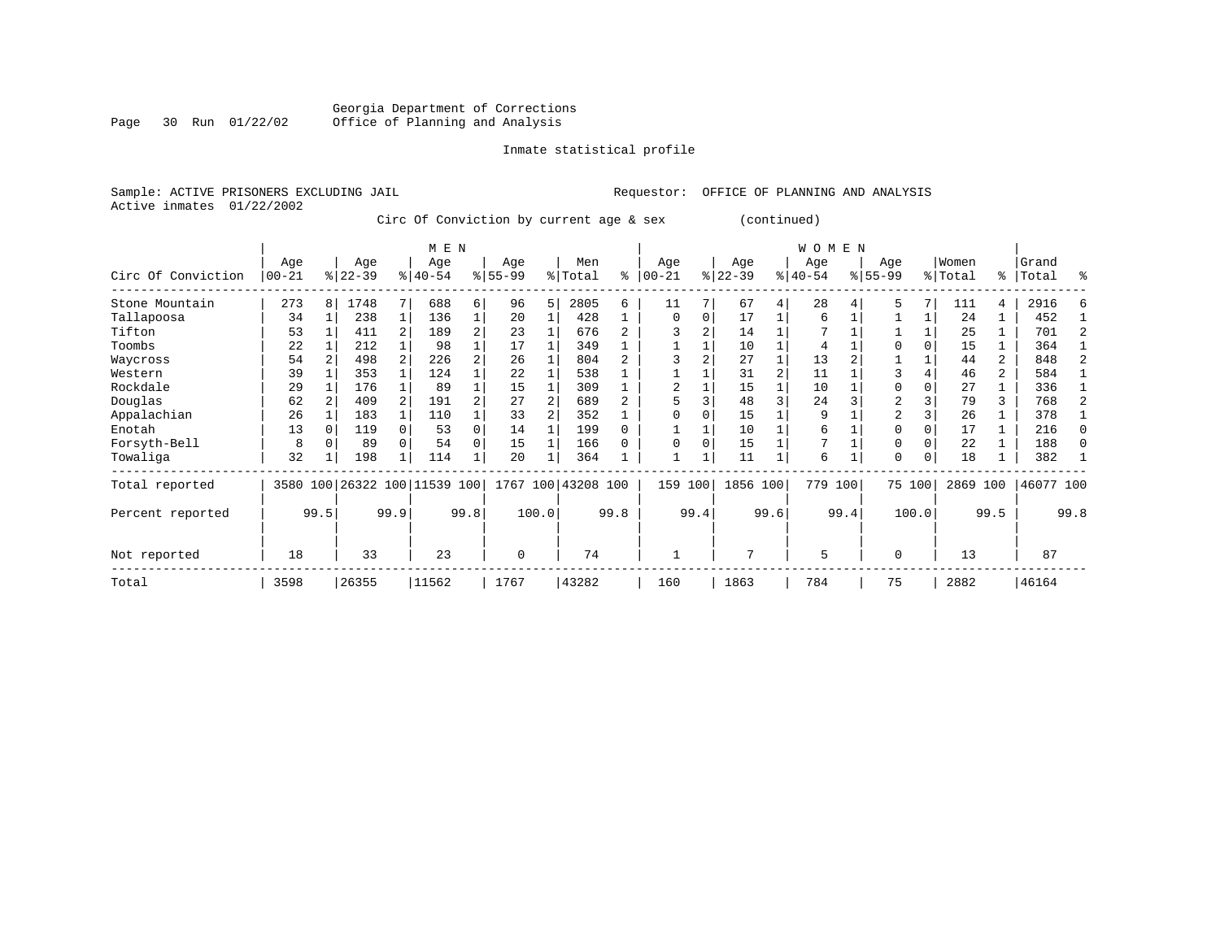Georgia Department of Corrections
Office of Planning and Analysis

Inmate statistical profile

Sample: ACTIVE PRISONERS EXCLUDING JAIL        Requestor: OFFICE OF PLANNING AND ANALYSIS
Active inmates 01/22/2002

Circ Of Conviction by current age & sex (continued)

| Circ Of Conviction | MEN Age 00-21 | % | Age 22-39 | % | Age 40-54 | % | Age 55-99 | % | Men Total | % | WOMEN Age 00-21 | % | Age 22-39 | % | Age 40-54 | % | Age 55-99 | % | Women Total | % | Grand Total | % |
|---|---|---|---|---|---|---|---|---|---|---|---|---|---|---|---|---|---|---|---|---|---|---|
| Stone Mountain | 273 | 8 | 1748 | 7 | 688 | 6 | 96 | 5 | 2805 | 6 | 11 | 7 | 67 | 4 | 28 | 4 | 5 | 7 | 111 | 4 | 2916 | 6 |
| Tallapoosa | 34 | 1 | 238 | 1 | 136 | 1 | 20 | 1 | 428 | 1 | 0 | 0 | 17 | 1 | 6 | 1 | 1 | 1 | 24 | 1 | 452 | 1 |
| Tifton | 53 | 1 | 411 | 2 | 189 | 2 | 23 | 1 | 676 | 2 | 3 | 2 | 14 | 1 | 7 | 1 | 1 | 1 | 25 | 1 | 701 | 2 |
| Toombs | 22 | 1 | 212 | 1 | 98 | 1 | 17 | 1 | 349 | 1 | 1 | 1 | 10 | 1 | 4 | 1 | 0 | 0 | 15 | 1 | 364 | 1 |
| Waycross | 54 | 2 | 498 | 2 | 226 | 2 | 26 | 1 | 804 | 2 | 3 | 2 | 27 | 1 | 13 | 2 | 1 | 1 | 44 | 2 | 848 | 2 |
| Western | 39 | 1 | 353 | 1 | 124 | 1 | 22 | 1 | 538 | 1 | 1 | 1 | 31 | 2 | 11 | 1 | 3 | 4 | 46 | 2 | 584 | 1 |
| Rockdale | 29 | 1 | 176 | 1 | 89 | 1 | 15 | 1 | 309 | 1 | 2 | 1 | 15 | 1 | 10 | 1 | 0 | 0 | 27 | 1 | 336 | 1 |
| Douglas | 62 | 2 | 409 | 2 | 191 | 2 | 27 | 2 | 689 | 2 | 5 | 3 | 48 | 3 | 24 | 3 | 2 | 3 | 79 | 3 | 768 | 2 |
| Appalachian | 26 | 1 | 183 | 1 | 110 | 1 | 33 | 2 | 352 | 1 | 0 | 0 | 15 | 1 | 9 | 1 | 2 | 3 | 26 | 1 | 378 | 1 |
| Enotah | 13 | 0 | 119 | 0 | 53 | 0 | 14 | 1 | 199 | 0 | 1 | 1 | 10 | 1 | 6 | 1 | 0 | 0 | 17 | 1 | 216 | 0 |
| Forsyth-Bell | 8 | 0 | 89 | 0 | 54 | 0 | 15 | 1 | 166 | 0 | 0 | 0 | 15 | 1 | 7 | 1 | 0 | 0 | 22 | 1 | 188 | 0 |
| Towaliga | 32 | 1 | 198 | 1 | 114 | 1 | 20 | 1 | 364 | 1 | 1 | 1 | 11 | 1 | 6 | 1 | 0 | 0 | 18 | 1 | 382 | 1 |
| Total reported | 3580 | 100 | 26322 | 100 | 11539 | 100 | 1767 | 100 | 43208 | 100 | 159 | 100 | 1856 | 100 | 779 | 100 | 75 | 100 | 2869 | 100 | 46077 | 100 |
| Percent reported | | 99.5 | | 99.9 | | 99.8 | | 100.0 | | 99.8 | | 99.4 | | 99.6 | | 99.4 | | 100.0 | | 99.5 | | 99.8 |
| Not reported | 18 | | 33 | | 23 | | 0 | | 74 | | 1 | | 7 | | 5 | | 0 | | 13 | | 87 | |
| Total | 3598 | | 26355 | | 11562 | | 1767 | | 43282 | | 160 | | 1863 | | 784 | | 75 | | 2882 | | 46164 | |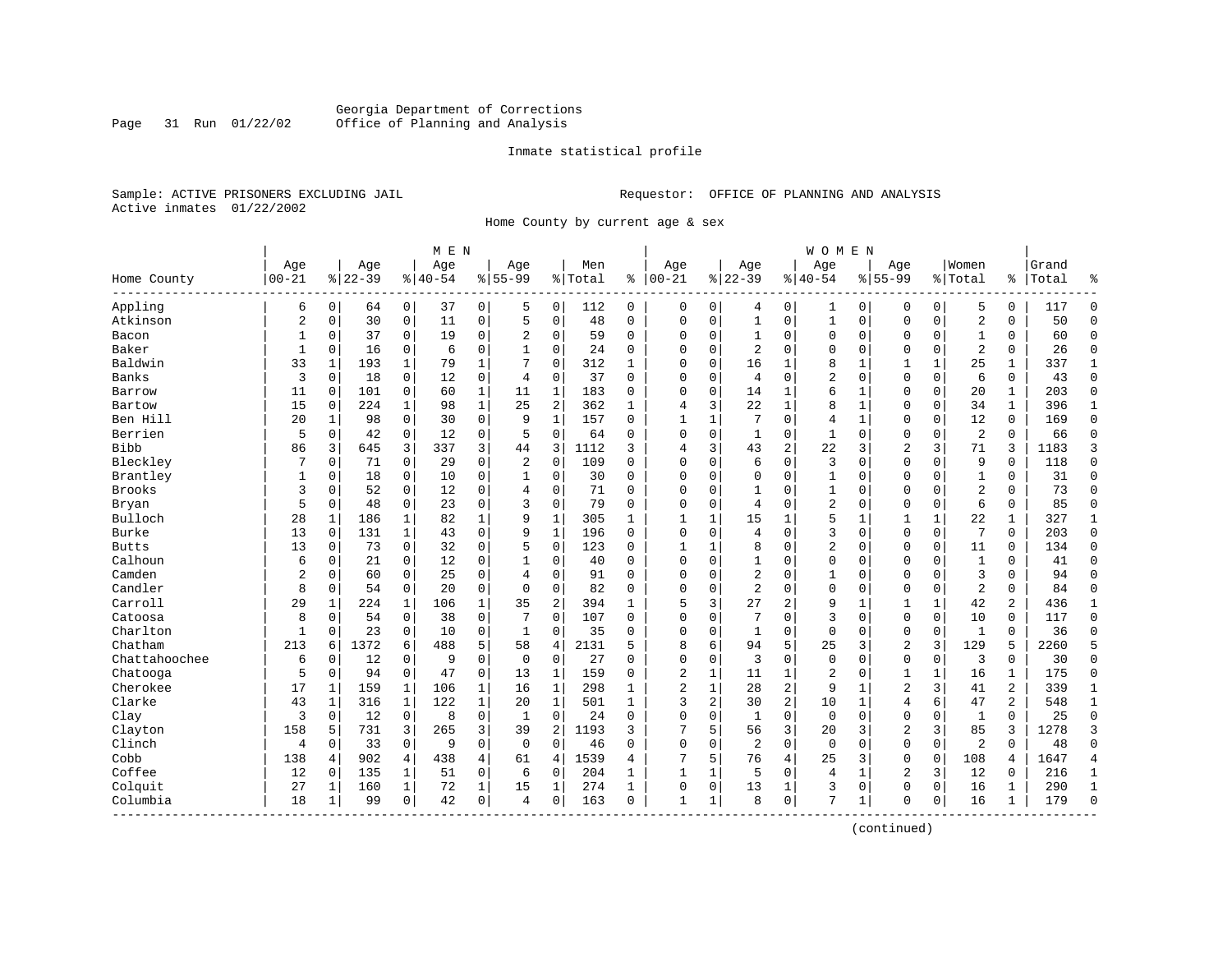Georgia Department of Corrections
Office of Planning and Analysis

Inmate statistical profile

Sample: ACTIVE PRISONERS EXCLUDING JAIL

Requestor: OFFICE OF PLANNING AND ANALYSIS

Active inmates 01/22/2002

Home County by current age & sex

| Home County | MEN Age 00-21 | % | Age 22-39 | % | Age 40-54 | % | Age 55-99 | % | Men Total | % | WOMEN Age 00-21 | % | Age 22-39 | % | Age 40-54 | % | Age 55-99 | % | Women Total | % | Grand Total | % |
|---|---|---|---|---|---|---|---|---|---|---|---|---|---|---|---|---|---|---|---|---|---|---|
| Appling | 6 | 0 | 64 | 0 | 37 | 0 | 5 | 0 | 112 | 0 | 0 | 0 | 4 | 0 | 1 | 0 | 0 | 0 | 5 | 0 | 117 | 0 |
| Atkinson | 2 | 0 | 30 | 0 | 11 | 0 | 5 | 0 | 48 | 0 | 0 | 0 | 1 | 0 | 1 | 0 | 0 | 0 | 2 | 0 | 50 | 0 |
| Bacon | 1 | 0 | 37 | 0 | 19 | 0 | 2 | 0 | 59 | 0 | 0 | 0 | 1 | 0 | 0 | 0 | 0 | 0 | 1 | 0 | 60 | 0 |
| Baker | 1 | 0 | 16 | 0 | 6 | 0 | 1 | 0 | 24 | 0 | 0 | 0 | 2 | 0 | 0 | 0 | 0 | 0 | 2 | 0 | 26 | 0 |
| Baldwin | 33 | 1 | 193 | 1 | 79 | 1 | 7 | 0 | 312 | 1 | 0 | 0 | 16 | 1 | 8 | 1 | 1 | 1 | 25 | 1 | 337 | 1 |
| Banks | 3 | 0 | 18 | 0 | 12 | 0 | 4 | 0 | 37 | 0 | 0 | 0 | 4 | 0 | 2 | 0 | 0 | 0 | 6 | 0 | 43 | 0 |
| Barrow | 11 | 0 | 101 | 0 | 60 | 1 | 11 | 1 | 183 | 0 | 0 | 0 | 14 | 1 | 6 | 1 | 0 | 0 | 20 | 1 | 203 | 0 |
| Bartow | 15 | 0 | 224 | 1 | 98 | 1 | 25 | 2 | 362 | 1 | 4 | 3 | 22 | 1 | 8 | 1 | 0 | 0 | 34 | 1 | 396 | 1 |
| Ben Hill | 20 | 1 | 98 | 0 | 30 | 0 | 9 | 1 | 157 | 0 | 1 | 1 | 7 | 0 | 4 | 1 | 0 | 0 | 12 | 0 | 169 | 0 |
| Berrien | 5 | 0 | 42 | 0 | 12 | 0 | 5 | 0 | 64 | 0 | 0 | 0 | 1 | 0 | 1 | 0 | 0 | 0 | 2 | 0 | 66 | 0 |
| Bibb | 86 | 3 | 645 | 3 | 337 | 3 | 44 | 3 | 1112 | 3 | 4 | 3 | 43 | 2 | 22 | 3 | 2 | 3 | 71 | 3 | 1183 | 3 |
| Bleckley | 7 | 0 | 71 | 0 | 29 | 0 | 2 | 0 | 109 | 0 | 0 | 0 | 6 | 0 | 3 | 0 | 0 | 0 | 9 | 0 | 118 | 0 |
| Brantley | 1 | 0 | 18 | 0 | 10 | 0 | 1 | 0 | 30 | 0 | 0 | 0 | 0 | 0 | 1 | 0 | 0 | 0 | 1 | 0 | 31 | 0 |
| Brooks | 3 | 0 | 52 | 0 | 12 | 0 | 4 | 0 | 71 | 0 | 0 | 0 | 1 | 0 | 1 | 0 | 0 | 0 | 2 | 0 | 73 | 0 |
| Bryan | 5 | 0 | 48 | 0 | 23 | 0 | 3 | 0 | 79 | 0 | 0 | 0 | 4 | 0 | 2 | 0 | 0 | 0 | 6 | 0 | 85 | 0 |
| Bulloch | 28 | 1 | 186 | 1 | 82 | 1 | 9 | 1 | 305 | 1 | 1 | 1 | 15 | 1 | 5 | 1 | 1 | 1 | 22 | 1 | 327 | 1 |
| Burke | 13 | 0 | 131 | 1 | 43 | 0 | 9 | 1 | 196 | 0 | 0 | 0 | 4 | 0 | 3 | 0 | 0 | 0 | 7 | 0 | 203 | 0 |
| Butts | 13 | 0 | 73 | 0 | 32 | 0 | 5 | 0 | 123 | 0 | 1 | 1 | 8 | 0 | 2 | 0 | 0 | 0 | 11 | 0 | 134 | 0 |
| Calhoun | 6 | 0 | 21 | 0 | 12 | 0 | 1 | 0 | 40 | 0 | 0 | 0 | 1 | 0 | 0 | 0 | 0 | 0 | 1 | 0 | 41 | 0 |
| Camden | 2 | 0 | 60 | 0 | 25 | 0 | 4 | 0 | 91 | 0 | 0 | 0 | 2 | 0 | 1 | 0 | 0 | 0 | 3 | 0 | 94 | 0 |
| Candler | 8 | 0 | 54 | 0 | 20 | 0 | 0 | 0 | 82 | 0 | 0 | 0 | 2 | 0 | 0 | 0 | 0 | 0 | 2 | 0 | 84 | 0 |
| Carroll | 29 | 1 | 224 | 1 | 106 | 1 | 35 | 2 | 394 | 1 | 5 | 3 | 27 | 2 | 9 | 1 | 1 | 1 | 42 | 2 | 436 | 1 |
| Catoosa | 8 | 0 | 54 | 0 | 38 | 0 | 7 | 0 | 107 | 0 | 0 | 0 | 7 | 0 | 3 | 0 | 0 | 0 | 10 | 0 | 117 | 0 |
| Charlton | 1 | 0 | 23 | 0 | 10 | 0 | 1 | 0 | 35 | 0 | 0 | 0 | 1 | 0 | 0 | 0 | 0 | 0 | 1 | 0 | 36 | 0 |
| Chatham | 213 | 6 | 1372 | 6 | 488 | 5 | 58 | 4 | 2131 | 5 | 8 | 6 | 94 | 5 | 25 | 3 | 2 | 3 | 129 | 5 | 2260 | 5 |
| Chattahoochee | 6 | 0 | 12 | 0 | 9 | 0 | 0 | 0 | 27 | 0 | 0 | 0 | 3 | 0 | 0 | 0 | 0 | 0 | 3 | 0 | 30 | 0 |
| Chatooga | 5 | 0 | 94 | 0 | 47 | 0 | 13 | 1 | 159 | 0 | 2 | 1 | 11 | 1 | 2 | 0 | 1 | 1 | 16 | 1 | 175 | 0 |
| Cherokee | 17 | 1 | 159 | 1 | 106 | 1 | 16 | 1 | 298 | 1 | 2 | 1 | 28 | 2 | 9 | 1 | 2 | 3 | 41 | 2 | 339 | 1 |
| Clarke | 43 | 1 | 316 | 1 | 122 | 1 | 20 | 1 | 501 | 1 | 3 | 2 | 30 | 2 | 10 | 1 | 4 | 6 | 47 | 2 | 548 | 1 |
| Clay | 3 | 0 | 12 | 0 | 8 | 0 | 1 | 0 | 24 | 0 | 0 | 0 | 1 | 0 | 0 | 0 | 0 | 0 | 1 | 0 | 25 | 0 |
| Clayton | 158 | 5 | 731 | 3 | 265 | 3 | 39 | 2 | 1193 | 3 | 7 | 5 | 56 | 3 | 20 | 3 | 2 | 3 | 85 | 3 | 1278 | 3 |
| Clinch | 4 | 0 | 33 | 0 | 9 | 0 | 0 | 0 | 46 | 0 | 0 | 0 | 2 | 0 | 0 | 0 | 0 | 0 | 2 | 0 | 48 | 0 |
| Cobb | 138 | 4 | 902 | 4 | 438 | 4 | 61 | 4 | 1539 | 4 | 7 | 5 | 76 | 4 | 25 | 3 | 0 | 0 | 108 | 4 | 1647 | 4 |
| Coffee | 12 | 0 | 135 | 1 | 51 | 0 | 6 | 0 | 204 | 1 | 1 | 1 | 5 | 0 | 4 | 1 | 2 | 3 | 12 | 0 | 216 | 1 |
| Colquit | 27 | 1 | 160 | 1 | 72 | 1 | 15 | 1 | 274 | 1 | 0 | 0 | 13 | 1 | 3 | 0 | 0 | 0 | 16 | 1 | 290 | 1 |
| Columbia | 18 | 1 | 99 | 0 | 42 | 0 | 4 | 0 | 163 | 0 | 1 | 1 | 8 | 0 | 7 | 1 | 0 | 0 | 16 | 1 | 179 | 0 |

(continued)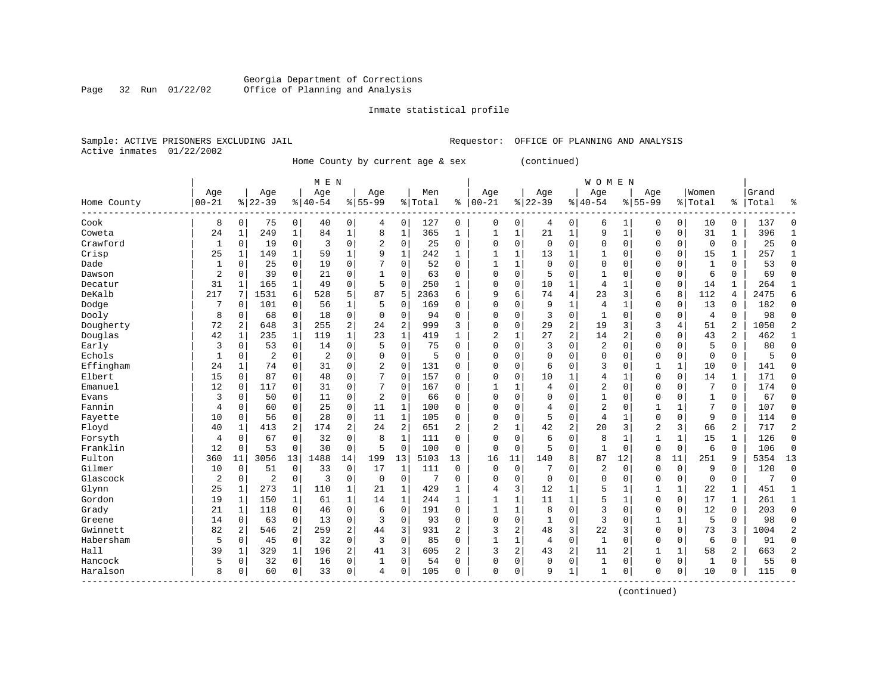Georgia Department of Corrections
Office of Planning and Analysis

Inmate statistical profile

Sample: ACTIVE PRISONERS EXCLUDING JAIL  Requestor: OFFICE OF PLANNING AND ANALYSIS
Active inmates 01/22/2002

Home County by current age & sex (continued)

| Home County | MEN Age 00-21 | % | Age 22-39 | % | Age 40-54 | % | Age 55-99 | % | Men Total | % | WOMEN Age 00-21 | % | Age 22-39 | % | Age 40-54 | % | Age 55-99 | % | Women Total | % | Grand Total | % |
|---|---|---|---|---|---|---|---|---|---|---|---|---|---|---|---|---|---|---|---|---|---|---|
| Cook | 8 | 0 | 75 | 0 | 40 | 0 | 4 | 0 | 127 | 0 | 0 | 0 | 4 | 0 | 6 | 1 | 0 | 0 | 10 | 0 | 137 | 0 |
| Coweta | 24 | 1 | 249 | 1 | 84 | 1 | 8 | 1 | 365 | 1 | 1 | 1 | 21 | 1 | 9 | 1 | 0 | 0 | 31 | 1 | 396 | 1 |
| Crawford | 1 | 0 | 19 | 0 | 3 | 0 | 2 | 0 | 25 | 0 | 0 | 0 | 0 | 0 | 0 | 0 | 0 | 0 | 0 | 0 | 25 | 0 |
| Crisp | 25 | 1 | 149 | 1 | 59 | 1 | 9 | 1 | 242 | 1 | 1 | 1 | 13 | 1 | 1 | 0 | 0 | 0 | 15 | 1 | 257 | 1 |
| Dade | 1 | 0 | 25 | 0 | 19 | 0 | 7 | 0 | 52 | 0 | 1 | 1 | 0 | 0 | 0 | 0 | 0 | 0 | 1 | 0 | 53 | 0 |
| Dawson | 2 | 0 | 39 | 0 | 21 | 0 | 1 | 0 | 63 | 0 | 0 | 0 | 5 | 0 | 1 | 0 | 0 | 0 | 6 | 0 | 69 | 0 |
| Decatur | 31 | 1 | 165 | 1 | 49 | 0 | 5 | 0 | 250 | 1 | 0 | 0 | 10 | 1 | 4 | 1 | 0 | 0 | 14 | 1 | 264 | 1 |
| DeKalb | 217 | 7 | 1531 | 6 | 528 | 5 | 87 | 5 | 2363 | 6 | 9 | 6 | 74 | 4 | 23 | 3 | 6 | 8 | 112 | 4 | 2475 | 6 |
| Dodge | 7 | 0 | 101 | 0 | 56 | 1 | 5 | 0 | 169 | 0 | 0 | 0 | 9 | 1 | 4 | 1 | 0 | 0 | 13 | 0 | 182 | 0 |
| Dooly | 8 | 0 | 68 | 0 | 18 | 0 | 0 | 0 | 94 | 0 | 0 | 0 | 3 | 0 | 1 | 0 | 0 | 0 | 4 | 0 | 98 | 0 |
| Dougherty | 72 | 2 | 648 | 3 | 255 | 2 | 24 | 2 | 999 | 3 | 0 | 0 | 29 | 2 | 19 | 3 | 3 | 4 | 51 | 2 | 1050 | 2 |
| Douglas | 42 | 1 | 235 | 1 | 119 | 1 | 23 | 1 | 419 | 1 | 2 | 1 | 27 | 2 | 14 | 2 | 0 | 0 | 43 | 2 | 462 | 1 |
| Early | 3 | 0 | 53 | 0 | 14 | 0 | 5 | 0 | 75 | 0 | 0 | 0 | 3 | 0 | 2 | 0 | 0 | 0 | 5 | 0 | 80 | 0 |
| Echols | 1 | 0 | 2 | 0 | 2 | 0 | 0 | 0 | 5 | 0 | 0 | 0 | 0 | 0 | 0 | 0 | 0 | 0 | 0 | 0 | 5 | 0 |
| Effingham | 24 | 1 | 74 | 0 | 31 | 0 | 2 | 0 | 131 | 0 | 0 | 0 | 6 | 0 | 3 | 0 | 1 | 1 | 10 | 0 | 141 | 0 |
| Elbert | 15 | 0 | 87 | 0 | 48 | 0 | 7 | 0 | 157 | 0 | 0 | 0 | 10 | 1 | 4 | 1 | 0 | 0 | 14 | 1 | 171 | 0 |
| Emanuel | 12 | 0 | 117 | 0 | 31 | 0 | 7 | 0 | 167 | 0 | 1 | 1 | 4 | 0 | 2 | 0 | 0 | 0 | 7 | 0 | 174 | 0 |
| Evans | 3 | 0 | 50 | 0 | 11 | 0 | 2 | 0 | 66 | 0 | 0 | 0 | 0 | 0 | 1 | 0 | 0 | 0 | 1 | 0 | 67 | 0 |
| Fannin | 4 | 0 | 60 | 0 | 25 | 0 | 11 | 1 | 100 | 0 | 0 | 0 | 4 | 0 | 2 | 0 | 1 | 1 | 7 | 0 | 107 | 0 |
| Fayette | 10 | 0 | 56 | 0 | 28 | 0 | 11 | 1 | 105 | 0 | 0 | 0 | 5 | 0 | 4 | 1 | 0 | 0 | 9 | 0 | 114 | 0 |
| Floyd | 40 | 1 | 413 | 2 | 174 | 2 | 24 | 2 | 651 | 2 | 2 | 1 | 42 | 2 | 20 | 3 | 2 | 3 | 66 | 2 | 717 | 2 |
| Forsyth | 4 | 0 | 67 | 0 | 32 | 0 | 8 | 1 | 111 | 0 | 0 | 0 | 6 | 0 | 8 | 1 | 1 | 1 | 15 | 1 | 126 | 0 |
| Franklin | 12 | 0 | 53 | 0 | 30 | 0 | 5 | 0 | 100 | 0 | 0 | 0 | 5 | 0 | 1 | 0 | 0 | 0 | 6 | 0 | 106 | 0 |
| Fulton | 360 | 11 | 3056 | 13 | 1488 | 14 | 199 | 13 | 5103 | 13 | 16 | 11 | 140 | 8 | 87 | 12 | 8 | 11 | 251 | 9 | 5354 | 13 |
| Gilmer | 10 | 0 | 51 | 0 | 33 | 0 | 17 | 1 | 111 | 0 | 0 | 0 | 7 | 0 | 2 | 0 | 0 | 0 | 9 | 0 | 120 | 0 |
| Glascock | 2 | 0 | 2 | 0 | 3 | 0 | 0 | 0 | 7 | 0 | 0 | 0 | 0 | 0 | 0 | 0 | 0 | 0 | 0 | 0 | 7 | 0 |
| Glynn | 25 | 1 | 273 | 1 | 110 | 1 | 21 | 1 | 429 | 1 | 4 | 3 | 12 | 1 | 5 | 1 | 1 | 1 | 22 | 1 | 451 | 1 |
| Gordon | 19 | 1 | 150 | 1 | 61 | 1 | 14 | 1 | 244 | 1 | 1 | 1 | 11 | 1 | 5 | 1 | 0 | 0 | 17 | 1 | 261 | 1 |
| Grady | 21 | 1 | 118 | 0 | 46 | 0 | 6 | 0 | 191 | 0 | 1 | 1 | 8 | 0 | 3 | 0 | 0 | 0 | 12 | 0 | 203 | 0 |
| Greene | 14 | 0 | 63 | 0 | 13 | 0 | 3 | 0 | 93 | 0 | 0 | 0 | 1 | 0 | 3 | 0 | 1 | 1 | 5 | 0 | 98 | 0 |
| Gwinnett | 82 | 2 | 546 | 2 | 259 | 2 | 44 | 3 | 931 | 2 | 3 | 2 | 48 | 3 | 22 | 3 | 0 | 0 | 73 | 3 | 1004 | 2 |
| Habersham | 5 | 0 | 45 | 0 | 32 | 0 | 3 | 0 | 85 | 0 | 1 | 1 | 4 | 0 | 1 | 0 | 0 | 0 | 6 | 0 | 91 | 0 |
| Hall | 39 | 1 | 329 | 1 | 196 | 2 | 41 | 3 | 605 | 2 | 3 | 2 | 43 | 2 | 11 | 2 | 1 | 1 | 58 | 2 | 663 | 2 |
| Hancock | 5 | 0 | 32 | 0 | 16 | 0 | 1 | 0 | 54 | 0 | 0 | 0 | 0 | 0 | 1 | 0 | 0 | 0 | 1 | 0 | 55 | 0 |
| Haralson | 8 | 0 | 60 | 0 | 33 | 0 | 4 | 0 | 105 | 0 | 0 | 0 | 9 | 1 | 1 | 0 | 0 | 0 | 10 | 0 | 115 | 0 |

(continued)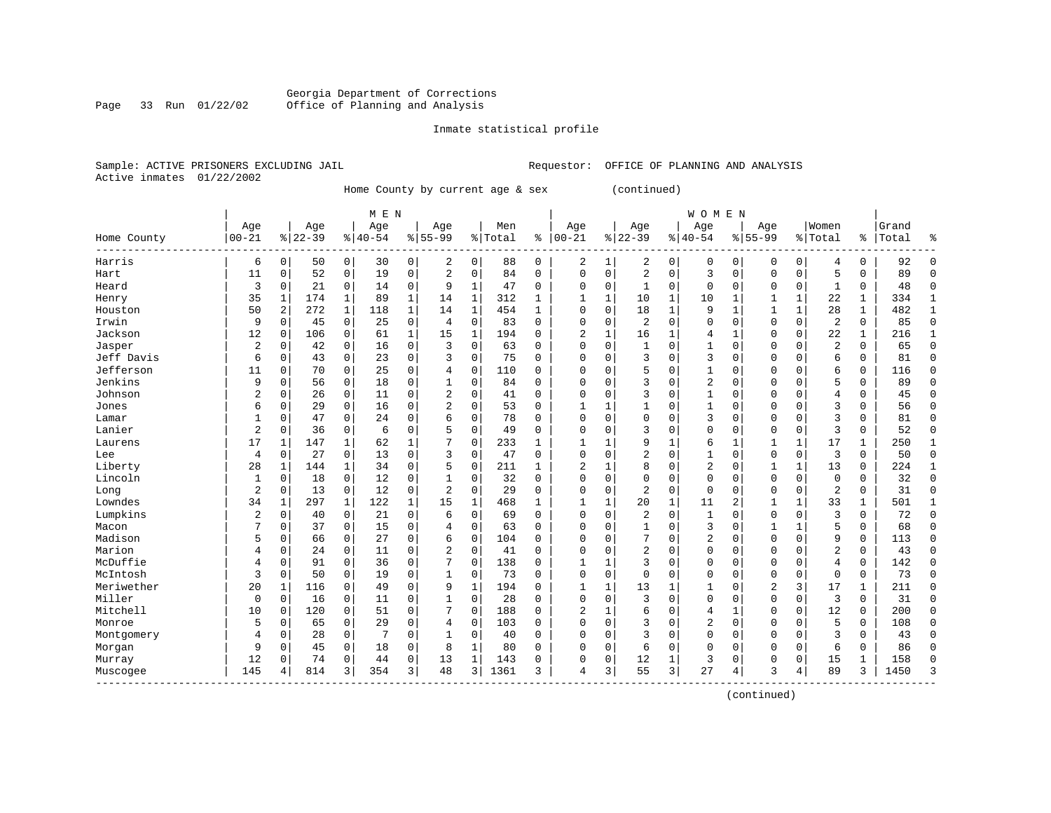Georgia Department of Corrections
Office of Planning and Analysis

Inmate statistical profile

Sample: ACTIVE PRISONERS EXCLUDING JAIL
Active inmates 01/22/2002

Requestor: OFFICE OF PLANNING AND ANALYSIS

Home County by current age & sex (continued)

| Home County | MEN Age 00-21 | % | Age 22-39 | % | Age 40-54 | % | Age 55-99 | % | Men Total | % | WOMEN Age 00-21 | % | Age 22-39 | % | Age 40-54 | % | Age 55-99 | % | Women Total | % | Grand Total | % |
|---|---|---|---|---|---|---|---|---|---|---|---|---|---|---|---|---|---|---|---|---|---|---|
| Harris | 6 | 0 | 50 | 0 | 30 | 0 | 2 | 0 | 88 | 0 | 2 | 1 | 2 | 0 | 0 | 0 | 0 | 0 | 4 | 0 | 92 | 0 |
| Hart | 11 | 0 | 52 | 0 | 19 | 0 | 2 | 0 | 84 | 0 | 0 | 0 | 2 | 0 | 3 | 0 | 0 | 0 | 5 | 0 | 89 | 0 |
| Heard | 3 | 0 | 21 | 0 | 14 | 0 | 9 | 1 | 47 | 0 | 0 | 0 | 1 | 0 | 0 | 0 | 0 | 0 | 1 | 0 | 48 | 0 |
| Henry | 35 | 1 | 174 | 1 | 89 | 1 | 14 | 1 | 312 | 1 | 1 | 1 | 10 | 1 | 10 | 1 | 1 | 1 | 22 | 1 | 334 | 1 |
| Houston | 50 | 2 | 272 | 1 | 118 | 1 | 14 | 1 | 454 | 1 | 0 | 0 | 18 | 1 | 9 | 1 | 1 | 1 | 28 | 1 | 482 | 1 |
| Irwin | 9 | 0 | 45 | 0 | 25 | 0 | 4 | 0 | 83 | 0 | 0 | 0 | 2 | 0 | 0 | 0 | 0 | 0 | 2 | 0 | 85 | 0 |
| Jackson | 12 | 0 | 106 | 0 | 61 | 1 | 15 | 1 | 194 | 0 | 2 | 1 | 16 | 1 | 4 | 1 | 0 | 0 | 22 | 1 | 216 | 1 |
| Jasper | 2 | 0 | 42 | 0 | 16 | 0 | 3 | 0 | 63 | 0 | 0 | 0 | 1 | 0 | 1 | 0 | 0 | 0 | 2 | 0 | 65 | 0 |
| Jeff Davis | 6 | 0 | 43 | 0 | 23 | 0 | 3 | 0 | 75 | 0 | 0 | 0 | 3 | 0 | 3 | 0 | 0 | 0 | 6 | 0 | 81 | 0 |
| Jefferson | 11 | 0 | 70 | 0 | 25 | 0 | 4 | 0 | 110 | 0 | 0 | 0 | 5 | 0 | 1 | 0 | 0 | 0 | 6 | 0 | 116 | 0 |
| Jenkins | 9 | 0 | 56 | 0 | 18 | 0 | 1 | 0 | 84 | 0 | 0 | 0 | 3 | 0 | 2 | 0 | 0 | 0 | 5 | 0 | 89 | 0 |
| Johnson | 2 | 0 | 26 | 0 | 11 | 0 | 2 | 0 | 41 | 0 | 0 | 0 | 3 | 0 | 1 | 0 | 0 | 0 | 4 | 0 | 45 | 0 |
| Jones | 6 | 0 | 29 | 0 | 16 | 0 | 2 | 0 | 53 | 0 | 1 | 1 | 1 | 0 | 1 | 0 | 0 | 0 | 3 | 0 | 56 | 0 |
| Lamar | 1 | 0 | 47 | 0 | 24 | 0 | 6 | 0 | 78 | 0 | 0 | 0 | 0 | 0 | 3 | 0 | 0 | 0 | 3 | 0 | 81 | 0 |
| Lanier | 2 | 0 | 36 | 0 | 6 | 0 | 5 | 0 | 49 | 0 | 0 | 0 | 3 | 0 | 0 | 0 | 0 | 0 | 3 | 0 | 52 | 0 |
| Laurens | 17 | 1 | 147 | 1 | 62 | 1 | 7 | 0 | 233 | 1 | 1 | 1 | 9 | 1 | 6 | 1 | 1 | 1 | 17 | 1 | 250 | 1 |
| Lee | 4 | 0 | 27 | 0 | 13 | 0 | 3 | 0 | 47 | 0 | 0 | 0 | 2 | 0 | 1 | 0 | 0 | 0 | 3 | 0 | 50 | 0 |
| Liberty | 28 | 1 | 144 | 1 | 34 | 0 | 5 | 0 | 211 | 1 | 2 | 1 | 8 | 0 | 2 | 0 | 1 | 1 | 13 | 0 | 224 | 1 |
| Lincoln | 1 | 0 | 18 | 0 | 12 | 0 | 1 | 0 | 32 | 0 | 0 | 0 | 0 | 0 | 0 | 0 | 0 | 0 | 0 | 0 | 32 | 0 |
| Long | 2 | 0 | 13 | 0 | 12 | 0 | 2 | 0 | 29 | 0 | 0 | 0 | 2 | 0 | 0 | 0 | 0 | 0 | 2 | 0 | 31 | 0 |
| Lowndes | 34 | 1 | 297 | 1 | 122 | 1 | 15 | 1 | 468 | 1 | 1 | 1 | 20 | 1 | 11 | 2 | 1 | 1 | 33 | 1 | 501 | 1 |
| Lumpkins | 2 | 0 | 40 | 0 | 21 | 0 | 6 | 0 | 69 | 0 | 0 | 0 | 2 | 0 | 1 | 0 | 0 | 0 | 3 | 0 | 72 | 0 |
| Macon | 7 | 0 | 37 | 0 | 15 | 0 | 4 | 0 | 63 | 0 | 0 | 0 | 1 | 0 | 3 | 0 | 1 | 1 | 5 | 0 | 68 | 0 |
| Madison | 5 | 0 | 66 | 0 | 27 | 0 | 6 | 0 | 104 | 0 | 0 | 0 | 7 | 0 | 2 | 0 | 0 | 0 | 9 | 0 | 113 | 0 |
| Marion | 4 | 0 | 24 | 0 | 11 | 0 | 2 | 0 | 41 | 0 | 0 | 0 | 2 | 0 | 0 | 0 | 0 | 0 | 2 | 0 | 43 | 0 |
| McDuffie | 4 | 0 | 91 | 0 | 36 | 0 | 7 | 0 | 138 | 0 | 1 | 1 | 3 | 0 | 0 | 0 | 0 | 0 | 4 | 0 | 142 | 0 |
| McIntosh | 3 | 0 | 50 | 0 | 19 | 0 | 1 | 0 | 73 | 0 | 0 | 0 | 0 | 0 | 0 | 0 | 0 | 0 | 0 | 0 | 73 | 0 |
| Meriwether | 20 | 1 | 116 | 0 | 49 | 0 | 9 | 1 | 194 | 0 | 1 | 1 | 13 | 1 | 1 | 0 | 2 | 3 | 17 | 1 | 211 | 0 |
| Miller | 0 | 0 | 16 | 0 | 11 | 0 | 1 | 0 | 28 | 0 | 0 | 0 | 3 | 0 | 0 | 0 | 0 | 0 | 3 | 0 | 31 | 0 |
| Mitchell | 10 | 0 | 120 | 0 | 51 | 0 | 7 | 0 | 188 | 0 | 2 | 1 | 6 | 0 | 4 | 1 | 0 | 0 | 12 | 0 | 200 | 0 |
| Monroe | 5 | 0 | 65 | 0 | 29 | 0 | 4 | 0 | 103 | 0 | 0 | 0 | 3 | 0 | 2 | 0 | 0 | 0 | 5 | 0 | 108 | 0 |
| Montgomery | 4 | 0 | 28 | 0 | 7 | 0 | 1 | 0 | 40 | 0 | 0 | 0 | 3 | 0 | 0 | 0 | 0 | 0 | 3 | 0 | 43 | 0 |
| Morgan | 9 | 0 | 45 | 0 | 18 | 0 | 8 | 1 | 80 | 0 | 0 | 0 | 6 | 0 | 0 | 0 | 0 | 0 | 6 | 0 | 86 | 0 |
| Murray | 12 | 0 | 74 | 0 | 44 | 0 | 13 | 1 | 143 | 0 | 0 | 0 | 12 | 1 | 3 | 0 | 0 | 0 | 15 | 1 | 158 | 0 |
| Muscogee | 145 | 4 | 814 | 3 | 354 | 3 | 48 | 3 | 1361 | 3 | 4 | 3 | 55 | 3 | 27 | 4 | 3 | 4 | 89 | 3 | 1450 | 3 |

(continued)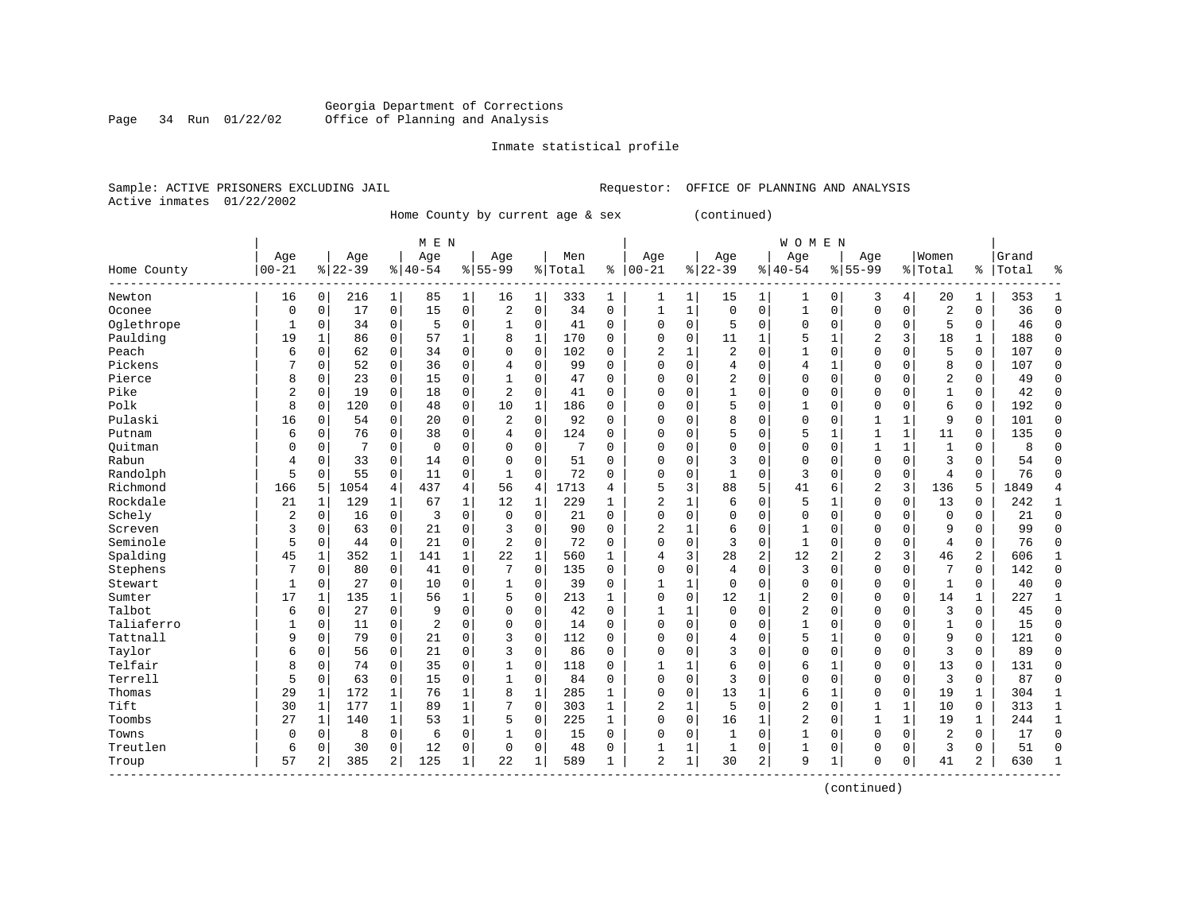Georgia Department of Corrections
Office of Planning and Analysis

Inmate statistical profile

Sample: ACTIVE PRISONERS EXCLUDING JAIL    Requestor: OFFICE OF PLANNING AND ANALYSIS
Active inmates 01/22/2002

Home County by current age & sex (continued)

| Home County | MEN Age 00-21 | % | Age 22-39 | % | Age 40-54 | % | Age 55-99 | % | Men Total | % | WOMEN Age 00-21 | % | Age 22-39 | % | Age 40-54 | % | Age 55-99 | % | Women Total | % | Grand Total | % |
|---|---|---|---|---|---|---|---|---|---|---|---|---|---|---|---|---|---|---|---|---|---|---|
| Newton | 16 | 0 | 216 | 1 | 85 | 1 | 16 | 1 | 333 | 1 | 1 | 1 | 15 | 1 | 1 | 0 | 3 | 4 | 20 | 1 | 353 | 1 |
| Oconee | 0 | 0 | 17 | 0 | 15 | 0 | 2 | 0 | 34 | 0 | 1 | 1 | 0 | 0 | 1 | 0 | 0 | 0 | 2 | 0 | 36 | 0 |
| Oglethrope | 1 | 0 | 34 | 0 | 5 | 0 | 1 | 0 | 41 | 0 | 0 | 0 | 5 | 0 | 0 | 0 | 0 | 0 | 5 | 0 | 46 | 0 |
| Paulding | 19 | 1 | 86 | 0 | 57 | 1 | 8 | 1 | 170 | 0 | 0 | 0 | 11 | 1 | 5 | 1 | 2 | 3 | 18 | 1 | 188 | 0 |
| Peach | 6 | 0 | 62 | 0 | 34 | 0 | 0 | 0 | 102 | 0 | 2 | 1 | 2 | 0 | 1 | 0 | 0 | 0 | 5 | 0 | 107 | 0 |
| Pickens | 7 | 0 | 52 | 0 | 36 | 0 | 4 | 0 | 99 | 0 | 0 | 0 | 4 | 0 | 4 | 1 | 0 | 0 | 8 | 0 | 107 | 0 |
| Pierce | 8 | 0 | 23 | 0 | 15 | 0 | 1 | 0 | 47 | 0 | 0 | 0 | 2 | 0 | 0 | 0 | 0 | 0 | 2 | 0 | 49 | 0 |
| Pike | 2 | 0 | 19 | 0 | 18 | 0 | 2 | 0 | 41 | 0 | 0 | 0 | 1 | 0 | 0 | 0 | 0 | 0 | 1 | 0 | 42 | 0 |
| Polk | 8 | 0 | 120 | 0 | 48 | 0 | 10 | 1 | 186 | 0 | 0 | 0 | 5 | 0 | 1 | 0 | 0 | 0 | 6 | 0 | 192 | 0 |
| Pulaski | 16 | 0 | 54 | 0 | 20 | 0 | 2 | 0 | 92 | 0 | 0 | 0 | 8 | 0 | 0 | 0 | 1 | 1 | 9 | 0 | 101 | 0 |
| Putnam | 6 | 0 | 76 | 0 | 38 | 0 | 4 | 0 | 124 | 0 | 0 | 0 | 5 | 0 | 5 | 1 | 1 | 1 | 11 | 0 | 135 | 0 |
| Quitman | 0 | 0 | 7 | 0 | 0 | 0 | 0 | 0 | 7 | 0 | 0 | 0 | 0 | 0 | 0 | 0 | 1 | 1 | 1 | 0 | 8 | 0 |
| Rabun | 4 | 0 | 33 | 0 | 14 | 0 | 0 | 0 | 51 | 0 | 0 | 0 | 3 | 0 | 0 | 0 | 0 | 0 | 3 | 0 | 54 | 0 |
| Randolph | 5 | 0 | 55 | 0 | 11 | 0 | 1 | 0 | 72 | 0 | 0 | 0 | 1 | 0 | 3 | 0 | 0 | 0 | 4 | 0 | 76 | 0 |
| Richmond | 166 | 5 | 1054 | 4 | 437 | 4 | 56 | 4 | 1713 | 4 | 5 | 3 | 88 | 5 | 41 | 6 | 2 | 3 | 136 | 5 | 1849 | 4 |
| Rockdale | 21 | 1 | 129 | 1 | 67 | 1 | 12 | 1 | 229 | 1 | 2 | 1 | 6 | 0 | 5 | 1 | 0 | 0 | 13 | 0 | 242 | 1 |
| Schely | 2 | 0 | 16 | 0 | 3 | 0 | 0 | 0 | 21 | 0 | 0 | 0 | 0 | 0 | 0 | 0 | 0 | 0 | 0 | 0 | 21 | 0 |
| Screven | 3 | 0 | 63 | 0 | 21 | 0 | 3 | 0 | 90 | 0 | 2 | 1 | 6 | 0 | 1 | 0 | 0 | 0 | 9 | 0 | 99 | 0 |
| Seminole | 5 | 0 | 44 | 0 | 21 | 0 | 2 | 0 | 72 | 0 | 0 | 0 | 3 | 0 | 1 | 0 | 0 | 0 | 4 | 0 | 76 | 0 |
| Spalding | 45 | 1 | 352 | 1 | 141 | 1 | 22 | 1 | 560 | 1 | 4 | 3 | 28 | 2 | 12 | 2 | 2 | 3 | 46 | 2 | 606 | 1 |
| Stephens | 7 | 0 | 80 | 0 | 41 | 0 | 7 | 0 | 135 | 0 | 0 | 0 | 4 | 0 | 3 | 0 | 0 | 0 | 7 | 0 | 142 | 0 |
| Stewart | 1 | 0 | 27 | 0 | 10 | 0 | 1 | 0 | 39 | 0 | 1 | 1 | 0 | 0 | 0 | 0 | 0 | 0 | 1 | 0 | 40 | 0 |
| Sumter | 17 | 1 | 135 | 1 | 56 | 1 | 5 | 0 | 213 | 1 | 0 | 0 | 12 | 1 | 2 | 0 | 0 | 0 | 14 | 1 | 227 | 1 |
| Talbot | 6 | 0 | 27 | 0 | 9 | 0 | 0 | 0 | 42 | 0 | 1 | 1 | 0 | 0 | 2 | 0 | 0 | 0 | 3 | 0 | 45 | 0 |
| Taliaferro | 1 | 0 | 11 | 0 | 2 | 0 | 0 | 0 | 14 | 0 | 0 | 0 | 0 | 0 | 1 | 0 | 0 | 0 | 1 | 0 | 15 | 0 |
| Tattnall | 9 | 0 | 79 | 0 | 21 | 0 | 3 | 0 | 112 | 0 | 0 | 0 | 4 | 0 | 5 | 1 | 0 | 0 | 9 | 0 | 121 | 0 |
| Taylor | 6 | 0 | 56 | 0 | 21 | 0 | 3 | 0 | 86 | 0 | 0 | 0 | 3 | 0 | 0 | 0 | 0 | 0 | 3 | 0 | 89 | 0 |
| Telfair | 8 | 0 | 74 | 0 | 35 | 0 | 1 | 0 | 118 | 0 | 1 | 1 | 6 | 0 | 6 | 1 | 0 | 0 | 13 | 0 | 131 | 0 |
| Terrell | 5 | 0 | 63 | 0 | 15 | 0 | 1 | 0 | 84 | 0 | 0 | 0 | 3 | 0 | 0 | 0 | 0 | 0 | 3 | 0 | 87 | 0 |
| Thomas | 29 | 1 | 172 | 1 | 76 | 1 | 8 | 1 | 285 | 1 | 0 | 0 | 13 | 1 | 6 | 1 | 0 | 0 | 19 | 1 | 304 | 1 |
| Tift | 30 | 1 | 177 | 1 | 89 | 1 | 7 | 0 | 303 | 1 | 2 | 1 | 5 | 0 | 2 | 0 | 1 | 1 | 10 | 0 | 313 | 1 |
| Toombs | 27 | 1 | 140 | 1 | 53 | 1 | 5 | 0 | 225 | 1 | 0 | 0 | 16 | 1 | 2 | 0 | 1 | 1 | 19 | 1 | 244 | 1 |
| Towns | 0 | 0 | 8 | 0 | 6 | 0 | 1 | 0 | 15 | 0 | 0 | 0 | 1 | 0 | 1 | 0 | 0 | 0 | 2 | 0 | 17 | 0 |
| Treutlen | 6 | 0 | 30 | 0 | 12 | 0 | 0 | 0 | 48 | 0 | 1 | 1 | 1 | 0 | 1 | 0 | 0 | 0 | 3 | 0 | 51 | 0 |
| Troup | 57 | 2 | 385 | 2 | 125 | 1 | 22 | 1 | 589 | 1 | 2 | 1 | 30 | 2 | 9 | 1 | 0 | 0 | 41 | 2 | 630 | 1 |

(continued)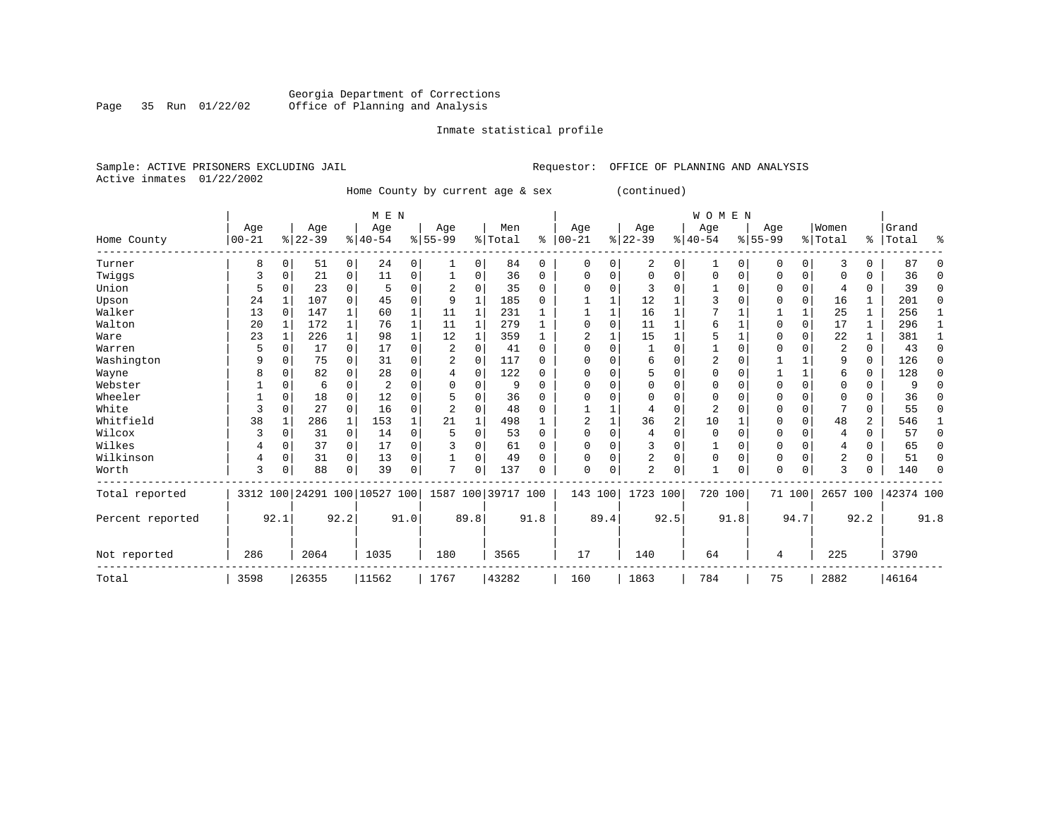Georgia Department of Corrections
Office of Planning and Analysis

Inmate statistical profile

Sample: ACTIVE PRISONERS EXCLUDING JAIL

Requestor: OFFICE OF PLANNING AND ANALYSIS

Active inmates 01/22/2002

Home County by current age & sex (continued)

| Home County | MEN Age 00-21 | % | Age 22-39 | % | Age 40-54 | % | Age 55-99 | % | Men Total | % | WOMEN Age 00-21 | % | Age 22-39 | % | Age 40-54 | % | Age 55-99 | % | Women Total | % | Grand Total | % |
|---|---|---|---|---|---|---|---|---|---|---|---|---|---|---|---|---|---|---|---|---|---|---|
| Turner | 8 | 0 | 51 | 0 | 24 | 0 | 1 | 0 | 84 | 0 | 0 | 0 | 2 | 0 | 1 | 0 | 0 | 0 | 3 | 0 | 87 | 0 |
| Twiggs | 3 | 0 | 21 | 0 | 11 | 0 | 1 | 0 | 36 | 0 | 0 | 0 | 0 | 0 | 0 | 0 | 0 | 0 | 0 | 0 | 36 | 0 |
| Union | 5 | 0 | 23 | 0 | 5 | 0 | 2 | 0 | 35 | 0 | 0 | 0 | 3 | 0 | 1 | 0 | 0 | 0 | 4 | 0 | 39 | 0 |
| Upson | 24 | 1 | 107 | 0 | 45 | 0 | 9 | 1 | 185 | 0 | 1 | 1 | 12 | 1 | 3 | 0 | 0 | 0 | 16 | 1 | 201 | 0 |
| Walker | 13 | 0 | 147 | 1 | 60 | 1 | 11 | 1 | 231 | 1 | 1 | 1 | 16 | 1 | 7 | 1 | 1 | 1 | 25 | 1 | 256 | 1 |
| Walton | 20 | 1 | 172 | 1 | 76 | 1 | 11 | 1 | 279 | 1 | 0 | 0 | 11 | 1 | 6 | 1 | 0 | 0 | 17 | 1 | 296 | 1 |
| Ware | 23 | 1 | 226 | 1 | 98 | 1 | 12 | 1 | 359 | 1 | 2 | 1 | 15 | 1 | 5 | 1 | 0 | 0 | 22 | 1 | 381 | 1 |
| Warren | 5 | 0 | 17 | 0 | 17 | 0 | 2 | 0 | 41 | 0 | 0 | 0 | 1 | 0 | 1 | 0 | 0 | 0 | 2 | 0 | 43 | 0 |
| Washington | 9 | 0 | 75 | 0 | 31 | 0 | 2 | 0 | 117 | 0 | 0 | 0 | 6 | 0 | 2 | 0 | 1 | 1 | 9 | 0 | 126 | 0 |
| Wayne | 8 | 0 | 82 | 0 | 28 | 0 | 4 | 0 | 122 | 0 | 0 | 0 | 5 | 0 | 0 | 0 | 1 | 1 | 6 | 0 | 128 | 0 |
| Webster | 1 | 0 | 6 | 0 | 2 | 0 | 0 | 0 | 9 | 0 | 0 | 0 | 0 | 0 | 0 | 0 | 0 | 0 | 0 | 0 | 9 | 0 |
| Wheeler | 1 | 0 | 18 | 0 | 12 | 0 | 5 | 0 | 36 | 0 | 0 | 0 | 0 | 0 | 0 | 0 | 0 | 0 | 0 | 0 | 36 | 0 |
| White | 3 | 0 | 27 | 0 | 16 | 0 | 2 | 0 | 48 | 0 | 1 | 1 | 4 | 0 | 2 | 0 | 0 | 0 | 7 | 0 | 55 | 0 |
| Whitfield | 38 | 1 | 286 | 1 | 153 | 1 | 21 | 1 | 498 | 1 | 2 | 1 | 36 | 2 | 10 | 1 | 0 | 0 | 48 | 2 | 546 | 1 |
| Wilcox | 3 | 0 | 31 | 0 | 14 | 0 | 5 | 0 | 53 | 0 | 0 | 0 | 4 | 0 | 0 | 0 | 0 | 0 | 4 | 0 | 57 | 0 |
| Wilkes | 4 | 0 | 37 | 0 | 17 | 0 | 3 | 0 | 61 | 0 | 0 | 0 | 3 | 0 | 1 | 0 | 0 | 0 | 4 | 0 | 65 | 0 |
| Wilkinson | 4 | 0 | 31 | 0 | 13 | 0 | 1 | 0 | 49 | 0 | 0 | 0 | 2 | 0 | 0 | 0 | 0 | 0 | 2 | 0 | 51 | 0 |
| Worth | 3 | 0 | 88 | 0 | 39 | 0 | 7 | 0 | 137 | 0 | 0 | 0 | 2 | 0 | 1 | 0 | 0 | 0 | 3 | 0 | 140 | 0 |
| Total reported | 3312 | 100 | 24291 | 100 | 10527 | 100 | 1587 | 100 | 39717 | 100 | 143 | 100 | 1723 | 100 | 720 | 100 | 71 | 100 | 2657 | 100 | 42374 | 100 |
| Percent reported | | 92.1 | | 92.2 | | 91.0 | | 89.8 | | 91.8 | | 89.4 | | 92.5 | | 91.8 | | 94.7 | | 92.2 | | 91.8 |
| Not reported | 286 | | 2064 | | 1035 | | 180 | | 3565 | | 17 | | 140 | | 64 | | 4 | | 225 | | 3790 | |
| Total | 3598 | | 26355 | | 11562 | | 1767 | | 43282 | | 160 | | 1863 | | 784 | | 75 | | 2882 | | 46164 | |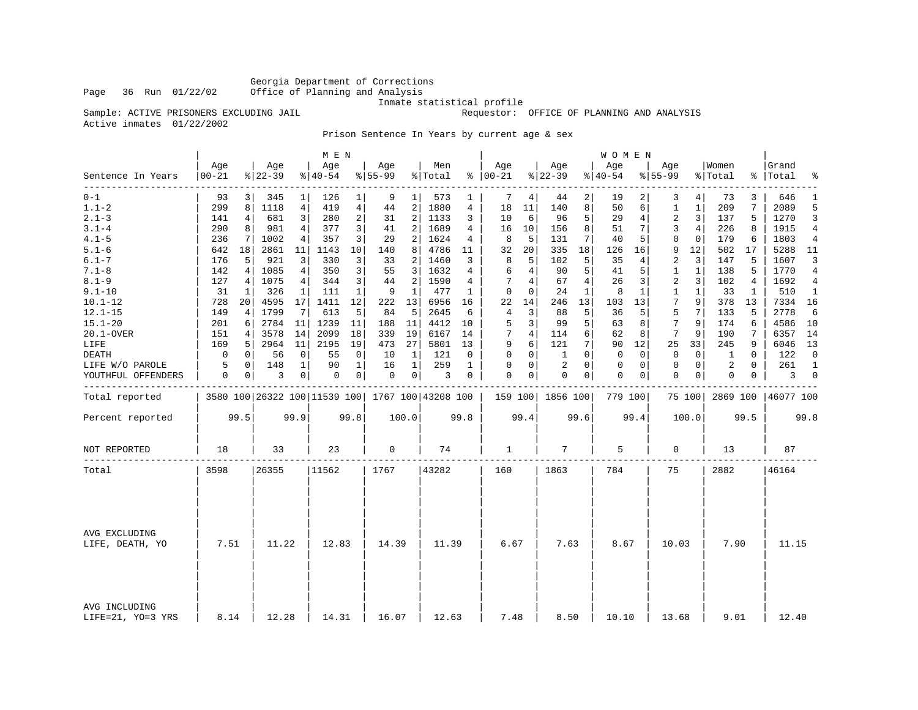Georgia Department of Corrections
Office of Planning and Analysis
Inmate statistical profile

Sample: ACTIVE PRISONERS EXCLUDING JAIL    Requestor: OFFICE OF PLANNING AND ANALYSIS
Active inmates 01/22/2002

Prison Sentence In Years by current age & sex

| | MEN | | | | | | | | | | WOMEN | | | | | | | | | | Grand | |
|---|---|---|---|---|---|---|---|---|---|---|---|---|---|---|---|---|---|---|---|---|---|---|
| Sentence In Years | Age 00-21 | % | Age 22-39 | % | Age 40-54 | % | Age 55-99 | % | Men Total | % | Age 00-21 | % | Age 22-39 | % | Age 40-54 | % | Age 55-99 | % | Women Total | % | Total | % |
| 0-1 | 93 | 3 | 345 | 1 | 126 | 1 | 9 | 1 | 573 | 1 | 7 | 4 | 44 | 2 | 19 | 2 | 3 | 4 | 73 | 3 | 646 | 1 |
| 1.1-2 | 299 | 8 | 1118 | 4 | 419 | 4 | 44 | 2 | 1880 | 4 | 18 | 11 | 140 | 8 | 50 | 6 | 1 | 1 | 209 | 7 | 2089 | 5 |
| 2.1-3 | 141 | 4 | 681 | 3 | 280 | 2 | 31 | 2 | 1133 | 3 | 10 | 6 | 96 | 5 | 29 | 4 | 2 | 3 | 137 | 5 | 1270 | 3 |
| 3.1-4 | 290 | 8 | 981 | 4 | 377 | 3 | 41 | 2 | 1689 | 4 | 16 | 10 | 156 | 8 | 51 | 7 | 3 | 4 | 226 | 8 | 1915 | 4 |
| 4.1-5 | 236 | 7 | 1002 | 4 | 357 | 3 | 29 | 2 | 1624 | 4 | 8 | 5 | 131 | 7 | 40 | 5 | 0 | 0 | 179 | 6 | 1803 | 4 |
| 5.1-6 | 642 | 18 | 2861 | 11 | 1143 | 10 | 140 | 8 | 4786 | 11 | 32 | 20 | 335 | 18 | 126 | 16 | 9 | 12 | 502 | 17 | 5288 | 11 |
| 6.1-7 | 176 | 5 | 921 | 3 | 330 | 3 | 33 | 2 | 1460 | 3 | 8 | 5 | 102 | 5 | 35 | 4 | 2 | 3 | 147 | 5 | 1607 | 3 |
| 7.1-8 | 142 | 4 | 1085 | 4 | 350 | 3 | 55 | 3 | 1632 | 4 | 6 | 4 | 90 | 5 | 41 | 5 | 1 | 1 | 138 | 5 | 1770 | 4 |
| 8.1-9 | 127 | 4 | 1075 | 4 | 344 | 3 | 44 | 2 | 1590 | 4 | 7 | 4 | 67 | 4 | 26 | 3 | 2 | 3 | 102 | 4 | 1692 | 4 |
| 9.1-10 | 31 | 1 | 326 | 1 | 111 | 1 | 9 | 1 | 477 | 1 | 0 | 0 | 24 | 1 | 8 | 1 | 1 | 1 | 33 | 1 | 510 | 1 |
| 10.1-12 | 728 | 20 | 4595 | 17 | 1411 | 12 | 222 | 13 | 6956 | 16 | 22 | 14 | 246 | 13 | 103 | 13 | 7 | 9 | 378 | 13 | 7334 | 16 |
| 12.1-15 | 149 | 4 | 1799 | 7 | 613 | 5 | 84 | 5 | 2645 | 6 | 4 | 3 | 88 | 5 | 36 | 5 | 5 | 7 | 133 | 5 | 2778 | 6 |
| 15.1-20 | 201 | 6 | 2784 | 11 | 1239 | 11 | 188 | 11 | 4412 | 10 | 5 | 3 | 99 | 5 | 63 | 8 | 7 | 9 | 174 | 6 | 4586 | 10 |
| 20.1-OVER | 151 | 4 | 3578 | 14 | 2099 | 18 | 339 | 19 | 6167 | 14 | 7 | 4 | 114 | 6 | 62 | 8 | 7 | 9 | 190 | 7 | 6357 | 14 |
| LIFE | 169 | 5 | 2964 | 11 | 2195 | 19 | 473 | 27 | 5801 | 13 | 9 | 6 | 121 | 7 | 90 | 12 | 25 | 33 | 245 | 9 | 6046 | 13 |
| DEATH | 0 | 0 | 56 | 0 | 55 | 0 | 10 | 1 | 121 | 0 | 0 | 0 | 1 | 0 | 0 | 0 | 0 | 0 | 1 | 0 | 122 | 0 |
| LIFE W/O PAROLE | 5 | 0 | 148 | 1 | 90 | 1 | 16 | 1 | 259 | 1 | 0 | 0 | 2 | 0 | 0 | 0 | 0 | 0 | 2 | 0 | 261 | 1 |
| YOUTHFUL OFFENDERS | 0 | 0 | 3 | 0 | 0 | 0 | 0 | 0 | 3 | 0 | 0 | 0 | 0 | 0 | 0 | 0 | 0 | 0 | 0 | 0 | 3 | 0 |
| Total reported | 3580 | 100 | 26322 | 100 | 11539 | 100 | 1767 | 100 | 43208 | 100 | 159 | 100 | 1856 | 100 | 779 | 100 | 75 | 100 | 2869 | 100 | 46077 | 100 |
| Percent reported | | 99.5 | | 99.9 | | 99.8 | | 100.0 | | 99.8 | | 99.4 | | 99.6 | | 99.4 | | 100.0 | | 99.5 | | 99.8 |
| NOT REPORTED | 18 | | 33 | | 23 | | 0 | | 74 | | 1 | | 7 | | 5 | | 0 | | 13 | | 87 | |
| Total | 3598 | | 26355 | | 11562 | | 1767 | | 43282 | | 160 | | 1863 | | 784 | | 75 | | 2882 | | 46164 | |
| AVG EXCLUDING LIFE, DEATH, YO | 7.51 | | 11.22 | | 12.83 | | 14.39 | | 11.39 | | 6.67 | | 7.63 | | 8.67 | | 10.03 | | 7.90 | | 11.15 | |
| AVG INCLUDING LIFE=21, YO=3 YRS | 8.14 | | 12.28 | | 14.31 | | 16.07 | | 12.63 | | 7.48 | | 8.50 | | 10.10 | | 13.68 | | 9.01 | | 12.40 | |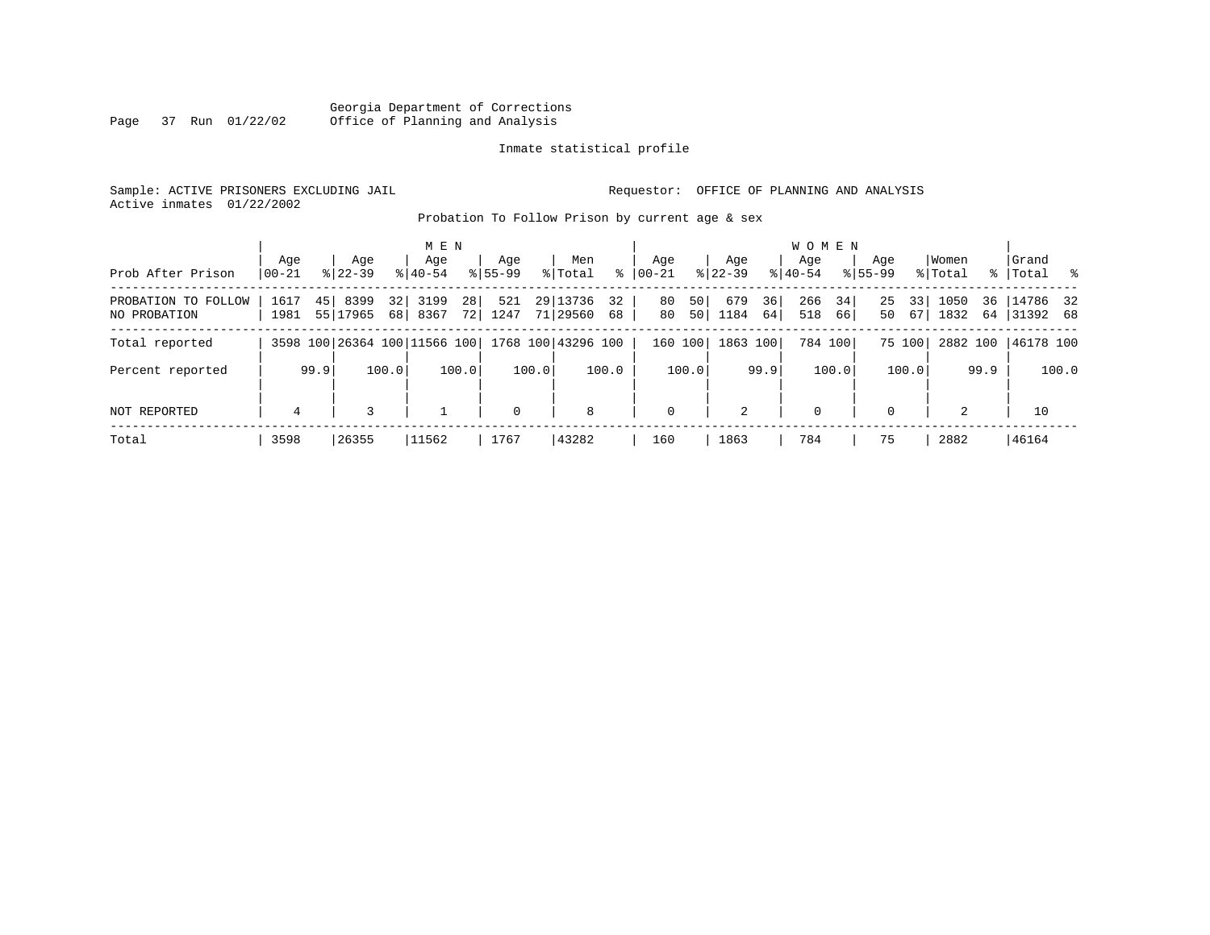Georgia Department of Corrections
Office of Planning and Analysis

Inmate statistical profile

Sample: ACTIVE PRISONERS EXCLUDING JAIL
Requestor: OFFICE OF PLANNING AND ANALYSIS
Active inmates 01/22/2002

Probation To Follow Prison by current age & sex

| Prob After Prison | MEN Age 00-21 | % | Age 22-39 | % | Age 40-54 | % | Age 55-99 | % | Men Total | % | WOMEN Age 00-21 | % | Age 22-39 | % | Age 40-54 | % | Age 55-99 | % | Women Total | % | Grand Total | % |
|---|---|---|---|---|---|---|---|---|---|---|---|---|---|---|---|---|---|---|---|---|---|---|
| PROBATION TO FOLLOW | 1617 | 45 | 8399 | 32 | 3199 | 28 | 521 | 29 | 13736 | 32 | 80 | 50 | 679 | 36 | 266 | 34 | 25 | 33 | 1050 | 36 | 14786 | 32 |
| NO PROBATION | 1981 | 55 | 17965 | 68 | 8367 | 72 | 1247 | 71 | 29560 | 68 | 80 | 50 | 1184 | 64 | 518 | 66 | 50 | 67 | 1832 | 64 | 31392 | 68 |
| Total reported | 3598 | 100 | 26364 | 100 | 11566 | 100 | 1768 | 100 | 43296 | 100 | 160 | 100 | 1863 | 100 | 784 | 100 | 75 | 100 | 2882 | 100 | 46178 | 100 |
| Percent reported | | 99.9 | | 100.0 | | 100.0 | | 100.0 | | 100.0 | | 100.0 | | 99.9 | | 100.0 | | 100.0 | | 99.9 | | 100.0 |
| NOT REPORTED | 4 | | 3 | | 1 | | 0 | | 8 | | 0 | | 2 | | 0 | | 0 | | 2 | | 10 | |
| Total | 3598 | | 26355 | | 11562 | | 1767 | | 43282 | | 160 | | 1863 | | 784 | | 75 | | 2882 | | 46164 | |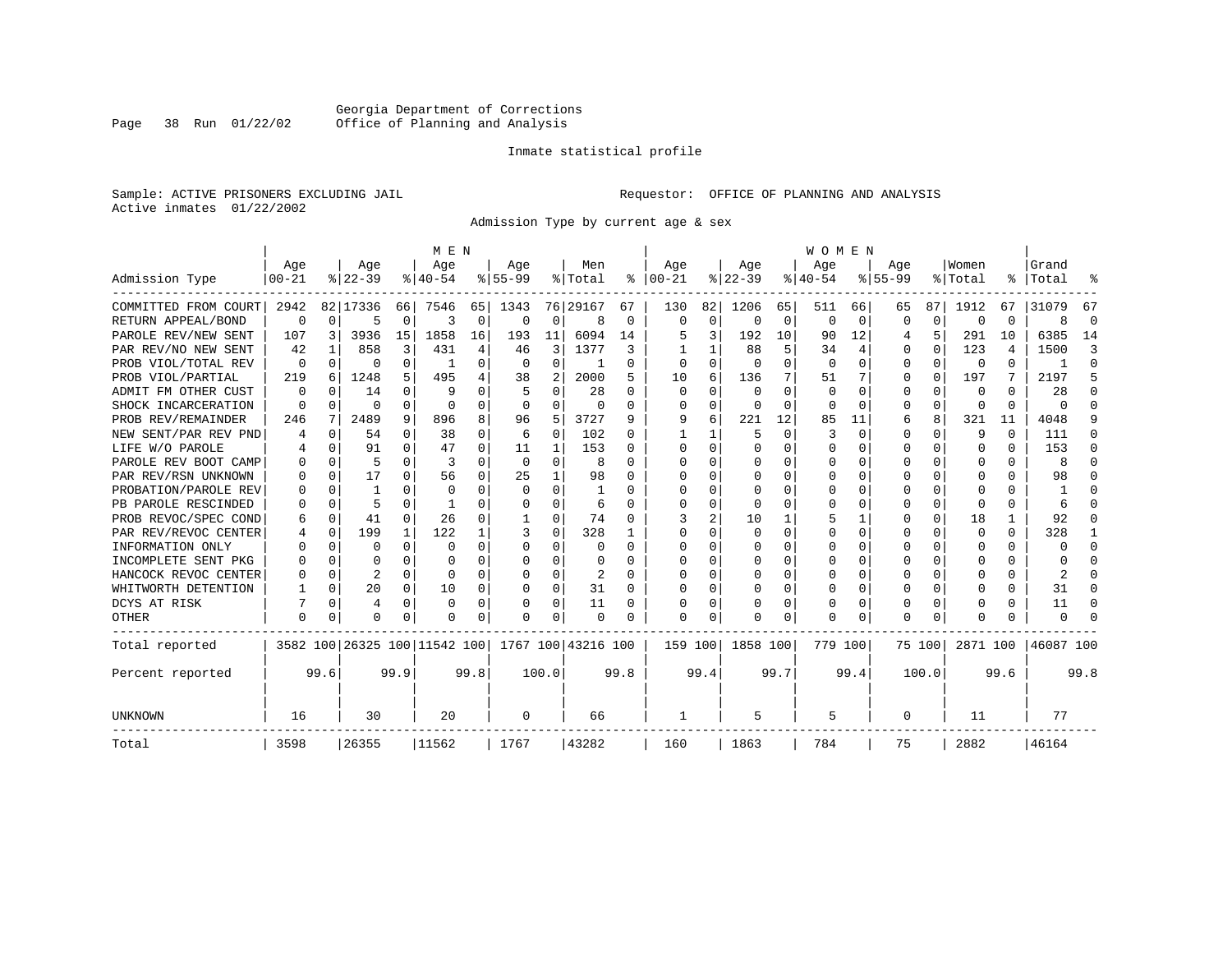Georgia Department of Corrections
Office of Planning and Analysis

Inmate statistical profile

Sample: ACTIVE PRISONERS EXCLUDING JAIL

Requestor: OFFICE OF PLANNING AND ANALYSIS

Active inmates 01/22/2002

Admission Type by current age & sex

| | MEN | | | | | | | | | | WOMEN | | | | | | | | | | | |
|---|---|---|---|---|---|---|---|---|---|---|---|---|---|---|---|---|---|---|---|---|---|---|
| Admission Type | Age 00-21 | % | Age 22-39 | % | Age 40-54 | % | Age 55-99 | % | Men Total | % | Age 00-21 | % | Age 22-39 | % | Age 40-54 | % | Age 55-99 | % | Women Total | % | Grand Total | % |
| COMMITTED FROM COURT | 2942 | 82 | 17336 | 66 | 7546 | 65 | 1343 | 76 | 29167 | 67 | 130 | 82 | 1206 | 65 | 511 | 66 | 65 | 87 | 1912 | 67 | 31079 | 67 |
| RETURN APPEAL/BOND | 0 | 0 | 5 | 0 | 3 | 0 | 0 | 0 | 8 | 0 | 0 | 0 | 0 | 0 | 0 | 0 | 0 | 0 | 0 | 0 | 8 | 0 |
| PAROLE REV/NEW SENT | 107 | 3 | 3936 | 15 | 1858 | 16 | 193 | 11 | 6094 | 14 | 5 | 3 | 192 | 10 | 90 | 12 | 4 | 5 | 291 | 10 | 6385 | 14 |
| PAR REV/NO NEW SENT | 42 | 1 | 858 | 3 | 431 | 4 | 46 | 3 | 1377 | 3 | 1 | 1 | 88 | 5 | 34 | 4 | 0 | 0 | 123 | 4 | 1500 | 3 |
| PROB VIOL/TOTAL REV | 0 | 0 | 0 | 0 | 1 | 0 | 0 | 0 | 1 | 0 | 0 | 0 | 0 | 0 | 0 | 0 | 0 | 0 | 0 | 0 | 1 | 0 |
| PROB VIOL/PARTIAL | 219 | 6 | 1248 | 5 | 495 | 4 | 38 | 2 | 2000 | 5 | 10 | 6 | 136 | 7 | 51 | 7 | 0 | 0 | 197 | 7 | 2197 | 5 |
| ADMIT FM OTHER CUST | 0 | 0 | 14 | 0 | 9 | 0 | 5 | 0 | 28 | 0 | 0 | 0 | 0 | 0 | 0 | 0 | 0 | 0 | 0 | 0 | 28 | 0 |
| SHOCK INCARCERATION | 0 | 0 | 0 | 0 | 0 | 0 | 0 | 0 | 0 | 0 | 0 | 0 | 0 | 0 | 0 | 0 | 0 | 0 | 0 | 0 | 0 | 0 |
| PROB REV/REMAINDER | 246 | 7 | 2489 | 9 | 896 | 8 | 96 | 5 | 3727 | 9 | 9 | 6 | 221 | 12 | 85 | 11 | 6 | 8 | 321 | 11 | 4048 | 9 |
| NEW SENT/PAR REV PND | 4 | 0 | 54 | 0 | 38 | 0 | 6 | 0 | 102 | 0 | 1 | 1 | 5 | 0 | 3 | 0 | 0 | 0 | 9 | 0 | 111 | 0 |
| LIFE W/O PAROLE | 4 | 0 | 91 | 0 | 47 | 0 | 11 | 1 | 153 | 0 | 0 | 0 | 0 | 0 | 0 | 0 | 0 | 0 | 0 | 0 | 153 | 0 |
| PAROLE REV BOOT CAMP | 0 | 0 | 5 | 0 | 3 | 0 | 0 | 0 | 8 | 0 | 0 | 0 | 0 | 0 | 0 | 0 | 0 | 0 | 0 | 0 | 8 | 0 |
| PAR REV/RSN UNKNOWN | 0 | 0 | 17 | 0 | 56 | 0 | 25 | 1 | 98 | 0 | 0 | 0 | 0 | 0 | 0 | 0 | 0 | 0 | 0 | 0 | 98 | 0 |
| PROBATION/PAROLE REV | 0 | 0 | 1 | 0 | 0 | 0 | 0 | 0 | 1 | 0 | 0 | 0 | 0 | 0 | 0 | 0 | 0 | 0 | 0 | 0 | 1 | 0 |
| PB PAROLE RESCINDED | 0 | 0 | 5 | 0 | 1 | 0 | 0 | 0 | 6 | 0 | 0 | 0 | 0 | 0 | 0 | 0 | 0 | 0 | 0 | 0 | 6 | 0 |
| PROB REVOC/SPEC COND | 6 | 0 | 41 | 0 | 26 | 0 | 1 | 0 | 74 | 0 | 3 | 2 | 10 | 1 | 5 | 1 | 0 | 0 | 18 | 1 | 92 | 0 |
| PAR REV/REVOC CENTER | 4 | 0 | 199 | 1 | 122 | 1 | 3 | 0 | 328 | 1 | 0 | 0 | 0 | 0 | 0 | 0 | 0 | 0 | 0 | 0 | 328 | 1 |
| INFORMATION ONLY | 0 | 0 | 0 | 0 | 0 | 0 | 0 | 0 | 0 | 0 | 0 | 0 | 0 | 0 | 0 | 0 | 0 | 0 | 0 | 0 | 0 | 0 |
| INCOMPLETE SENT PKG | 0 | 0 | 0 | 0 | 0 | 0 | 0 | 0 | 0 | 0 | 0 | 0 | 0 | 0 | 0 | 0 | 0 | 0 | 0 | 0 | 0 | 0 |
| HANCOCK REVOC CENTER | 0 | 0 | 2 | 0 | 0 | 0 | 0 | 0 | 2 | 0 | 0 | 0 | 0 | 0 | 0 | 0 | 0 | 0 | 0 | 0 | 2 | 0 |
| WHITWORTH DETENTION | 1 | 0 | 20 | 0 | 10 | 0 | 0 | 0 | 31 | 0 | 0 | 0 | 0 | 0 | 0 | 0 | 0 | 0 | 0 | 0 | 31 | 0 |
| DCYS AT RISK | 7 | 0 | 4 | 0 | 0 | 0 | 0 | 0 | 11 | 0 | 0 | 0 | 0 | 0 | 0 | 0 | 0 | 0 | 0 | 0 | 11 | 0 |
| OTHER | 0 | 0 | 0 | 0 | 0 | 0 | 0 | 0 | 0 | 0 | 0 | 0 | 0 | 0 | 0 | 0 | 0 | 0 | 0 | 0 | 0 | 0 |
| Total reported | 3582 | 100 | 26325 | 100 | 11542 | 100 | 1767 | 100 | 43216 | 100 | 159 | 100 | 1858 | 100 | 779 | 100 | 75 | 100 | 2871 | 100 | 46087 | 100 |
| Percent reported | | 99.6 | | 99.9 | | 99.8 | | 100.0 | | 99.8 | | 99.4 | | 99.7 | | 99.4 | | 100.0 | | 99.6 | | 99.8 |
| UNKNOWN | 16 | | 30 | | 20 | | 0 | | 66 | | 1 | | 5 | | 5 | | 0 | | 11 | | 77 | |
| Total | 3598 | | 26355 | | 11562 | | 1767 | | 43282 | | 160 | | 1863 | | 784 | | 75 | | 2882 | | 46164 | |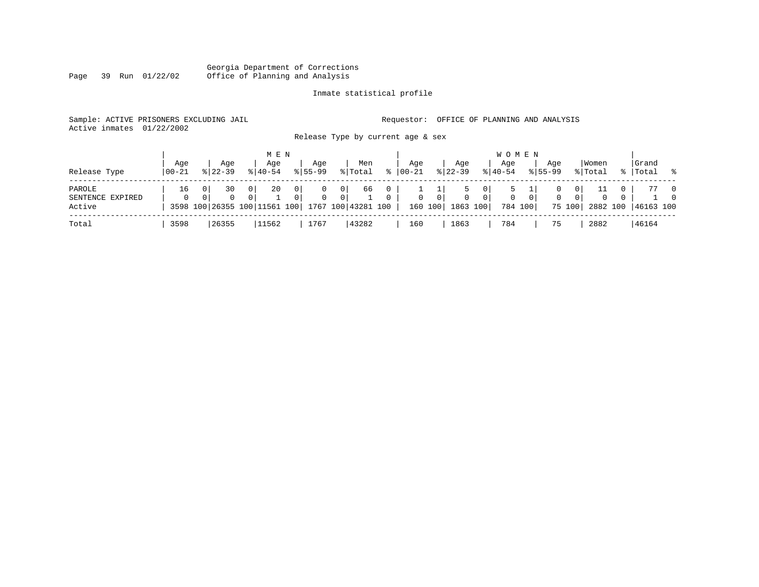Georgia Department of Corrections
Office of Planning and Analysis

Inmate statistical profile

Sample: ACTIVE PRISONERS EXCLUDING JAIL

Requestor: OFFICE OF PLANNING AND ANALYSIS

Active inmates 01/22/2002

Release Type by current age & sex

| | MEN | | | | | | | | | | WOMEN | | | | | | | | | | | |
|---|---|---|---|---|---|---|---|---|---|---|---|---|---|---|---|---|---|---|---|---|---|---|
| Release Type | Age 00-21 | % | Age 22-39 | % | Age 40-54 | % | Age 55-99 | % | Men Total | % | Age 00-21 | % | Age 22-39 | % | Age 40-54 | % | Age 55-99 | % | Women Total | % | Grand Total | % |
| PAROLE | 16 | 0 | 30 | 0 | 20 | 0 | 0 | 0 | 66 | 0 | 1 | 1 | 5 | 0 | 5 | 1 | 0 | 0 | 11 | 0 | 77 | 0 |
| SENTENCE EXPIRED | 0 | 0 | 0 | 0 | 1 | 0 | 0 | 0 | 1 | 0 | 0 | 0 | 0 | 0 | 0 | 0 | 0 | 0 | 0 | 0 | 1 | 0 |
| Active | 3598 | 100 | 26355 | 100 | 11561 | 100 | 1767 | 100 | 43281 | 100 | 160 | 100 | 1863 | 100 | 784 | 100 | 75 | 100 | 2882 | 100 | 46163 | 100 |
| Total | 3598 | | 26355 | | 11562 | | 1767 | | 43282 | | 160 | | 1863 | | 784 | | 75 | | 2882 | | 46164 | |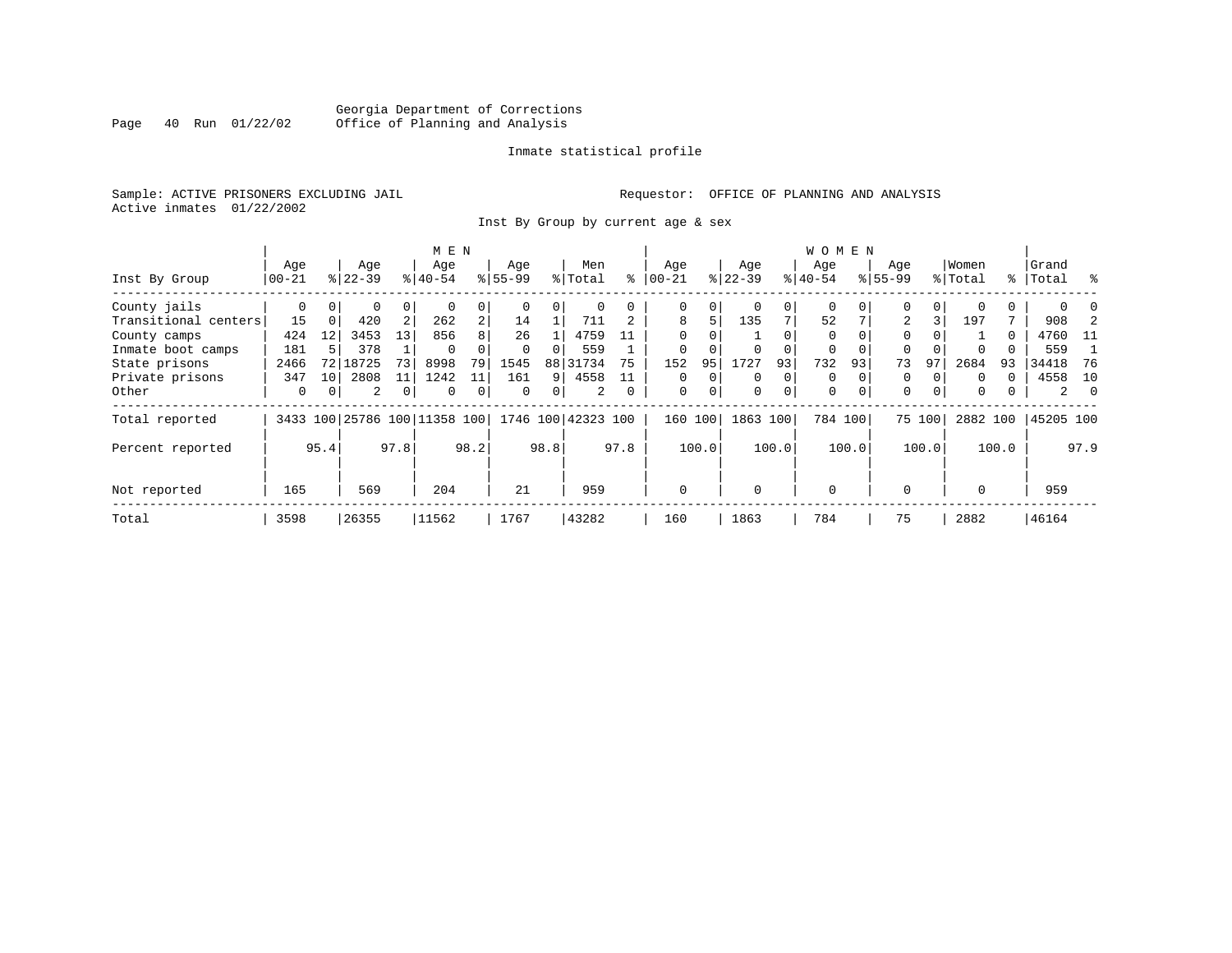Georgia Department of Corrections
Office of Planning and Analysis

Inmate statistical profile

Sample: ACTIVE PRISONERS EXCLUDING JAIL

Requestor: OFFICE OF PLANNING AND ANALYSIS

Active inmates 01/22/2002

Inst By Group by current age & sex

| Inst By Group | MEN Age 00-21 | % | Age 22-39 | % | Age 40-54 | % | Age 55-99 | % | Men Total | % | WOMEN Age 00-21 | % | Age 22-39 | % | Age 40-54 | % | Age 55-99 | % | Women Total | % | Grand Total | % |
|---|---|---|---|---|---|---|---|---|---|---|---|---|---|---|---|---|---|---|---|---|---|---|
| County jails | 0 | 0 | 0 | 0 | 0 | 0 | 0 | 0 | 0 | 0 | 0 | 0 | 0 | 0 | 0 | 0 | 0 | 0 | 0 | 0 | 0 | 0 |
| Transitional centers | 15 | 0 | 420 | 2 | 262 | 2 | 14 | 1 | 711 | 2 | 8 | 5 | 135 | 7 | 52 | 7 | 2 | 3 | 197 | 7 | 908 | 2 |
| County camps | 424 | 12 | 3453 | 13 | 856 | 8 | 26 | 1 | 4759 | 11 | 0 | 0 | 1 | 0 | 0 | 0 | 0 | 0 | 1 | 0 | 4760 | 11 |
| Inmate boot camps | 181 | 5 | 378 | 1 | 0 | 0 | 0 | 0 | 559 | 1 | 0 | 0 | 0 | 0 | 0 | 0 | 0 | 0 | 0 | 0 | 559 | 1 |
| State prisons | 2466 | 72 | 18725 | 73 | 8998 | 79 | 1545 | 88 | 31734 | 75 | 152 | 95 | 1727 | 93 | 732 | 93 | 73 | 97 | 2684 | 93 | 34418 | 76 |
| Private prisons | 347 | 10 | 2808 | 11 | 1242 | 11 | 161 | 9 | 4558 | 11 | 0 | 0 | 0 | 0 | 0 | 0 | 0 | 0 | 0 | 0 | 4558 | 10 |
| Other | 0 | 0 | 2 | 0 | 0 | 0 | 0 | 0 | 2 | 0 | 0 | 0 | 0 | 0 | 0 | 0 | 0 | 0 | 0 | 0 | 2 | 0 |
| Total reported | 3433 | 100 | 25786 | 100 | 11358 | 100 | 1746 | 100 | 42323 | 100 | 160 | 100 | 1863 | 100 | 784 | 100 | 75 | 100 | 2882 | 100 | 45205 | 100 |
| Percent reported | | 95.4 | | 97.8 | | 98.2 | | 98.8 | | 97.8 | | 100.0 | | 100.0 | | 100.0 | | 100.0 | | 100.0 | | 97.9 |
| Not reported | 165 | | 569 | | 204 | | 21 | | 959 | | 0 | | 0 | | 0 | | 0 | | 0 | | 959 | |
| Total | 3598 | | 26355 | | 11562 | | 1767 | | 43282 | | 160 | | 1863 | | 784 | | 75 | | 2882 | | 46164 | |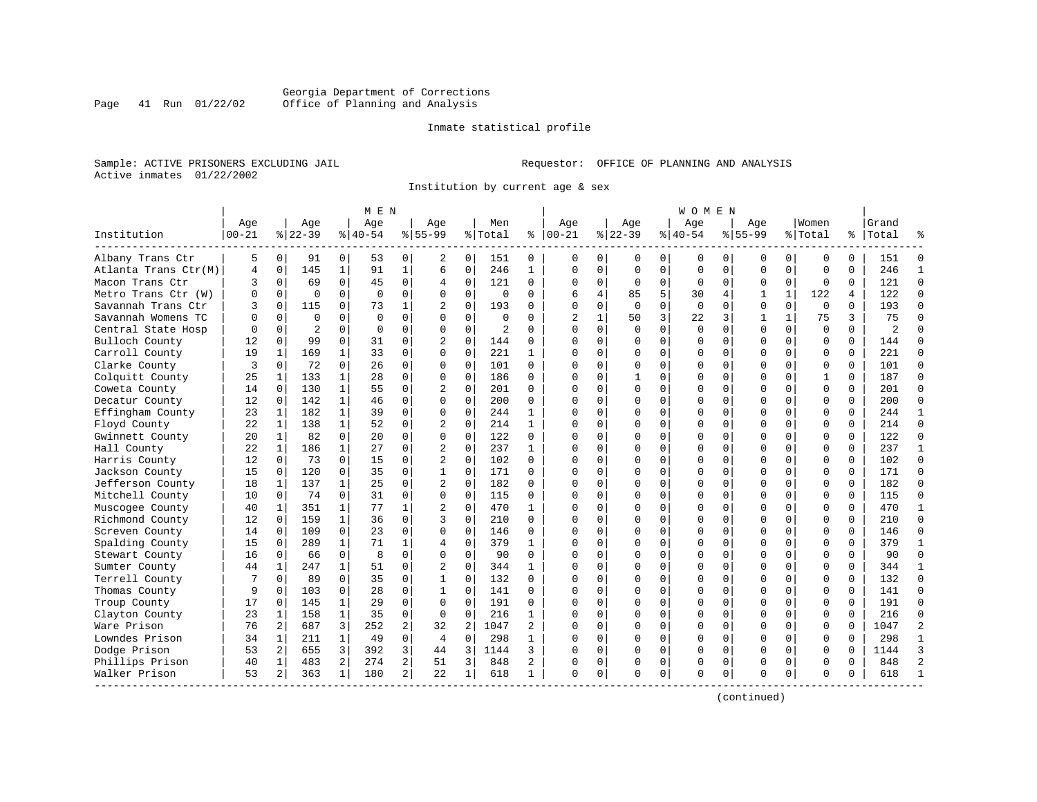Georgia Department of Corrections
Office of Planning and Analysis

Inmate statistical profile

Sample: ACTIVE PRISONERS EXCLUDING JAIL

Requestor: OFFICE OF PLANNING AND ANALYSIS

Active inmates 01/22/2002

Institution by current age & sex

| Institution | MEN Age 00-21 | % | Age 22-39 | % | Age 40-54 | % | Age 55-99 | % | Men Total | % | WOMEN Age 00-21 | % | Age 22-39 | % | Age 40-54 | % | Age 55-99 | % | Women Total | % | Grand Total | % |
|---|---|---|---|---|---|---|---|---|---|---|---|---|---|---|---|---|---|---|---|---|---|---|
| Albany Trans Ctr | 5 | 0 | 91 | 0 | 53 | 0 | 2 | 0 | 151 | 0 | 0 | 0 | 0 | 0 | 0 | 0 | 0 | 0 | 0 | 0 | 151 | 0 |
| Atlanta Trans Ctr(M) | 4 | 0 | 145 | 1 | 91 | 1 | 6 | 0 | 246 | 1 | 0 | 0 | 0 | 0 | 0 | 0 | 0 | 0 | 0 | 0 | 246 | 1 |
| Macon Trans Ctr | 3 | 0 | 69 | 0 | 45 | 0 | 4 | 0 | 121 | 0 | 0 | 0 | 0 | 0 | 0 | 0 | 0 | 0 | 0 | 0 | 121 | 0 |
| Metro Trans Ctr (W) | 0 | 0 | 0 | 0 | 0 | 0 | 0 | 0 | 0 | 0 | 6 | 4 | 85 | 5 | 30 | 4 | 1 | 1 | 122 | 4 | 122 | 0 |
| Savannah Trans Ctr | 3 | 0 | 115 | 0 | 73 | 1 | 2 | 0 | 193 | 0 | 0 | 0 | 0 | 0 | 0 | 0 | 0 | 0 | 0 | 0 | 193 | 0 |
| Savannah Womens TC | 0 | 0 | 0 | 0 | 0 | 0 | 0 | 0 | 0 | 0 | 2 | 1 | 50 | 3 | 22 | 3 | 1 | 1 | 75 | 3 | 75 | 0 |
| Central State Hosp | 0 | 0 | 2 | 0 | 0 | 0 | 0 | 0 | 2 | 0 | 0 | 0 | 0 | 0 | 0 | 0 | 0 | 0 | 0 | 0 | 2 | 0 |
| Bulloch County | 12 | 0 | 99 | 0 | 31 | 0 | 2 | 0 | 144 | 0 | 0 | 0 | 0 | 0 | 0 | 0 | 0 | 0 | 0 | 0 | 144 | 0 |
| Carroll County | 19 | 1 | 169 | 1 | 33 | 0 | 0 | 0 | 221 | 1 | 0 | 0 | 0 | 0 | 0 | 0 | 0 | 0 | 0 | 0 | 221 | 0 |
| Clarke County | 3 | 0 | 72 | 0 | 26 | 0 | 0 | 0 | 101 | 0 | 0 | 0 | 0 | 0 | 0 | 0 | 0 | 0 | 0 | 0 | 101 | 0 |
| Colquitt County | 25 | 1 | 133 | 1 | 28 | 0 | 0 | 0 | 186 | 0 | 0 | 0 | 1 | 0 | 0 | 0 | 0 | 0 | 1 | 0 | 187 | 0 |
| Coweta County | 14 | 0 | 130 | 1 | 55 | 0 | 2 | 0 | 201 | 0 | 0 | 0 | 0 | 0 | 0 | 0 | 0 | 0 | 0 | 0 | 201 | 0 |
| Decatur County | 12 | 0 | 142 | 1 | 46 | 0 | 0 | 0 | 200 | 0 | 0 | 0 | 0 | 0 | 0 | 0 | 0 | 0 | 0 | 0 | 200 | 0 |
| Effingham County | 23 | 1 | 182 | 1 | 39 | 0 | 0 | 0 | 244 | 1 | 0 | 0 | 0 | 0 | 0 | 0 | 0 | 0 | 0 | 0 | 244 | 1 |
| Floyd County | 22 | 1 | 138 | 1 | 52 | 0 | 2 | 0 | 214 | 1 | 0 | 0 | 0 | 0 | 0 | 0 | 0 | 0 | 0 | 0 | 214 | 0 |
| Gwinnett County | 20 | 1 | 82 | 0 | 20 | 0 | 0 | 0 | 122 | 0 | 0 | 0 | 0 | 0 | 0 | 0 | 0 | 0 | 0 | 0 | 122 | 0 |
| Hall County | 22 | 1 | 186 | 1 | 27 | 0 | 2 | 0 | 237 | 1 | 0 | 0 | 0 | 0 | 0 | 0 | 0 | 0 | 0 | 0 | 237 | 1 |
| Harris County | 12 | 0 | 73 | 0 | 15 | 0 | 2 | 0 | 102 | 0 | 0 | 0 | 0 | 0 | 0 | 0 | 0 | 0 | 0 | 0 | 102 | 0 |
| Jackson County | 15 | 0 | 120 | 0 | 35 | 0 | 1 | 0 | 171 | 0 | 0 | 0 | 0 | 0 | 0 | 0 | 0 | 0 | 0 | 0 | 171 | 0 |
| Jefferson County | 18 | 1 | 137 | 1 | 25 | 0 | 2 | 0 | 182 | 0 | 0 | 0 | 0 | 0 | 0 | 0 | 0 | 0 | 0 | 0 | 182 | 0 |
| Mitchell County | 10 | 0 | 74 | 0 | 31 | 0 | 0 | 0 | 115 | 0 | 0 | 0 | 0 | 0 | 0 | 0 | 0 | 0 | 0 | 0 | 115 | 0 |
| Muscogee County | 40 | 1 | 351 | 1 | 77 | 1 | 2 | 0 | 470 | 1 | 0 | 0 | 0 | 0 | 0 | 0 | 0 | 0 | 0 | 0 | 470 | 1 |
| Richmond County | 12 | 0 | 159 | 1 | 36 | 0 | 3 | 0 | 210 | 0 | 0 | 0 | 0 | 0 | 0 | 0 | 0 | 0 | 0 | 0 | 210 | 0 |
| Screven County | 14 | 0 | 109 | 0 | 23 | 0 | 0 | 0 | 146 | 0 | 0 | 0 | 0 | 0 | 0 | 0 | 0 | 0 | 0 | 0 | 146 | 0 |
| Spalding County | 15 | 0 | 289 | 1 | 71 | 1 | 4 | 0 | 379 | 1 | 0 | 0 | 0 | 0 | 0 | 0 | 0 | 0 | 0 | 0 | 379 | 1 |
| Stewart County | 16 | 0 | 66 | 0 | 8 | 0 | 0 | 0 | 90 | 0 | 0 | 0 | 0 | 0 | 0 | 0 | 0 | 0 | 0 | 0 | 90 | 0 |
| Sumter County | 44 | 1 | 247 | 1 | 51 | 0 | 2 | 0 | 344 | 1 | 0 | 0 | 0 | 0 | 0 | 0 | 0 | 0 | 0 | 0 | 344 | 1 |
| Terrell County | 7 | 0 | 89 | 0 | 35 | 0 | 1 | 0 | 132 | 0 | 0 | 0 | 0 | 0 | 0 | 0 | 0 | 0 | 0 | 0 | 132 | 0 |
| Thomas County | 9 | 0 | 103 | 0 | 28 | 0 | 1 | 0 | 141 | 0 | 0 | 0 | 0 | 0 | 0 | 0 | 0 | 0 | 0 | 0 | 141 | 0 |
| Troup County | 17 | 0 | 145 | 1 | 29 | 0 | 0 | 0 | 191 | 0 | 0 | 0 | 0 | 0 | 0 | 0 | 0 | 0 | 0 | 0 | 191 | 0 |
| Clayton County | 23 | 1 | 158 | 1 | 35 | 0 | 0 | 0 | 216 | 1 | 0 | 0 | 0 | 0 | 0 | 0 | 0 | 0 | 0 | 0 | 216 | 0 |
| Ware Prison | 76 | 2 | 687 | 3 | 252 | 2 | 32 | 2 | 1047 | 2 | 0 | 0 | 0 | 0 | 0 | 0 | 0 | 0 | 0 | 0 | 1047 | 2 |
| Lowndes Prison | 34 | 1 | 211 | 1 | 49 | 0 | 4 | 0 | 298 | 1 | 0 | 0 | 0 | 0 | 0 | 0 | 0 | 0 | 0 | 0 | 298 | 1 |
| Dodge Prison | 53 | 2 | 655 | 3 | 392 | 3 | 44 | 3 | 1144 | 3 | 0 | 0 | 0 | 0 | 0 | 0 | 0 | 0 | 0 | 0 | 1144 | 3 |
| Phillips Prison | 40 | 1 | 483 | 2 | 274 | 2 | 51 | 3 | 848 | 2 | 0 | 0 | 0 | 0 | 0 | 0 | 0 | 0 | 0 | 0 | 848 | 2 |
| Walker Prison | 53 | 2 | 363 | 1 | 180 | 2 | 22 | 1 | 618 | 1 | 0 | 0 | 0 | 0 | 0 | 0 | 0 | 0 | 0 | 0 | 618 | 1 |

(continued)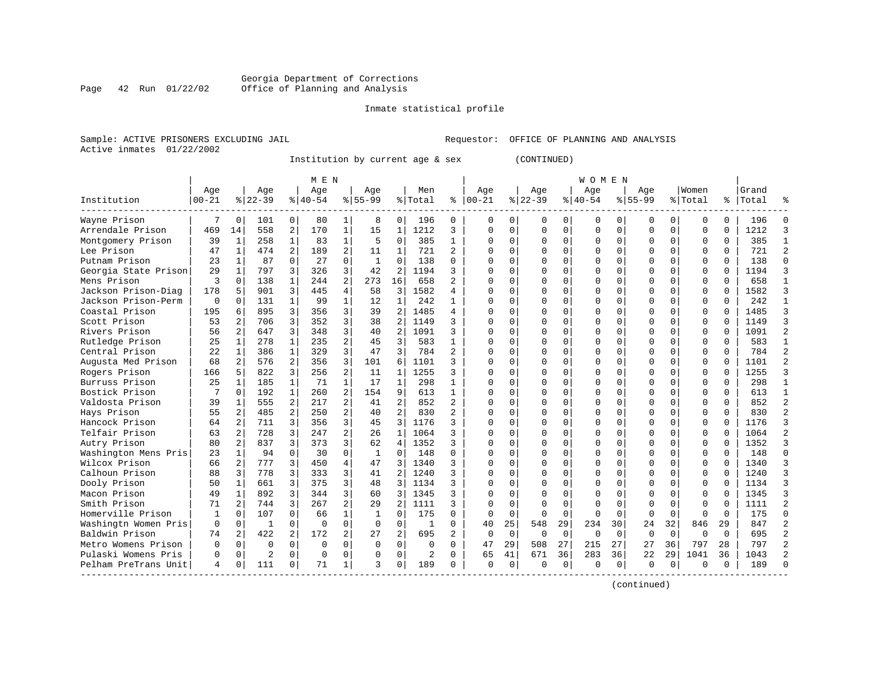Georgia Department of Corrections
Office of Planning and Analysis

Inmate statistical profile

Sample: ACTIVE PRISONERS EXCLUDING JAIL
Active inmates 01/22/2002

Requestor: OFFICE OF PLANNING AND ANALYSIS

Institution by current age & sex (CONTINUED)

| Institution | MEN Age 00-21 | % | Age 22-39 | % | Age 40-54 | % | Age 55-99 | % | Men Total | % | WOMEN Age 00-21 | % | Age 22-39 | % | Age 40-54 | % | Age 55-99 | % | Women Total | % | Grand Total | % |
|---|---|---|---|---|---|---|---|---|---|---|---|---|---|---|---|---|---|---|---|---|---|---|
| Wayne Prison | 7 | 0 | 101 | 0 | 80 | 1 | 8 | 0 | 196 | 0 | 0 | 0 | 0 | 0 | 0 | 0 | 0 | 0 | 0 | 0 | 196 | 0 |
| Arrendale Prison | 469 | 14 | 558 | 2 | 170 | 1 | 15 | 1 | 1212 | 3 | 0 | 0 | 0 | 0 | 0 | 0 | 0 | 0 | 0 | 0 | 1212 | 3 |
| Montgomery Prison | 39 | 1 | 258 | 1 | 83 | 1 | 5 | 0 | 385 | 1 | 0 | 0 | 0 | 0 | 0 | 0 | 0 | 0 | 0 | 0 | 385 | 1 |
| Lee Prison | 47 | 1 | 474 | 2 | 189 | 2 | 11 | 1 | 721 | 2 | 0 | 0 | 0 | 0 | 0 | 0 | 0 | 0 | 0 | 0 | 721 | 2 |
| Putnam Prison | 23 | 1 | 87 | 0 | 27 | 0 | 1 | 0 | 138 | 0 | 0 | 0 | 0 | 0 | 0 | 0 | 0 | 0 | 0 | 0 | 138 | 0 |
| Georgia State Prison | 29 | 1 | 797 | 3 | 326 | 3 | 42 | 2 | 1194 | 3 | 0 | 0 | 0 | 0 | 0 | 0 | 0 | 0 | 0 | 0 | 1194 | 3 |
| Mens Prison | 3 | 0 | 138 | 1 | 244 | 2 | 273 | 16 | 658 | 2 | 0 | 0 | 0 | 0 | 0 | 0 | 0 | 0 | 0 | 0 | 658 | 1 |
| Jackson Prison-Diag | 178 | 5 | 901 | 3 | 445 | 4 | 58 | 3 | 1582 | 4 | 0 | 0 | 0 | 0 | 0 | 0 | 0 | 0 | 0 | 0 | 1582 | 3 |
| Jackson Prison-Perm | 0 | 0 | 131 | 1 | 99 | 1 | 12 | 1 | 242 | 1 | 0 | 0 | 0 | 0 | 0 | 0 | 0 | 0 | 0 | 0 | 242 | 1 |
| Coastal Prison | 195 | 6 | 895 | 3 | 356 | 3 | 39 | 2 | 1485 | 4 | 0 | 0 | 0 | 0 | 0 | 0 | 0 | 0 | 0 | 0 | 1485 | 3 |
| Scott Prison | 53 | 2 | 706 | 3 | 352 | 3 | 38 | 2 | 1149 | 3 | 0 | 0 | 0 | 0 | 0 | 0 | 0 | 0 | 0 | 0 | 1149 | 3 |
| Rivers Prison | 56 | 2 | 647 | 3 | 348 | 3 | 40 | 2 | 1091 | 3 | 0 | 0 | 0 | 0 | 0 | 0 | 0 | 0 | 0 | 0 | 1091 | 2 |
| Rutledge Prison | 25 | 1 | 278 | 1 | 235 | 2 | 45 | 3 | 583 | 1 | 0 | 0 | 0 | 0 | 0 | 0 | 0 | 0 | 0 | 0 | 583 | 1 |
| Central Prison | 22 | 1 | 386 | 1 | 329 | 3 | 47 | 3 | 784 | 2 | 0 | 0 | 0 | 0 | 0 | 0 | 0 | 0 | 0 | 0 | 784 | 2 |
| Augusta Med Prison | 68 | 2 | 576 | 2 | 356 | 3 | 101 | 6 | 1101 | 3 | 0 | 0 | 0 | 0 | 0 | 0 | 0 | 0 | 0 | 0 | 1101 | 2 |
| Rogers Prison | 166 | 5 | 822 | 3 | 256 | 2 | 11 | 1 | 1255 | 3 | 0 | 0 | 0 | 0 | 0 | 0 | 0 | 0 | 0 | 0 | 1255 | 3 |
| Burruss Prison | 25 | 1 | 185 | 1 | 71 | 1 | 17 | 1 | 298 | 1 | 0 | 0 | 0 | 0 | 0 | 0 | 0 | 0 | 0 | 0 | 298 | 1 |
| Bostick Prison | 7 | 0 | 192 | 1 | 260 | 2 | 154 | 9 | 613 | 1 | 0 | 0 | 0 | 0 | 0 | 0 | 0 | 0 | 0 | 0 | 613 | 1 |
| Valdosta Prison | 39 | 1 | 555 | 2 | 217 | 2 | 41 | 2 | 852 | 2 | 0 | 0 | 0 | 0 | 0 | 0 | 0 | 0 | 0 | 0 | 852 | 2 |
| Hays Prison | 55 | 2 | 485 | 2 | 250 | 2 | 40 | 2 | 830 | 2 | 0 | 0 | 0 | 0 | 0 | 0 | 0 | 0 | 0 | 0 | 830 | 2 |
| Hancock Prison | 64 | 2 | 711 | 3 | 356 | 3 | 45 | 3 | 1176 | 3 | 0 | 0 | 0 | 0 | 0 | 0 | 0 | 0 | 0 | 0 | 1176 | 3 |
| Telfair Prison | 63 | 2 | 728 | 3 | 247 | 2 | 26 | 1 | 1064 | 3 | 0 | 0 | 0 | 0 | 0 | 0 | 0 | 0 | 0 | 0 | 1064 | 2 |
| Autry Prison | 80 | 2 | 837 | 3 | 373 | 3 | 62 | 4 | 1352 | 3 | 0 | 0 | 0 | 0 | 0 | 0 | 0 | 0 | 0 | 0 | 1352 | 3 |
| Washington Mens Pris | 23 | 1 | 94 | 0 | 30 | 0 | 1 | 0 | 148 | 0 | 0 | 0 | 0 | 0 | 0 | 0 | 0 | 0 | 0 | 0 | 148 | 0 |
| Wilcox Prison | 66 | 2 | 777 | 3 | 450 | 4 | 47 | 3 | 1340 | 3 | 0 | 0 | 0 | 0 | 0 | 0 | 0 | 0 | 0 | 0 | 1340 | 3 |
| Calhoun Prison | 88 | 3 | 778 | 3 | 333 | 3 | 41 | 2 | 1240 | 3 | 0 | 0 | 0 | 0 | 0 | 0 | 0 | 0 | 0 | 0 | 1240 | 3 |
| Dooly Prison | 50 | 1 | 661 | 3 | 375 | 3 | 48 | 3 | 1134 | 3 | 0 | 0 | 0 | 0 | 0 | 0 | 0 | 0 | 0 | 0 | 1134 | 3 |
| Macon Prison | 49 | 1 | 892 | 3 | 344 | 3 | 60 | 3 | 1345 | 3 | 0 | 0 | 0 | 0 | 0 | 0 | 0 | 0 | 0 | 0 | 1345 | 3 |
| Smith Prison | 71 | 2 | 744 | 3 | 267 | 2 | 29 | 2 | 1111 | 3 | 0 | 0 | 0 | 0 | 0 | 0 | 0 | 0 | 0 | 0 | 1111 | 2 |
| Homerville Prison | 1 | 0 | 107 | 0 | 66 | 1 | 1 | 0 | 175 | 0 | 0 | 0 | 0 | 0 | 0 | 0 | 0 | 0 | 0 | 0 | 175 | 0 |
| Washingtn Women Pris | 0 | 0 | 1 | 0 | 0 | 0 | 0 | 0 | 1 | 0 | 40 | 25 | 548 | 29 | 234 | 30 | 24 | 32 | 846 | 29 | 847 | 2 |
| Baldwin Prison | 74 | 2 | 422 | 2 | 172 | 2 | 27 | 2 | 695 | 2 | 0 | 0 | 0 | 0 | 0 | 0 | 0 | 0 | 0 | 0 | 695 | 2 |
| Metro Womens Prison | 0 | 0 | 0 | 0 | 0 | 0 | 0 | 0 | 0 | 0 | 47 | 29 | 508 | 27 | 215 | 27 | 27 | 36 | 797 | 28 | 797 | 2 |
| Pulaski Womens Pris | 0 | 0 | 2 | 0 | 0 | 0 | 0 | 0 | 2 | 0 | 65 | 41 | 671 | 36 | 283 | 36 | 22 | 29 | 1041 | 36 | 1043 | 2 |
| Pelham PreTrans Unit | 4 | 0 | 111 | 0 | 71 | 1 | 3 | 0 | 189 | 0 | 0 | 0 | 0 | 0 | 0 | 0 | 0 | 0 | 0 | 0 | 189 | 0 |

(continued)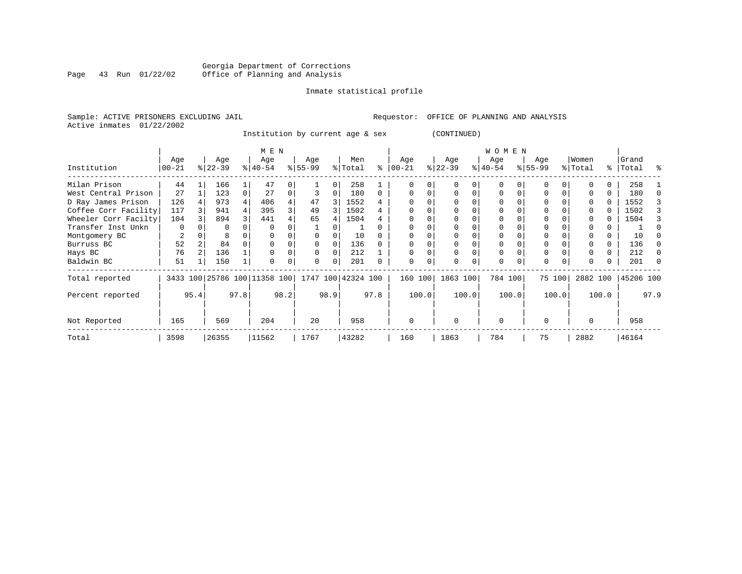Georgia Department of Corrections
Office of Planning and Analysis

Inmate statistical profile

Sample: ACTIVE PRISONERS EXCLUDING JAIL　　　Requestor: OFFICE OF PLANNING AND ANALYSIS
Active inmates 01/22/2002

Institution by current age & sex (CONTINUED)

| Institution | MEN Age 00-21 | % | Age 22-39 | % | Age 40-54 | % | Age 55-99 | % | Men Total | % | WOMEN Age 00-21 | % | Age 22-39 | % | Age 40-54 | % | Age 55-99 | % | Women Total | % | Grand Total | % |
|---|---|---|---|---|---|---|---|---|---|---|---|---|---|---|---|---|---|---|---|---|---|---|
| Milan Prison | 44 | 1 | 166 | 1 | 47 | 0 | 1 | 0 | 258 | 1 | 0 | 0 | 0 | 0 | 0 | 0 | 0 | 0 | 0 | 0 | 258 | 1 |
| West Central Prison | 27 | 1 | 123 | 0 | 27 | 0 | 3 | 0 | 180 | 0 | 0 | 0 | 0 | 0 | 0 | 0 | 0 | 0 | 0 | 0 | 180 | 0 |
| D Ray James Prison | 126 | 4 | 973 | 4 | 406 | 4 | 47 | 3 | 1552 | 4 | 0 | 0 | 0 | 0 | 0 | 0 | 0 | 0 | 0 | 0 | 1552 | 3 |
| Coffee Corr Facility | 117 | 3 | 941 | 4 | 395 | 3 | 49 | 3 | 1502 | 4 | 0 | 0 | 0 | 0 | 0 | 0 | 0 | 0 | 0 | 0 | 1502 | 3 |
| Wheeler Corr Facilty | 104 | 3 | 894 | 3 | 441 | 4 | 65 | 4 | 1504 | 4 | 0 | 0 | 0 | 0 | 0 | 0 | 0 | 0 | 0 | 0 | 1504 | 3 |
| Transfer Inst Unkn | 0 | 0 | 0 | 0 | 0 | 0 | 1 | 0 | 1 | 0 | 0 | 0 | 0 | 0 | 0 | 0 | 0 | 0 | 0 | 0 | 1 | 0 |
| Montgomery BC | 2 | 0 | 8 | 0 | 0 | 0 | 0 | 0 | 10 | 0 | 0 | 0 | 0 | 0 | 0 | 0 | 0 | 0 | 0 | 0 | 10 | 0 |
| Burruss BC | 52 | 2 | 84 | 0 | 0 | 0 | 0 | 0 | 136 | 0 | 0 | 0 | 0 | 0 | 0 | 0 | 0 | 0 | 0 | 0 | 136 | 0 |
| Hays BC | 76 | 2 | 136 | 1 | 0 | 0 | 0 | 0 | 212 | 1 | 0 | 0 | 0 | 0 | 0 | 0 | 0 | 0 | 0 | 0 | 212 | 0 |
| Baldwin BC | 51 | 1 | 150 | 1 | 0 | 0 | 0 | 0 | 201 | 0 | 0 | 0 | 0 | 0 | 0 | 0 | 0 | 0 | 0 | 0 | 201 | 0 |
| Total reported | 3433 | 100 | 25786 | 100 | 11358 | 100 | 1747 | 100 | 42324 | 100 | 160 | 100 | 1863 | 100 | 784 | 100 | 75 | 100 | 2882 | 100 | 45206 | 100 |
| Percent reported | | 95.4 | | 97.8 | | 98.2 | | 98.9 | | 97.8 | | 100.0 | | 100.0 | | 100.0 | | 100.0 | | 100.0 | | 97.9 |
| Not Reported | 165 | | 569 | | 204 | | 20 | | 958 | | 0 | | 0 | | 0 | | 0 | | 0 | | 958 | |
| Total | 3598 | | 26355 | | 11562 | | 1767 | | 43282 | | 160 | | 1863 | | 784 | | 75 | | 2882 | | 46164 | |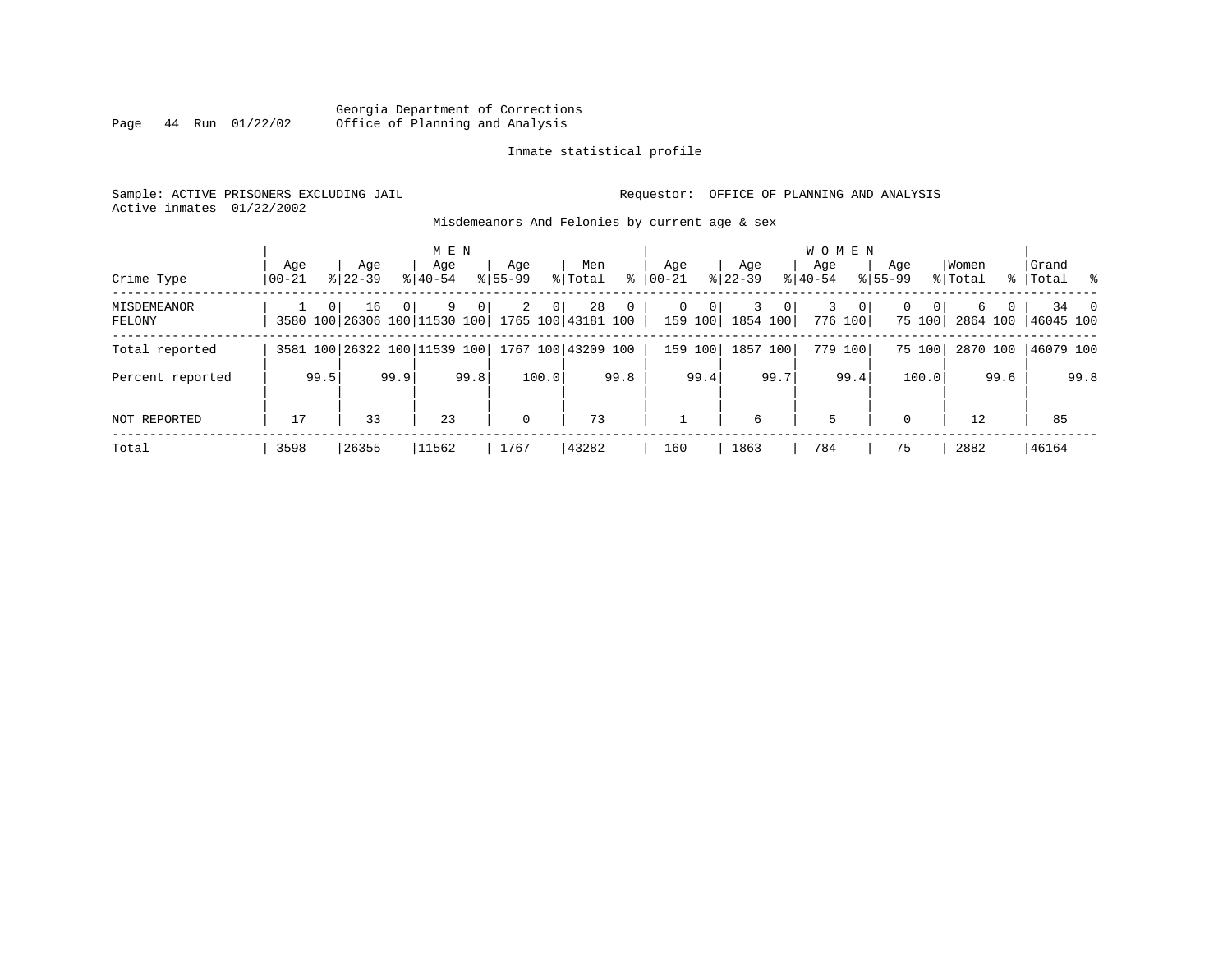Georgia Department of Corrections
Office of Planning and Analysis

Inmate statistical profile

Sample: ACTIVE PRISONERS EXCLUDING JAIL
Active inmates 01/22/2002

Requestor: OFFICE OF PLANNING AND ANALYSIS

Misdemeanors And Felonies by current age & sex

| | MEN | | | | | | | | | | WOMEN | | | | | | | | | | | |
|---|---|---|---|---|---|---|---|---|---|---|---|---|---|---|---|---|---|---|---|---|---|---|
| Crime Type | Age 00-21 | % | Age 22-39 | % | Age 40-54 | % | Age 55-99 | % | Men Total | % | Age 00-21 | % | Age 22-39 | % | Age 40-54 | % | Age 55-99 | % | Women Total | % | Grand Total | % |
| MISDEMEANOR | 1 | 0 | 16 | 0 | 9 | 0 | 2 | 0 | 28 | 0 | 0 | 0 | 3 | 0 | 3 | 0 | 0 | 0 | 6 | 0 | 34 | 0 |
| FELONY | 3580 | 100 | 26306 | 100 | 11530 | 100 | 1765 | 100 | 43181 | 100 | 159 | 100 | 1854 | 100 | 776 | 100 | 75 | 100 | 2864 | 100 | 46045 | 100 |
| Total reported | 3581 | 100 | 26322 | 100 | 11539 | 100 | 1767 | 100 | 43209 | 100 | 159 | 100 | 1857 | 100 | 779 | 100 | 75 | 100 | 2870 | 100 | 46079 | 100 |
| Percent reported | | 99.5 | | 99.9 | | 99.8 | | 100.0 | | 99.8 | | 99.4 | | 99.7 | | 99.4 | | 100.0 | | 99.6 | | 99.8 |
| NOT REPORTED | 17 | | 33 | | 23 | | 0 | | 73 | | 1 | | 6 | | 5 | | 0 | | 12 | | 85 | |
| Total | 3598 | | 26355 | | 11562 | | 1767 | | 43282 | | 160 | | 1863 | | 784 | | 75 | | 2882 | | 46164 | |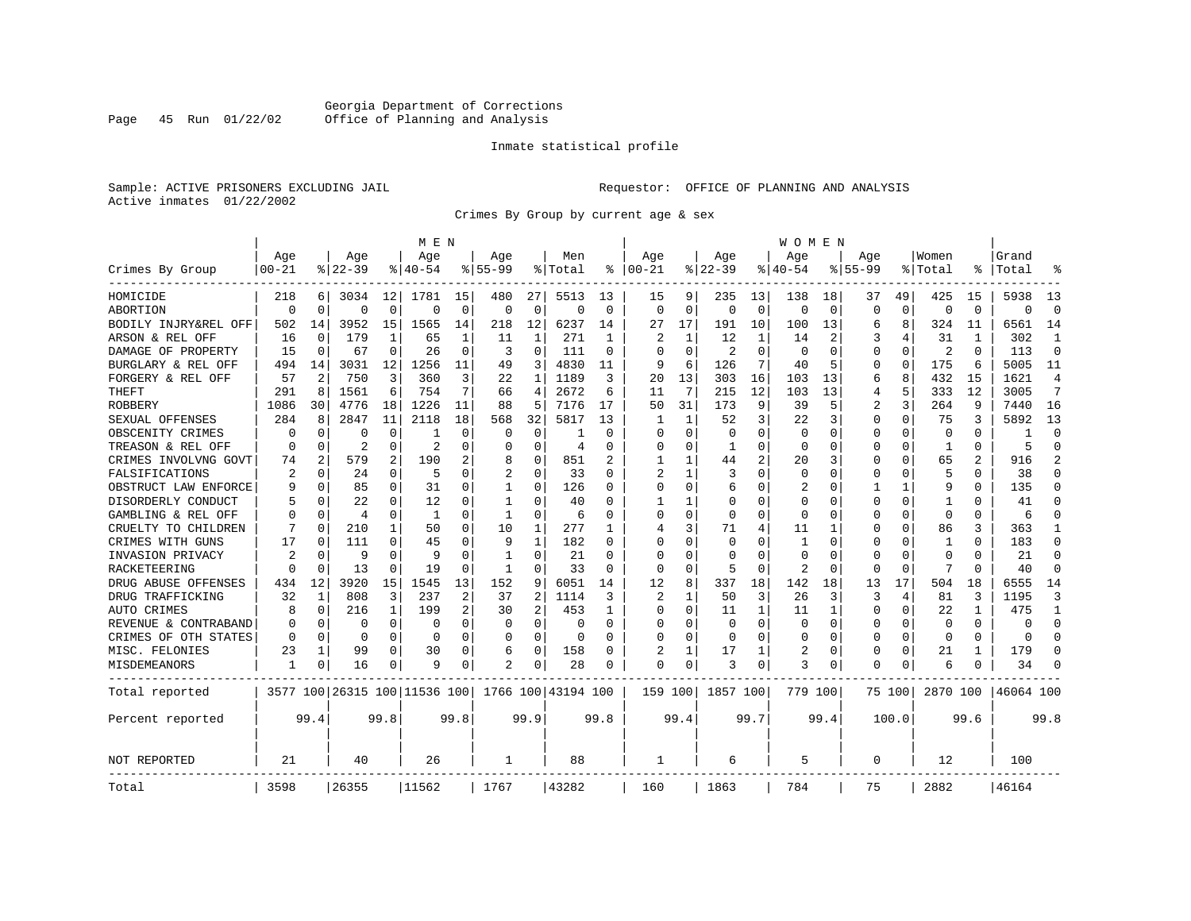Georgia Department of Corrections
Office of Planning and Analysis

Inmate statistical profile

Sample: ACTIVE PRISONERS EXCLUDING JAIL

Requestor: OFFICE OF PLANNING AND ANALYSIS

Active inmates 01/22/2002

Crimes By Group by current age & sex

| Crimes By Group | MEN Age 00-21 | % | Age 22-39 | % | Age 40-54 | % | Age 55-99 | % | Men Total | % | WOMEN Age 00-21 | % | Age 22-39 | % | Age 40-54 | % | Age 55-99 | % | Women Total | % | Grand Total | % |
|---|---|---|---|---|---|---|---|---|---|---|---|---|---|---|---|---|---|---|---|---|---|---|
| HOMICIDE | 218 | 6 | 3034 | 12 | 1781 | 15 | 480 | 27 | 5513 | 13 | 15 | 9 | 235 | 13 | 138 | 18 | 37 | 49 | 425 | 15 | 5938 | 13 |
| ABORTION | 0 | 0 | 0 | 0 | 0 | 0 | 0 | 0 | 0 | 0 | 0 | 0 | 0 | 0 | 0 | 0 | 0 | 0 | 0 | 0 | 0 | 0 |
| BODILY INJRY&REL OFF | 502 | 14 | 3952 | 15 | 1565 | 14 | 218 | 12 | 6237 | 14 | 27 | 17 | 191 | 10 | 100 | 13 | 6 | 8 | 324 | 11 | 6561 | 14 |
| ARSON & REL OFF | 16 | 0 | 179 | 1 | 65 | 1 | 11 | 1 | 271 | 1 | 2 | 1 | 12 | 1 | 14 | 2 | 3 | 4 | 31 | 1 | 302 | 1 |
| DAMAGE OF PROPERTY | 15 | 0 | 67 | 0 | 26 | 0 | 3 | 0 | 111 | 0 | 0 | 0 | 2 | 0 | 0 | 0 | 0 | 0 | 2 | 0 | 113 | 0 |
| BURGLARY & REL OFF | 494 | 14 | 3031 | 12 | 1256 | 11 | 49 | 3 | 4830 | 11 | 9 | 6 | 126 | 7 | 40 | 5 | 0 | 0 | 175 | 6 | 5005 | 11 |
| FORGERY & REL OFF | 57 | 2 | 750 | 3 | 360 | 3 | 22 | 1 | 1189 | 3 | 20 | 13 | 303 | 16 | 103 | 13 | 6 | 8 | 432 | 15 | 1621 | 4 |
| THEFT | 291 | 8 | 1561 | 6 | 754 | 7 | 66 | 4 | 2672 | 6 | 11 | 7 | 215 | 12 | 103 | 13 | 4 | 5 | 333 | 12 | 3005 | 7 |
| ROBBERY | 1086 | 30 | 4776 | 18 | 1226 | 11 | 88 | 5 | 7176 | 17 | 50 | 31 | 173 | 9 | 39 | 5 | 2 | 3 | 264 | 9 | 7440 | 16 |
| SEXUAL OFFENSES | 284 | 8 | 2847 | 11 | 2118 | 18 | 568 | 32 | 5817 | 13 | 1 | 1 | 52 | 3 | 22 | 3 | 0 | 0 | 75 | 3 | 5892 | 13 |
| OBSCENITY CRIMES | 0 | 0 | 0 | 0 | 1 | 0 | 0 | 0 | 1 | 0 | 0 | 0 | 0 | 0 | 0 | 0 | 0 | 0 | 0 | 0 | 1 | 0 |
| TREASON & REL OFF | 0 | 0 | 2 | 0 | 2 | 0 | 0 | 0 | 4 | 0 | 0 | 0 | 1 | 0 | 0 | 0 | 0 | 0 | 1 | 0 | 5 | 0 |
| CRIMES INVOLVNG GOVT | 74 | 2 | 579 | 2 | 190 | 2 | 8 | 0 | 851 | 2 | 1 | 1 | 44 | 2 | 20 | 3 | 0 | 0 | 65 | 2 | 916 | 2 |
| FALSIFICATIONS | 2 | 0 | 24 | 0 | 5 | 0 | 2 | 0 | 33 | 0 | 2 | 1 | 3 | 0 | 0 | 0 | 0 | 0 | 5 | 0 | 38 | 0 |
| OBSTRUCT LAW ENFORCE | 9 | 0 | 85 | 0 | 31 | 0 | 1 | 0 | 126 | 0 | 0 | 0 | 6 | 0 | 2 | 0 | 1 | 1 | 9 | 0 | 135 | 0 |
| DISORDERLY CONDUCT | 5 | 0 | 22 | 0 | 12 | 0 | 1 | 0 | 40 | 0 | 1 | 1 | 0 | 0 | 0 | 0 | 0 | 0 | 1 | 0 | 41 | 0 |
| GAMBLING & REL OFF | 0 | 0 | 4 | 0 | 1 | 0 | 1 | 0 | 6 | 0 | 0 | 0 | 0 | 0 | 0 | 0 | 0 | 0 | 0 | 0 | 6 | 0 |
| CRUELTY TO CHILDREN | 7 | 0 | 210 | 1 | 50 | 0 | 10 | 1 | 277 | 1 | 4 | 3 | 71 | 4 | 11 | 1 | 0 | 0 | 86 | 3 | 363 | 1 |
| CRIMES WITH GUNS | 17 | 0 | 111 | 0 | 45 | 0 | 9 | 1 | 182 | 0 | 0 | 0 | 0 | 0 | 1 | 0 | 0 | 0 | 1 | 0 | 183 | 0 |
| INVASION PRIVACY | 2 | 0 | 9 | 0 | 9 | 0 | 1 | 0 | 21 | 0 | 0 | 0 | 0 | 0 | 0 | 0 | 0 | 0 | 0 | 0 | 21 | 0 |
| RACKETEERING | 0 | 0 | 13 | 0 | 19 | 0 | 1 | 0 | 33 | 0 | 0 | 0 | 5 | 0 | 2 | 0 | 0 | 0 | 7 | 0 | 40 | 0 |
| DRUG ABUSE OFFENSES | 434 | 12 | 3920 | 15 | 1545 | 13 | 152 | 9 | 6051 | 14 | 12 | 8 | 337 | 18 | 142 | 18 | 13 | 17 | 504 | 18 | 6555 | 14 |
| DRUG TRAFFICKING | 32 | 1 | 808 | 3 | 237 | 2 | 37 | 2 | 1114 | 3 | 2 | 1 | 50 | 3 | 26 | 3 | 3 | 4 | 81 | 3 | 1195 | 3 |
| AUTO CRIMES | 8 | 0 | 216 | 1 | 199 | 2 | 30 | 2 | 453 | 1 | 0 | 0 | 11 | 1 | 11 | 1 | 0 | 0 | 22 | 1 | 475 | 1 |
| REVENUE & CONTRABAND | 0 | 0 | 0 | 0 | 0 | 0 | 0 | 0 | 0 | 0 | 0 | 0 | 0 | 0 | 0 | 0 | 0 | 0 | 0 | 0 | 0 | 0 |
| CRIMES OF OTH STATES | 0 | 0 | 0 | 0 | 0 | 0 | 0 | 0 | 0 | 0 | 0 | 0 | 0 | 0 | 0 | 0 | 0 | 0 | 0 | 0 | 0 | 0 |
| MISC. FELONIES | 23 | 1 | 99 | 0 | 30 | 0 | 6 | 0 | 158 | 0 | 2 | 1 | 17 | 1 | 2 | 0 | 0 | 0 | 21 | 1 | 179 | 0 |
| MISDEMEANORS | 1 | 0 | 16 | 0 | 9 | 0 | 2 | 0 | 28 | 0 | 0 | 0 | 3 | 0 | 3 | 0 | 0 | 0 | 6 | 0 | 34 | 0 |
| Total reported | 3577 | 100 | 26315 | 100 | 11536 | 100 | 1766 | 100 | 43194 | 100 | 159 | 100 | 1857 | 100 | 779 | 100 | 75 | 100 | 2870 | 100 | 46064 | 100 |
| Percent reported | | 99.4 | | 99.8 | | 99.8 | | 99.9 | | 99.8 | | 99.4 | | 99.7 | | 99.4 | | 100.0 | | 99.6 | | 99.8 |
| NOT REPORTED | 21 | | 40 | | 26 | | 1 | | 88 | | 1 | | 6 | | 5 | | 0 | | 12 | | 100 | |
| Total | 3598 | | 26355 | | 11562 | | 1767 | | 43282 | | 160 | | 1863 | | 784 | | 75 | | 2882 | | 46164 | |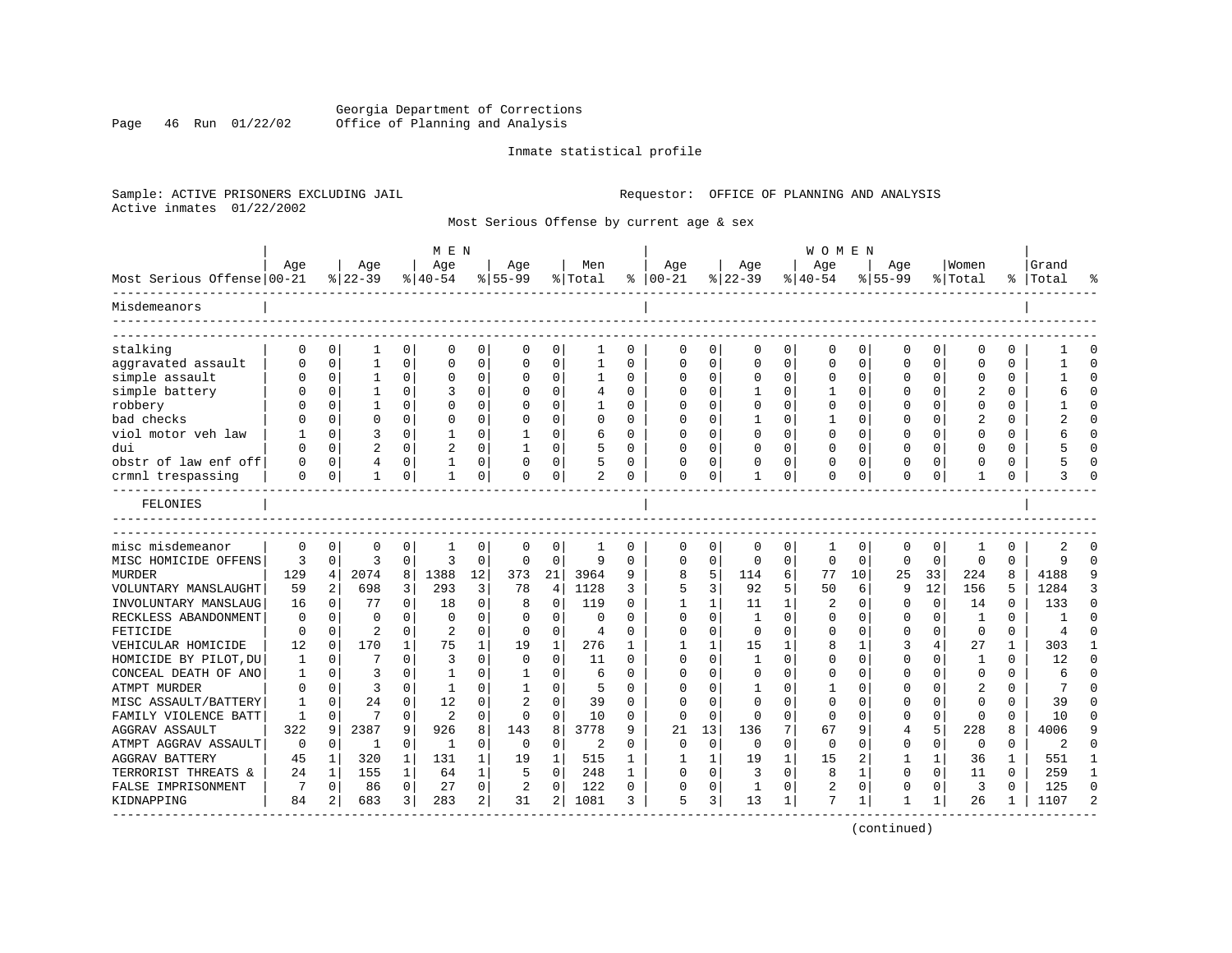Georgia Department of Corrections
Office of Planning and Analysis

Inmate statistical profile

Sample: ACTIVE PRISONERS EXCLUDING JAIL

Requestor: OFFICE OF PLANNING AND ANALYSIS

Active inmates 01/22/2002

Most Serious Offense by current age & sex

| Most Serious Offense | MEN Age 00-21 | % | Age 22-39 | % | Age 40-54 | % | Age 55-99 | % | Men Total | % | WOMEN Age 00-21 | % | Age 22-39 | % | Age 40-54 | % | Age 55-99 | % | Women Total | % | Grand Total | % |
|---|---|---|---|---|---|---|---|---|---|---|---|---|---|---|---|---|---|---|---|---|---|---|
| **Misdemeanors** | | | | | | | | | | | | | | | | | | | | | | |
| stalking | 0 | 0 | 1 | 0 | 0 | 0 | 0 | 0 | 1 | 0 | 0 | 0 | 0 | 0 | 0 | 0 | 0 | 0 | 0 | 0 | 1 | 0 |
| aggravated assault | 0 | 0 | 1 | 0 | 0 | 0 | 0 | 0 | 1 | 0 | 0 | 0 | 0 | 0 | 0 | 0 | 0 | 0 | 0 | 0 | 1 | 0 |
| simple assault | 0 | 0 | 1 | 0 | 0 | 0 | 0 | 0 | 1 | 0 | 0 | 0 | 0 | 0 | 0 | 0 | 0 | 0 | 0 | 0 | 1 | 0 |
| simple battery | 0 | 0 | 1 | 0 | 3 | 0 | 0 | 0 | 4 | 0 | 0 | 0 | 1 | 0 | 1 | 0 | 0 | 0 | 2 | 0 | 6 | 0 |
| robbery | 0 | 0 | 1 | 0 | 0 | 0 | 0 | 0 | 1 | 0 | 0 | 0 | 0 | 0 | 0 | 0 | 0 | 0 | 0 | 0 | 1 | 0 |
| bad checks | 0 | 0 | 0 | 0 | 0 | 0 | 0 | 0 | 0 | 0 | 0 | 0 | 1 | 0 | 1 | 0 | 0 | 0 | 2 | 0 | 2 | 0 |
| viol motor veh law | 1 | 0 | 3 | 0 | 1 | 0 | 1 | 0 | 6 | 0 | 0 | 0 | 0 | 0 | 0 | 0 | 0 | 0 | 0 | 0 | 6 | 0 |
| dui | 0 | 0 | 2 | 0 | 2 | 0 | 1 | 0 | 5 | 0 | 0 | 0 | 0 | 0 | 0 | 0 | 0 | 0 | 0 | 0 | 5 | 0 |
| obstr of law enf off | 0 | 0 | 4 | 0 | 1 | 0 | 0 | 0 | 5 | 0 | 0 | 0 | 0 | 0 | 0 | 0 | 0 | 0 | 0 | 0 | 5 | 0 |
| crmnl trespassing | 0 | 0 | 1 | 0 | 1 | 0 | 0 | 0 | 2 | 0 | 0 | 0 | 1 | 0 | 0 | 0 | 0 | 0 | 1 | 0 | 3 | 0 |
| **FELONIES** | | | | | | | | | | | | | | | | | | | | | | |
| misc misdemeanor | 0 | 0 | 0 | 0 | 1 | 0 | 0 | 0 | 1 | 0 | 0 | 0 | 0 | 0 | 1 | 0 | 0 | 0 | 1 | 0 | 2 | 0 |
| MISC HOMICIDE OFFENS | 3 | 0 | 3 | 0 | 3 | 0 | 0 | 0 | 9 | 0 | 0 | 0 | 0 | 0 | 0 | 0 | 0 | 0 | 0 | 0 | 9 | 0 |
| MURDER | 129 | 4 | 2074 | 8 | 1388 | 12 | 373 | 21 | 3964 | 9 | 8 | 5 | 114 | 6 | 77 | 10 | 25 | 33 | 224 | 8 | 4188 | 9 |
| VOLUNTARY MANSLAUGHT | 59 | 2 | 698 | 3 | 293 | 3 | 78 | 4 | 1128 | 3 | 5 | 3 | 92 | 5 | 50 | 6 | 9 | 12 | 156 | 5 | 1284 | 3 |
| INVOLUNTARY MANSLAUG | 16 | 0 | 77 | 0 | 18 | 0 | 8 | 0 | 119 | 0 | 1 | 1 | 11 | 1 | 2 | 0 | 0 | 0 | 14 | 0 | 133 | 0 |
| RECKLESS ABANDONMENT | 0 | 0 | 0 | 0 | 0 | 0 | 0 | 0 | 0 | 0 | 0 | 0 | 1 | 0 | 0 | 0 | 0 | 0 | 1 | 0 | 1 | 0 |
| FETICIDE | 0 | 0 | 2 | 0 | 2 | 0 | 0 | 0 | 4 | 0 | 0 | 0 | 0 | 0 | 0 | 0 | 0 | 0 | 0 | 0 | 4 | 0 |
| VEHICULAR HOMICIDE | 12 | 0 | 170 | 1 | 75 | 1 | 19 | 1 | 276 | 1 | 1 | 1 | 15 | 1 | 8 | 1 | 3 | 4 | 27 | 1 | 303 | 1 |
| HOMICIDE BY PILOT,DU | 1 | 0 | 7 | 0 | 3 | 0 | 0 | 0 | 11 | 0 | 0 | 0 | 1 | 0 | 0 | 0 | 0 | 0 | 1 | 0 | 12 | 0 |
| CONCEAL DEATH OF ANO | 1 | 0 | 3 | 0 | 1 | 0 | 1 | 0 | 6 | 0 | 0 | 0 | 0 | 0 | 0 | 0 | 0 | 0 | 0 | 0 | 6 | 0 |
| ATMPT MURDER | 0 | 0 | 3 | 0 | 1 | 0 | 1 | 0 | 5 | 0 | 0 | 0 | 1 | 0 | 1 | 0 | 0 | 0 | 2 | 0 | 7 | 0 |
| MISC ASSAULT/BATTERY | 1 | 0 | 24 | 0 | 12 | 0 | 2 | 0 | 39 | 0 | 0 | 0 | 0 | 0 | 0 | 0 | 0 | 0 | 0 | 0 | 39 | 0 |
| FAMILY VIOLENCE BATT | 1 | 0 | 7 | 0 | 2 | 0 | 0 | 0 | 10 | 0 | 0 | 0 | 0 | 0 | 0 | 0 | 0 | 0 | 0 | 0 | 10 | 0 |
| AGGRAV ASSAULT | 322 | 9 | 2387 | 9 | 926 | 8 | 143 | 8 | 3778 | 9 | 21 | 13 | 136 | 7 | 67 | 9 | 4 | 5 | 228 | 8 | 4006 | 9 |
| ATMPT AGGRAV ASSAULT | 0 | 0 | 1 | 0 | 1 | 0 | 0 | 0 | 2 | 0 | 0 | 0 | 0 | 0 | 0 | 0 | 0 | 0 | 0 | 0 | 2 | 0 |
| AGGRAV BATTERY | 45 | 1 | 320 | 1 | 131 | 1 | 19 | 1 | 515 | 1 | 1 | 1 | 19 | 1 | 15 | 2 | 1 | 1 | 36 | 1 | 551 | 1 |
| TERRORIST THREATS & | 24 | 1 | 155 | 1 | 64 | 1 | 5 | 0 | 248 | 1 | 0 | 0 | 3 | 0 | 8 | 1 | 0 | 0 | 11 | 0 | 259 | 1 |
| FALSE IMPRISONMENT | 7 | 0 | 86 | 0 | 27 | 0 | 2 | 0 | 122 | 0 | 0 | 0 | 1 | 0 | 2 | 0 | 0 | 0 | 3 | 0 | 125 | 0 |
| KIDNAPPING | 84 | 2 | 683 | 3 | 283 | 2 | 31 | 2 | 1081 | 3 | 5 | 3 | 13 | 1 | 7 | 1 | 1 | 1 | 26 | 1 | 1107 | 2 |

(continued)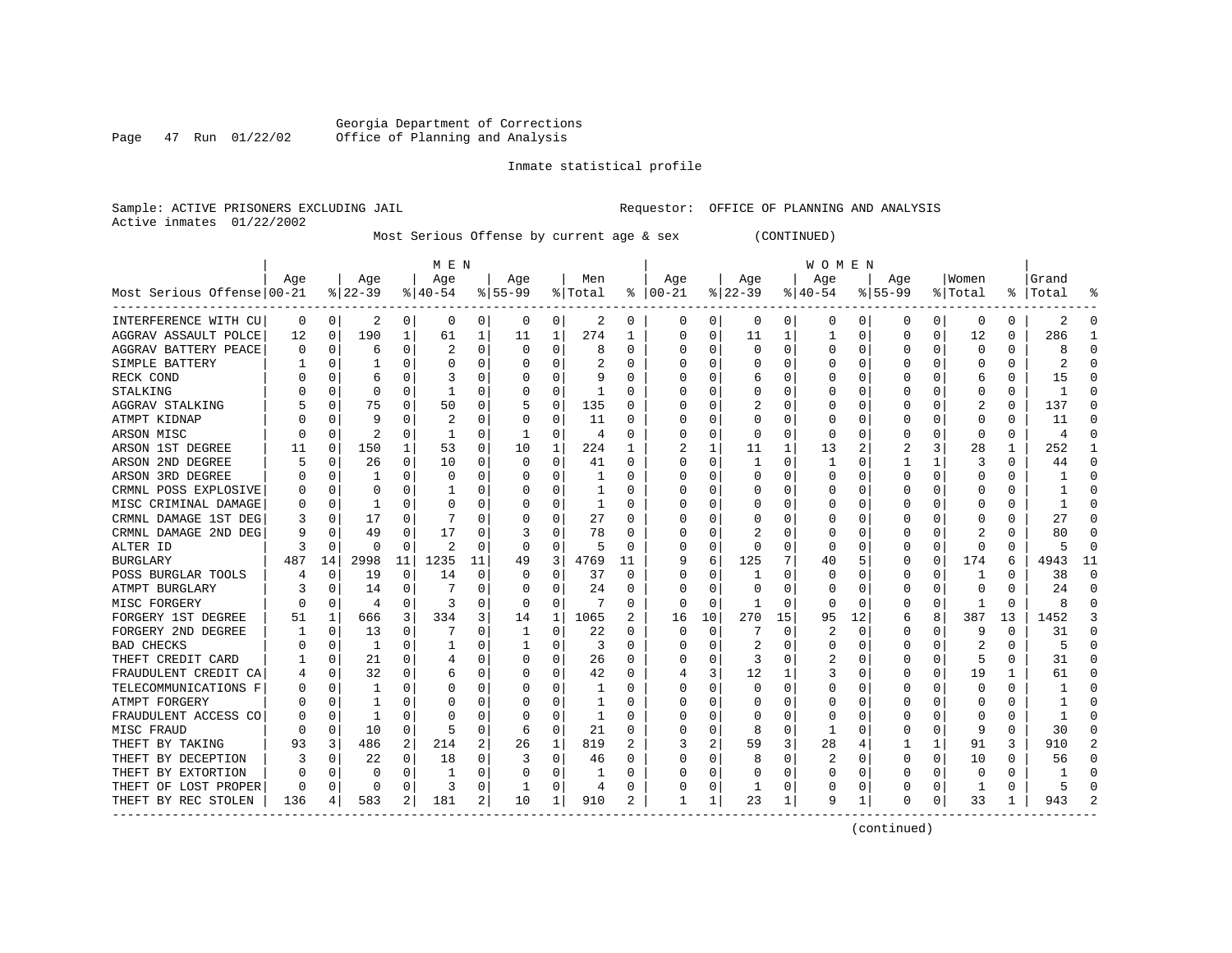Georgia Department of Corrections
Office of Planning and Analysis

Inmate statistical profile

Sample: ACTIVE PRISONERS EXCLUDING JAIL    Requestor: OFFICE OF PLANNING AND ANALYSIS
Active inmates 01/22/2002

Most Serious Offense by current age & sex (CONTINUED)

| Most Serious Offense | MEN Age 00-21 | % | Age 22-39 | % | Age 40-54 | % | Age 55-99 | % | Men Total | % | WOMEN Age 00-21 | % | Age 22-39 | % | Age 40-54 | % | Age 55-99 | % | Women Total | % | Grand Total | % |
|---|---|---|---|---|---|---|---|---|---|---|---|---|---|---|---|---|---|---|---|---|---|---|
| INTERFERENCE WITH CU | 0 | 0 | 2 | 0 | 0 | 0 | 0 | 0 | 2 | 0 | 0 | 0 | 0 | 0 | 0 | 0 | 0 | 0 | 0 | 0 | 2 | 0 |
| AGGRAV ASSAULT POLCE | 12 | 0 | 190 | 1 | 61 | 1 | 11 | 1 | 274 | 1 | 0 | 0 | 11 | 1 | 1 | 0 | 0 | 0 | 12 | 0 | 286 | 1 |
| AGGRAV BATTERY PEACE | 0 | 0 | 6 | 0 | 2 | 0 | 0 | 0 | 8 | 0 | 0 | 0 | 0 | 0 | 0 | 0 | 0 | 0 | 0 | 0 | 8 | 0 |
| SIMPLE BATTERY | 1 | 0 | 1 | 0 | 0 | 0 | 0 | 0 | 2 | 0 | 0 | 0 | 0 | 0 | 0 | 0 | 0 | 0 | 0 | 0 | 2 | 0 |
| RECK COND | 0 | 0 | 6 | 0 | 3 | 0 | 0 | 0 | 9 | 0 | 0 | 0 | 6 | 0 | 0 | 0 | 0 | 0 | 6 | 0 | 15 | 0 |
| STALKING | 0 | 0 | 0 | 0 | 1 | 0 | 0 | 0 | 1 | 0 | 0 | 0 | 0 | 0 | 0 | 0 | 0 | 0 | 0 | 0 | 1 | 0 |
| AGGRAV STALKING | 5 | 0 | 75 | 0 | 50 | 0 | 5 | 0 | 135 | 0 | 0 | 0 | 2 | 0 | 0 | 0 | 0 | 0 | 2 | 0 | 137 | 0 |
| ATMPT KIDNAP | 0 | 0 | 9 | 0 | 2 | 0 | 0 | 0 | 11 | 0 | 0 | 0 | 0 | 0 | 0 | 0 | 0 | 0 | 0 | 0 | 11 | 0 |
| ARSON MISC | 0 | 0 | 2 | 0 | 1 | 0 | 1 | 0 | 4 | 0 | 0 | 0 | 0 | 0 | 0 | 0 | 0 | 0 | 0 | 0 | 4 | 0 |
| ARSON 1ST DEGREE | 11 | 0 | 150 | 1 | 53 | 0 | 10 | 1 | 224 | 1 | 2 | 1 | 11 | 1 | 13 | 2 | 2 | 3 | 28 | 1 | 252 | 1 |
| ARSON 2ND DEGREE | 5 | 0 | 26 | 0 | 10 | 0 | 0 | 0 | 41 | 0 | 0 | 0 | 1 | 0 | 1 | 0 | 1 | 1 | 3 | 0 | 44 | 0 |
| ARSON 3RD DEGREE | 0 | 0 | 1 | 0 | 0 | 0 | 0 | 0 | 1 | 0 | 0 | 0 | 0 | 0 | 0 | 0 | 0 | 0 | 0 | 0 | 1 | 0 |
| CRMNL POSS EXPLOSIVE | 0 | 0 | 0 | 0 | 1 | 0 | 0 | 0 | 1 | 0 | 0 | 0 | 0 | 0 | 0 | 0 | 0 | 0 | 0 | 0 | 1 | 0 |
| MISC CRIMINAL DAMAGE | 0 | 0 | 1 | 0 | 0 | 0 | 0 | 0 | 1 | 0 | 0 | 0 | 0 | 0 | 0 | 0 | 0 | 0 | 0 | 0 | 1 | 0 |
| CRMNL DAMAGE 1ST DEG | 3 | 0 | 17 | 0 | 7 | 0 | 0 | 0 | 27 | 0 | 0 | 0 | 0 | 0 | 0 | 0 | 0 | 0 | 0 | 0 | 27 | 0 |
| CRMNL DAMAGE 2ND DEG | 9 | 0 | 49 | 0 | 17 | 0 | 3 | 0 | 78 | 0 | 0 | 0 | 2 | 0 | 0 | 0 | 0 | 0 | 2 | 0 | 80 | 0 |
| ALTER ID | 3 | 0 | 0 | 0 | 2 | 0 | 0 | 0 | 5 | 0 | 0 | 0 | 0 | 0 | 0 | 0 | 0 | 0 | 0 | 0 | 5 | 0 |
| BURGLARY | 487 | 14 | 2998 | 11 | 1235 | 11 | 49 | 3 | 4769 | 11 | 9 | 6 | 125 | 7 | 40 | 5 | 0 | 0 | 174 | 6 | 4943 | 11 |
| POSS BURGLAR TOOLS | 4 | 0 | 19 | 0 | 14 | 0 | 0 | 0 | 37 | 0 | 0 | 0 | 1 | 0 | 0 | 0 | 0 | 0 | 1 | 0 | 38 | 0 |
| ATMPT BURGLARY | 3 | 0 | 14 | 0 | 7 | 0 | 0 | 0 | 24 | 0 | 0 | 0 | 0 | 0 | 0 | 0 | 0 | 0 | 0 | 0 | 24 | 0 |
| MISC FORGERY | 0 | 0 | 4 | 0 | 3 | 0 | 0 | 0 | 7 | 0 | 0 | 0 | 1 | 0 | 0 | 0 | 0 | 0 | 1 | 0 | 8 | 0 |
| FORGERY 1ST DEGREE | 51 | 1 | 666 | 3 | 334 | 3 | 14 | 1 | 1065 | 2 | 16 | 10 | 270 | 15 | 95 | 12 | 6 | 8 | 387 | 13 | 1452 | 3 |
| FORGERY 2ND DEGREE | 1 | 0 | 13 | 0 | 7 | 0 | 1 | 0 | 22 | 0 | 0 | 0 | 7 | 0 | 2 | 0 | 0 | 0 | 9 | 0 | 31 | 0 |
| BAD CHECKS | 0 | 0 | 1 | 0 | 1 | 0 | 1 | 0 | 3 | 0 | 0 | 0 | 2 | 0 | 0 | 0 | 0 | 0 | 2 | 0 | 5 | 0 |
| THEFT CREDIT CARD | 1 | 0 | 21 | 0 | 4 | 0 | 0 | 0 | 26 | 0 | 0 | 0 | 3 | 0 | 2 | 0 | 0 | 0 | 5 | 0 | 31 | 0 |
| FRAUDULENT CREDIT CA | 4 | 0 | 32 | 0 | 6 | 0 | 0 | 0 | 42 | 0 | 4 | 3 | 12 | 1 | 3 | 0 | 0 | 0 | 19 | 1 | 61 | 0 |
| TELECOMMUNICATIONS F | 0 | 0 | 1 | 0 | 0 | 0 | 0 | 0 | 1 | 0 | 0 | 0 | 0 | 0 | 0 | 0 | 0 | 0 | 0 | 0 | 1 | 0 |
| ATMPT FORGERY | 0 | 0 | 1 | 0 | 0 | 0 | 0 | 0 | 1 | 0 | 0 | 0 | 0 | 0 | 0 | 0 | 0 | 0 | 0 | 0 | 1 | 0 |
| FRAUDULENT ACCESS CO | 0 | 0 | 1 | 0 | 0 | 0 | 0 | 0 | 1 | 0 | 0 | 0 | 0 | 0 | 0 | 0 | 0 | 0 | 0 | 0 | 1 | 0 |
| MISC FRAUD | 0 | 0 | 10 | 0 | 5 | 0 | 6 | 0 | 21 | 0 | 0 | 0 | 8 | 0 | 1 | 0 | 0 | 0 | 9 | 0 | 30 | 0 |
| THEFT BY TAKING | 93 | 3 | 486 | 2 | 214 | 2 | 26 | 1 | 819 | 2 | 3 | 2 | 59 | 3 | 28 | 4 | 1 | 1 | 91 | 3 | 910 | 2 |
| THEFT BY DECEPTION | 3 | 0 | 22 | 0 | 18 | 0 | 3 | 0 | 46 | 0 | 0 | 0 | 8 | 0 | 2 | 0 | 0 | 0 | 10 | 0 | 56 | 0 |
| THEFT BY EXTORTION | 0 | 0 | 0 | 0 | 1 | 0 | 0 | 0 | 1 | 0 | 0 | 0 | 0 | 0 | 0 | 0 | 0 | 0 | 0 | 0 | 1 | 0 |
| THEFT OF LOST PROPER | 0 | 0 | 0 | 0 | 3 | 0 | 1 | 0 | 4 | 0 | 0 | 0 | 1 | 0 | 0 | 0 | 0 | 0 | 1 | 0 | 5 | 0 |
| THEFT BY REC STOLEN | 136 | 4 | 583 | 2 | 181 | 2 | 10 | 1 | 910 | 2 | 1 | 1 | 23 | 1 | 9 | 1 | 0 | 0 | 33 | 1 | 943 | 2 |

(continued)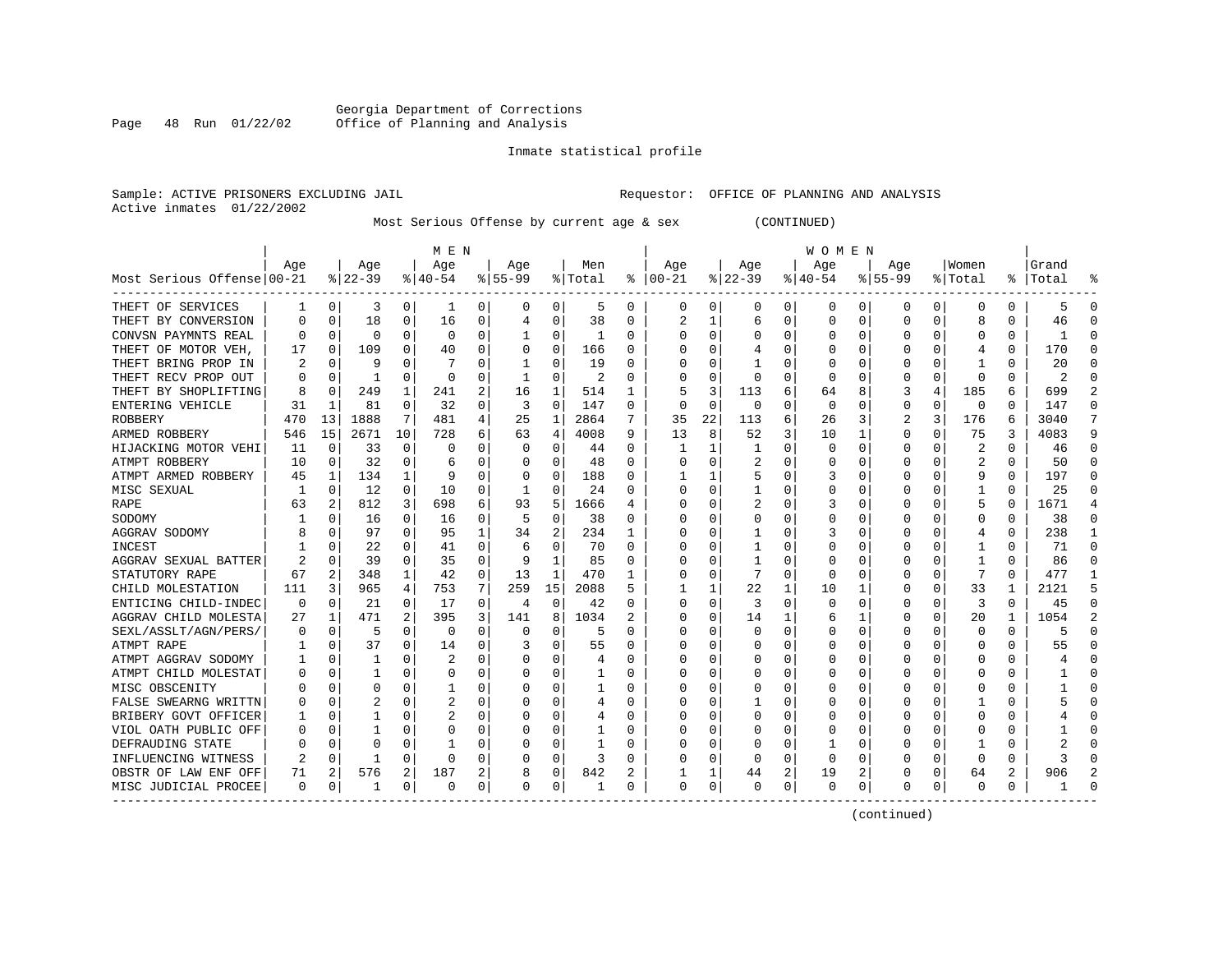Georgia Department of Corrections
Office of Planning and Analysis

Inmate statistical profile

Sample: ACTIVE PRISONERS EXCLUDING JAIL                                   Requestor: OFFICE OF PLANNING AND ANALYSIS
Active inmates 01/22/2002

Most Serious Offense by current age & sex (CONTINUED)

| Most Serious Offense | MEN Age 00-21 | % | Age 22-39 | % | Age 40-54 | % | Age 55-99 | % | Men Total | % | WOMEN Age 00-21 | % | Age 22-39 | % | Age 40-54 | % | Age 55-99 | % | Women Total | % | Grand Total | % |
|---|---|---|---|---|---|---|---|---|---|---|---|---|---|---|---|---|---|---|---|---|---|---|
| THEFT OF SERVICES | 1 | 0 | 3 | 0 | 1 | 0 | 0 | 0 | 5 | 0 | 0 | 0 | 0 | 0 | 0 | 0 | 0 | 0 | 0 | 0 | 5 | 0 |
| THEFT BY CONVERSION | 0 | 0 | 18 | 0 | 16 | 0 | 4 | 0 | 38 | 0 | 2 | 1 | 6 | 0 | 0 | 0 | 0 | 0 | 8 | 0 | 46 | 0 |
| CONVSN PAYMNTS REAL | 0 | 0 | 0 | 0 | 0 | 0 | 1 | 0 | 1 | 0 | 0 | 0 | 0 | 0 | 0 | 0 | 0 | 0 | 0 | 0 | 1 | 0 |
| THEFT OF MOTOR VEH, | 17 | 0 | 109 | 0 | 40 | 0 | 0 | 0 | 166 | 0 | 0 | 0 | 4 | 0 | 0 | 0 | 0 | 0 | 4 | 0 | 170 | 0 |
| THEFT BRING PROP IN | 2 | 0 | 9 | 0 | 7 | 0 | 1 | 0 | 19 | 0 | 0 | 0 | 1 | 0 | 0 | 0 | 0 | 0 | 1 | 0 | 20 | 0 |
| THEFT RECV PROP OUT | 0 | 0 | 1 | 0 | 0 | 0 | 1 | 0 | 2 | 0 | 0 | 0 | 0 | 0 | 0 | 0 | 0 | 0 | 0 | 0 | 2 | 0 |
| THEFT BY SHOPLIFTING | 8 | 0 | 249 | 1 | 241 | 2 | 16 | 1 | 514 | 1 | 5 | 3 | 113 | 6 | 64 | 8 | 3 | 4 | 185 | 6 | 699 | 2 |
| ENTERING VEHICLE | 31 | 1 | 81 | 0 | 32 | 0 | 3 | 0 | 147 | 0 | 0 | 0 | 0 | 0 | 0 | 0 | 0 | 0 | 0 | 0 | 147 | 0 |
| ROBBERY | 470 | 13 | 1888 | 7 | 481 | 4 | 25 | 1 | 2864 | 7 | 35 | 22 | 113 | 6 | 26 | 3 | 2 | 3 | 176 | 6 | 3040 | 7 |
| ARMED ROBBERY | 546 | 15 | 2671 | 10 | 728 | 6 | 63 | 4 | 4008 | 9 | 13 | 8 | 52 | 3 | 10 | 1 | 0 | 0 | 75 | 3 | 4083 | 9 |
| HIJACKING MOTOR VEHI | 11 | 0 | 33 | 0 | 0 | 0 | 0 | 0 | 44 | 0 | 1 | 1 | 1 | 0 | 0 | 0 | 0 | 0 | 2 | 0 | 46 | 0 |
| ATMPT ROBBERY | 10 | 0 | 32 | 0 | 6 | 0 | 0 | 0 | 48 | 0 | 0 | 0 | 2 | 0 | 0 | 0 | 0 | 0 | 2 | 0 | 50 | 0 |
| ATMPT ARMED ROBBERY | 45 | 1 | 134 | 1 | 9 | 0 | 0 | 0 | 188 | 0 | 1 | 1 | 5 | 0 | 3 | 0 | 0 | 0 | 9 | 0 | 197 | 0 |
| MISC SEXUAL | 1 | 0 | 12 | 0 | 10 | 0 | 1 | 0 | 24 | 0 | 0 | 0 | 1 | 0 | 0 | 0 | 0 | 0 | 1 | 0 | 25 | 0 |
| RAPE | 63 | 2 | 812 | 3 | 698 | 6 | 93 | 5 | 1666 | 4 | 0 | 0 | 2 | 0 | 3 | 0 | 0 | 0 | 5 | 0 | 1671 | 4 |
| SODOMY | 1 | 0 | 16 | 0 | 16 | 0 | 5 | 0 | 38 | 0 | 0 | 0 | 0 | 0 | 0 | 0 | 0 | 0 | 0 | 0 | 38 | 0 |
| AGGRAV SODOMY | 8 | 0 | 97 | 0 | 95 | 1 | 34 | 2 | 234 | 1 | 0 | 0 | 1 | 0 | 3 | 0 | 0 | 0 | 4 | 0 | 238 | 1 |
| INCEST | 1 | 0 | 22 | 0 | 41 | 0 | 6 | 0 | 70 | 0 | 0 | 0 | 1 | 0 | 0 | 0 | 0 | 0 | 1 | 0 | 71 | 0 |
| AGGRAV SEXUAL BATTER | 2 | 0 | 39 | 0 | 35 | 0 | 9 | 1 | 85 | 0 | 0 | 0 | 1 | 0 | 0 | 0 | 0 | 0 | 1 | 0 | 86 | 0 |
| STATUTORY RAPE | 67 | 2 | 348 | 1 | 42 | 0 | 13 | 1 | 470 | 1 | 0 | 0 | 7 | 0 | 0 | 0 | 0 | 0 | 7 | 0 | 477 | 1 |
| CHILD MOLESTATION | 111 | 3 | 965 | 4 | 753 | 7 | 259 | 15 | 2088 | 5 | 1 | 1 | 22 | 1 | 10 | 1 | 0 | 0 | 33 | 1 | 2121 | 5 |
| ENTICING CHILD-INDEC | 0 | 0 | 21 | 0 | 17 | 0 | 4 | 0 | 42 | 0 | 0 | 0 | 3 | 0 | 0 | 0 | 0 | 0 | 3 | 0 | 45 | 0 |
| AGGRAV CHILD MOLESTA | 27 | 1 | 471 | 2 | 395 | 3 | 141 | 8 | 1034 | 2 | 0 | 0 | 14 | 1 | 6 | 1 | 0 | 0 | 20 | 1 | 1054 | 2 |
| SEXL/ASSLT/AGN/PERS/ | 0 | 0 | 5 | 0 | 0 | 0 | 0 | 0 | 5 | 0 | 0 | 0 | 0 | 0 | 0 | 0 | 0 | 0 | 0 | 0 | 5 | 0 |
| ATMPT RAPE | 1 | 0 | 37 | 0 | 14 | 0 | 3 | 0 | 55 | 0 | 0 | 0 | 0 | 0 | 0 | 0 | 0 | 0 | 0 | 0 | 55 | 0 |
| ATMPT AGGRAV SODOMY | 1 | 0 | 1 | 0 | 2 | 0 | 0 | 0 | 4 | 0 | 0 | 0 | 0 | 0 | 0 | 0 | 0 | 0 | 0 | 0 | 4 | 0 |
| ATMPT CHILD MOLESTAT | 0 | 0 | 1 | 0 | 0 | 0 | 0 | 0 | 1 | 0 | 0 | 0 | 0 | 0 | 0 | 0 | 0 | 0 | 0 | 0 | 1 | 0 |
| MISC OBSCENITY | 0 | 0 | 0 | 0 | 1 | 0 | 0 | 0 | 1 | 0 | 0 | 0 | 0 | 0 | 0 | 0 | 0 | 0 | 0 | 0 | 1 | 0 |
| FALSE SWEARNG WRITTN | 0 | 0 | 2 | 0 | 2 | 0 | 0 | 0 | 4 | 0 | 0 | 0 | 1 | 0 | 0 | 0 | 0 | 0 | 1 | 0 | 5 | 0 |
| BRIBERY GOVT OFFICER | 1 | 0 | 1 | 0 | 2 | 0 | 0 | 0 | 4 | 0 | 0 | 0 | 0 | 0 | 0 | 0 | 0 | 0 | 0 | 0 | 4 | 0 |
| VIOL OATH PUBLIC OFF | 0 | 0 | 1 | 0 | 0 | 0 | 0 | 0 | 1 | 0 | 0 | 0 | 0 | 0 | 0 | 0 | 0 | 0 | 0 | 0 | 1 | 0 |
| DEFRAUDING STATE | 0 | 0 | 0 | 0 | 1 | 0 | 0 | 0 | 1 | 0 | 0 | 0 | 0 | 0 | 1 | 0 | 0 | 0 | 1 | 0 | 2 | 0 |
| INFLUENCING WITNESS | 2 | 0 | 1 | 0 | 0 | 0 | 0 | 0 | 3 | 0 | 0 | 0 | 0 | 0 | 0 | 0 | 0 | 0 | 0 | 0 | 3 | 0 |
| OBSTR OF LAW ENF OFF | 71 | 2 | 576 | 2 | 187 | 2 | 8 | 0 | 842 | 2 | 1 | 1 | 44 | 2 | 19 | 2 | 0 | 0 | 64 | 2 | 906 | 2 |
| MISC JUDICIAL PROCEE | 0 | 0 | 1 | 0 | 0 | 0 | 0 | 0 | 1 | 0 | 0 | 0 | 0 | 0 | 0 | 0 | 0 | 0 | 0 | 0 | 1 | 0 |

(continued)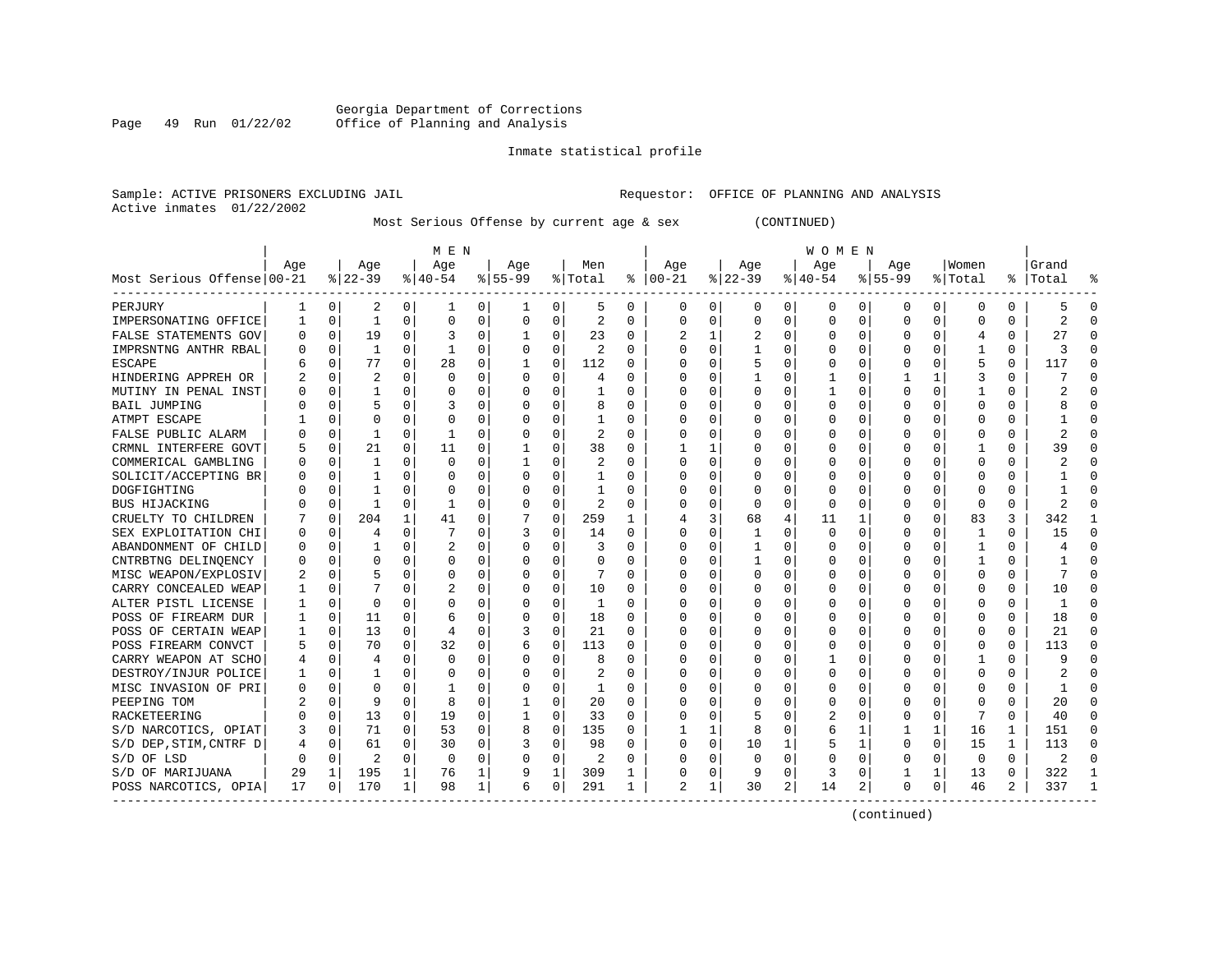Georgia Department of Corrections
Office of Planning and Analysis

Inmate statistical profile

Sample: ACTIVE PRISONERS EXCLUDING JAIL    Requestor: OFFICE OF PLANNING AND ANALYSIS
Active inmates 01/22/2002

Most Serious Offense by current age & sex (CONTINUED)

| Most Serious Offense | MEN Age 00-21 | % | Age 22-39 | % | Age 40-54 | % | Age 55-99 | % | Men Total | % | WOMEN Age 00-21 | % | Age 22-39 | % | Age 40-54 | % | Age 55-99 | % | Women Total | % | Grand Total | % |
|---|---|---|---|---|---|---|---|---|---|---|---|---|---|---|---|---|---|---|---|---|---|---|
| PERJURY | 1 | 0 | 2 | 0 | 1 | 0 | 1 | 0 | 5 | 0 | 0 | 0 | 0 | 0 | 0 | 0 | 0 | 0 | 0 | 0 | 5 | 0 |
| IMPERSONATING OFFICE | 1 | 0 | 1 | 0 | 0 | 0 | 0 | 0 | 2 | 0 | 0 | 0 | 0 | 0 | 0 | 0 | 0 | 0 | 0 | 0 | 2 | 0 |
| FALSE STATEMENTS GOV | 0 | 0 | 19 | 0 | 3 | 0 | 1 | 0 | 23 | 0 | 2 | 1 | 2 | 0 | 0 | 0 | 0 | 0 | 4 | 0 | 27 | 0 |
| IMPRSNTNG ANTHR RBAL | 0 | 0 | 1 | 0 | 1 | 0 | 0 | 0 | 2 | 0 | 0 | 0 | 1 | 0 | 0 | 0 | 0 | 0 | 1 | 0 | 3 | 0 |
| ESCAPE | 6 | 0 | 77 | 0 | 28 | 0 | 1 | 0 | 112 | 0 | 0 | 0 | 5 | 0 | 0 | 0 | 0 | 0 | 5 | 0 | 117 | 0 |
| HINDERING APPREH OR | 2 | 0 | 2 | 0 | 0 | 0 | 0 | 0 | 4 | 0 | 0 | 0 | 1 | 0 | 1 | 0 | 1 | 1 | 3 | 0 | 7 | 0 |
| MUTINY IN PENAL INST | 0 | 0 | 1 | 0 | 0 | 0 | 0 | 0 | 1 | 0 | 0 | 0 | 0 | 0 | 1 | 0 | 0 | 0 | 1 | 0 | 2 | 0 |
| BAIL JUMPING | 0 | 0 | 5 | 0 | 3 | 0 | 0 | 0 | 8 | 0 | 0 | 0 | 0 | 0 | 0 | 0 | 0 | 0 | 0 | 0 | 8 | 0 |
| ATMPT ESCAPE | 1 | 0 | 0 | 0 | 0 | 0 | 0 | 0 | 1 | 0 | 0 | 0 | 0 | 0 | 0 | 0 | 0 | 0 | 0 | 0 | 1 | 0 |
| FALSE PUBLIC ALARM | 0 | 0 | 1 | 0 | 1 | 0 | 0 | 0 | 2 | 0 | 0 | 0 | 0 | 0 | 0 | 0 | 0 | 0 | 0 | 0 | 2 | 0 |
| CRMNL INTERFERE GOVT | 5 | 0 | 21 | 0 | 11 | 0 | 1 | 0 | 38 | 0 | 1 | 1 | 0 | 0 | 0 | 0 | 0 | 0 | 1 | 0 | 39 | 0 |
| COMMERICAL GAMBLING | 0 | 0 | 1 | 0 | 0 | 0 | 1 | 0 | 2 | 0 | 0 | 0 | 0 | 0 | 0 | 0 | 0 | 0 | 0 | 0 | 2 | 0 |
| SOLICIT/ACCEPTING BR | 0 | 0 | 1 | 0 | 0 | 0 | 0 | 0 | 1 | 0 | 0 | 0 | 0 | 0 | 0 | 0 | 0 | 0 | 0 | 0 | 1 | 0 |
| DOGFIGHTING | 0 | 0 | 1 | 0 | 0 | 0 | 0 | 0 | 1 | 0 | 0 | 0 | 0 | 0 | 0 | 0 | 0 | 0 | 0 | 0 | 1 | 0 |
| BUS HIJACKING | 0 | 0 | 1 | 0 | 1 | 0 | 0 | 0 | 2 | 0 | 0 | 0 | 0 | 0 | 0 | 0 | 0 | 0 | 0 | 0 | 2 | 0 |
| CRUELTY TO CHILDREN | 7 | 0 | 204 | 1 | 41 | 0 | 7 | 0 | 259 | 1 | 4 | 3 | 68 | 4 | 11 | 1 | 0 | 0 | 83 | 3 | 342 | 1 |
| SEX EXPLOITATION CHI | 0 | 0 | 4 | 0 | 7 | 0 | 3 | 0 | 14 | 0 | 0 | 0 | 1 | 0 | 0 | 0 | 0 | 0 | 1 | 0 | 15 | 0 |
| ABANDONMENT OF CHILD | 0 | 0 | 1 | 0 | 2 | 0 | 0 | 0 | 3 | 0 | 0 | 0 | 1 | 0 | 0 | 0 | 0 | 0 | 1 | 0 | 4 | 0 |
| CNTRBTNG DELINQENCY | 0 | 0 | 0 | 0 | 0 | 0 | 0 | 0 | 0 | 0 | 0 | 0 | 1 | 0 | 0 | 0 | 0 | 0 | 1 | 0 | 1 | 0 |
| MISC WEAPON/EXPLOSIV | 2 | 0 | 5 | 0 | 0 | 0 | 0 | 0 | 7 | 0 | 0 | 0 | 0 | 0 | 0 | 0 | 0 | 0 | 0 | 0 | 7 | 0 |
| CARRY CONCEALED WEAP | 1 | 0 | 7 | 0 | 2 | 0 | 0 | 0 | 10 | 0 | 0 | 0 | 0 | 0 | 0 | 0 | 0 | 0 | 0 | 0 | 10 | 0 |
| ALTER PISTL LICENSE | 1 | 0 | 0 | 0 | 0 | 0 | 0 | 0 | 1 | 0 | 0 | 0 | 0 | 0 | 0 | 0 | 0 | 0 | 0 | 0 | 1 | 0 |
| POSS OF FIREARM DUR | 1 | 0 | 11 | 0 | 6 | 0 | 0 | 0 | 18 | 0 | 0 | 0 | 0 | 0 | 0 | 0 | 0 | 0 | 0 | 0 | 18 | 0 |
| POSS OF CERTAIN WEAP | 1 | 0 | 13 | 0 | 4 | 0 | 3 | 0 | 21 | 0 | 0 | 0 | 0 | 0 | 0 | 0 | 0 | 0 | 0 | 0 | 21 | 0 |
| POSS FIREARM CONVCT | 5 | 0 | 70 | 0 | 32 | 0 | 6 | 0 | 113 | 0 | 0 | 0 | 0 | 0 | 0 | 0 | 0 | 0 | 0 | 0 | 113 | 0 |
| CARRY WEAPON AT SCHO | 4 | 0 | 4 | 0 | 0 | 0 | 0 | 0 | 8 | 0 | 0 | 0 | 0 | 0 | 1 | 0 | 0 | 0 | 1 | 0 | 9 | 0 |
| DESTROY/INJUR POLICE | 1 | 0 | 1 | 0 | 0 | 0 | 0 | 0 | 2 | 0 | 0 | 0 | 0 | 0 | 0 | 0 | 0 | 0 | 0 | 0 | 2 | 0 |
| MISC INVASION OF PRI | 0 | 0 | 0 | 0 | 1 | 0 | 0 | 0 | 1 | 0 | 0 | 0 | 0 | 0 | 0 | 0 | 0 | 0 | 0 | 0 | 1 | 0 |
| PEEPING TOM | 2 | 0 | 9 | 0 | 8 | 0 | 1 | 0 | 20 | 0 | 0 | 0 | 0 | 0 | 0 | 0 | 0 | 0 | 0 | 0 | 20 | 0 |
| RACKETEERING | 0 | 0 | 13 | 0 | 19 | 0 | 1 | 0 | 33 | 0 | 0 | 0 | 5 | 0 | 2 | 0 | 0 | 0 | 7 | 0 | 40 | 0 |
| S/D NARCOTICS, OPIAT | 3 | 0 | 71 | 0 | 53 | 0 | 8 | 0 | 135 | 0 | 1 | 1 | 8 | 0 | 6 | 1 | 1 | 1 | 16 | 1 | 151 | 0 |
| S/D DEP,STIM,CNTRF D | 4 | 0 | 61 | 0 | 30 | 0 | 3 | 0 | 98 | 0 | 0 | 0 | 10 | 1 | 5 | 1 | 0 | 0 | 15 | 1 | 113 | 0 |
| S/D OF LSD | 0 | 0 | 2 | 0 | 0 | 0 | 0 | 0 | 2 | 0 | 0 | 0 | 0 | 0 | 0 | 0 | 0 | 0 | 0 | 0 | 2 | 0 |
| S/D OF MARIJUANA | 29 | 1 | 195 | 1 | 76 | 1 | 9 | 1 | 309 | 1 | 0 | 0 | 9 | 0 | 3 | 0 | 1 | 1 | 13 | 0 | 322 | 1 |
| POSS NARCOTICS, OPIA | 17 | 0 | 170 | 1 | 98 | 1 | 6 | 0 | 291 | 1 | 2 | 1 | 30 | 2 | 14 | 2 | 0 | 0 | 46 | 2 | 337 | 1 |

(continued)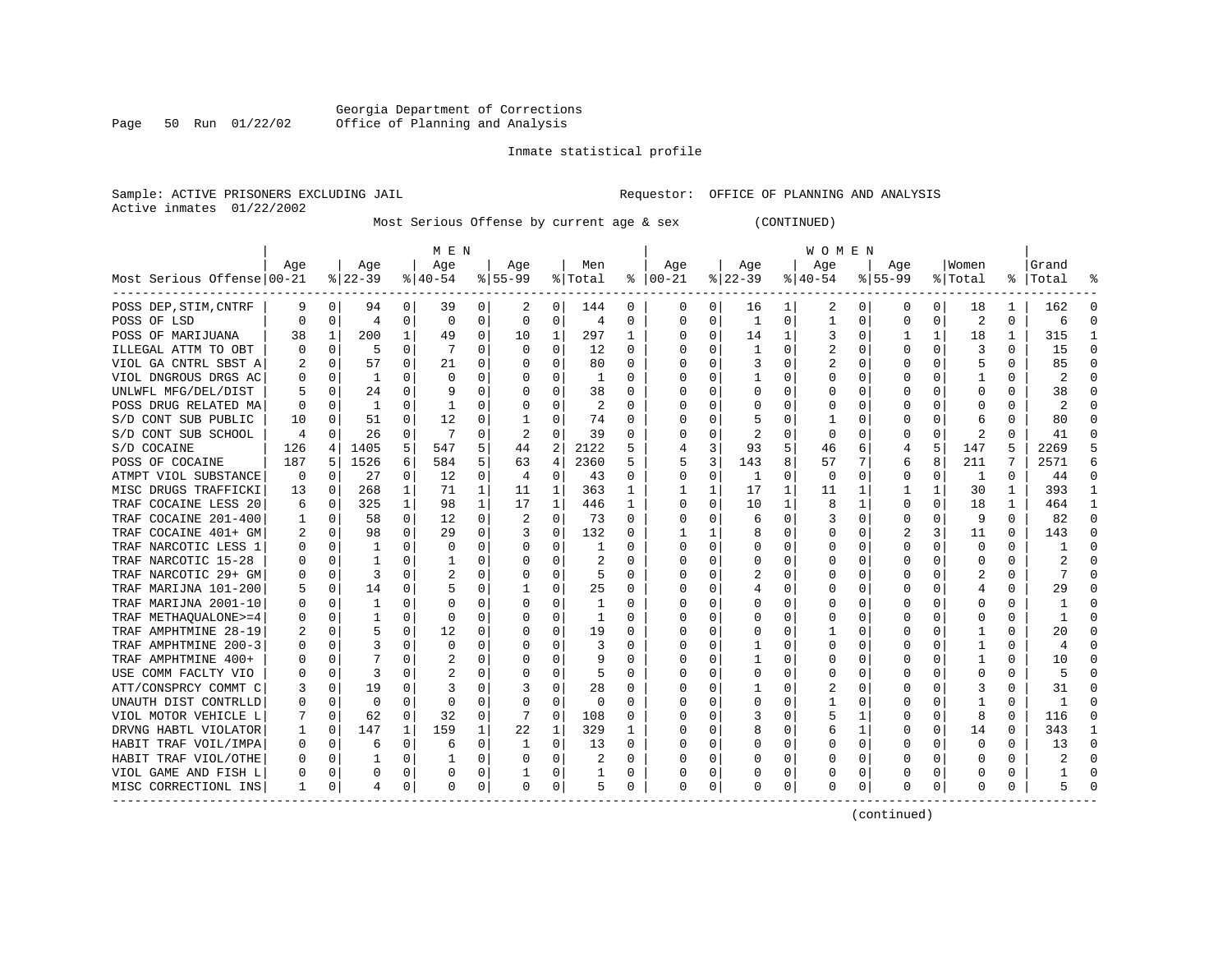Georgia Department of Corrections
Office of Planning and Analysis

Inmate statistical profile

Sample: ACTIVE PRISONERS EXCLUDING JAIL          Requestor: OFFICE OF PLANNING AND ANALYSIS
Active inmates 01/22/2002

Most Serious Offense by current age & sex (CONTINUED)

| Most Serious Offense | MEN Age 00-21 | % | Age 22-39 | % | Age 40-54 | % | Age 55-99 | % | Men Total | % | WOMEN Age 00-21 | % | Age 22-39 | % | Age 40-54 | % | Age 55-99 | % | Women Total | % | Grand Total | % |
|---|---|---|---|---|---|---|---|---|---|---|---|---|---|---|---|---|---|---|---|---|---|---|
| POSS DEP,STIM,CNTRF | 9 | 0 | 94 | 0 | 39 | 0 | 2 | 0 | 144 | 0 | 0 | 0 | 16 | 1 | 2 | 0 | 0 | 0 | 18 | 1 | 162 | 0 |
| POSS OF LSD | 0 | 0 | 4 | 0 | 0 | 0 | 0 | 0 | 4 | 0 | 0 | 0 | 1 | 0 | 1 | 0 | 0 | 0 | 2 | 0 | 6 | 0 |
| POSS OF MARIJUANA | 38 | 1 | 200 | 1 | 49 | 0 | 10 | 1 | 297 | 1 | 0 | 0 | 14 | 1 | 3 | 0 | 1 | 1 | 18 | 1 | 315 | 1 |
| ILLEGAL ATTM TO OBT | 0 | 0 | 5 | 0 | 7 | 0 | 0 | 0 | 12 | 0 | 0 | 0 | 1 | 0 | 2 | 0 | 0 | 0 | 3 | 0 | 15 | 0 |
| VIOL GA CNTRL SBST A | 2 | 0 | 57 | 0 | 21 | 0 | 0 | 0 | 80 | 0 | 0 | 0 | 3 | 0 | 2 | 0 | 0 | 0 | 5 | 0 | 85 | 0 |
| VIOL DNGROUS DRGS AC | 0 | 0 | 1 | 0 | 0 | 0 | 0 | 0 | 1 | 0 | 0 | 0 | 1 | 0 | 0 | 0 | 0 | 0 | 1 | 0 | 2 | 0 |
| UNLWFL MFG/DEL/DIST | 5 | 0 | 24 | 0 | 9 | 0 | 0 | 0 | 38 | 0 | 0 | 0 | 0 | 0 | 0 | 0 | 0 | 0 | 0 | 0 | 38 | 0 |
| POSS DRUG RELATED MA | 0 | 0 | 1 | 0 | 1 | 0 | 0 | 0 | 2 | 0 | 0 | 0 | 0 | 0 | 0 | 0 | 0 | 0 | 0 | 0 | 2 | 0 |
| S/D CONT SUB PUBLIC | 10 | 0 | 51 | 0 | 12 | 0 | 1 | 0 | 74 | 0 | 0 | 0 | 5 | 0 | 1 | 0 | 0 | 0 | 6 | 0 | 80 | 0 |
| S/D CONT SUB SCHOOL | 4 | 0 | 26 | 0 | 7 | 0 | 2 | 0 | 39 | 0 | 0 | 0 | 2 | 0 | 0 | 0 | 0 | 0 | 2 | 0 | 41 | 0 |
| S/D COCAINE | 126 | 4 | 1405 | 5 | 547 | 5 | 44 | 2 | 2122 | 5 | 4 | 3 | 93 | 5 | 46 | 6 | 4 | 5 | 147 | 5 | 2269 | 5 |
| POSS OF COCAINE | 187 | 5 | 1526 | 6 | 584 | 5 | 63 | 4 | 2360 | 5 | 5 | 3 | 143 | 8 | 57 | 7 | 6 | 8 | 211 | 7 | 2571 | 6 |
| ATMPT VIOL SUBSTANCE | 0 | 0 | 27 | 0 | 12 | 0 | 4 | 0 | 43 | 0 | 0 | 0 | 1 | 0 | 0 | 0 | 0 | 0 | 1 | 0 | 44 | 0 |
| MISC DRUGS TRAFFICKI | 13 | 0 | 268 | 1 | 71 | 1 | 11 | 1 | 363 | 1 | 1 | 1 | 17 | 1 | 11 | 1 | 1 | 1 | 30 | 1 | 393 | 1 |
| TRAF COCAINE LESS 20 | 6 | 0 | 325 | 1 | 98 | 1 | 17 | 1 | 446 | 1 | 0 | 0 | 10 | 1 | 8 | 1 | 0 | 0 | 18 | 1 | 464 | 1 |
| TRAF COCAINE 201-400 | 1 | 0 | 58 | 0 | 12 | 0 | 2 | 0 | 73 | 0 | 0 | 0 | 6 | 0 | 3 | 0 | 0 | 0 | 9 | 0 | 82 | 0 |
| TRAF COCAINE 401+ GM | 2 | 0 | 98 | 0 | 29 | 0 | 3 | 0 | 132 | 0 | 1 | 1 | 8 | 0 | 0 | 0 | 2 | 3 | 11 | 0 | 143 | 0 |
| TRAF NARCOTIC LESS 1 | 0 | 0 | 1 | 0 | 0 | 0 | 0 | 0 | 1 | 0 | 0 | 0 | 0 | 0 | 0 | 0 | 0 | 0 | 0 | 0 | 1 | 0 |
| TRAF NARCOTIC 15-28 | 0 | 0 | 1 | 0 | 1 | 0 | 0 | 0 | 2 | 0 | 0 | 0 | 0 | 0 | 0 | 0 | 0 | 0 | 0 | 0 | 2 | 0 |
| TRAF NARCOTIC 29+ GM | 0 | 0 | 3 | 0 | 2 | 0 | 0 | 0 | 5 | 0 | 0 | 0 | 2 | 0 | 0 | 0 | 0 | 0 | 2 | 0 | 7 | 0 |
| TRAF MARIJNA 101-200 | 5 | 0 | 14 | 0 | 5 | 0 | 1 | 0 | 25 | 0 | 0 | 0 | 4 | 0 | 0 | 0 | 0 | 0 | 4 | 0 | 29 | 0 |
| TRAF MARIJNA 2001-10 | 0 | 0 | 1 | 0 | 0 | 0 | 0 | 0 | 1 | 0 | 0 | 0 | 0 | 0 | 0 | 0 | 0 | 0 | 0 | 0 | 1 | 0 |
| TRAF METHAQUALONE>=4 | 0 | 0 | 1 | 0 | 0 | 0 | 0 | 0 | 1 | 0 | 0 | 0 | 0 | 0 | 0 | 0 | 0 | 0 | 0 | 0 | 1 | 0 |
| TRAF AMPHTMINE 28-19 | 2 | 0 | 5 | 0 | 12 | 0 | 0 | 0 | 19 | 0 | 0 | 0 | 0 | 0 | 1 | 0 | 0 | 0 | 1 | 0 | 20 | 0 |
| TRAF AMPHTMINE 200-3 | 0 | 0 | 3 | 0 | 0 | 0 | 0 | 0 | 3 | 0 | 0 | 0 | 1 | 0 | 0 | 0 | 0 | 0 | 1 | 0 | 4 | 0 |
| TRAF AMPHTMINE 400+ | 0 | 0 | 7 | 0 | 2 | 0 | 0 | 0 | 9 | 0 | 0 | 0 | 1 | 0 | 0 | 0 | 0 | 0 | 1 | 0 | 10 | 0 |
| USE COMM FACLTY VIO | 0 | 0 | 3 | 0 | 2 | 0 | 0 | 0 | 5 | 0 | 0 | 0 | 0 | 0 | 0 | 0 | 0 | 0 | 0 | 0 | 5 | 0 |
| ATT/CONSPRCY COMMT C | 3 | 0 | 19 | 0 | 3 | 0 | 3 | 0 | 28 | 0 | 0 | 0 | 1 | 0 | 2 | 0 | 0 | 0 | 3 | 0 | 31 | 0 |
| UNAUTH DIST CONTRLLD | 0 | 0 | 0 | 0 | 0 | 0 | 0 | 0 | 0 | 0 | 0 | 0 | 0 | 0 | 1 | 0 | 0 | 0 | 1 | 0 | 1 | 0 |
| VIOL MOTOR VEHICLE L | 7 | 0 | 62 | 0 | 32 | 0 | 7 | 0 | 108 | 0 | 0 | 0 | 3 | 0 | 5 | 1 | 0 | 0 | 8 | 0 | 116 | 0 |
| DRVNG HABTL VIOLATOR | 1 | 0 | 147 | 1 | 159 | 1 | 22 | 1 | 329 | 1 | 0 | 0 | 8 | 0 | 6 | 1 | 0 | 0 | 14 | 0 | 343 | 1 |
| HABIT TRAF VOIL/IMPA | 0 | 0 | 6 | 0 | 6 | 0 | 1 | 0 | 13 | 0 | 0 | 0 | 0 | 0 | 0 | 0 | 0 | 0 | 0 | 0 | 13 | 0 |
| HABIT TRAF VIOL/OTHE | 0 | 0 | 1 | 0 | 1 | 0 | 0 | 0 | 2 | 0 | 0 | 0 | 0 | 0 | 0 | 0 | 0 | 0 | 0 | 0 | 2 | 0 |
| VIOL GAME AND FISH L | 0 | 0 | 0 | 0 | 0 | 0 | 1 | 0 | 1 | 0 | 0 | 0 | 0 | 0 | 0 | 0 | 0 | 0 | 0 | 0 | 1 | 0 |
| MISC CORRECTIONL INS | 1 | 0 | 4 | 0 | 0 | 0 | 0 | 0 | 5 | 0 | 0 | 0 | 0 | 0 | 0 | 0 | 0 | 0 | 0 | 0 | 5 | 0 |

(continued)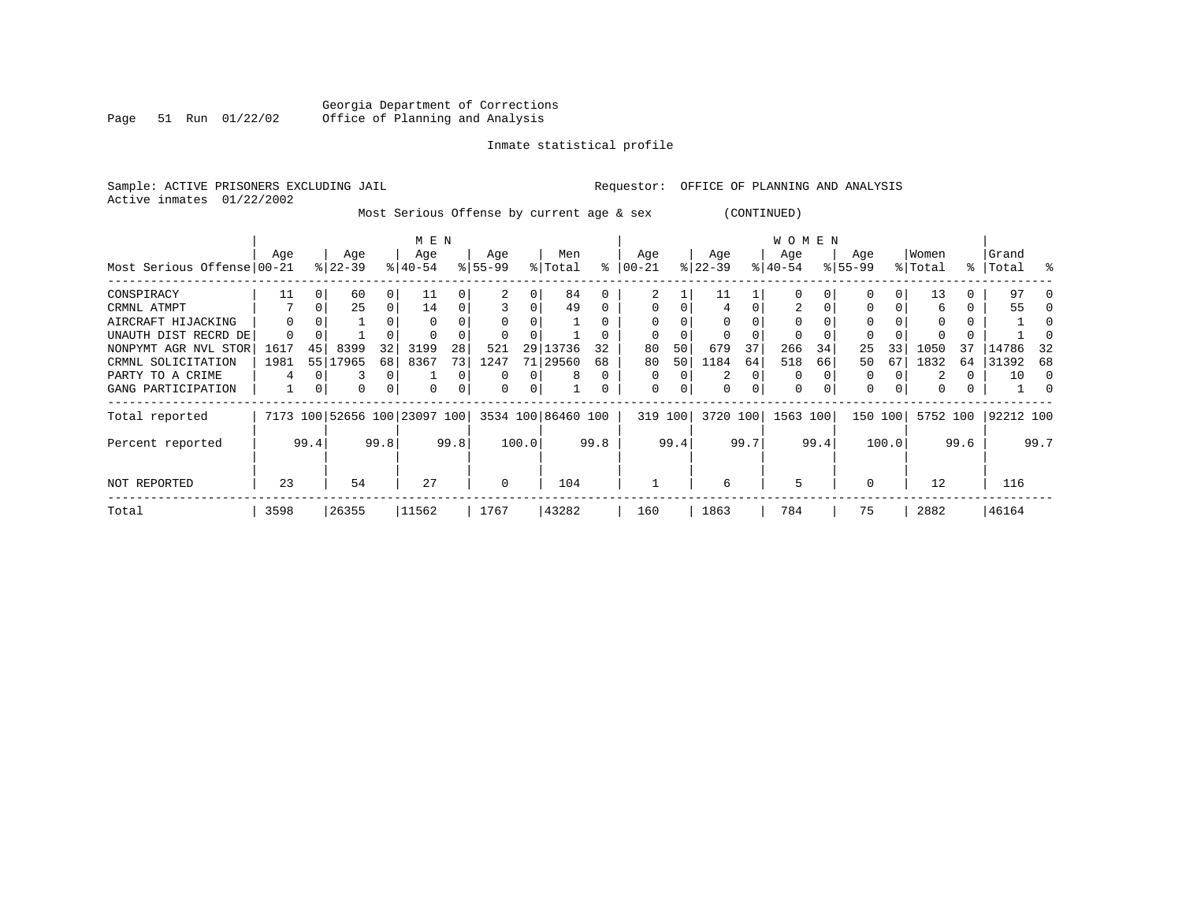Georgia Department of Corrections
Office of Planning and Analysis

Inmate statistical profile

Sample: ACTIVE PRISONERS EXCLUDING JAIL                                    Requestor: OFFICE OF PLANNING AND ANALYSIS
Active inmates 01/22/2002

Most Serious Offense by current age & sex (CONTINUED)

| Most Serious Offense | MEN Age 00-21 | % | Age 22-39 | % | Age 40-54 | % | Age 55-99 | % | Men Total | % | WOMEN Age 00-21 | % | Age 22-39 | % | Age 40-54 | % | Age 55-99 | % | Women Total | % | Grand Total | % |
|---|---|---|---|---|---|---|---|---|---|---|---|---|---|---|---|---|---|---|---|---|---|---|
| CONSPIRACY | 11 | 0 | 60 | 0 | 11 | 0 | 2 | 0 | 84 | 0 | 2 | 1 | 11 | 1 | 0 | 0 | 0 | 0 | 13 | 0 | 97 | 0 |
| CRMNL ATMPT | 7 | 0 | 25 | 0 | 14 | 0 | 3 | 0 | 49 | 0 | 0 | 0 | 4 | 0 | 2 | 0 | 0 | 0 | 6 | 0 | 55 | 0 |
| AIRCRAFT HIJACKING | 0 | 0 | 1 | 0 | 0 | 0 | 0 | 0 | 1 | 0 | 0 | 0 | 0 | 0 | 0 | 0 | 0 | 0 | 0 | 0 | 1 | 0 |
| UNAUTH DIST RECRD DE | 0 | 0 | 1 | 0 | 0 | 0 | 0 | 0 | 1 | 0 | 0 | 0 | 0 | 0 | 0 | 0 | 0 | 0 | 0 | 0 | 1 | 0 |
| NONPYMT AGR NVL STOR | 1617 | 45 | 8399 | 32 | 3199 | 28 | 521 | 29 | 13736 | 32 | 80 | 50 | 679 | 37 | 266 | 34 | 25 | 33 | 1050 | 37 | 14786 | 32 |
| CRMNL SOLICITATION | 1981 | 55 | 17965 | 68 | 8367 | 73 | 1247 | 71 | 29560 | 68 | 80 | 50 | 1184 | 64 | 518 | 66 | 50 | 67 | 1832 | 64 | 31392 | 68 |
| PARTY TO A CRIME | 4 | 0 | 3 | 0 | 1 | 0 | 0 | 0 | 8 | 0 | 0 | 0 | 2 | 0 | 0 | 0 | 0 | 0 | 2 | 0 | 10 | 0 |
| GANG PARTICIPATION | 1 | 0 | 0 | 0 | 0 | 0 | 0 | 0 | 1 | 0 | 0 | 0 | 0 | 0 | 0 | 0 | 0 | 0 | 0 | 0 | 1 | 0 |
| Total reported | 7173 | 100 | 52656 | 100 | 23097 | 100 | 3534 | 100 | 86460 | 100 | 319 | 100 | 3720 | 100 | 1563 | 100 | 150 | 100 | 5752 | 100 | 92212 | 100 |
| Percent reported | | 99.4 | | 99.8 | | 99.8 | | 100.0 | | 99.8 | | 99.4 | | 99.7 | | 99.4 | | 100.0 | | 99.6 | | 99.7 |
| NOT REPORTED | 23 | | 54 | | 27 | | 0 | | 104 | | 1 | | 6 | | 5 | | 0 | | 12 | | 116 | |
| Total | 3598 | | 26355 | | 11562 | | 1767 | | 43282 | | 160 | | 1863 | | 784 | | 75 | | 2882 | | 46164 | |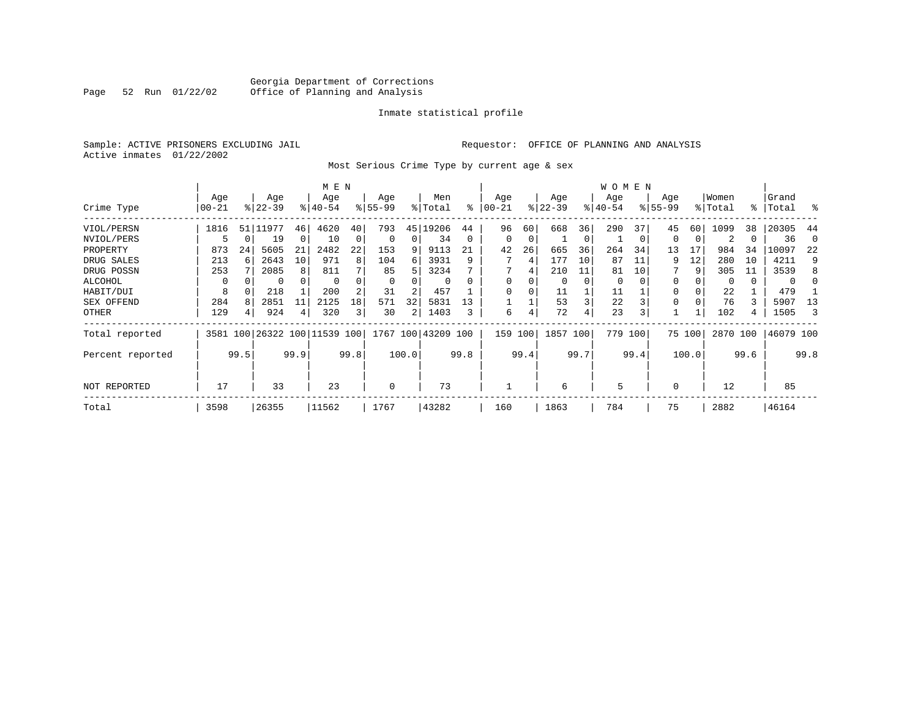Georgia Department of Corrections
Office of Planning and Analysis

Inmate statistical profile

Sample: ACTIVE PRISONERS EXCLUDING JAIL

Requestor: OFFICE OF PLANNING AND ANALYSIS

Active inmates 01/22/2002

Most Serious Crime Type by current age & sex

| | MEN | | | | | | | | | | WOMEN | | | | | | | | | | | |
|---|---|---|---|---|---|---|---|---|---|---|---|---|---|---|---|---|---|---|---|---|---|---|
| Crime Type | Age 00-21 | % | Age 22-39 | % | Age 40-54 | % | Age 55-99 | % | Men Total | % | Age 00-21 | % | Age 22-39 | % | Age 40-54 | % | Age 55-99 | % | Women Total | % | Grand Total | % |
| VIOL/PERSN | 1816 | 51 | 11977 | 46 | 4620 | 40 | 793 | 45 | 19206 | 44 | 96 | 60 | 668 | 36 | 290 | 37 | 45 | 60 | 1099 | 38 | 20305 | 44 |
| NVIOL/PERS | 5 | 0 | 19 | 0 | 10 | 0 | 0 | 0 | 34 | 0 | 0 | 0 | 1 | 0 | 1 | 0 | 0 | 0 | 2 | 0 | 36 | 0 |
| PROPERTY | 873 | 24 | 5605 | 21 | 2482 | 22 | 153 | 9 | 9113 | 21 | 42 | 26 | 665 | 36 | 264 | 34 | 13 | 17 | 984 | 34 | 10097 | 22 |
| DRUG SALES | 213 | 6 | 2643 | 10 | 971 | 8 | 104 | 6 | 3931 | 9 | 7 | 4 | 177 | 10 | 87 | 11 | 9 | 12 | 280 | 10 | 4211 | 9 |
| DRUG POSSN | 253 | 7 | 2085 | 8 | 811 | 7 | 85 | 5 | 3234 | 7 | 7 | 4 | 210 | 11 | 81 | 10 | 7 | 9 | 305 | 11 | 3539 | 8 |
| ALCOHOL | 0 | 0 | 0 | 0 | 0 | 0 | 0 | 0 | 0 | 0 | 0 | 0 | 0 | 0 | 0 | 0 | 0 | 0 | 0 | 0 | 0 | 0 |
| HABIT/DUI | 8 | 0 | 218 | 1 | 200 | 2 | 31 | 2 | 457 | 1 | 0 | 0 | 11 | 1 | 11 | 1 | 0 | 0 | 22 | 1 | 479 | 1 |
| SEX OFFEND | 284 | 8 | 2851 | 11 | 2125 | 18 | 571 | 32 | 5831 | 13 | 1 | 1 | 53 | 3 | 22 | 3 | 0 | 0 | 76 | 3 | 5907 | 13 |
| OTHER | 129 | 4 | 924 | 4 | 320 | 3 | 30 | 2 | 1403 | 3 | 6 | 4 | 72 | 4 | 23 | 3 | 1 | 1 | 102 | 4 | 1505 | 3 |
| Total reported | 3581 | 100 | 26322 | 100 | 11539 | 100 | 1767 | 100 | 43209 | 100 | 159 | 100 | 1857 | 100 | 779 | 100 | 75 | 100 | 2870 | 100 | 46079 | 100 |
| Percent reported | | 99.5 | | 99.9 | | 99.8 | | 100.0 | | 99.8 | | 99.4 | | 99.7 | | 99.4 | | 100.0 | | 99.6 | | 99.8 |
| NOT REPORTED | 17 | | 33 | | 23 | | 0 | | 73 | | 1 | | 6 | | 5 | | 0 | | 12 | | 85 | |
| Total | 3598 | | 26355 | | 11562 | | 1767 | | 43282 | | 160 | | 1863 | | 784 | | 75 | | 2882 | | 46164 | |